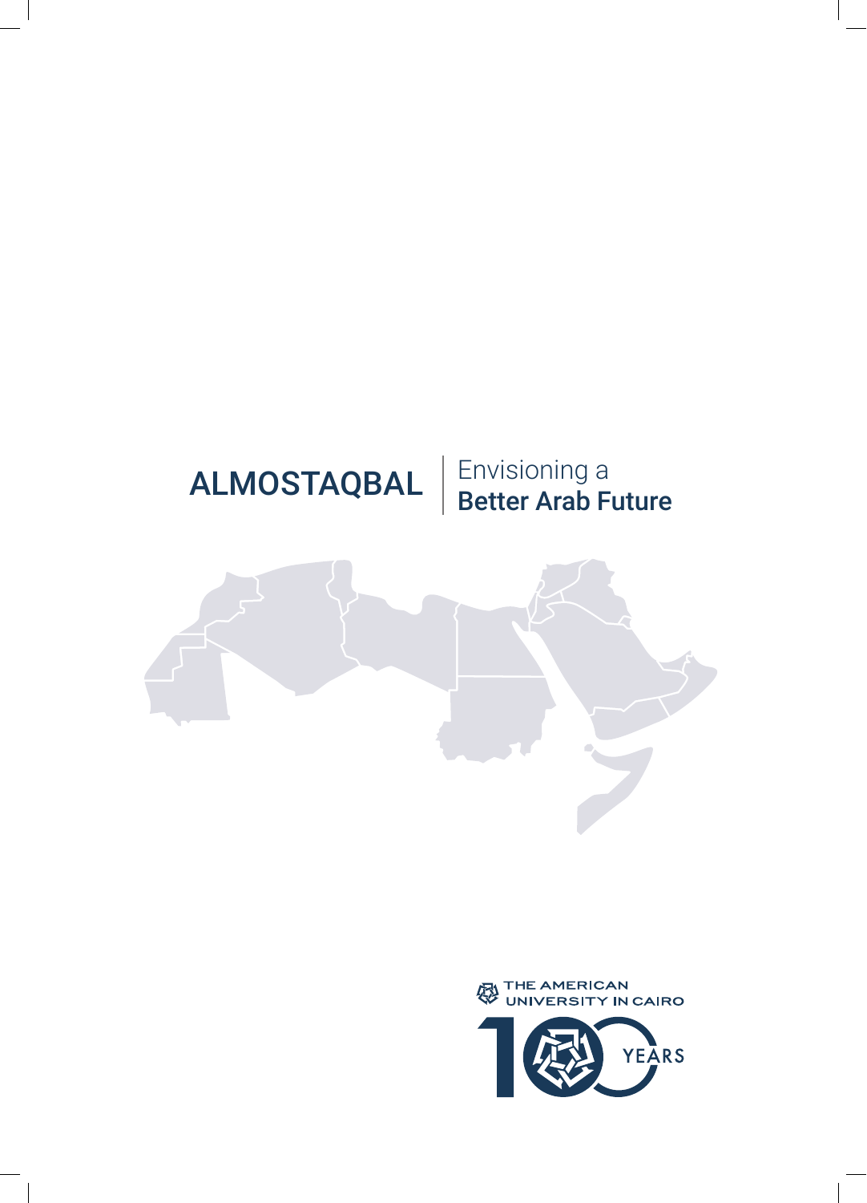# ALMOSTAQBAL

Envisioning a **Better Arab Future**

THE AMERICAN UNIVERSITY IN CAIRO

100 YEARS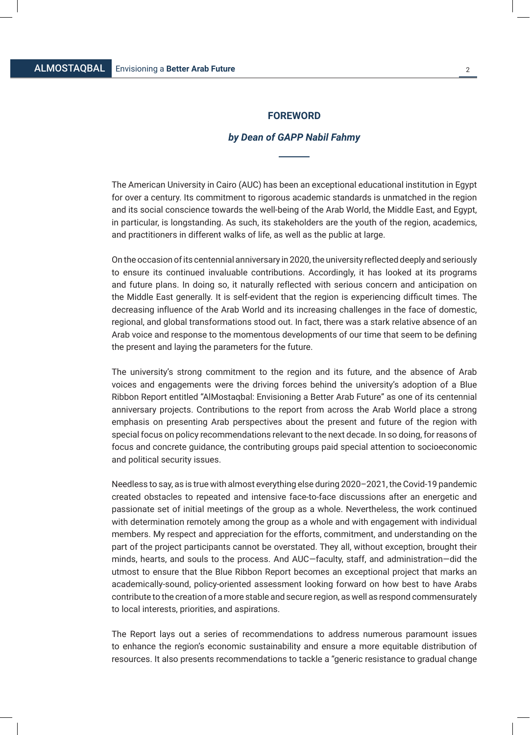## FOREWORD

### *by Dean of GAPP Nabil Fahmy*

The American University in Cairo (AUC) has been an exceptional educational institution in Egypt for over a century. Its commitment to rigorous academic standards is unmatched in the region and its social conscience towards the well-being of the Arab World, the Middle East, and Egypt, in particular, is longstanding. As such, its stakeholders are the youth of the region, academics, and practitioners in different walks of life, as well as the public at large.

On the occasion of its centennial anniversary in 2020, the university reflected deeply and seriously to ensure its continued invaluable contributions. Accordingly, it has looked at its programs and future plans. In doing so, it naturally reflected with serious concern and anticipation on the Middle East generally. It is self-evident that the region is experiencing difficult times. The decreasing influence of the Arab World and its increasing challenges in the face of domestic, regional, and global transformations stood out. In fact, there was a stark relative absence of an Arab voice and response to the momentous developments of our time that seem to be defining the present and laying the parameters for the future.

The university's strong commitment to the region and its future, and the absence of Arab voices and engagements were the driving forces behind the university's adoption of a Blue Ribbon Report entitled "AlMostaqbal: Envisioning a Better Arab Future" as one of its centennial anniversary projects. Contributions to the report from across the Arab World place a strong emphasis on presenting Arab perspectives about the present and future of the region with special focus on policy recommendations relevant to the next decade. In so doing, for reasons of focus and concrete guidance, the contributing groups paid special attention to socioeconomic and political security issues.

Needless to say, as is true with almost everything else during 2020–2021, the Covid-19 pandemic created obstacles to repeated and intensive face-to-face discussions after an energetic and passionate set of initial meetings of the group as a whole. Nevertheless, the work continued with determination remotely among the group as a whole and with engagement with individual members. My respect and appreciation for the efforts, commitment, and understanding on the part of the project participants cannot be overstated. They all, without exception, brought their minds, hearts, and souls to the process. And AUC—faculty, staff, and administration—did the utmost to ensure that the Blue Ribbon Report becomes an exceptional project that marks an academically-sound, policy-oriented assessment looking forward on how best to have Arabs contribute to the creation of a more stable and secure region, as well as respond commensurately to local interests, priorities, and aspirations.

The Report lays out a series of recommendations to address numerous paramount issues to enhance the region's economic sustainability and ensure a more equitable distribution of resources. It also presents recommendations to tackle a "generic resistance to gradual change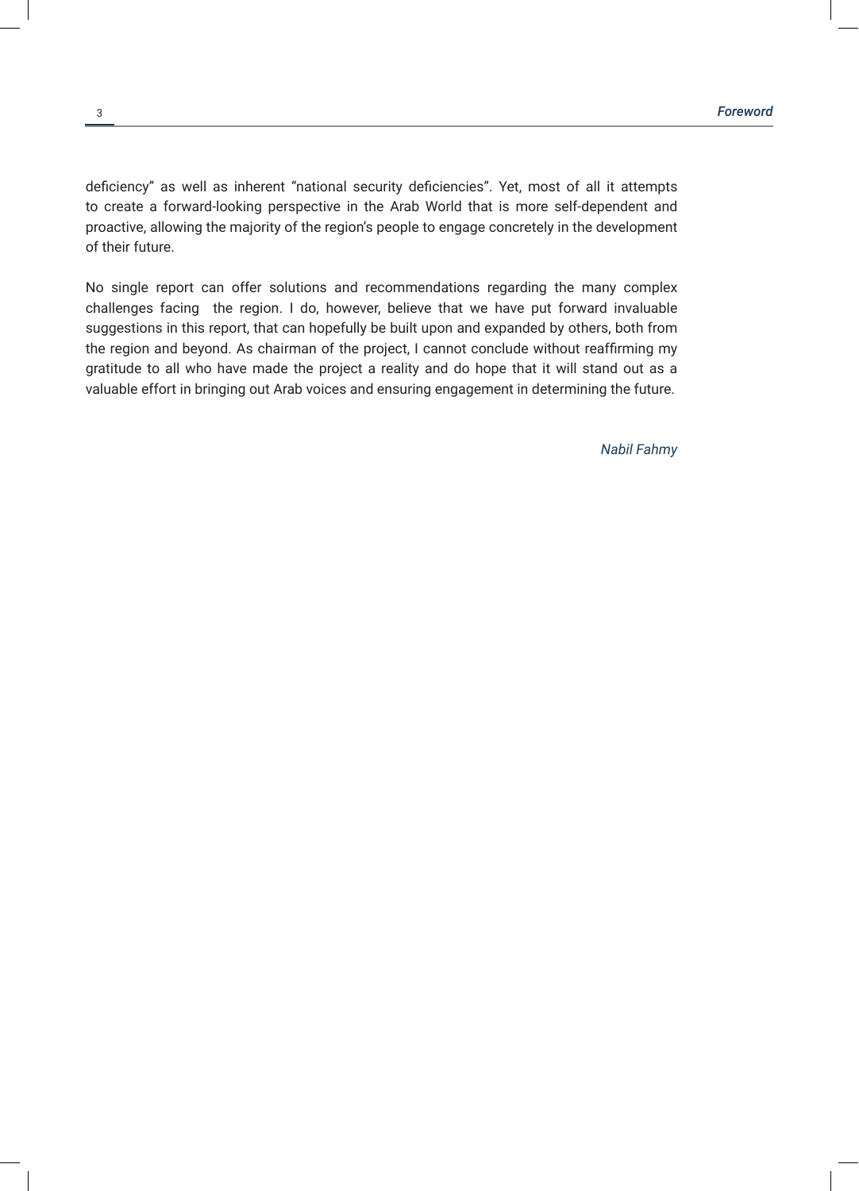deficiency" as well as inherent "national security deficiencies". Yet, most of all it attempts to create a forward-looking perspective in the Arab World that is more self-dependent and proactive, allowing the majority of the region's people to engage concretely in the development of their future.

No single report can offer solutions and recommendations regarding the many complex challenges facing the region. I do, however, believe that we have put forward invaluable suggestions in this report, that can hopefully be built upon and expanded by others, both from the region and beyond. As chairman of the project, I cannot conclude without reaffirming my gratitude to all who have made the project a reality and do hope that it will stand out as a valuable effort in bringing out Arab voices and ensuring engagement in determining the future.

*Nabil Fahmy*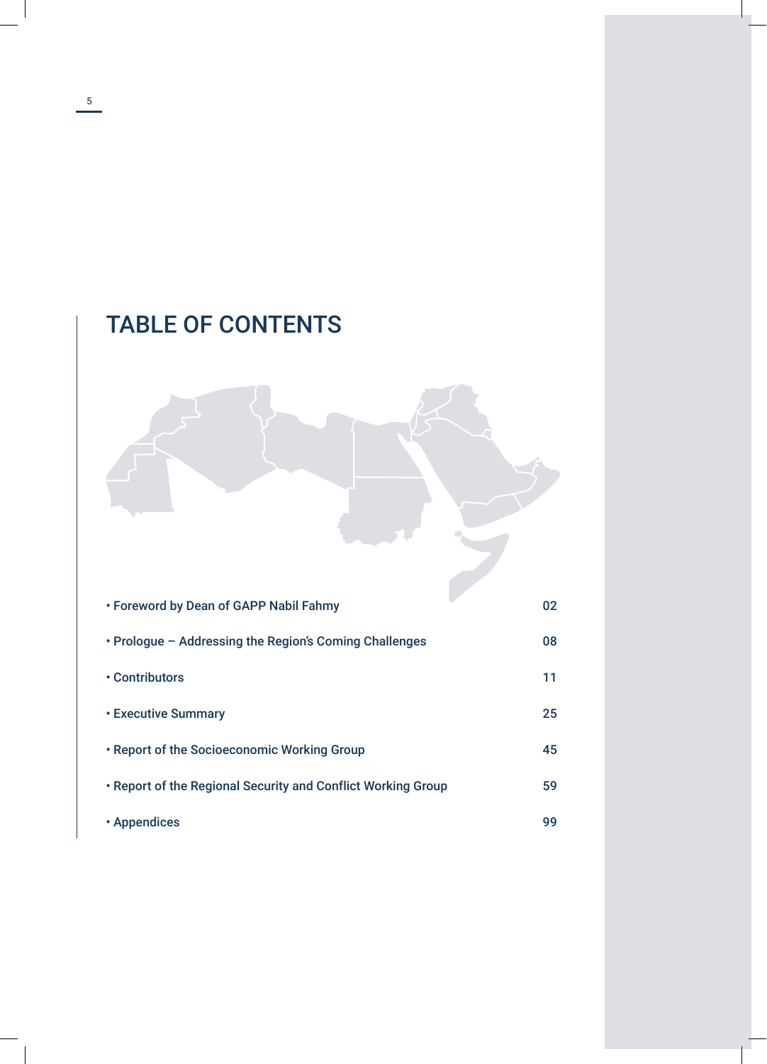# TABLE OF CONTENTS

| | |
|---|---|
| • Foreword by Dean of GAPP Nabil Fahmy | 02 |
| • Prologue – Addressing the Region's Coming Challenges | 08 |
| • Contributors | 11 |
| • Executive Summary | 25 |
| • Report of the Socioeconomic Working Group | 45 |
| • Report of the Regional Security and Conflict Working Group | 59 |
| • Appendices | 99 |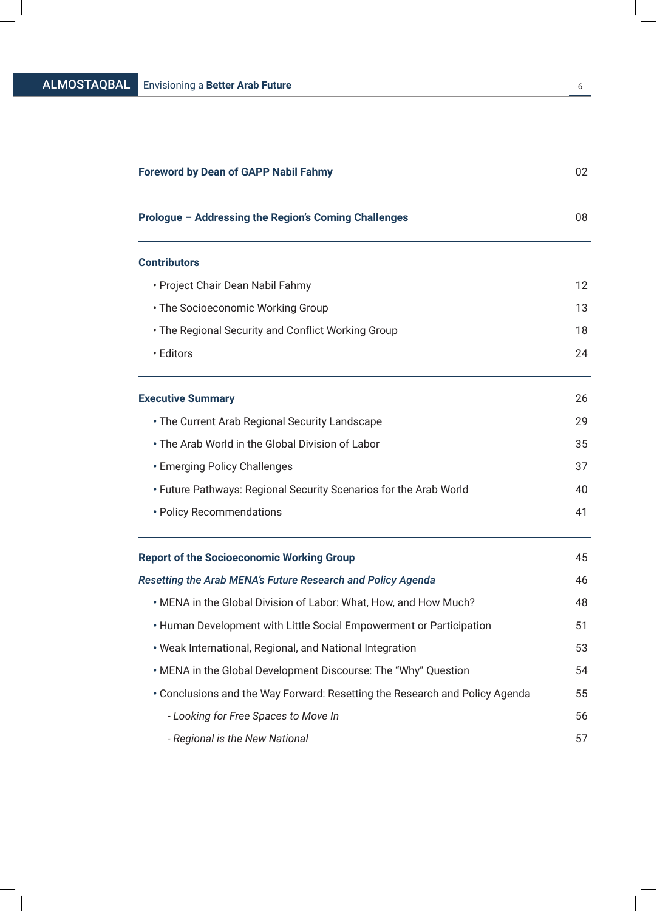**Foreword by Dean of GAPP Nabil Fahmy** 02

---

**Prologue – Addressing the Region's Coming Challenges** 08

---

**Contributors**

- Project Chair Dean Nabil Fahmy 12
- The Socioeconomic Working Group 13
- The Regional Security and Conflict Working Group 18
- Editors 24

---

**Executive Summary** 26

- The Current Arab Regional Security Landscape 29
- The Arab World in the Global Division of Labor 35
- Emerging Policy Challenges 37
- Future Pathways: Regional Security Scenarios for the Arab World 40
- Policy Recommendations 41

---

**Report of the Socioeconomic Working Group** 45

***Resetting the Arab MENA's Future Research and Policy Agenda*** 46

- MENA in the Global Division of Labor: What, How, and How Much? 48
- Human Development with Little Social Empowerment or Participation 51
- Weak International, Regional, and National Integration 53
- MENA in the Global Development Discourse: The "Why" Question 54
- Conclusions and the Way Forward: Resetting the Research and Policy Agenda 55
    - *Looking for Free Spaces to Move In* 56
    - *Regional is the New National* 57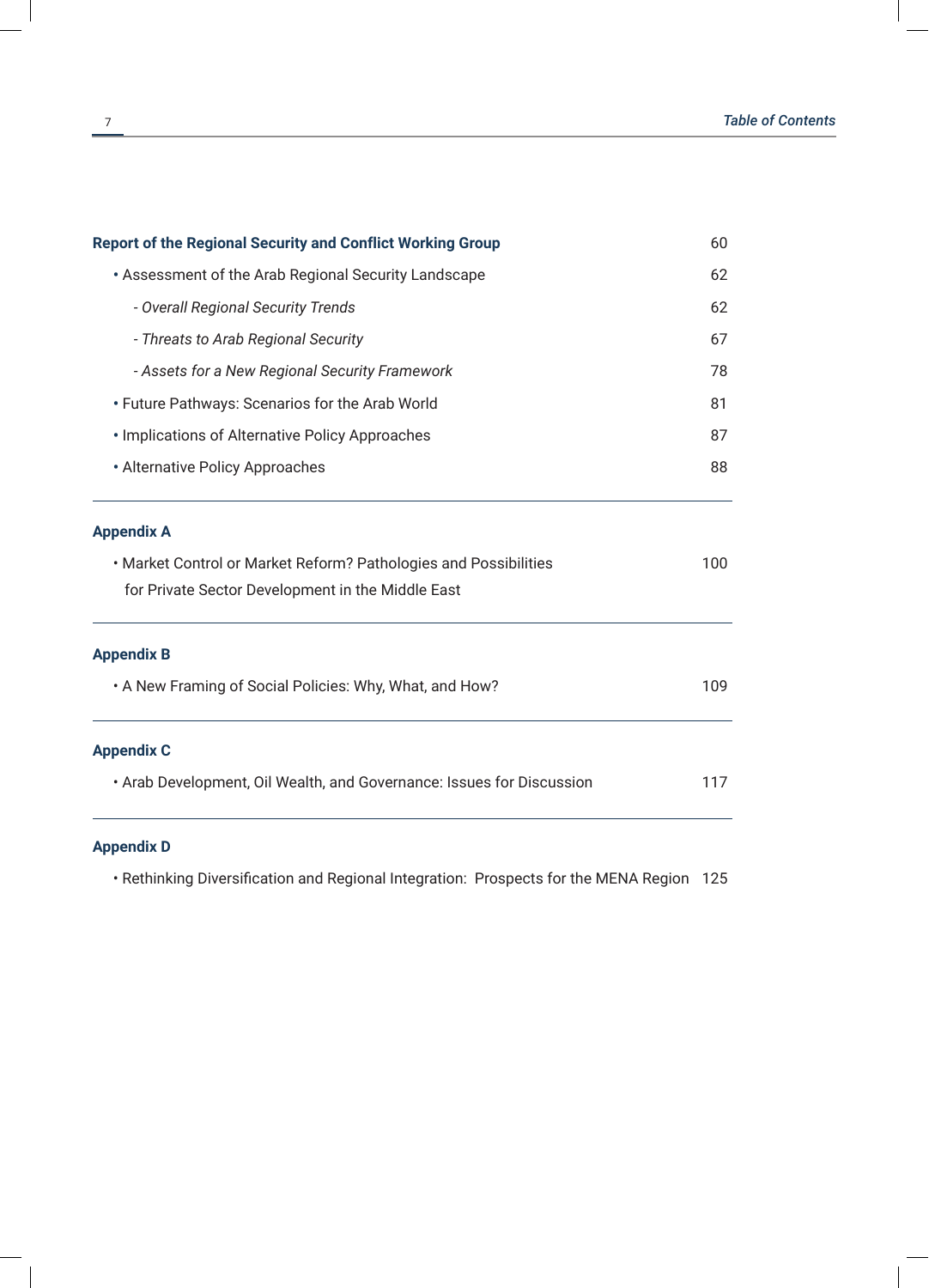| | |
|---|---|
| **Report of the Regional Security and Conflict Working Group** | 60 |
| • Assessment of the Arab Regional Security Landscape | 62 |
| - *Overall Regional Security Trends* | 62 |
| - *Threats to Arab Regional Security* | 67 |
| - *Assets for a New Regional Security Framework* | 78 |
| • Future Pathways: Scenarios for the Arab World | 81 |
| • Implications of Alternative Policy Approaches | 87 |
| • Alternative Policy Approaches | 88 |

**Appendix A**

| | |
|---|---|
| • Market Control or Market Reform? Pathologies and Possibilities for Private Sector Development in the Middle East | 100 |

**Appendix B**

| | |
|---|---|
| • A New Framing of Social Policies: Why, What, and How? | 109 |

**Appendix C**

| | |
|---|---|
| • Arab Development, Oil Wealth, and Governance: Issues for Discussion | 117 |

**Appendix D**

| | |
|---|---|
| • Rethinking Diversification and Regional Integration: Prospects for the MENA Region | 125 |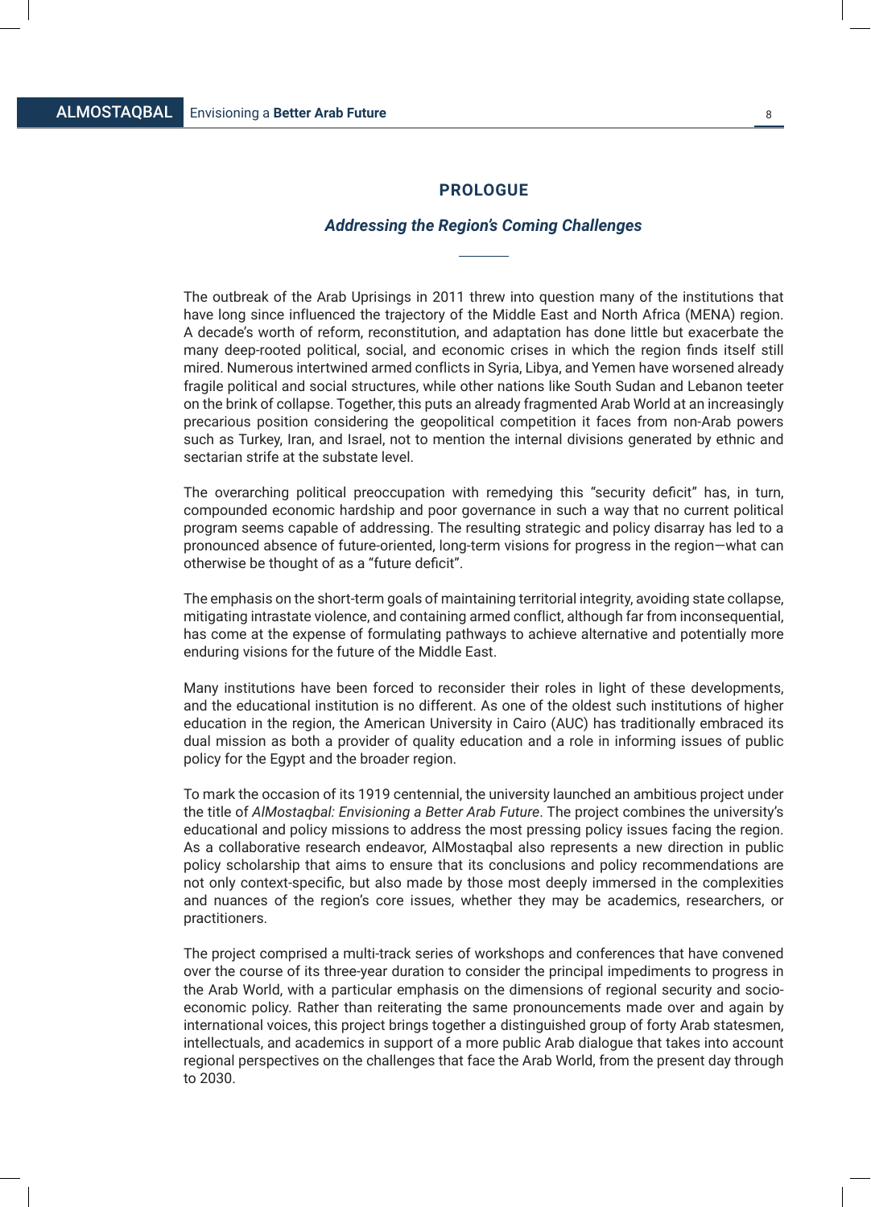## PROLOGUE

### *Addressing the Region's Coming Challenges*

The outbreak of the Arab Uprisings in 2011 threw into question many of the institutions that have long since influenced the trajectory of the Middle East and North Africa (MENA) region. A decade's worth of reform, reconstitution, and adaptation has done little but exacerbate the many deep-rooted political, social, and economic crises in which the region finds itself still mired. Numerous intertwined armed conflicts in Syria, Libya, and Yemen have worsened already fragile political and social structures, while other nations like South Sudan and Lebanon teeter on the brink of collapse. Together, this puts an already fragmented Arab World at an increasingly precarious position considering the geopolitical competition it faces from non-Arab powers such as Turkey, Iran, and Israel, not to mention the internal divisions generated by ethnic and sectarian strife at the substate level.

The overarching political preoccupation with remedying this "security deficit" has, in turn, compounded economic hardship and poor governance in such a way that no current political program seems capable of addressing. The resulting strategic and policy disarray has led to a pronounced absence of future-oriented, long-term visions for progress in the region—what can otherwise be thought of as a "future deficit".

The emphasis on the short-term goals of maintaining territorial integrity, avoiding state collapse, mitigating intrastate violence, and containing armed conflict, although far from inconsequential, has come at the expense of formulating pathways to achieve alternative and potentially more enduring visions for the future of the Middle East.

Many institutions have been forced to reconsider their roles in light of these developments, and the educational institution is no different. As one of the oldest such institutions of higher education in the region, the American University in Cairo (AUC) has traditionally embraced its dual mission as both a provider of quality education and a role in informing issues of public policy for the Egypt and the broader region.

To mark the occasion of its 1919 centennial, the university launched an ambitious project under the title of *AlMostaqbal: Envisioning a Better Arab Future*. The project combines the university's educational and policy missions to address the most pressing policy issues facing the region. As a collaborative research endeavor, AlMostaqbal also represents a new direction in public policy scholarship that aims to ensure that its conclusions and policy recommendations are not only context-specific, but also made by those most deeply immersed in the complexities and nuances of the region's core issues, whether they may be academics, researchers, or practitioners.

The project comprised a multi-track series of workshops and conferences that have convened over the course of its three-year duration to consider the principal impediments to progress in the Arab World, with a particular emphasis on the dimensions of regional security and socio-economic policy. Rather than reiterating the same pronouncements made over and again by international voices, this project brings together a distinguished group of forty Arab statesmen, intellectuals, and academics in support of a more public Arab dialogue that takes into account regional perspectives on the challenges that face the Arab World, from the present day through to 2030.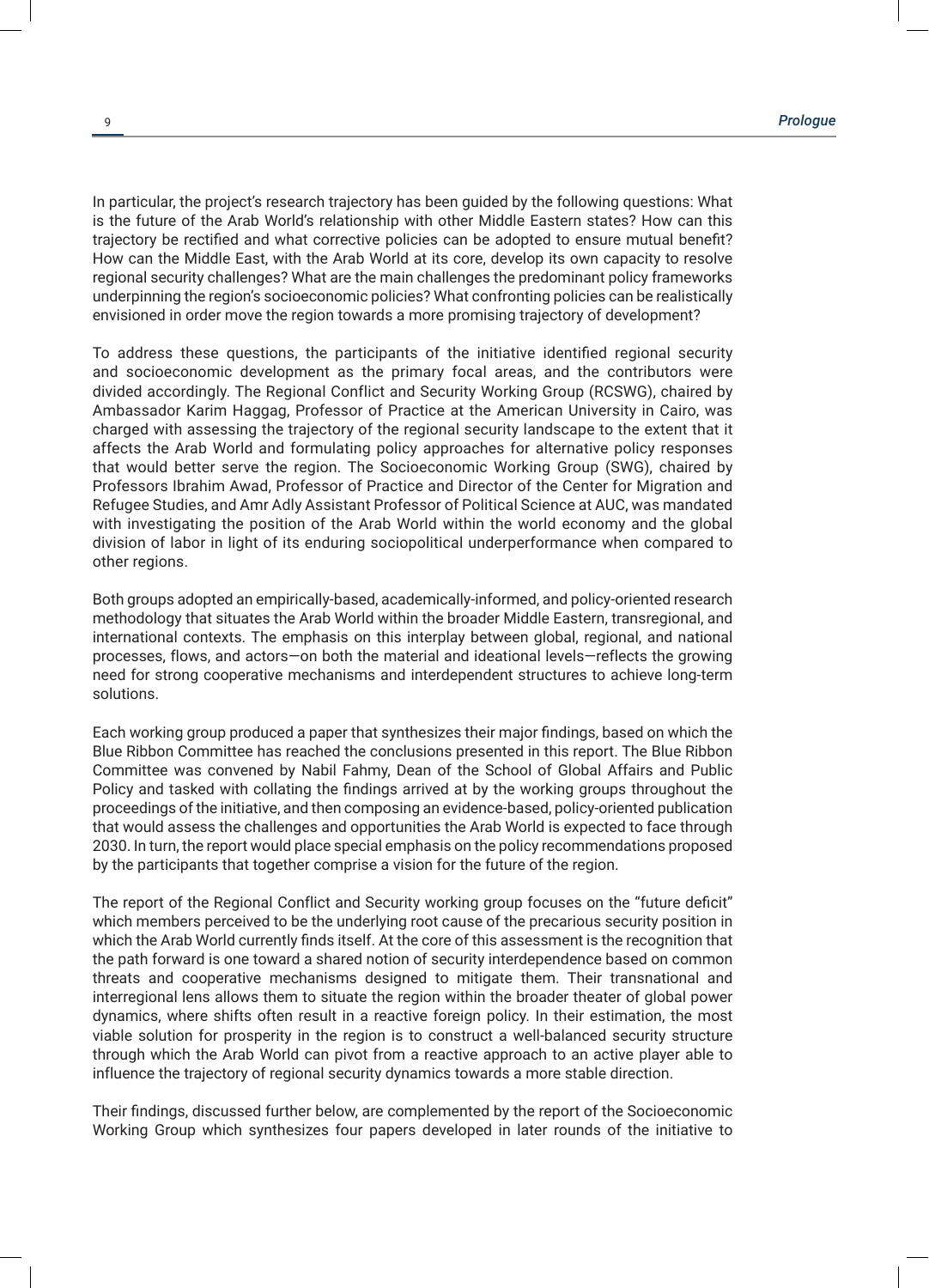In particular, the project's research trajectory has been guided by the following questions: What is the future of the Arab World's relationship with other Middle Eastern states? How can this trajectory be rectified and what corrective policies can be adopted to ensure mutual benefit? How can the Middle East, with the Arab World at its core, develop its own capacity to resolve regional security challenges? What are the main challenges the predominant policy frameworks underpinning the region's socioeconomic policies? What confronting policies can be realistically envisioned in order move the region towards a more promising trajectory of development?

To address these questions, the participants of the initiative identified regional security and socioeconomic development as the primary focal areas, and the contributors were divided accordingly. The Regional Conflict and Security Working Group (RCSWG), chaired by Ambassador Karim Haggag, Professor of Practice at the American University in Cairo, was charged with assessing the trajectory of the regional security landscape to the extent that it affects the Arab World and formulating policy approaches for alternative policy responses that would better serve the region. The Socioeconomic Working Group (SWG), chaired by Professors Ibrahim Awad, Professor of Practice and Director of the Center for Migration and Refugee Studies, and Amr Adly Assistant Professor of Political Science at AUC, was mandated with investigating the position of the Arab World within the world economy and the global division of labor in light of its enduring sociopolitical underperformance when compared to other regions.

Both groups adopted an empirically-based, academically-informed, and policy-oriented research methodology that situates the Arab World within the broader Middle Eastern, transregional, and international contexts. The emphasis on this interplay between global, regional, and national processes, flows, and actors—on both the material and ideational levels—reflects the growing need for strong cooperative mechanisms and interdependent structures to achieve long-term solutions.

Each working group produced a paper that synthesizes their major findings, based on which the Blue Ribbon Committee has reached the conclusions presented in this report. The Blue Ribbon Committee was convened by Nabil Fahmy, Dean of the School of Global Affairs and Public Policy and tasked with collating the findings arrived at by the working groups throughout the proceedings of the initiative, and then composing an evidence-based, policy-oriented publication that would assess the challenges and opportunities the Arab World is expected to face through 2030. In turn, the report would place special emphasis on the policy recommendations proposed by the participants that together comprise a vision for the future of the region.

The report of the Regional Conflict and Security working group focuses on the "future deficit" which members perceived to be the underlying root cause of the precarious security position in which the Arab World currently finds itself. At the core of this assessment is the recognition that the path forward is one toward a shared notion of security interdependence based on common threats and cooperative mechanisms designed to mitigate them. Their transnational and interregional lens allows them to situate the region within the broader theater of global power dynamics, where shifts often result in a reactive foreign policy. In their estimation, the most viable solution for prosperity in the region is to construct a well-balanced security structure through which the Arab World can pivot from a reactive approach to an active player able to influence the trajectory of regional security dynamics towards a more stable direction.

Their findings, discussed further below, are complemented by the report of the Socioeconomic Working Group which synthesizes four papers developed in later rounds of the initiative to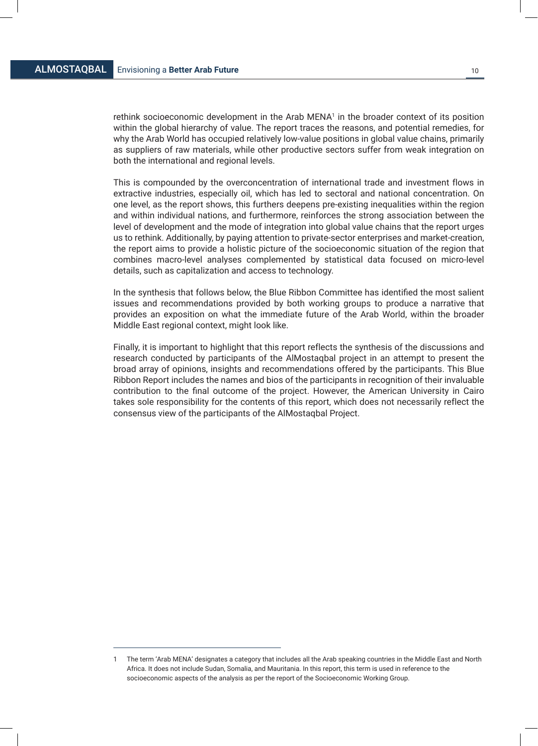rethink socioeconomic development in the Arab MENA[1] in the broader context of its position within the global hierarchy of value. The report traces the reasons, and potential remedies, for why the Arab World has occupied relatively low-value positions in global value chains, primarily as suppliers of raw materials, while other productive sectors suffer from weak integration on both the international and regional levels.

This is compounded by the overconcentration of international trade and investment flows in extractive industries, especially oil, which has led to sectoral and national concentration. On one level, as the report shows, this furthers deepens pre-existing inequalities within the region and within individual nations, and furthermore, reinforces the strong association between the level of development and the mode of integration into global value chains that the report urges us to rethink. Additionally, by paying attention to private-sector enterprises and market-creation, the report aims to provide a holistic picture of the socioeconomic situation of the region that combines macro-level analyses complemented by statistical data focused on micro-level details, such as capitalization and access to technology.

In the synthesis that follows below, the Blue Ribbon Committee has identified the most salient issues and recommendations provided by both working groups to produce a narrative that provides an exposition on what the immediate future of the Arab World, within the broader Middle East regional context, might look like.

Finally, it is important to highlight that this report reflects the synthesis of the discussions and research conducted by participants of the AlMostaqbal project in an attempt to present the broad array of opinions, insights and recommendations offered by the participants. This Blue Ribbon Report includes the names and bios of the participants in recognition of their invaluable contribution to the final outcome of the project. However, the American University in Cairo takes sole responsibility for the contents of this report, which does not necessarily reflect the consensus view of the participants of the AlMostaqbal Project.

---

1 The term 'Arab MENA' designates a category that includes all the Arab speaking countries in the Middle East and North Africa. It does not include Sudan, Somalia, and Mauritania. In this report, this term is used in reference to the socioeconomic aspects of the analysis as per the report of the Socioeconomic Working Group.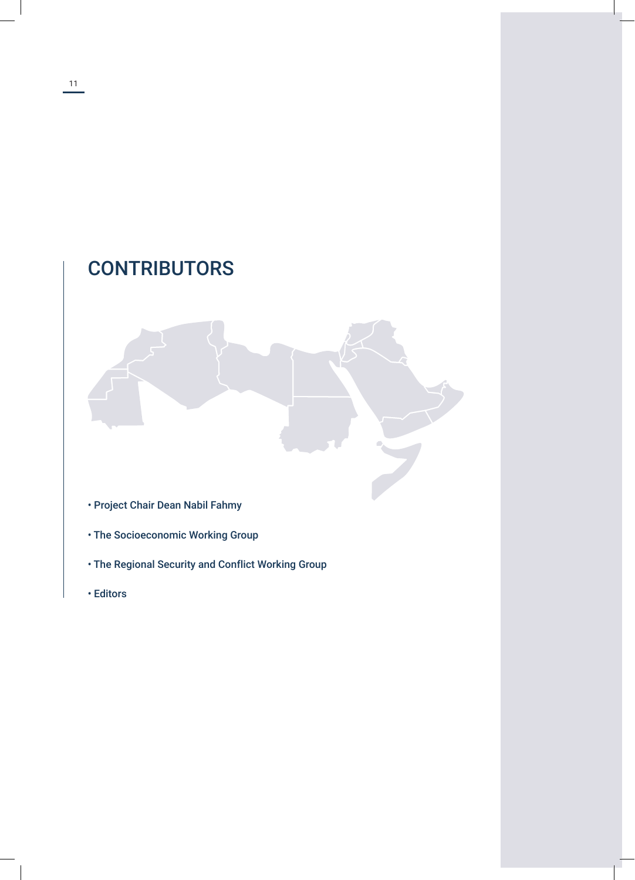# CONTRIBUTORS

- Project Chair Dean Nabil Fahmy
- The Socioeconomic Working Group
- The Regional Security and Conflict Working Group
- Editors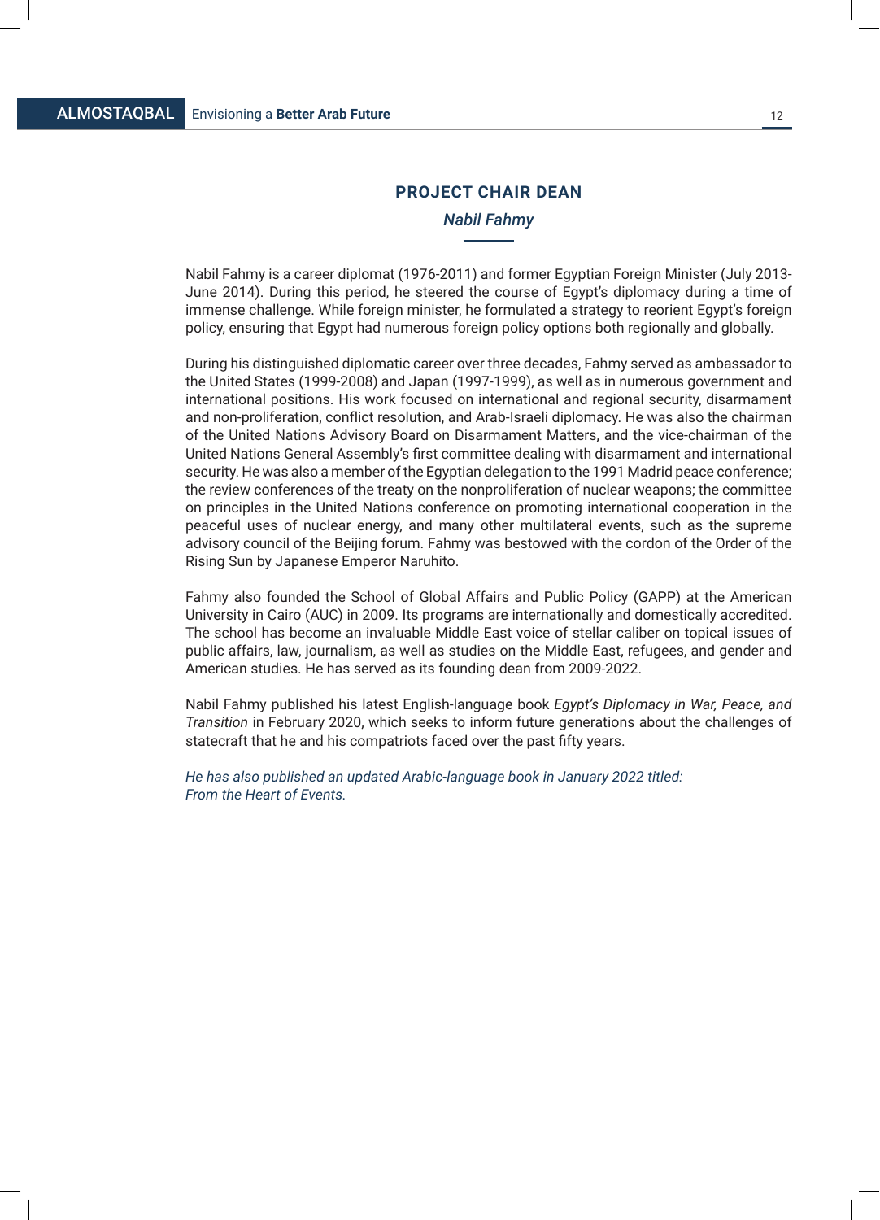## PROJECT CHAIR DEAN

*Nabil Fahmy*

Nabil Fahmy is a career diplomat (1976-2011) and former Egyptian Foreign Minister (July 2013-June 2014). During this period, he steered the course of Egypt's diplomacy during a time of immense challenge. While foreign minister, he formulated a strategy to reorient Egypt's foreign policy, ensuring that Egypt had numerous foreign policy options both regionally and globally.

During his distinguished diplomatic career over three decades, Fahmy served as ambassador to the United States (1999-2008) and Japan (1997-1999), as well as in numerous government and international positions. His work focused on international and regional security, disarmament and non-proliferation, conflict resolution, and Arab-Israeli diplomacy. He was also the chairman of the United Nations Advisory Board on Disarmament Matters, and the vice-chairman of the United Nations General Assembly's first committee dealing with disarmament and international security. He was also a member of the Egyptian delegation to the 1991 Madrid peace conference; the review conferences of the treaty on the nonproliferation of nuclear weapons; the committee on principles in the United Nations conference on promoting international cooperation in the peaceful uses of nuclear energy, and many other multilateral events, such as the supreme advisory council of the Beijing forum. Fahmy was bestowed with the cordon of the Order of the Rising Sun by Japanese Emperor Naruhito.

Fahmy also founded the School of Global Affairs and Public Policy (GAPP) at the American University in Cairo (AUC) in 2009. Its programs are internationally and domestically accredited. The school has become an invaluable Middle East voice of stellar caliber on topical issues of public affairs, law, journalism, as well as studies on the Middle East, refugees, and gender and American studies. He has served as its founding dean from 2009-2022.

Nabil Fahmy published his latest English-language book *Egypt's Diplomacy in War, Peace, and Transition* in February 2020, which seeks to inform future generations about the challenges of statecraft that he and his compatriots faced over the past fifty years.

*He has also published an updated Arabic-language book in January 2022 titled: From the Heart of Events.*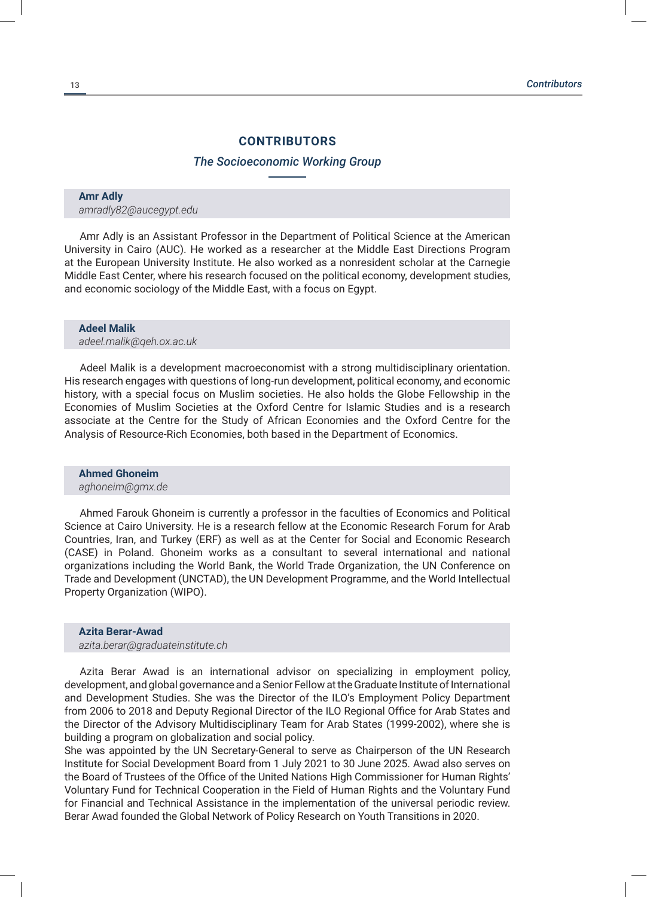# CONTRIBUTORS

*The Socioeconomic Working Group*

**Amr Adly**
*amradly82@aucegypt.edu*

Amr Adly is an Assistant Professor in the Department of Political Science at the American University in Cairo (AUC). He worked as a researcher at the Middle East Directions Program at the European University Institute. He also worked as a nonresident scholar at the Carnegie Middle East Center, where his research focused on the political economy, development studies, and economic sociology of the Middle East, with a focus on Egypt.

**Adeel Malik**
*adeel.malik@qeh.ox.ac.uk*

Adeel Malik is a development macroeconomist with a strong multidisciplinary orientation. His research engages with questions of long-run development, political economy, and economic history, with a special focus on Muslim societies. He also holds the Globe Fellowship in the Economies of Muslim Societies at the Oxford Centre for Islamic Studies and is a research associate at the Centre for the Study of African Economies and the Oxford Centre for the Analysis of Resource-Rich Economies, both based in the Department of Economics.

**Ahmed Ghoneim**
*aghoneim@gmx.de*

Ahmed Farouk Ghoneim is currently a professor in the faculties of Economics and Political Science at Cairo University. He is a research fellow at the Economic Research Forum for Arab Countries, Iran, and Turkey (ERF) as well as at the Center for Social and Economic Research (CASE) in Poland. Ghoneim works as a consultant to several international and national organizations including the World Bank, the World Trade Organization, the UN Conference on Trade and Development (UNCTAD), the UN Development Programme, and the World Intellectual Property Organization (WIPO).

**Azita Berar-Awad**
*azita.berar@graduateinstitute.ch*

Azita Berar Awad is an international advisor on specializing in employment policy, development, and global governance and a Senior Fellow at the Graduate Institute of International and Development Studies. She was the Director of the ILO's Employment Policy Department from 2006 to 2018 and Deputy Regional Director of the ILO Regional Office for Arab States and the Director of the Advisory Multidisciplinary Team for Arab States (1999-2002), where she is building a program on globalization and social policy.
She was appointed by the UN Secretary-General to serve as Chairperson of the UN Research Institute for Social Development Board from 1 July 2021 to 30 June 2025. Awad also serves on the Board of Trustees of the Office of the United Nations High Commissioner for Human Rights' Voluntary Fund for Technical Cooperation in the Field of Human Rights and the Voluntary Fund for Financial and Technical Assistance in the implementation of the universal periodic review. Berar Awad founded the Global Network of Policy Research on Youth Transitions in 2020.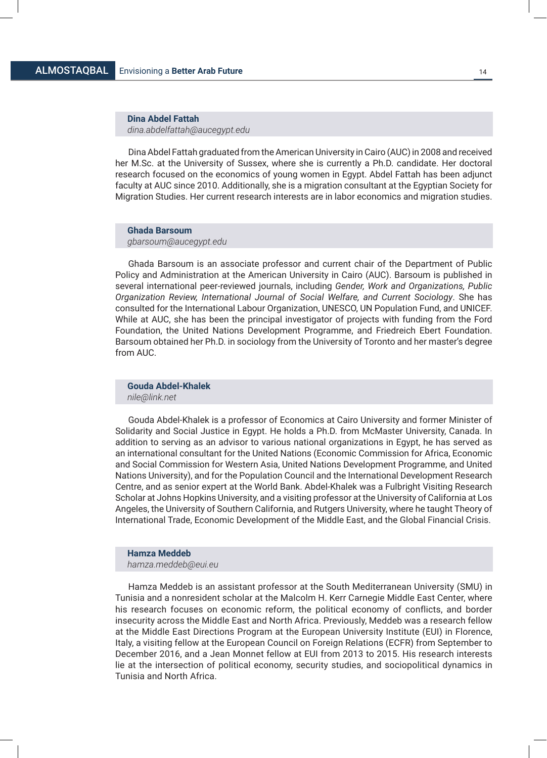**Dina Abdel Fattah**
*dina.abdelfattah@aucegypt.edu*

Dina Abdel Fattah graduated from the American University in Cairo (AUC) in 2008 and received her M.Sc. at the University of Sussex, where she is currently a Ph.D. candidate. Her doctoral research focused on the economics of young women in Egypt. Abdel Fattah has been adjunct faculty at AUC since 2010. Additionally, she is a migration consultant at the Egyptian Society for Migration Studies. Her current research interests are in labor economics and migration studies.

**Ghada Barsoum**
*gbarsoum@aucegypt.edu*

Ghada Barsoum is an associate professor and current chair of the Department of Public Policy and Administration at the American University in Cairo (AUC). Barsoum is published in several international peer-reviewed journals, including *Gender, Work and Organizations, Public Organization Review, International Journal of Social Welfare, and Current Sociology*. She has consulted for the International Labour Organization, UNESCO, UN Population Fund, and UNICEF. While at AUC, she has been the principal investigator of projects with funding from the Ford Foundation, the United Nations Development Programme, and Friedreich Ebert Foundation. Barsoum obtained her Ph.D. in sociology from the University of Toronto and her master's degree from AUC.

**Gouda Abdel-Khalek**
*nile@link.net*

Gouda Abdel-Khalek is a professor of Economics at Cairo University and former Minister of Solidarity and Social Justice in Egypt. He holds a Ph.D. from McMaster University, Canada. In addition to serving as an advisor to various national organizations in Egypt, he has served as an international consultant for the United Nations (Economic Commission for Africa, Economic and Social Commission for Western Asia, United Nations Development Programme, and United Nations University), and for the Population Council and the International Development Research Centre, and as senior expert at the World Bank. Abdel-Khalek was a Fulbright Visiting Research Scholar at Johns Hopkins University, and a visiting professor at the University of California at Los Angeles, the University of Southern California, and Rutgers University, where he taught Theory of International Trade, Economic Development of the Middle East, and the Global Financial Crisis.

**Hamza Meddeb**
*hamza.meddeb@eui.eu*

Hamza Meddeb is an assistant professor at the South Mediterranean University (SMU) in Tunisia and a nonresident scholar at the Malcolm H. Kerr Carnegie Middle East Center, where his research focuses on economic reform, the political economy of conflicts, and border insecurity across the Middle East and North Africa. Previously, Meddeb was a research fellow at the Middle East Directions Program at the European University Institute (EUI) in Florence, Italy, a visiting fellow at the European Council on Foreign Relations (ECFR) from September to December 2016, and a Jean Monnet fellow at EUI from 2013 to 2015. His research interests lie at the intersection of political economy, security studies, and sociopolitical dynamics in Tunisia and North Africa.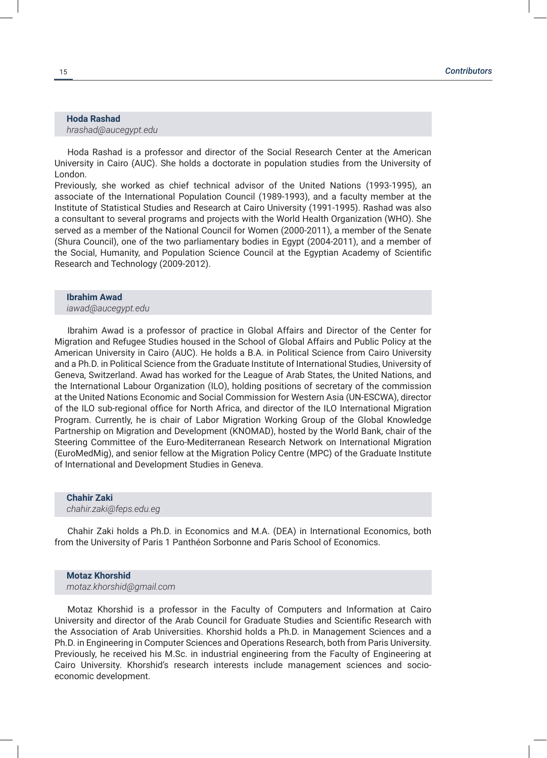**Hoda Rashad**
*hrashad@aucegypt.edu*

Hoda Rashad is a professor and director of the Social Research Center at the American University in Cairo (AUC). She holds a doctorate in population studies from the University of London.
Previously, she worked as chief technical advisor of the United Nations (1993-1995), an associate of the International Population Council (1989-1993), and a faculty member at the Institute of Statistical Studies and Research at Cairo University (1991-1995). Rashad was also a consultant to several programs and projects with the World Health Organization (WHO). She served as a member of the National Council for Women (2000-2011), a member of the Senate (Shura Council), one of the two parliamentary bodies in Egypt (2004-2011), and a member of the Social, Humanity, and Population Science Council at the Egyptian Academy of Scientific Research and Technology (2009-2012).

**Ibrahim Awad**
*iawad@aucegypt.edu*

Ibrahim Awad is a professor of practice in Global Affairs and Director of the Center for Migration and Refugee Studies housed in the School of Global Affairs and Public Policy at the American University in Cairo (AUC). He holds a B.A. in Political Science from Cairo University and a Ph.D. in Political Science from the Graduate Institute of International Studies, University of Geneva, Switzerland. Awad has worked for the League of Arab States, the United Nations, and the International Labour Organization (ILO), holding positions of secretary of the commission at the United Nations Economic and Social Commission for Western Asia (UN-ESCWA), director of the ILO sub-regional office for North Africa, and director of the ILO International Migration Program. Currently, he is chair of Labor Migration Working Group of the Global Knowledge Partnership on Migration and Development (KNOMAD), hosted by the World Bank, chair of the Steering Committee of the Euro-Mediterranean Research Network on International Migration (EuroMedMig), and senior fellow at the Migration Policy Centre (MPC) of the Graduate Institute of International and Development Studies in Geneva.

**Chahir Zaki**
*chahir.zaki@feps.edu.eg*

Chahir Zaki holds a Ph.D. in Economics and M.A. (DEA) in International Economics, both from the University of Paris 1 Panthéon Sorbonne and Paris School of Economics.

**Motaz Khorshid**
*motaz.khorshid@gmail.com*

Motaz Khorshid is a professor in the Faculty of Computers and Information at Cairo University and director of the Arab Council for Graduate Studies and Scientific Research with the Association of Arab Universities. Khorshid holds a Ph.D. in Management Sciences and a Ph.D. in Engineering in Computer Sciences and Operations Research, both from Paris University. Previously, he received his M.Sc. in industrial engineering from the Faculty of Engineering at Cairo University. Khorshid's research interests include management sciences and socio-economic development.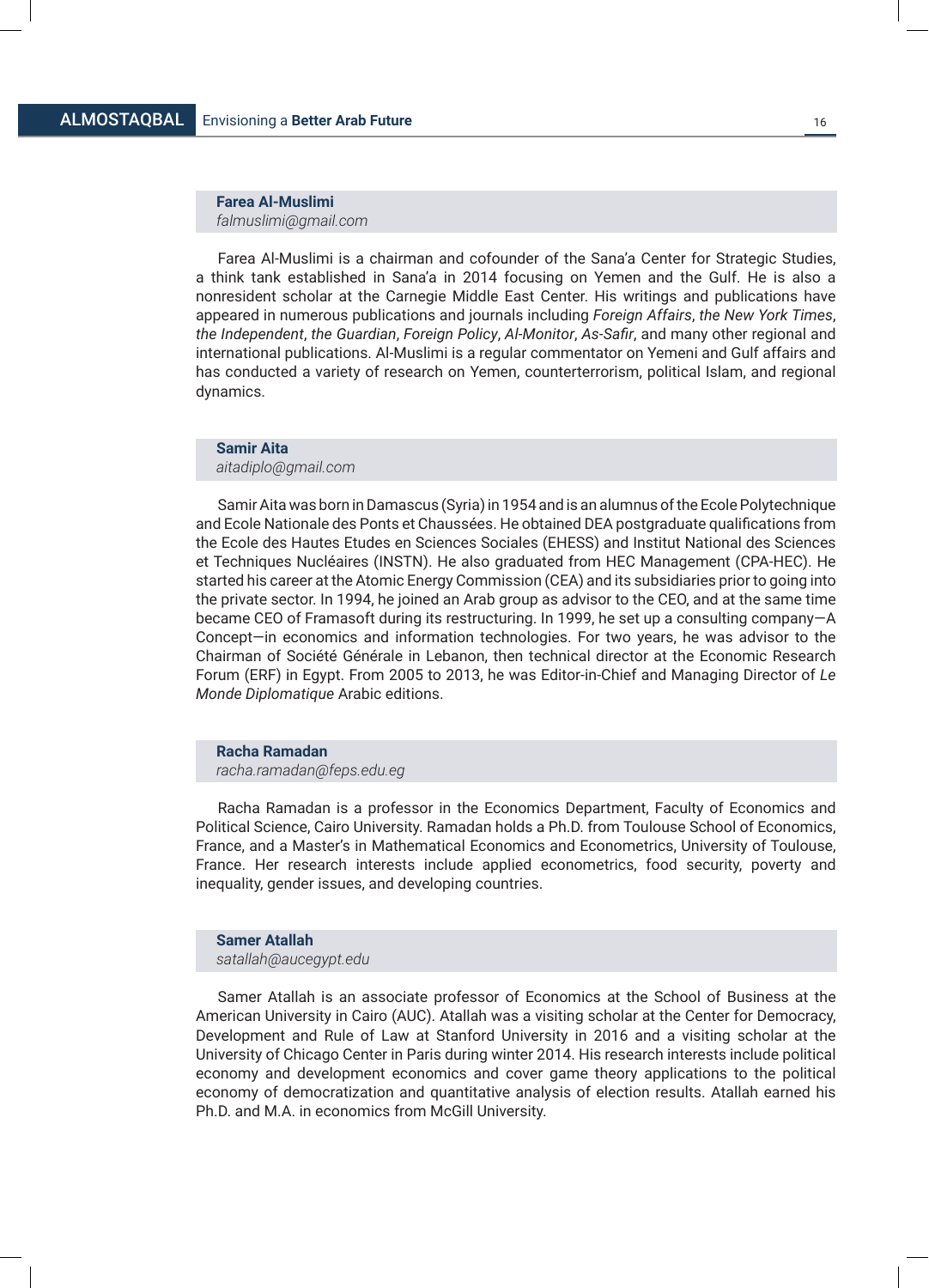**Farea Al-Muslimi**
*falmuslimi@gmail.com*

Farea Al-Muslimi is a chairman and cofounder of the Sana'a Center for Strategic Studies, a think tank established in Sana'a in 2014 focusing on Yemen and the Gulf. He is also a nonresident scholar at the Carnegie Middle East Center. His writings and publications have appeared in numerous publications and journals including *Foreign Affairs*, *the New York Times*, *the Independent*, *the Guardian*, *Foreign Policy*, *Al-Monitor*, *As-Safir*, and many other regional and international publications. Al-Muslimi is a regular commentator on Yemeni and Gulf affairs and has conducted a variety of research on Yemen, counterterrorism, political Islam, and regional dynamics.

**Samir Aita**
*aitadiplo@gmail.com*

Samir Aita was born in Damascus (Syria) in 1954 and is an alumnus of the Ecole Polytechnique and Ecole Nationale des Ponts et Chaussées. He obtained DEA postgraduate qualifications from the Ecole des Hautes Etudes en Sciences Sociales (EHESS) and Institut National des Sciences et Techniques Nucléaires (INSTN). He also graduated from HEC Management (CPA-HEC). He started his career at the Atomic Energy Commission (CEA) and its subsidiaries prior to going into the private sector. In 1994, he joined an Arab group as advisor to the CEO, and at the same time became CEO of Framasoft during its restructuring. In 1999, he set up a consulting company—A Concept—in economics and information technologies. For two years, he was advisor to the Chairman of Société Générale in Lebanon, then technical director at the Economic Research Forum (ERF) in Egypt. From 2005 to 2013, he was Editor-in-Chief and Managing Director of *Le Monde Diplomatique* Arabic editions.

**Racha Ramadan**
*racha.ramadan@feps.edu.eg*

Racha Ramadan is a professor in the Economics Department, Faculty of Economics and Political Science, Cairo University. Ramadan holds a Ph.D. from Toulouse School of Economics, France, and a Master's in Mathematical Economics and Econometrics, University of Toulouse, France. Her research interests include applied econometrics, food security, poverty and inequality, gender issues, and developing countries.

**Samer Atallah**
*satallah@aucegypt.edu*

Samer Atallah is an associate professor of Economics at the School of Business at the American University in Cairo (AUC). Atallah was a visiting scholar at the Center for Democracy, Development and Rule of Law at Stanford University in 2016 and a visiting scholar at the University of Chicago Center in Paris during winter 2014. His research interests include political economy and development economics and cover game theory applications to the political economy of democratization and quantitative analysis of election results. Atallah earned his Ph.D. and M.A. in economics from McGill University.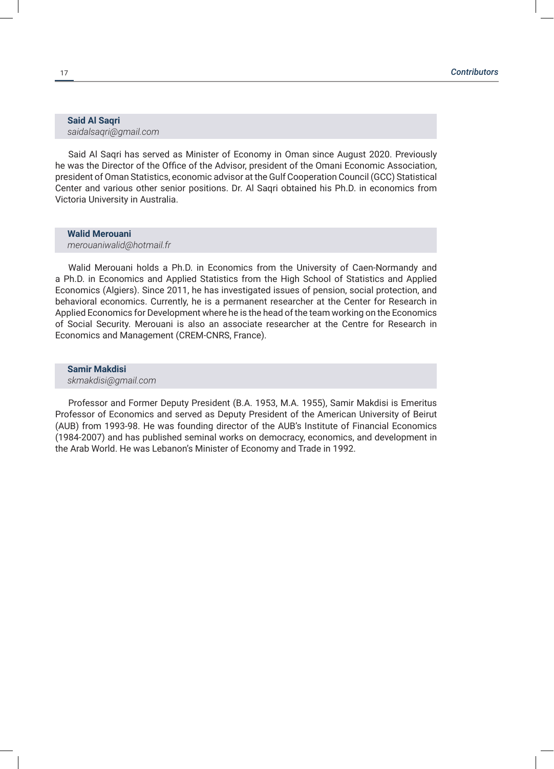**Said Al Saqri**
*saidalsaqri@gmail.com*

Said Al Saqri has served as Minister of Economy in Oman since August 2020. Previously he was the Director of the Office of the Advisor, president of the Omani Economic Association, president of Oman Statistics, economic advisor at the Gulf Cooperation Council (GCC) Statistical Center and various other senior positions. Dr. Al Saqri obtained his Ph.D. in economics from Victoria University in Australia.

**Walid Merouani**
*merouaniwalid@hotmail.fr*

Walid Merouani holds a Ph.D. in Economics from the University of Caen-Normandy and a Ph.D. in Economics and Applied Statistics from the High School of Statistics and Applied Economics (Algiers). Since 2011, he has investigated issues of pension, social protection, and behavioral economics. Currently, he is a permanent researcher at the Center for Research in Applied Economics for Development where he is the head of the team working on the Economics of Social Security. Merouani is also an associate researcher at the Centre for Research in Economics and Management (CREM-CNRS, France).

**Samir Makdisi**
*skmakdisi@gmail.com*

Professor and Former Deputy President (B.A. 1953, M.A. 1955), Samir Makdisi is Emeritus Professor of Economics and served as Deputy President of the American University of Beirut (AUB) from 1993-98. He was founding director of the AUB's Institute of Financial Economics (1984-2007) and has published seminal works on democracy, economics, and development in the Arab World. He was Lebanon's Minister of Economy and Trade in 1992.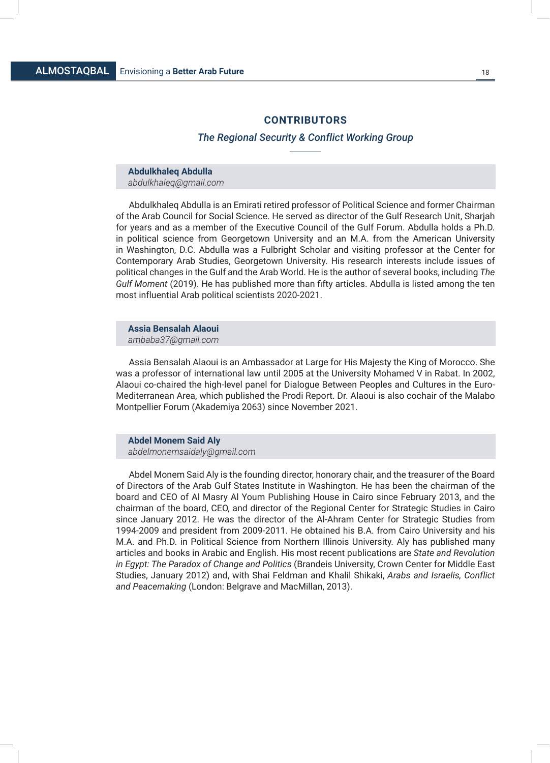## CONTRIBUTORS

*The Regional Security & Conflict Working Group*

**Abdulkhaleq Abdulla**
*abdulkhaleq@gmail.com*

Abdulkhaleq Abdulla is an Emirati retired professor of Political Science and former Chairman of the Arab Council for Social Science. He served as director of the Gulf Research Unit, Sharjah for years and as a member of the Executive Council of the Gulf Forum. Abdulla holds a Ph.D. in political science from Georgetown University and an M.A. from the American University in Washington, D.C. Abdulla was a Fulbright Scholar and visiting professor at the Center for Contemporary Arab Studies, Georgetown University. His research interests include issues of political changes in the Gulf and the Arab World. He is the author of several books, including *The Gulf Moment* (2019). He has published more than fifty articles. Abdulla is listed among the ten most influential Arab political scientists 2020-2021.

**Assia Bensalah Alaoui**
*ambaba37@gmail.com*

Assia Bensalah Alaoui is an Ambassador at Large for His Majesty the King of Morocco. She was a professor of international law until 2005 at the University Mohamed V in Rabat. In 2002, Alaoui co-chaired the high-level panel for Dialogue Between Peoples and Cultures in the Euro-Mediterranean Area, which published the Prodi Report. Dr. Alaoui is also cochair of the Malabo Montpellier Forum (Akademiya 2063) since November 2021.

**Abdel Monem Said Aly**
*abdelmonemsaidaly@gmail.com*

Abdel Monem Said Aly is the founding director, honorary chair, and the treasurer of the Board of Directors of the Arab Gulf States Institute in Washington. He has been the chairman of the board and CEO of Al Masry Al Youm Publishing House in Cairo since February 2013, and the chairman of the board, CEO, and director of the Regional Center for Strategic Studies in Cairo since January 2012. He was the director of the Al-Ahram Center for Strategic Studies from 1994-2009 and president from 2009-2011. He obtained his B.A. from Cairo University and his M.A. and Ph.D. in Political Science from Northern Illinois University. Aly has published many articles and books in Arabic and English. His most recent publications are *State and Revolution in Egypt: The Paradox of Change and Politics* (Brandeis University, Crown Center for Middle East Studies, January 2012) and, with Shai Feldman and Khalil Shikaki, *Arabs and Israelis, Conflict and Peacemaking* (London: Belgrave and MacMillan, 2013).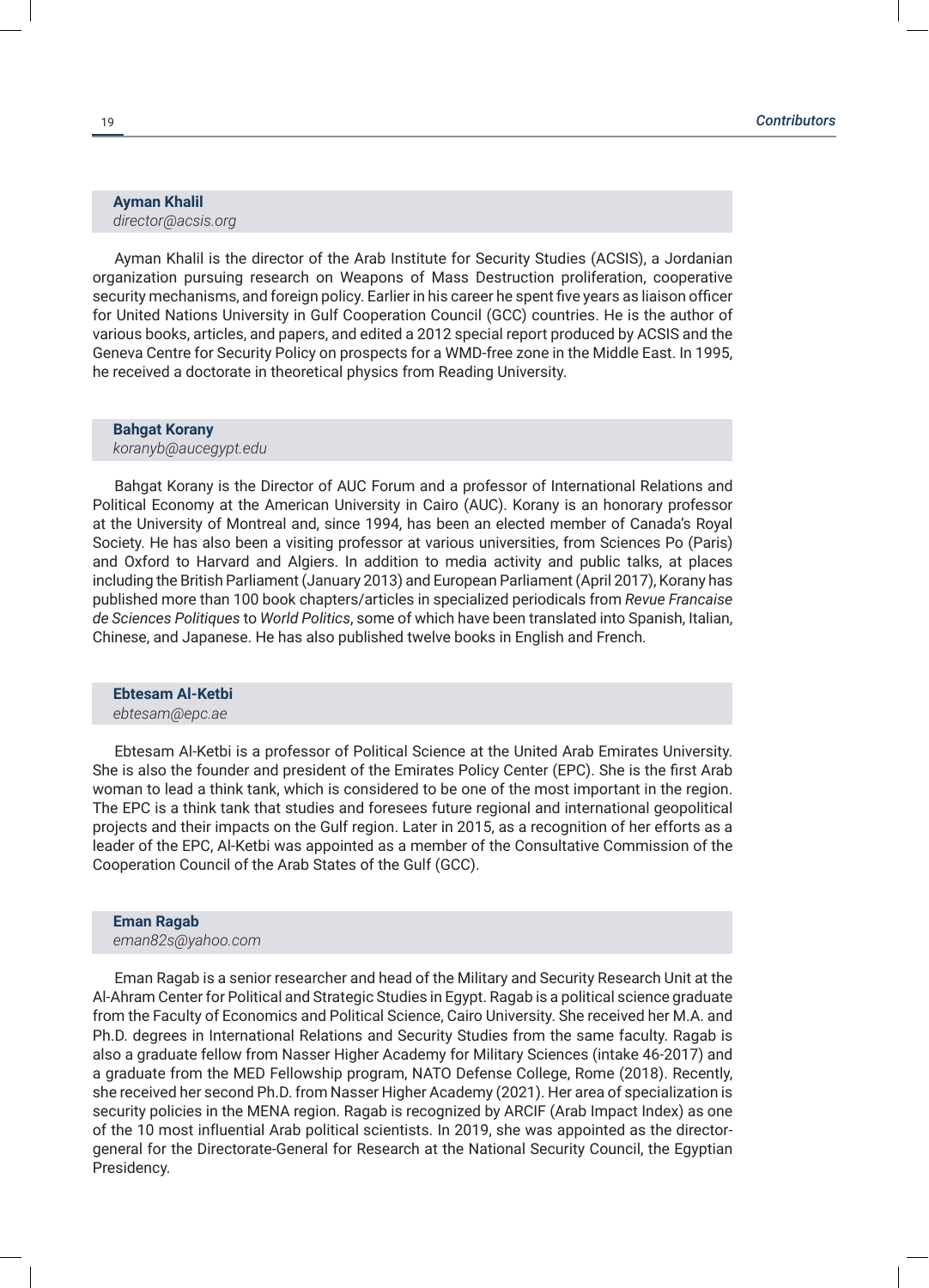**Ayman Khalil**
*director@acsis.org*

Ayman Khalil is the director of the Arab Institute for Security Studies (ACSIS), a Jordanian organization pursuing research on Weapons of Mass Destruction proliferation, cooperative security mechanisms, and foreign policy. Earlier in his career he spent five years as liaison officer for United Nations University in Gulf Cooperation Council (GCC) countries. He is the author of various books, articles, and papers, and edited a 2012 special report produced by ACSIS and the Geneva Centre for Security Policy on prospects for a WMD-free zone in the Middle East. In 1995, he received a doctorate in theoretical physics from Reading University.

**Bahgat Korany**
*koranyb@aucegypt.edu*

Bahgat Korany is the Director of AUC Forum and a professor of International Relations and Political Economy at the American University in Cairo (AUC). Korany is an honorary professor at the University of Montreal and, since 1994, has been an elected member of Canada's Royal Society. He has also been a visiting professor at various universities, from Sciences Po (Paris) and Oxford to Harvard and Algiers. In addition to media activity and public talks, at places including the British Parliament (January 2013) and European Parliament (April 2017), Korany has published more than 100 book chapters/articles in specialized periodicals from *Revue Francaise de Sciences Politiques* to *World Politics*, some of which have been translated into Spanish, Italian, Chinese, and Japanese. He has also published twelve books in English and French.

**Ebtesam Al-Ketbi**
*ebtesam@epc.ae*

Ebtesam Al-Ketbi is a professor of Political Science at the United Arab Emirates University. She is also the founder and president of the Emirates Policy Center (EPC). She is the first Arab woman to lead a think tank, which is considered to be one of the most important in the region. The EPC is a think tank that studies and foresees future regional and international geopolitical projects and their impacts on the Gulf region. Later in 2015, as a recognition of her efforts as a leader of the EPC, Al-Ketbi was appointed as a member of the Consultative Commission of the Cooperation Council of the Arab States of the Gulf (GCC).

**Eman Ragab**
*eman82s@yahoo.com*

Eman Ragab is a senior researcher and head of the Military and Security Research Unit at the Al-Ahram Center for Political and Strategic Studies in Egypt. Ragab is a political science graduate from the Faculty of Economics and Political Science, Cairo University. She received her M.A. and Ph.D. degrees in International Relations and Security Studies from the same faculty. Ragab is also a graduate fellow from Nasser Higher Academy for Military Sciences (intake 46-2017) and a graduate from the MED Fellowship program, NATO Defense College, Rome (2018). Recently, she received her second Ph.D. from Nasser Higher Academy (2021). Her area of specialization is security policies in the MENA region. Ragab is recognized by ARCIF (Arab Impact Index) as one of the 10 most influential Arab political scientists. In 2019, she was appointed as the director-general for the Directorate-General for Research at the National Security Council, the Egyptian Presidency.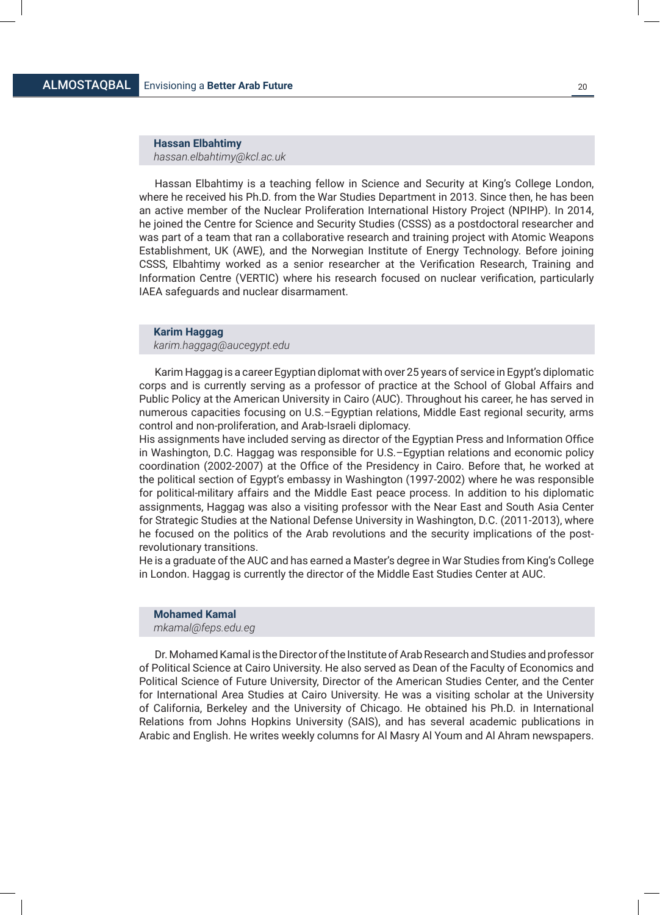**Hassan Elbahtimy**
*hassan.elbahtimy@kcl.ac.uk*

Hassan Elbahtimy is a teaching fellow in Science and Security at King's College London, where he received his Ph.D. from the War Studies Department in 2013. Since then, he has been an active member of the Nuclear Proliferation International History Project (NPIHP). In 2014, he joined the Centre for Science and Security Studies (CSSS) as a postdoctoral researcher and was part of a team that ran a collaborative research and training project with Atomic Weapons Establishment, UK (AWE), and the Norwegian Institute of Energy Technology. Before joining CSSS, Elbahtimy worked as a senior researcher at the Verification Research, Training and Information Centre (VERTIC) where his research focused on nuclear verification, particularly IAEA safeguards and nuclear disarmament.

**Karim Haggag**
*karim.haggag@aucegypt.edu*

Karim Haggag is a career Egyptian diplomat with over 25 years of service in Egypt's diplomatic corps and is currently serving as a professor of practice at the School of Global Affairs and Public Policy at the American University in Cairo (AUC). Throughout his career, he has served in numerous capacities focusing on U.S.–Egyptian relations, Middle East regional security, arms control and non-proliferation, and Arab-Israeli diplomacy.

His assignments have included serving as director of the Egyptian Press and Information Office in Washington, D.C. Haggag was responsible for U.S.–Egyptian relations and economic policy coordination (2002-2007) at the Office of the Presidency in Cairo. Before that, he worked at the political section of Egypt's embassy in Washington (1997-2002) where he was responsible for political-military affairs and the Middle East peace process. In addition to his diplomatic assignments, Haggag was also a visiting professor with the Near East and South Asia Center for Strategic Studies at the National Defense University in Washington, D.C. (2011-2013), where he focused on the politics of the Arab revolutions and the security implications of the post-revolutionary transitions.

He is a graduate of the AUC and has earned a Master's degree in War Studies from King's College in London. Haggag is currently the director of the Middle East Studies Center at AUC.

**Mohamed Kamal**
*mkamal@feps.edu.eg*

Dr. Mohamed Kamal is the Director of the Institute of Arab Research and Studies and professor of Political Science at Cairo University. He also served as Dean of the Faculty of Economics and Political Science of Future University, Director of the American Studies Center, and the Center for International Area Studies at Cairo University. He was a visiting scholar at the University of California, Berkeley and the University of Chicago. He obtained his Ph.D. in International Relations from Johns Hopkins University (SAIS), and has several academic publications in Arabic and English. He writes weekly columns for Al Masry Al Youm and Al Ahram newspapers.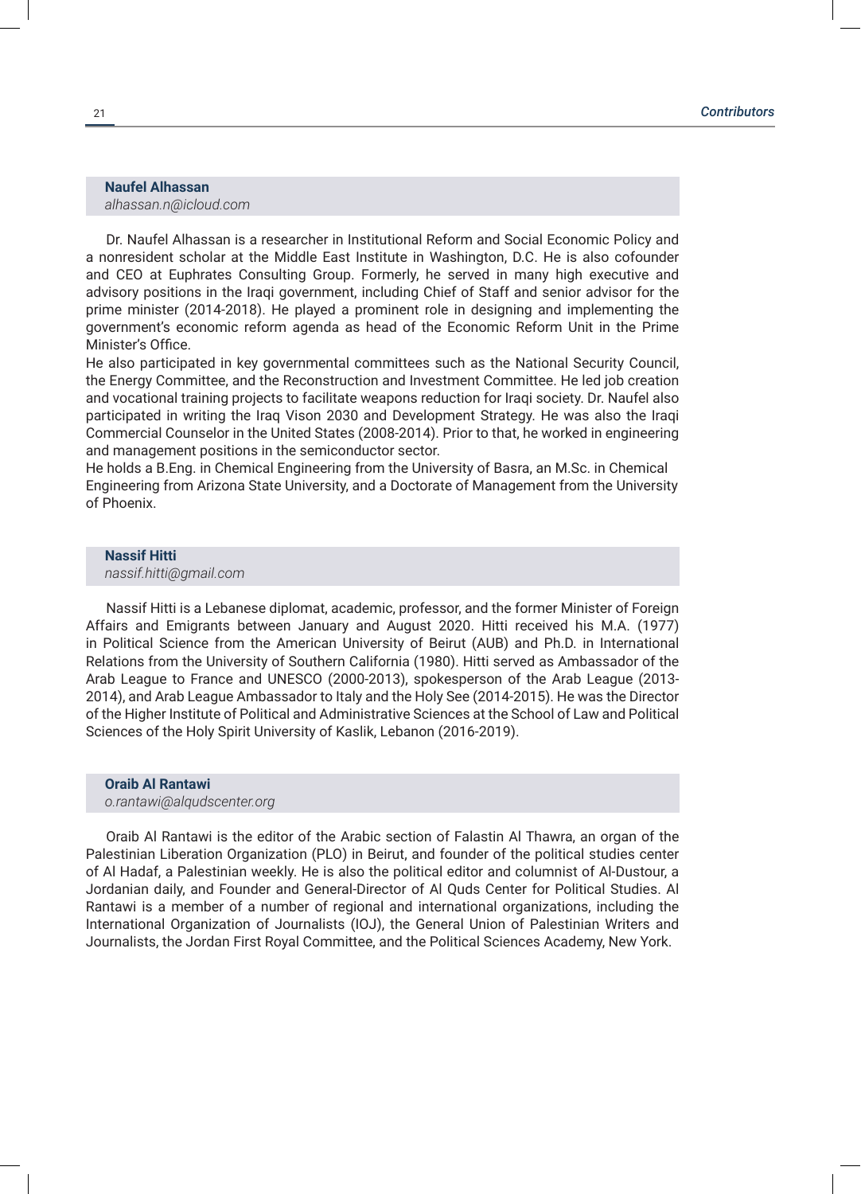**Naufel Alhassan**
*alhassan.n@icloud.com*

Dr. Naufel Alhassan is a researcher in Institutional Reform and Social Economic Policy and a nonresident scholar at the Middle East Institute in Washington, D.C. He is also cofounder and CEO at Euphrates Consulting Group. Formerly, he served in many high executive and advisory positions in the Iraqi government, including Chief of Staff and senior advisor for the prime minister (2014-2018). He played a prominent role in designing and implementing the government's economic reform agenda as head of the Economic Reform Unit in the Prime Minister's Office.

He also participated in key governmental committees such as the National Security Council, the Energy Committee, and the Reconstruction and Investment Committee. He led job creation and vocational training projects to facilitate weapons reduction for Iraqi society. Dr. Naufel also participated in writing the Iraq Vison 2030 and Development Strategy. He was also the Iraqi Commercial Counselor in the United States (2008-2014). Prior to that, he worked in engineering and management positions in the semiconductor sector.

He holds a B.Eng. in Chemical Engineering from the University of Basra, an M.Sc. in Chemical Engineering from Arizona State University, and a Doctorate of Management from the University of Phoenix.

**Nassif Hitti**
*nassif.hitti@gmail.com*

Nassif Hitti is a Lebanese diplomat, academic, professor, and the former Minister of Foreign Affairs and Emigrants between January and August 2020. Hitti received his M.A. (1977) in Political Science from the American University of Beirut (AUB) and Ph.D. in International Relations from the University of Southern California (1980). Hitti served as Ambassador of the Arab League to France and UNESCO (2000-2013), spokesperson of the Arab League (2013-2014), and Arab League Ambassador to Italy and the Holy See (2014-2015). He was the Director of the Higher Institute of Political and Administrative Sciences at the School of Law and Political Sciences of the Holy Spirit University of Kaslik, Lebanon (2016-2019).

**Oraib Al Rantawi**
*o.rantawi@alqudscenter.org*

Oraib Al Rantawi is the editor of the Arabic section of Falastin Al Thawra, an organ of the Palestinian Liberation Organization (PLO) in Beirut, and founder of the political studies center of Al Hadaf, a Palestinian weekly. He is also the political editor and columnist of Al-Dustour, a Jordanian daily, and Founder and General-Director of Al Quds Center for Political Studies. Al Rantawi is a member of a number of regional and international organizations, including the International Organization of Journalists (IOJ), the General Union of Palestinian Writers and Journalists, the Jordan First Royal Committee, and the Political Sciences Academy, New York.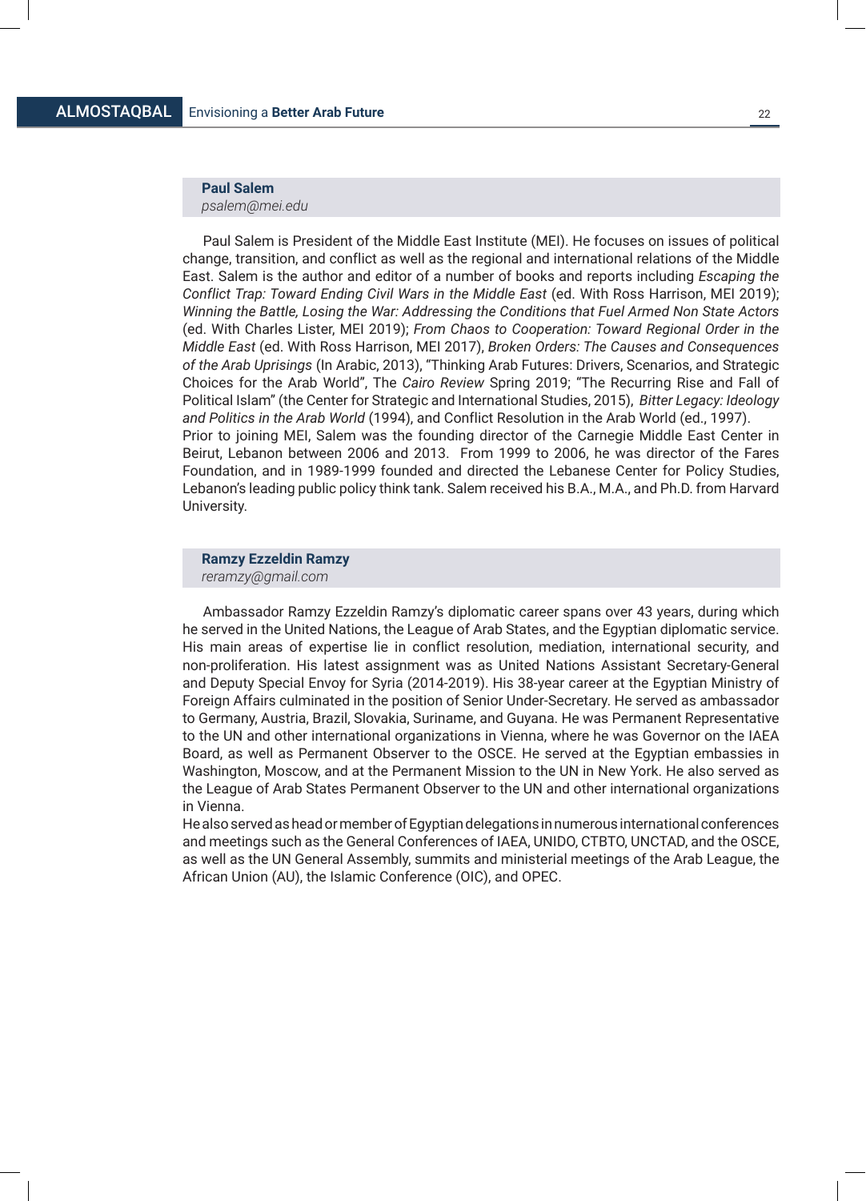**Paul Salem**
*psalem@mei.edu*

Paul Salem is President of the Middle East Institute (MEI). He focuses on issues of political change, transition, and conflict as well as the regional and international relations of the Middle East. Salem is the author and editor of a number of books and reports including *Escaping the Conflict Trap: Toward Ending Civil Wars in the Middle East* (ed. With Ross Harrison, MEI 2019); *Winning the Battle, Losing the War: Addressing the Conditions that Fuel Armed Non State Actors* (ed. With Charles Lister, MEI 2019); *From Chaos to Cooperation: Toward Regional Order in the Middle East* (ed. With Ross Harrison, MEI 2017), *Broken Orders: The Causes and Consequences of the Arab Uprisings* (In Arabic, 2013), "Thinking Arab Futures: Drivers, Scenarios, and Strategic Choices for the Arab World", The *Cairo Review* Spring 2019; "The Recurring Rise and Fall of Political Islam" (the Center for Strategic and International Studies, 2015), *Bitter Legacy: Ideology and Politics in the Arab World* (1994), and Conflict Resolution in the Arab World (ed., 1997).
Prior to joining MEI, Salem was the founding director of the Carnegie Middle East Center in Beirut, Lebanon between 2006 and 2013. From 1999 to 2006, he was director of the Fares Foundation, and in 1989-1999 founded and directed the Lebanese Center for Policy Studies, Lebanon's leading public policy think tank. Salem received his B.A., M.A., and Ph.D. from Harvard University.

**Ramzy Ezzeldin Ramzy**
*reramzy@gmail.com*

Ambassador Ramzy Ezzeldin Ramzy's diplomatic career spans over 43 years, during which he served in the United Nations, the League of Arab States, and the Egyptian diplomatic service. His main areas of expertise lie in conflict resolution, mediation, international security, and non-proliferation. His latest assignment was as United Nations Assistant Secretary-General and Deputy Special Envoy for Syria (2014-2019). His 38-year career at the Egyptian Ministry of Foreign Affairs culminated in the position of Senior Under-Secretary. He served as ambassador to Germany, Austria, Brazil, Slovakia, Suriname, and Guyana. He was Permanent Representative to the UN and other international organizations in Vienna, where he was Governor on the IAEA Board, as well as Permanent Observer to the OSCE. He served at the Egyptian embassies in Washington, Moscow, and at the Permanent Mission to the UN in New York. He also served as the League of Arab States Permanent Observer to the UN and other international organizations in Vienna.
He also served as head or member of Egyptian delegations in numerous international conferences and meetings such as the General Conferences of IAEA, UNIDO, CTBTO, UNCTAD, and the OSCE, as well as the UN General Assembly, summits and ministerial meetings of the Arab League, the African Union (AU), the Islamic Conference (OIC), and OPEC.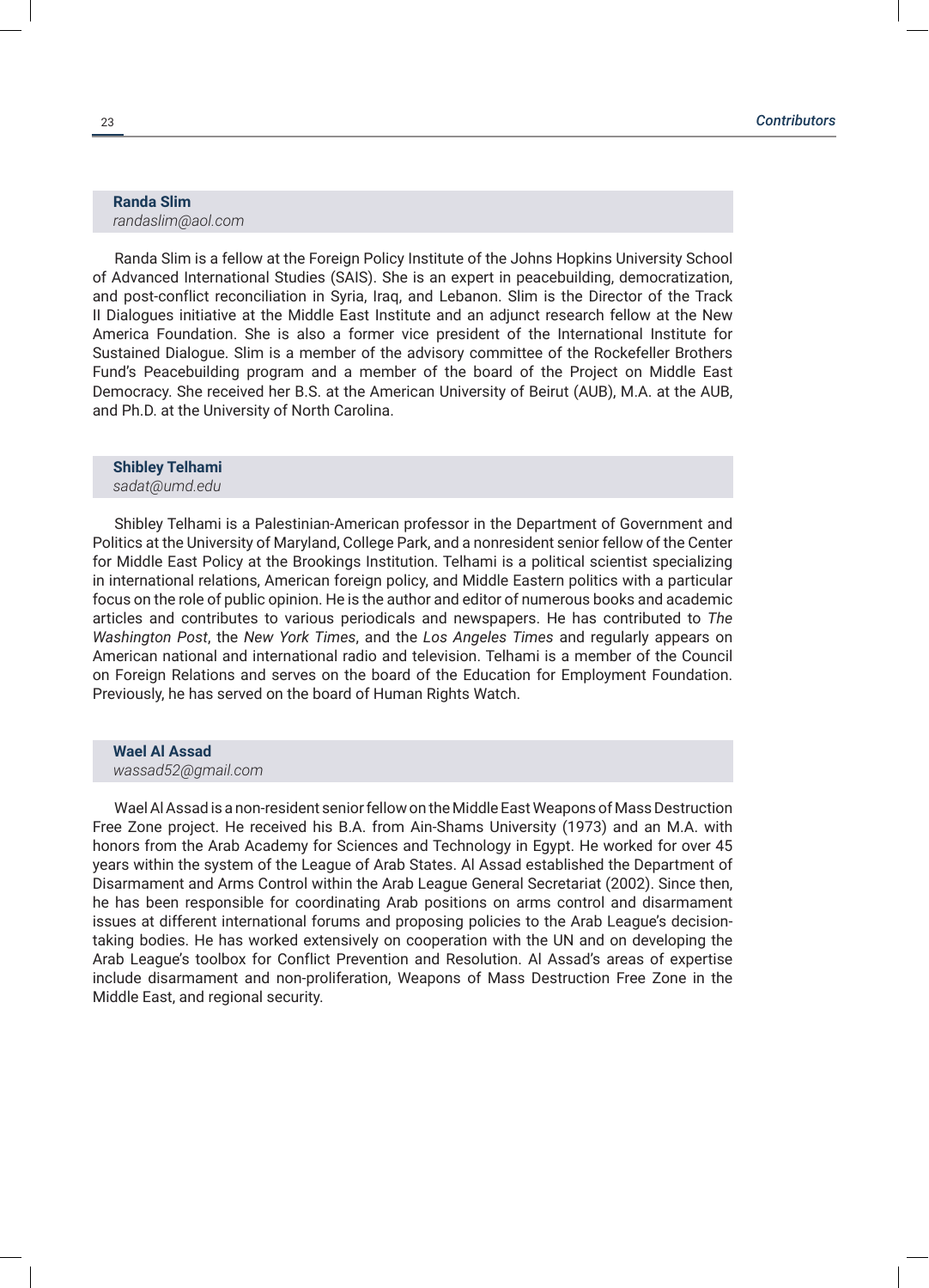**Randa Slim**
*randaslim@aol.com*

Randa Slim is a fellow at the Foreign Policy Institute of the Johns Hopkins University School of Advanced International Studies (SAIS). She is an expert in peacebuilding, democratization, and post-conflict reconciliation in Syria, Iraq, and Lebanon. Slim is the Director of the Track II Dialogues initiative at the Middle East Institute and an adjunct research fellow at the New America Foundation. She is also a former vice president of the International Institute for Sustained Dialogue. Slim is a member of the advisory committee of the Rockefeller Brothers Fund's Peacebuilding program and a member of the board of the Project on Middle East Democracy. She received her B.S. at the American University of Beirut (AUB), M.A. at the AUB, and Ph.D. at the University of North Carolina.

**Shibley Telhami**
*sadat@umd.edu*

Shibley Telhami is a Palestinian-American professor in the Department of Government and Politics at the University of Maryland, College Park, and a nonresident senior fellow of the Center for Middle East Policy at the Brookings Institution. Telhami is a political scientist specializing in international relations, American foreign policy, and Middle Eastern politics with a particular focus on the role of public opinion. He is the author and editor of numerous books and academic articles and contributes to various periodicals and newspapers. He has contributed to *The Washington Post*, the *New York Times*, and the *Los Angeles Times* and regularly appears on American national and international radio and television. Telhami is a member of the Council on Foreign Relations and serves on the board of the Education for Employment Foundation. Previously, he has served on the board of Human Rights Watch.

**Wael Al Assad**
*wassad52@gmail.com*

Wael Al Assad is a non-resident senior fellow on the Middle East Weapons of Mass Destruction Free Zone project. He received his B.A. from Ain-Shams University (1973) and an M.A. with honors from the Arab Academy for Sciences and Technology in Egypt. He worked for over 45 years within the system of the League of Arab States. Al Assad established the Department of Disarmament and Arms Control within the Arab League General Secretariat (2002). Since then, he has been responsible for coordinating Arab positions on arms control and disarmament issues at different international forums and proposing policies to the Arab League's decision-taking bodies. He has worked extensively on cooperation with the UN and on developing the Arab League's toolbox for Conflict Prevention and Resolution. Al Assad's areas of expertise include disarmament and non-proliferation, Weapons of Mass Destruction Free Zone in the Middle East, and regional security.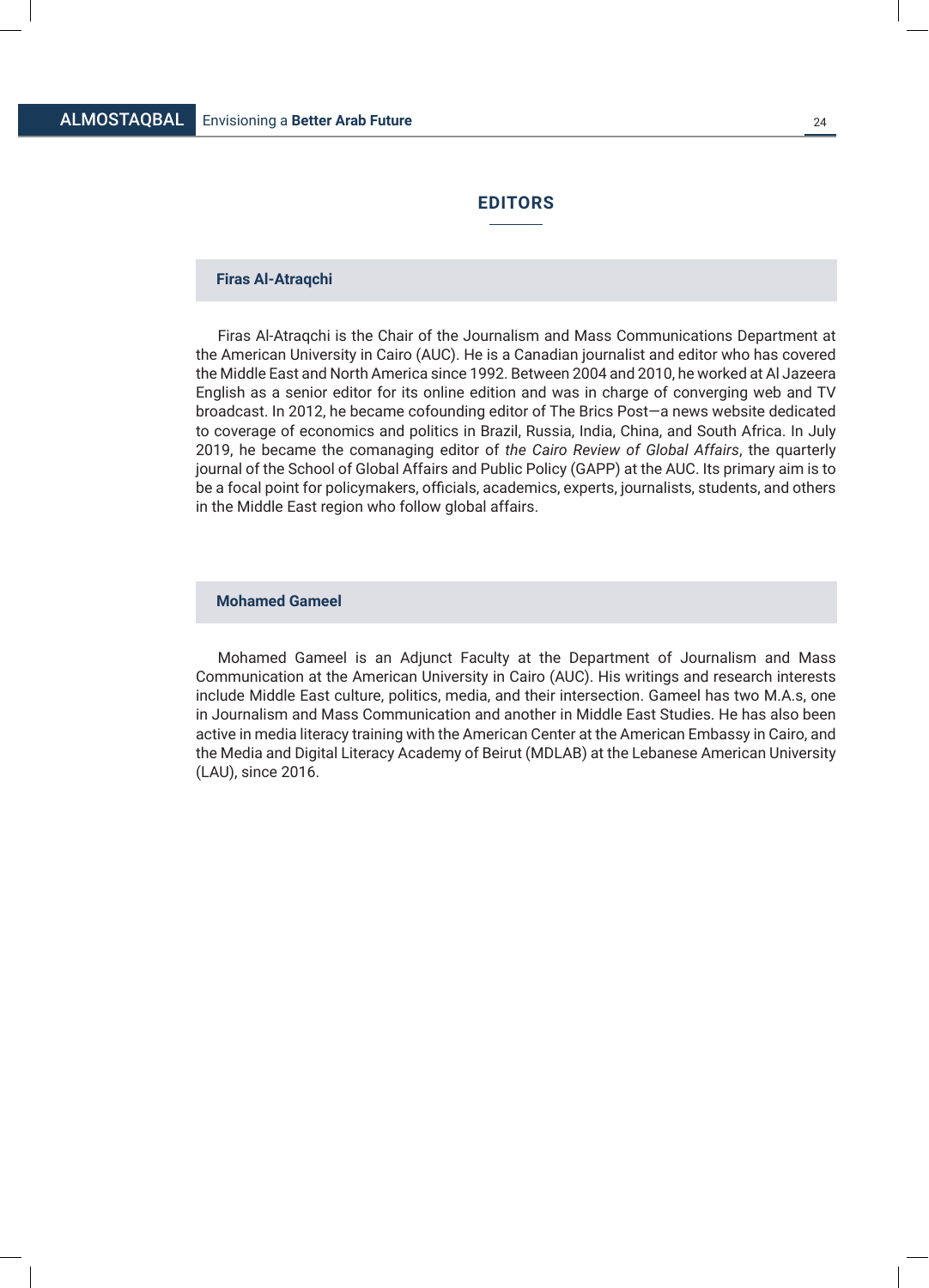## EDITORS

### Firas Al-Atraqchi

Firas Al-Atraqchi is the Chair of the Journalism and Mass Communications Department at the American University in Cairo (AUC). He is a Canadian journalist and editor who has covered the Middle East and North America since 1992. Between 2004 and 2010, he worked at Al Jazeera English as a senior editor for its online edition and was in charge of converging web and TV broadcast. In 2012, he became cofounding editor of The Brics Post—a news website dedicated to coverage of economics and politics in Brazil, Russia, India, China, and South Africa. In July 2019, he became the comanaging editor of *the Cairo Review of Global Affairs*, the quarterly journal of the School of Global Affairs and Public Policy (GAPP) at the AUC. Its primary aim is to be a focal point for policymakers, officials, academics, experts, journalists, students, and others in the Middle East region who follow global affairs.

### Mohamed Gameel

Mohamed Gameel is an Adjunct Faculty at the Department of Journalism and Mass Communication at the American University in Cairo (AUC). His writings and research interests include Middle East culture, politics, media, and their intersection. Gameel has two M.A.s, one in Journalism and Mass Communication and another in Middle East Studies. He has also been active in media literacy training with the American Center at the American Embassy in Cairo, and the Media and Digital Literacy Academy of Beirut (MDLAB) at the Lebanese American University (LAU), since 2016.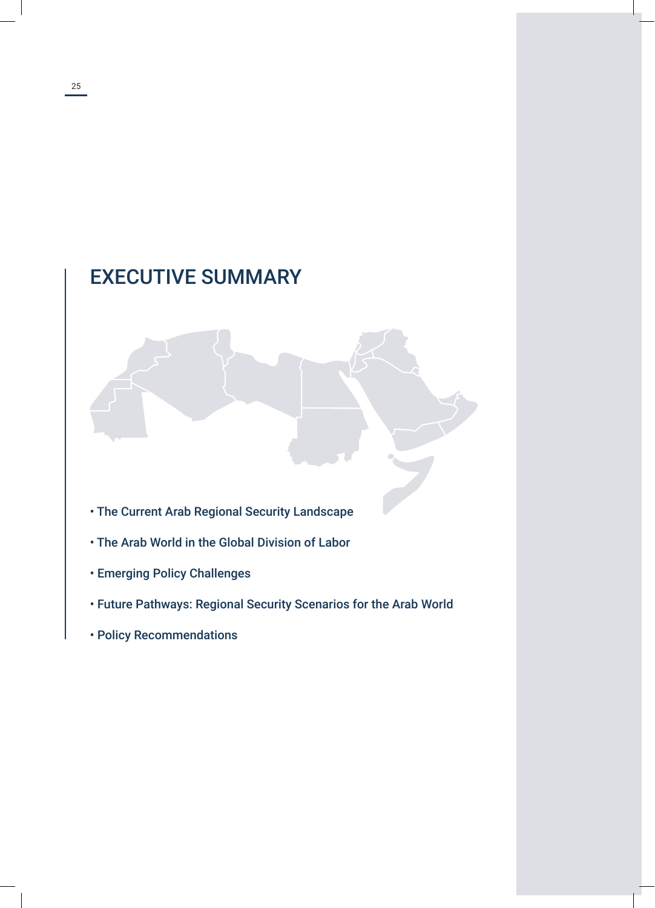# EXECUTIVE SUMMARY

- The Current Arab Regional Security Landscape
- The Arab World in the Global Division of Labor
- Emerging Policy Challenges
- Future Pathways: Regional Security Scenarios for the Arab World
- Policy Recommendations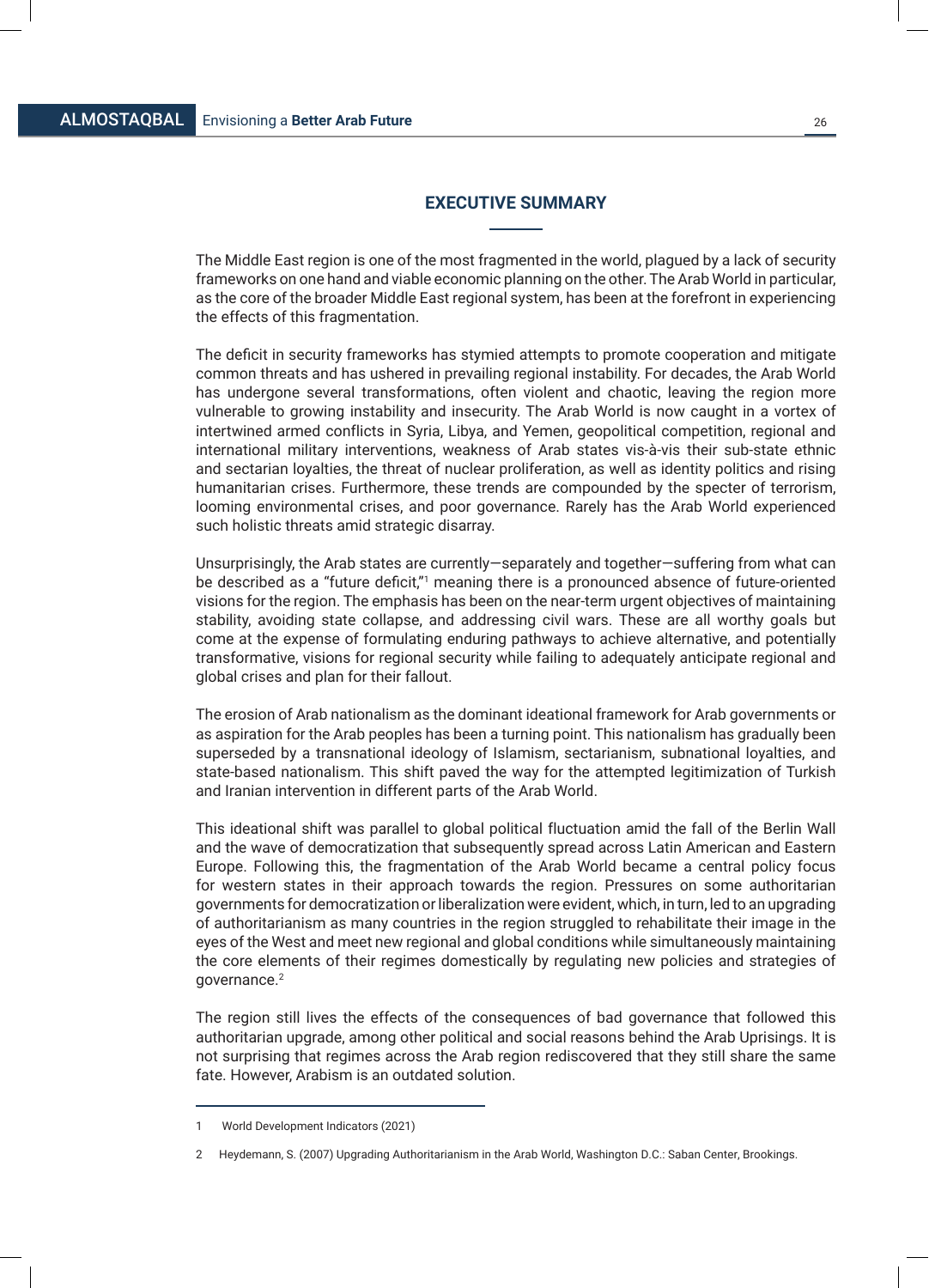## EXECUTIVE SUMMARY

The Middle East region is one of the most fragmented in the world, plagued by a lack of security frameworks on one hand and viable economic planning on the other. The Arab World in particular, as the core of the broader Middle East regional system, has been at the forefront in experiencing the effects of this fragmentation.

The deficit in security frameworks has stymied attempts to promote cooperation and mitigate common threats and has ushered in prevailing regional instability. For decades, the Arab World has undergone several transformations, often violent and chaotic, leaving the region more vulnerable to growing instability and insecurity. The Arab World is now caught in a vortex of intertwined armed conflicts in Syria, Libya, and Yemen, geopolitical competition, regional and international military interventions, weakness of Arab states vis-à-vis their sub-state ethnic and sectarian loyalties, the threat of nuclear proliferation, as well as identity politics and rising humanitarian crises. Furthermore, these trends are compounded by the specter of terrorism, looming environmental crises, and poor governance. Rarely has the Arab World experienced such holistic threats amid strategic disarray.

Unsurprisingly, the Arab states are currently—separately and together—suffering from what can be described as a "future deficit,"[1] meaning there is a pronounced absence of future-oriented visions for the region. The emphasis has been on the near-term urgent objectives of maintaining stability, avoiding state collapse, and addressing civil wars. These are all worthy goals but come at the expense of formulating enduring pathways to achieve alternative, and potentially transformative, visions for regional security while failing to adequately anticipate regional and global crises and plan for their fallout.

The erosion of Arab nationalism as the dominant ideational framework for Arab governments or as aspiration for the Arab peoples has been a turning point. This nationalism has gradually been superseded by a transnational ideology of Islamism, sectarianism, subnational loyalties, and state-based nationalism. This shift paved the way for the attempted legitimization of Turkish and Iranian intervention in different parts of the Arab World.

This ideational shift was parallel to global political fluctuation amid the fall of the Berlin Wall and the wave of democratization that subsequently spread across Latin American and Eastern Europe. Following this, the fragmentation of the Arab World became a central policy focus for western states in their approach towards the region. Pressures on some authoritarian governments for democratization or liberalization were evident, which, in turn, led to an upgrading of authoritarianism as many countries in the region struggled to rehabilitate their image in the eyes of the West and meet new regional and global conditions while simultaneously maintaining the core elements of their regimes domestically by regulating new policies and strategies of governance.[2]

The region still lives the effects of the consequences of bad governance that followed this authoritarian upgrade, among other political and social reasons behind the Arab Uprisings. It is not surprising that regimes across the Arab region rediscovered that they still share the same fate. However, Arabism is an outdated solution.

---

1 World Development Indicators (2021)

2 Heydemann, S. (2007) Upgrading Authoritarianism in the Arab World, Washington D.C.: Saban Center, Brookings.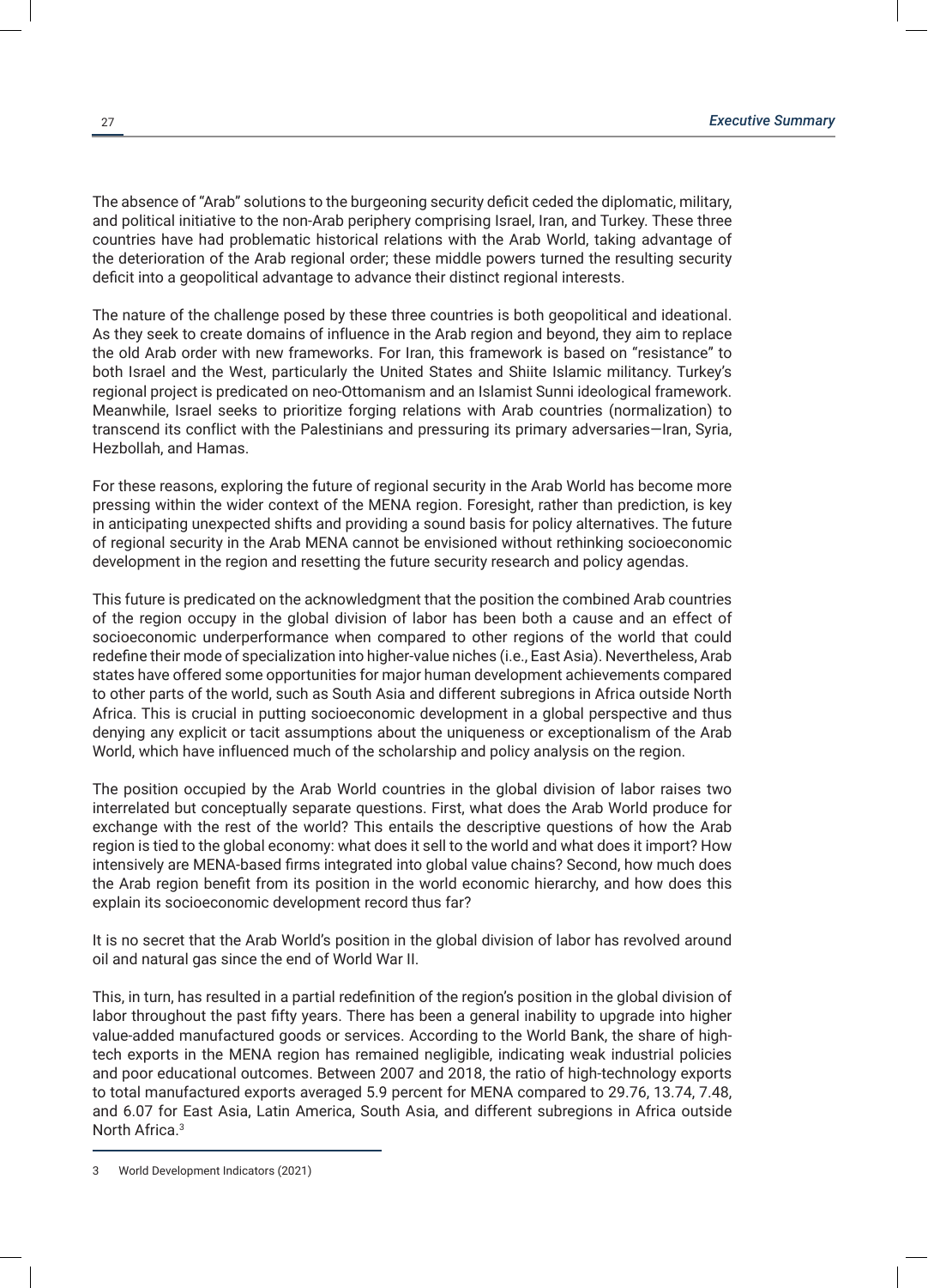The absence of "Arab" solutions to the burgeoning security deficit ceded the diplomatic, military, and political initiative to the non-Arab periphery comprising Israel, Iran, and Turkey. These three countries have had problematic historical relations with the Arab World, taking advantage of the deterioration of the Arab regional order; these middle powers turned the resulting security deficit into a geopolitical advantage to advance their distinct regional interests.

The nature of the challenge posed by these three countries is both geopolitical and ideational. As they seek to create domains of influence in the Arab region and beyond, they aim to replace the old Arab order with new frameworks. For Iran, this framework is based on "resistance" to both Israel and the West, particularly the United States and Shiite Islamic militancy. Turkey's regional project is predicated on neo-Ottomanism and an Islamist Sunni ideological framework. Meanwhile, Israel seeks to prioritize forging relations with Arab countries (normalization) to transcend its conflict with the Palestinians and pressuring its primary adversaries—Iran, Syria, Hezbollah, and Hamas.

For these reasons, exploring the future of regional security in the Arab World has become more pressing within the wider context of the MENA region. Foresight, rather than prediction, is key in anticipating unexpected shifts and providing a sound basis for policy alternatives. The future of regional security in the Arab MENA cannot be envisioned without rethinking socioeconomic development in the region and resetting the future security research and policy agendas.

This future is predicated on the acknowledgment that the position the combined Arab countries of the region occupy in the global division of labor has been both a cause and an effect of socioeconomic underperformance when compared to other regions of the world that could redefine their mode of specialization into higher-value niches (i.e., East Asia). Nevertheless, Arab states have offered some opportunities for major human development achievements compared to other parts of the world, such as South Asia and different subregions in Africa outside North Africa. This is crucial in putting socioeconomic development in a global perspective and thus denying any explicit or tacit assumptions about the uniqueness or exceptionalism of the Arab World, which have influenced much of the scholarship and policy analysis on the region.

The position occupied by the Arab World countries in the global division of labor raises two interrelated but conceptually separate questions. First, what does the Arab World produce for exchange with the rest of the world? This entails the descriptive questions of how the Arab region is tied to the global economy: what does it sell to the world and what does it import? How intensively are MENA-based firms integrated into global value chains? Second, how much does the Arab region benefit from its position in the world economic hierarchy, and how does this explain its socioeconomic development record thus far?

It is no secret that the Arab World's position in the global division of labor has revolved around oil and natural gas since the end of World War II.

This, in turn, has resulted in a partial redefinition of the region's position in the global division of labor throughout the past fifty years. There has been a general inability to upgrade into higher value-added manufactured goods or services. According to the World Bank, the share of high-tech exports in the MENA region has remained negligible, indicating weak industrial policies and poor educational outcomes. Between 2007 and 2018, the ratio of high-technology exports to total manufactured exports averaged 5.9 percent for MENA compared to 29.76, 13.74, 7.48, and 6.07 for East Asia, Latin America, South Asia, and different subregions in Africa outside North Africa.[3]

---

3 World Development Indicators (2021)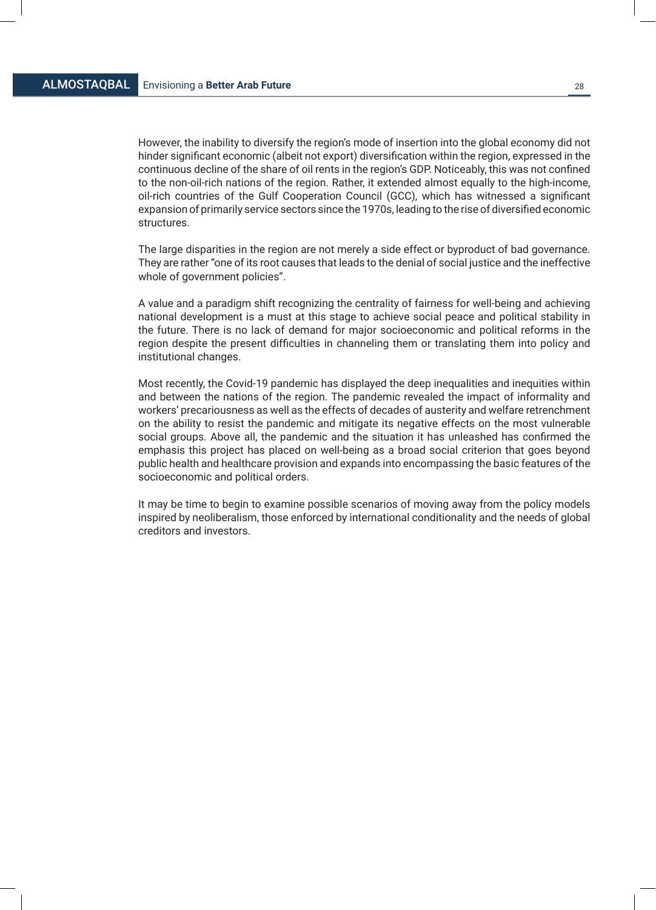However, the inability to diversify the region's mode of insertion into the global economy did not hinder significant economic (albeit not export) diversification within the region, expressed in the continuous decline of the share of oil rents in the region's GDP. Noticeably, this was not confined to the non-oil-rich nations of the region. Rather, it extended almost equally to the high-income, oil-rich countries of the Gulf Cooperation Council (GCC), which has witnessed a significant expansion of primarily service sectors since the 1970s, leading to the rise of diversified economic structures.

The large disparities in the region are not merely a side effect or byproduct of bad governance. They are rather "one of its root causes that leads to the denial of social justice and the ineffective whole of government policies".

A value and a paradigm shift recognizing the centrality of fairness for well-being and achieving national development is a must at this stage to achieve social peace and political stability in the future. There is no lack of demand for major socioeconomic and political reforms in the region despite the present difficulties in channeling them or translating them into policy and institutional changes.

Most recently, the Covid-19 pandemic has displayed the deep inequalities and inequities within and between the nations of the region. The pandemic revealed the impact of informality and workers' precariousness as well as the effects of decades of austerity and welfare retrenchment on the ability to resist the pandemic and mitigate its negative effects on the most vulnerable social groups. Above all, the pandemic and the situation it has unleashed has confirmed the emphasis this project has placed on well-being as a broad social criterion that goes beyond public health and healthcare provision and expands into encompassing the basic features of the socioeconomic and political orders.

It may be time to begin to examine possible scenarios of moving away from the policy models inspired by neoliberalism, those enforced by international conditionality and the needs of global creditors and investors.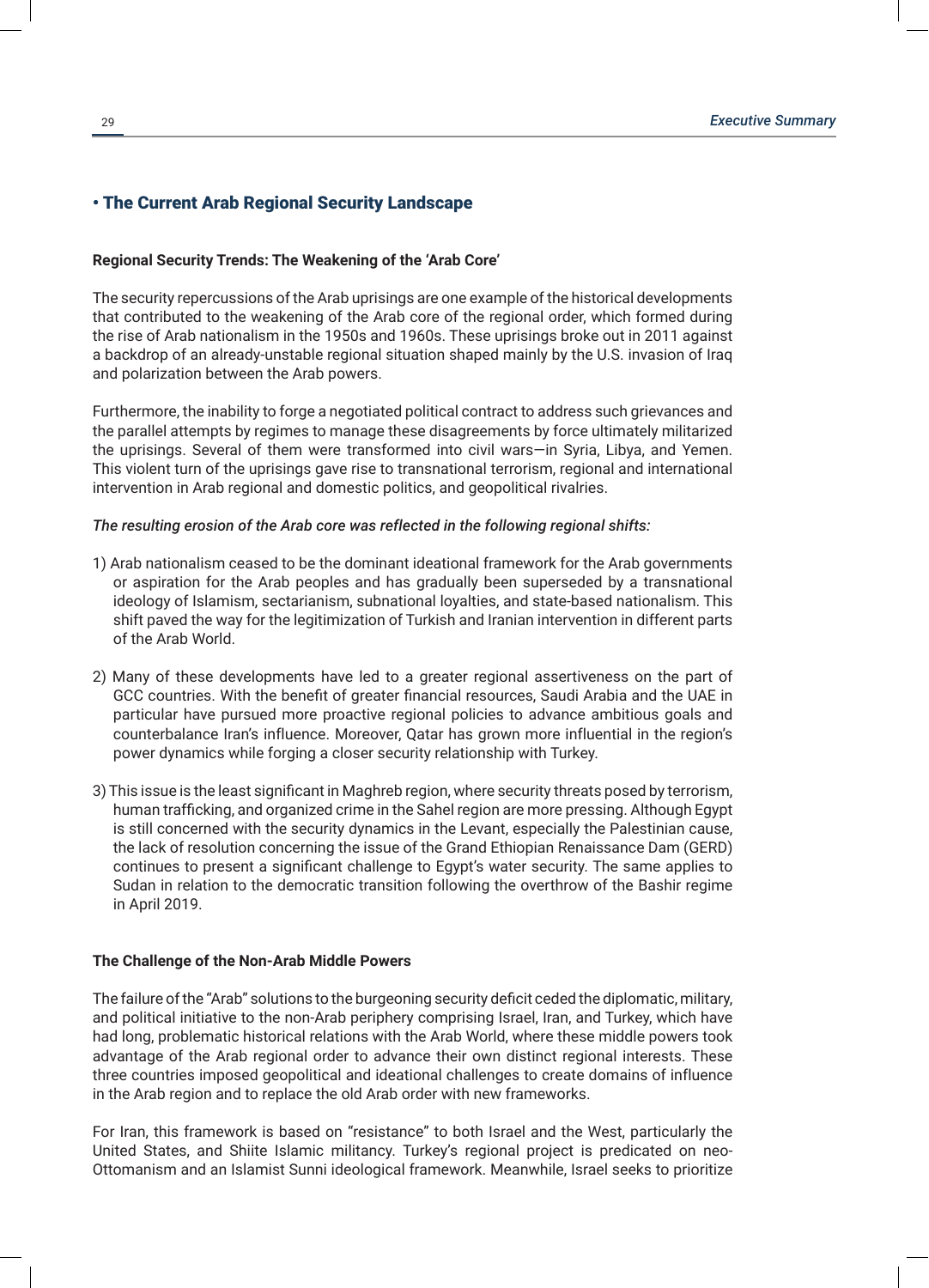## • The Current Arab Regional Security Landscape

### Regional Security Trends: The Weakening of the 'Arab Core'

The security repercussions of the Arab uprisings are one example of the historical developments that contributed to the weakening of the Arab core of the regional order, which formed during the rise of Arab nationalism in the 1950s and 1960s. These uprisings broke out in 2011 against a backdrop of an already-unstable regional situation shaped mainly by the U.S. invasion of Iraq and polarization between the Arab powers.

Furthermore, the inability to forge a negotiated political contract to address such grievances and the parallel attempts by regimes to manage these disagreements by force ultimately militarized the uprisings. Several of them were transformed into civil wars—in Syria, Libya, and Yemen. This violent turn of the uprisings gave rise to transnational terrorism, regional and international intervention in Arab regional and domestic politics, and geopolitical rivalries.

***The resulting erosion of the Arab core was reflected in the following regional shifts:***

1) Arab nationalism ceased to be the dominant ideational framework for the Arab governments or aspiration for the Arab peoples and has gradually been superseded by a transnational ideology of Islamism, sectarianism, subnational loyalties, and state-based nationalism. This shift paved the way for the legitimization of Turkish and Iranian intervention in different parts of the Arab World.

2) Many of these developments have led to a greater regional assertiveness on the part of GCC countries. With the benefit of greater financial resources, Saudi Arabia and the UAE in particular have pursued more proactive regional policies to advance ambitious goals and counterbalance Iran's influence. Moreover, Qatar has grown more influential in the region's power dynamics while forging a closer security relationship with Turkey.

3) This issue is the least significant in Maghreb region, where security threats posed by terrorism, human trafficking, and organized crime in the Sahel region are more pressing. Although Egypt is still concerned with the security dynamics in the Levant, especially the Palestinian cause, the lack of resolution concerning the issue of the Grand Ethiopian Renaissance Dam (GERD) continues to present a significant challenge to Egypt's water security. The same applies to Sudan in relation to the democratic transition following the overthrow of the Bashir regime in April 2019.

### The Challenge of the Non-Arab Middle Powers

The failure of the "Arab" solutions to the burgeoning security deficit ceded the diplomatic, military, and political initiative to the non-Arab periphery comprising Israel, Iran, and Turkey, which have had long, problematic historical relations with the Arab World, where these middle powers took advantage of the Arab regional order to advance their own distinct regional interests. These three countries imposed geopolitical and ideational challenges to create domains of influence in the Arab region and to replace the old Arab order with new frameworks.

For Iran, this framework is based on "resistance" to both Israel and the West, particularly the United States, and Shiite Islamic militancy. Turkey's regional project is predicated on neo-Ottomanism and an Islamist Sunni ideological framework. Meanwhile, Israel seeks to prioritize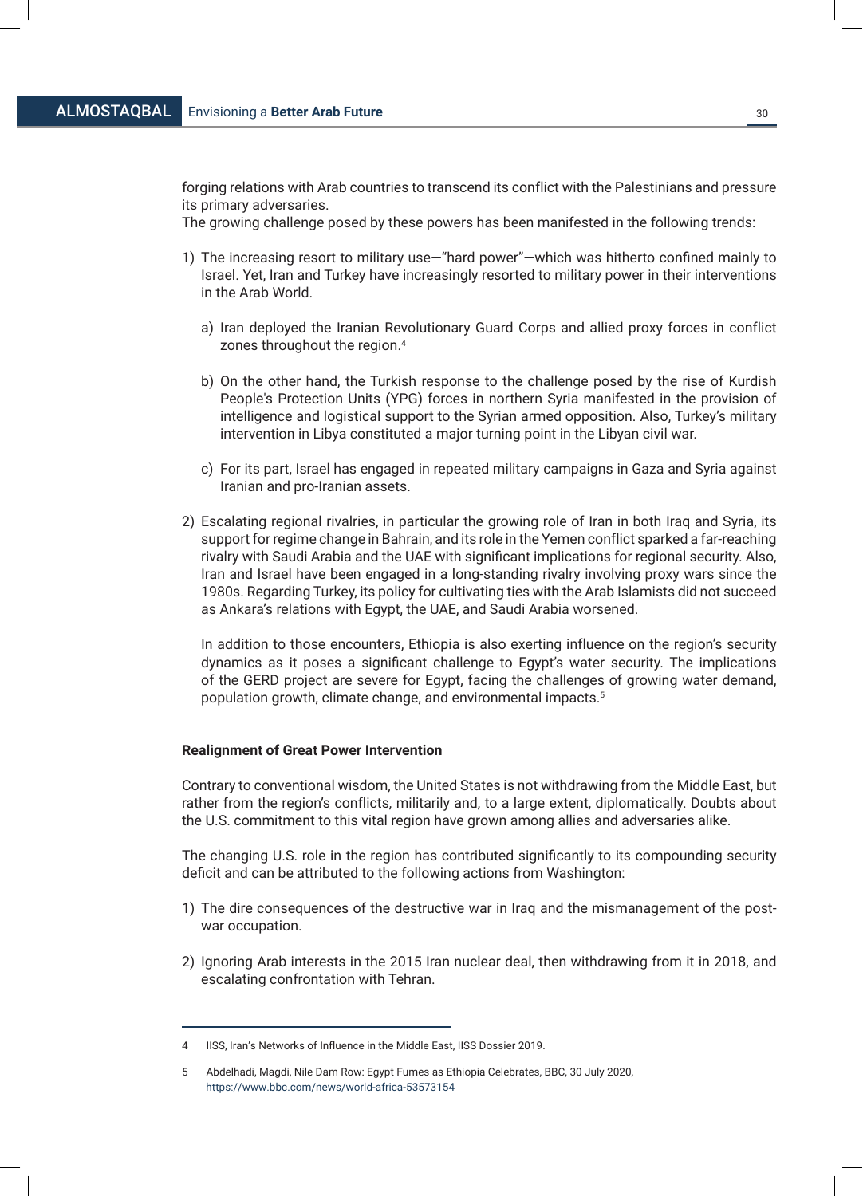forging relations with Arab countries to transcend its conflict with the Palestinians and pressure its primary adversaries.
The growing challenge posed by these powers has been manifested in the following trends:

1) The increasing resort to military use—"hard power"—which was hitherto confined mainly to Israel. Yet, Iran and Turkey have increasingly resorted to military power in their interventions in the Arab World.

   a) Iran deployed the Iranian Revolutionary Guard Corps and allied proxy forces in conflict zones throughout the region.[4]

   b) On the other hand, the Turkish response to the challenge posed by the rise of Kurdish People's Protection Units (YPG) forces in northern Syria manifested in the provision of intelligence and logistical support to the Syrian armed opposition. Also, Turkey's military intervention in Libya constituted a major turning point in the Libyan civil war.

   c) For its part, Israel has engaged in repeated military campaigns in Gaza and Syria against Iranian and pro-Iranian assets.

2) Escalating regional rivalries, in particular the growing role of Iran in both Iraq and Syria, its support for regime change in Bahrain, and its role in the Yemen conflict sparked a far-reaching rivalry with Saudi Arabia and the UAE with significant implications for regional security. Also, Iran and Israel have been engaged in a long-standing rivalry involving proxy wars since the 1980s. Regarding Turkey, its policy for cultivating ties with the Arab Islamists did not succeed as Ankara's relations with Egypt, the UAE, and Saudi Arabia worsened.

   In addition to those encounters, Ethiopia is also exerting influence on the region's security dynamics as it poses a significant challenge to Egypt's water security. The implications of the GERD project are severe for Egypt, facing the challenges of growing water demand, population growth, climate change, and environmental impacts.[5]

**Realignment of Great Power Intervention**

Contrary to conventional wisdom, the United States is not withdrawing from the Middle East, but rather from the region's conflicts, militarily and, to a large extent, diplomatically. Doubts about the U.S. commitment to this vital region have grown among allies and adversaries alike.

The changing U.S. role in the region has contributed significantly to its compounding security deficit and can be attributed to the following actions from Washington:

1) The dire consequences of the destructive war in Iraq and the mismanagement of the post-war occupation.

2) Ignoring Arab interests in the 2015 Iran nuclear deal, then withdrawing from it in 2018, and escalating confrontation with Tehran.

---

4 IISS, Iran's Networks of Influence in the Middle East, IISS Dossier 2019.

5 Abdelhadi, Magdi, Nile Dam Row: Egypt Fumes as Ethiopia Celebrates, BBC, 30 July 2020, https://www.bbc.com/news/world-africa-53573154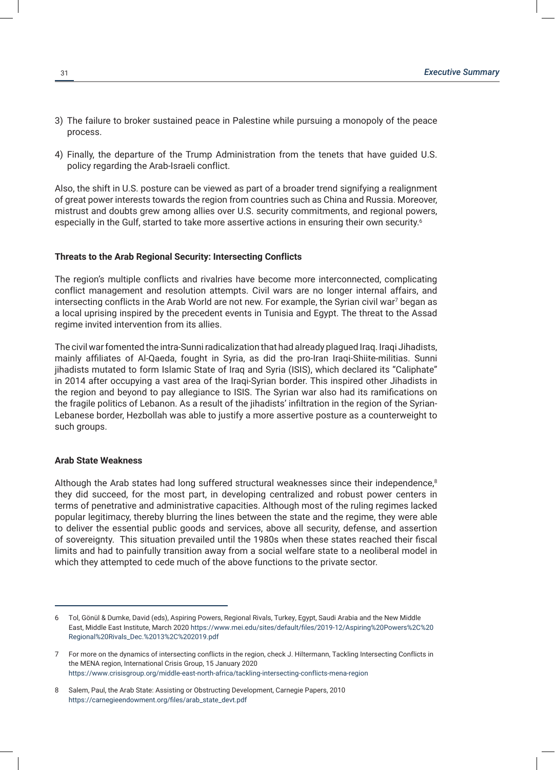3) The failure to broker sustained peace in Palestine while pursuing a monopoly of the peace process.

4) Finally, the departure of the Trump Administration from the tenets that have guided U.S. policy regarding the Arab-Israeli conflict.

Also, the shift in U.S. posture can be viewed as part of a broader trend signifying a realignment of great power interests towards the region from countries such as China and Russia. Moreover, mistrust and doubts grew among allies over U.S. security commitments, and regional powers, especially in the Gulf, started to take more assertive actions in ensuring their own security.[6]

**Threats to the Arab Regional Security: Intersecting Conflicts**

The region's multiple conflicts and rivalries have become more interconnected, complicating conflict management and resolution attempts. Civil wars are no longer internal affairs, and intersecting conflicts in the Arab World are not new. For example, the Syrian civil war[7] began as a local uprising inspired by the precedent events in Tunisia and Egypt. The threat to the Assad regime invited intervention from its allies.

The civil war fomented the intra-Sunni radicalization that had already plagued Iraq. Iraqi Jihadists, mainly affiliates of Al-Qaeda, fought in Syria, as did the pro-Iran Iraqi-Shiite-militias. Sunni jihadists mutated to form Islamic State of Iraq and Syria (ISIS), which declared its "Caliphate" in 2014 after occupying a vast area of the Iraqi-Syrian border. This inspired other Jihadists in the region and beyond to pay allegiance to ISIS. The Syrian war also had its ramifications on the fragile politics of Lebanon. As a result of the jihadists' infiltration in the region of the Syrian-Lebanese border, Hezbollah was able to justify a more assertive posture as a counterweight to such groups.

**Arab State Weakness**

Although the Arab states had long suffered structural weaknesses since their independence,[8] they did succeed, for the most part, in developing centralized and robust power centers in terms of penetrative and administrative capacities. Although most of the ruling regimes lacked popular legitimacy, thereby blurring the lines between the state and the regime, they were able to deliver the essential public goods and services, above all security, defense, and assertion of sovereignty. This situation prevailed until the 1980s when these states reached their fiscal limits and had to painfully transition away from a social welfare state to a neoliberal model in which they attempted to cede much of the above functions to the private sector.

---

6 Tol, Gönül & Dumke, David (eds), Aspiring Powers, Regional Rivals, Turkey, Egypt, Saudi Arabia and the New Middle East, Middle East Institute, March 2020 https://www.mei.edu/sites/default/files/2019-12/Aspiring%20Powers%2C%20Regional%20Rivals_Dec.%2013%2C%202019.pdf

7 For more on the dynamics of intersecting conflicts in the region, check J. Hiltermann, Tackling Intersecting Conflicts in the MENA region, International Crisis Group, 15 January 2020 https://www.crisisgroup.org/middle-east-north-africa/tackling-intersecting-conflicts-mena-region

8 Salem, Paul, the Arab State: Assisting or Obstructing Development, Carnegie Papers, 2010 https://carnegieendowment.org/files/arab_state_devt.pdf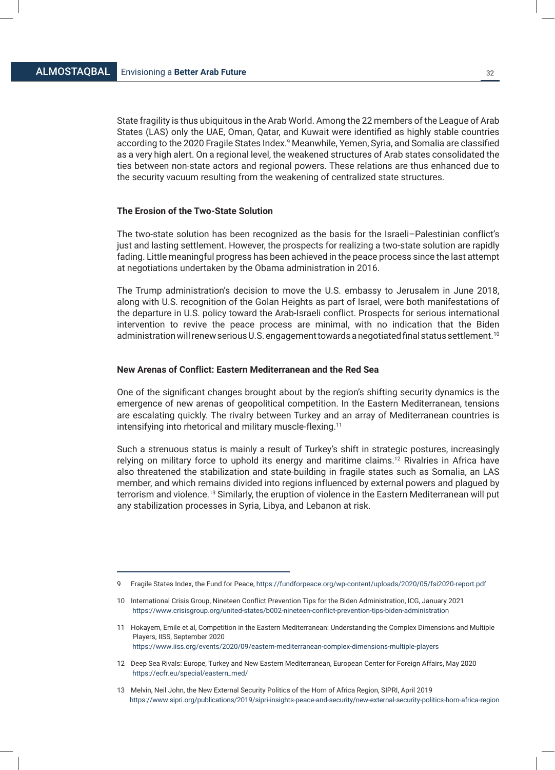State fragility is thus ubiquitous in the Arab World. Among the 22 members of the League of Arab States (LAS) only the UAE, Oman, Qatar, and Kuwait were identified as highly stable countries according to the 2020 Fragile States Index.[9] Meanwhile, Yemen, Syria, and Somalia are classified as a very high alert. On a regional level, the weakened structures of Arab states consolidated the ties between non-state actors and regional powers. These relations are thus enhanced due to the security vacuum resulting from the weakening of centralized state structures.

### The Erosion of the Two-State Solution

The two-state solution has been recognized as the basis for the Israeli–Palestinian conflict's just and lasting settlement. However, the prospects for realizing a two-state solution are rapidly fading. Little meaningful progress has been achieved in the peace process since the last attempt at negotiations undertaken by the Obama administration in 2016.

The Trump administration's decision to move the U.S. embassy to Jerusalem in June 2018, along with U.S. recognition of the Golan Heights as part of Israel, were both manifestations of the departure in U.S. policy toward the Arab-Israeli conflict. Prospects for serious international intervention to revive the peace process are minimal, with no indication that the Biden administration will renew serious U.S. engagement towards a negotiated final status settlement.[10]

### New Arenas of Conflict: Eastern Mediterranean and the Red Sea

One of the significant changes brought about by the region's shifting security dynamics is the emergence of new arenas of geopolitical competition. In the Eastern Mediterranean, tensions are escalating quickly. The rivalry between Turkey and an array of Mediterranean countries is intensifying into rhetorical and military muscle-flexing.[11]

Such a strenuous status is mainly a result of Turkey's shift in strategic postures, increasingly relying on military force to uphold its energy and maritime claims.[12] Rivalries in Africa have also threatened the stabilization and state-building in fragile states such as Somalia, an LAS member, and which remains divided into regions influenced by external powers and plagued by terrorism and violence.[13] Similarly, the eruption of violence in the Eastern Mediterranean will put any stabilization processes in Syria, Libya, and Lebanon at risk.

---

9 Fragile States Index, the Fund for Peace, https://fundforpeace.org/wp-content/uploads/2020/05/fsi2020-report.pdf

10 International Crisis Group, Nineteen Conflict Prevention Tips for the Biden Administration, ICG, January 2021 https://www.crisisgroup.org/united-states/b002-nineteen-conflict-prevention-tips-biden-administration

11 Hokayem, Emile et al, Competition in the Eastern Mediterranean: Understanding the Complex Dimensions and Multiple Players, IISS, September 2020 https://www.iiss.org/events/2020/09/eastern-mediterranean-complex-dimensions-multiple-players

12 Deep Sea Rivals: Europe, Turkey and New Eastern Mediterranean, European Center for Foreign Affairs, May 2020 https://ecfr.eu/special/eastern_med/

13 Melvin, Neil John, the New External Security Politics of the Horn of Africa Region, SIPRI, April 2019 https://www.sipri.org/publications/2019/sipri-insights-peace-and-security/new-external-security-politics-horn-africa-region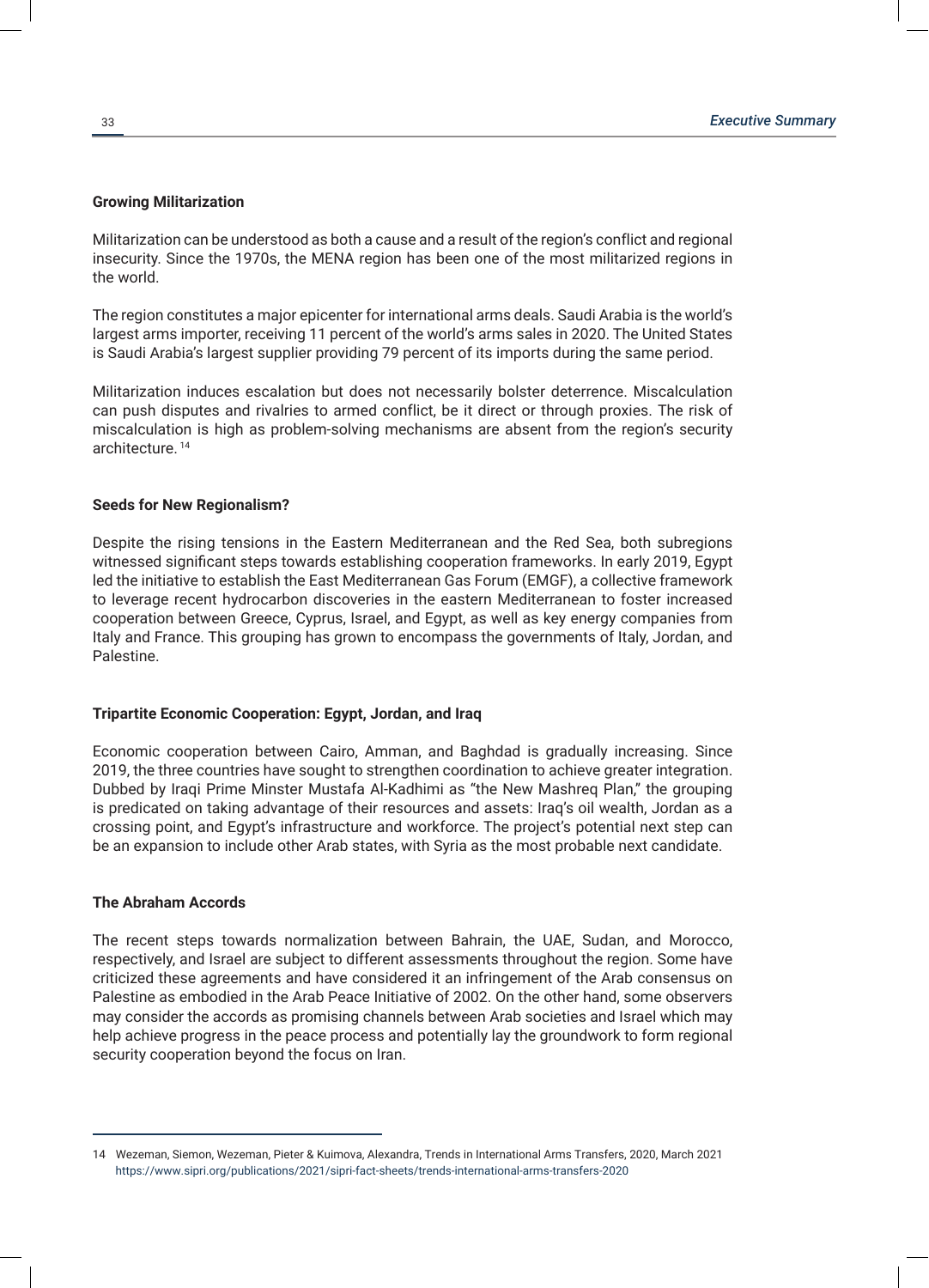#### Growing Militarization

Militarization can be understood as both a cause and a result of the region's conflict and regional insecurity. Since the 1970s, the MENA region has been one of the most militarized regions in the world.

The region constitutes a major epicenter for international arms deals. Saudi Arabia is the world's largest arms importer, receiving 11 percent of the world's arms sales in 2020. The United States is Saudi Arabia's largest supplier providing 79 percent of its imports during the same period.

Militarization induces escalation but does not necessarily bolster deterrence. Miscalculation can push disputes and rivalries to armed conflict, be it direct or through proxies. The risk of miscalculation is high as problem-solving mechanisms are absent from the region's security architecture. [14]

#### Seeds for New Regionalism?

Despite the rising tensions in the Eastern Mediterranean and the Red Sea, both subregions witnessed significant steps towards establishing cooperation frameworks. In early 2019, Egypt led the initiative to establish the East Mediterranean Gas Forum (EMGF), a collective framework to leverage recent hydrocarbon discoveries in the eastern Mediterranean to foster increased cooperation between Greece, Cyprus, Israel, and Egypt, as well as key energy companies from Italy and France. This grouping has grown to encompass the governments of Italy, Jordan, and Palestine.

#### Tripartite Economic Cooperation: Egypt, Jordan, and Iraq

Economic cooperation between Cairo, Amman, and Baghdad is gradually increasing. Since 2019, the three countries have sought to strengthen coordination to achieve greater integration. Dubbed by Iraqi Prime Minster Mustafa Al-Kadhimi as "the New Mashreq Plan," the grouping is predicated on taking advantage of their resources and assets: Iraq's oil wealth, Jordan as a crossing point, and Egypt's infrastructure and workforce. The project's potential next step can be an expansion to include other Arab states, with Syria as the most probable next candidate.

#### The Abraham Accords

The recent steps towards normalization between Bahrain, the UAE, Sudan, and Morocco, respectively, and Israel are subject to different assessments throughout the region. Some have criticized these agreements and have considered it an infringement of the Arab consensus on Palestine as embodied in the Arab Peace Initiative of 2002. On the other hand, some observers may consider the accords as promising channels between Arab societies and Israel which may help achieve progress in the peace process and potentially lay the groundwork to form regional security cooperation beyond the focus on Iran.

---

14 Wezeman, Siemon, Wezeman, Pieter & Kuimova, Alexandra, Trends in International Arms Transfers, 2020, March 2021 https://www.sipri.org/publications/2021/sipri-fact-sheets/trends-international-arms-transfers-2020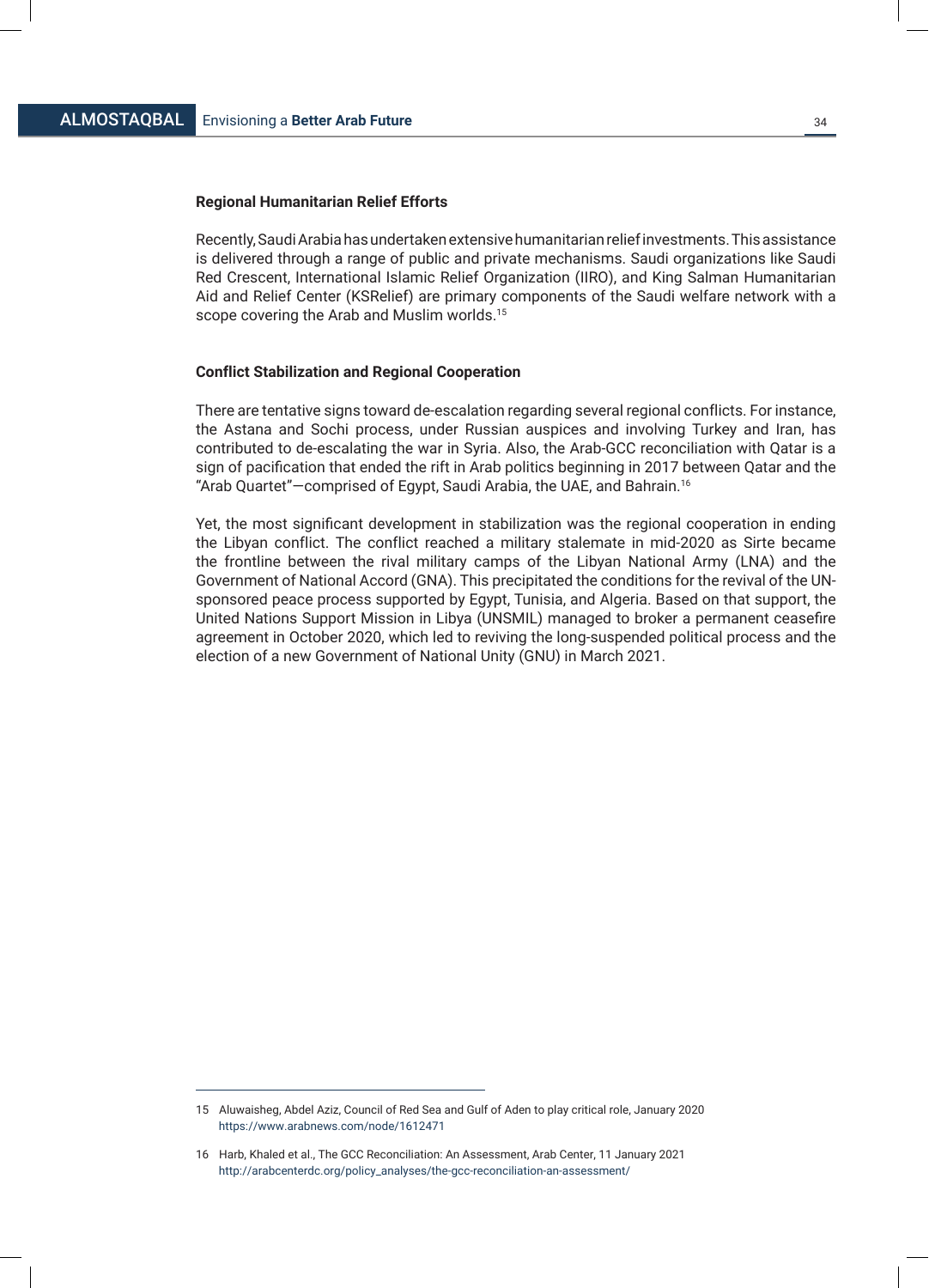### Regional Humanitarian Relief Efforts

Recently, Saudi Arabia has undertaken extensive humanitarian relief investments. This assistance is delivered through a range of public and private mechanisms. Saudi organizations like Saudi Red Crescent, International Islamic Relief Organization (IIRO), and King Salman Humanitarian Aid and Relief Center (KSRelief) are primary components of the Saudi welfare network with a scope covering the Arab and Muslim worlds.[15]

### Conflict Stabilization and Regional Cooperation

There are tentative signs toward de-escalation regarding several regional conflicts. For instance, the Astana and Sochi process, under Russian auspices and involving Turkey and Iran, has contributed to de-escalating the war in Syria. Also, the Arab-GCC reconciliation with Qatar is a sign of pacification that ended the rift in Arab politics beginning in 2017 between Qatar and the "Arab Quartet"—comprised of Egypt, Saudi Arabia, the UAE, and Bahrain.[16]

Yet, the most significant development in stabilization was the regional cooperation in ending the Libyan conflict. The conflict reached a military stalemate in mid-2020 as Sirte became the frontline between the rival military camps of the Libyan National Army (LNA) and the Government of National Accord (GNA). This precipitated the conditions for the revival of the UN-sponsored peace process supported by Egypt, Tunisia, and Algeria. Based on that support, the United Nations Support Mission in Libya (UNSMIL) managed to broker a permanent ceasefire agreement in October 2020, which led to reviving the long-suspended political process and the election of a new Government of National Unity (GNU) in March 2021.

---

15 Aluwaisheg, Abdel Aziz, Council of Red Sea and Gulf of Aden to play critical role, January 2020 https://www.arabnews.com/node/1612471

16 Harb, Khaled et al., The GCC Reconciliation: An Assessment, Arab Center, 11 January 2021 http://arabcenterdc.org/policy_analyses/the-gcc-reconciliation-an-assessment/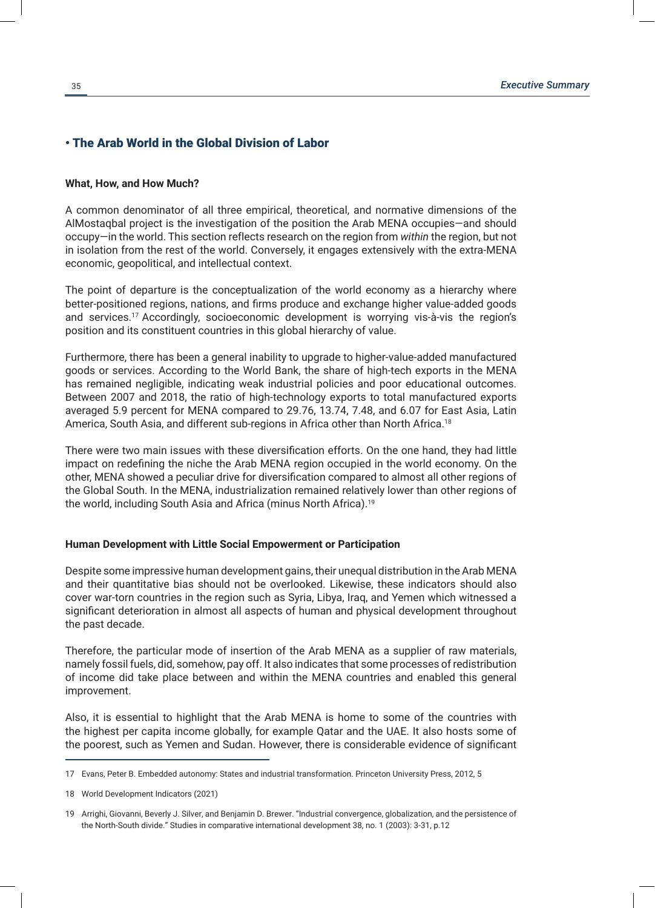## • The Arab World in the Global Division of Labor

### What, How, and How Much?

A common denominator of all three empirical, theoretical, and normative dimensions of the AlMostaqbal project is the investigation of the position the Arab MENA occupies—and should occupy—in the world. This section reflects research on the region from *within* the region, but not in isolation from the rest of the world. Conversely, it engages extensively with the extra-MENA economic, geopolitical, and intellectual context.

The point of departure is the conceptualization of the world economy as a hierarchy where better-positioned regions, nations, and firms produce and exchange higher value-added goods and services.[17] Accordingly, socioeconomic development is worrying vis-à-vis the region's position and its constituent countries in this global hierarchy of value.

Furthermore, there has been a general inability to upgrade to higher-value-added manufactured goods or services. According to the World Bank, the share of high-tech exports in the MENA has remained negligible, indicating weak industrial policies and poor educational outcomes. Between 2007 and 2018, the ratio of high-technology exports to total manufactured exports averaged 5.9 percent for MENA compared to 29.76, 13.74, 7.48, and 6.07 for East Asia, Latin America, South Asia, and different sub-regions in Africa other than North Africa.[18]

There were two main issues with these diversification efforts. On the one hand, they had little impact on redefining the niche the Arab MENA region occupied in the world economy. On the other, MENA showed a peculiar drive for diversification compared to almost all other regions of the Global South. In the MENA, industrialization remained relatively lower than other regions of the world, including South Asia and Africa (minus North Africa).[19]

### Human Development with Little Social Empowerment or Participation

Despite some impressive human development gains, their unequal distribution in the Arab MENA and their quantitative bias should not be overlooked. Likewise, these indicators should also cover war-torn countries in the region such as Syria, Libya, Iraq, and Yemen which witnessed a significant deterioration in almost all aspects of human and physical development throughout the past decade.

Therefore, the particular mode of insertion of the Arab MENA as a supplier of raw materials, namely fossil fuels, did, somehow, pay off. It also indicates that some processes of redistribution of income did take place between and within the MENA countries and enabled this general improvement.

Also, it is essential to highlight that the Arab MENA is home to some of the countries with the highest per capita income globally, for example Qatar and the UAE. It also hosts some of the poorest, such as Yemen and Sudan. However, there is considerable evidence of significant

---

17 Evans, Peter B. Embedded autonomy: States and industrial transformation. Princeton University Press, 2012, 5

18 World Development Indicators (2021)

19 Arrighi, Giovanni, Beverly J. Silver, and Benjamin D. Brewer. "Industrial convergence, globalization, and the persistence of the North-South divide." Studies in comparative international development 38, no. 1 (2003): 3-31, p.12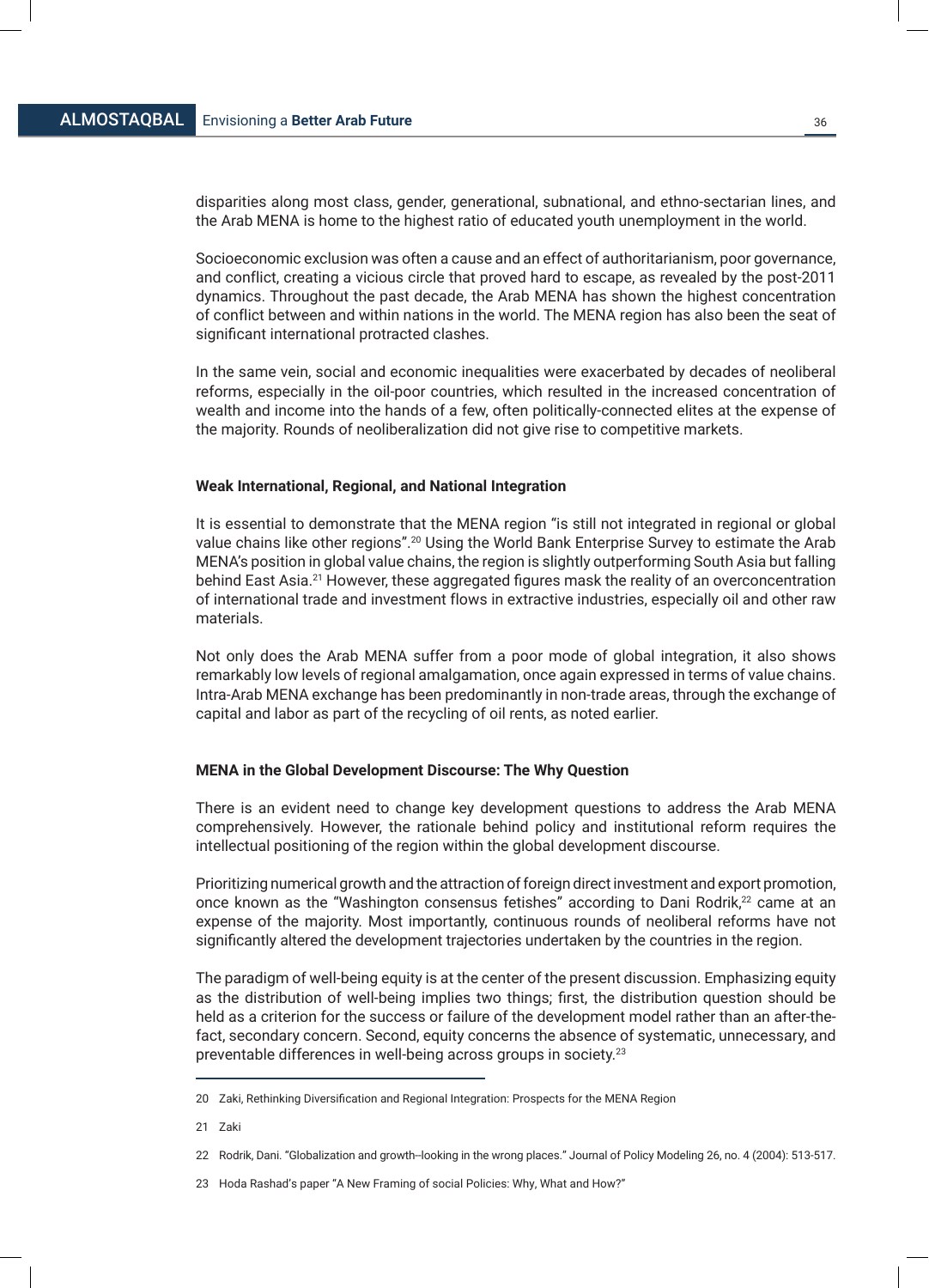disparities along most class, gender, generational, subnational, and ethno-sectarian lines, and the Arab MENA is home to the highest ratio of educated youth unemployment in the world.

Socioeconomic exclusion was often a cause and an effect of authoritarianism, poor governance, and conflict, creating a vicious circle that proved hard to escape, as revealed by the post-2011 dynamics. Throughout the past decade, the Arab MENA has shown the highest concentration of conflict between and within nations in the world. The MENA region has also been the seat of significant international protracted clashes.

In the same vein, social and economic inequalities were exacerbated by decades of neoliberal reforms, especially in the oil-poor countries, which resulted in the increased concentration of wealth and income into the hands of a few, often politically-connected elites at the expense of the majority. Rounds of neoliberalization did not give rise to competitive markets.

#### Weak International, Regional, and National Integration

It is essential to demonstrate that the MENA region "is still not integrated in regional or global value chains like other regions".[20] Using the World Bank Enterprise Survey to estimate the Arab MENA's position in global value chains, the region is slightly outperforming South Asia but falling behind East Asia.[21] However, these aggregated figures mask the reality of an overconcentration of international trade and investment flows in extractive industries, especially oil and other raw materials.

Not only does the Arab MENA suffer from a poor mode of global integration, it also shows remarkably low levels of regional amalgamation, once again expressed in terms of value chains. Intra-Arab MENA exchange has been predominantly in non-trade areas, through the exchange of capital and labor as part of the recycling of oil rents, as noted earlier.

#### MENA in the Global Development Discourse: The Why Question

There is an evident need to change key development questions to address the Arab MENA comprehensively. However, the rationale behind policy and institutional reform requires the intellectual positioning of the region within the global development discourse.

Prioritizing numerical growth and the attraction of foreign direct investment and export promotion, once known as the "Washington consensus fetishes" according to Dani Rodrik,[22] came at an expense of the majority. Most importantly, continuous rounds of neoliberal reforms have not significantly altered the development trajectories undertaken by the countries in the region.

The paradigm of well-being equity is at the center of the present discussion. Emphasizing equity as the distribution of well-being implies two things; first, the distribution question should be held as a criterion for the success or failure of the development model rather than an after-the-fact, secondary concern. Second, equity concerns the absence of systematic, unnecessary, and preventable differences in well-being across groups in society.[23]

---

20 Zaki, Rethinking Diversification and Regional Integration: Prospects for the MENA Region

21 Zaki

22 Rodrik, Dani. "Globalization and growth--looking in the wrong places." Journal of Policy Modeling 26, no. 4 (2004): 513-517.

23 Hoda Rashad's paper "A New Framing of social Policies: Why, What and How?"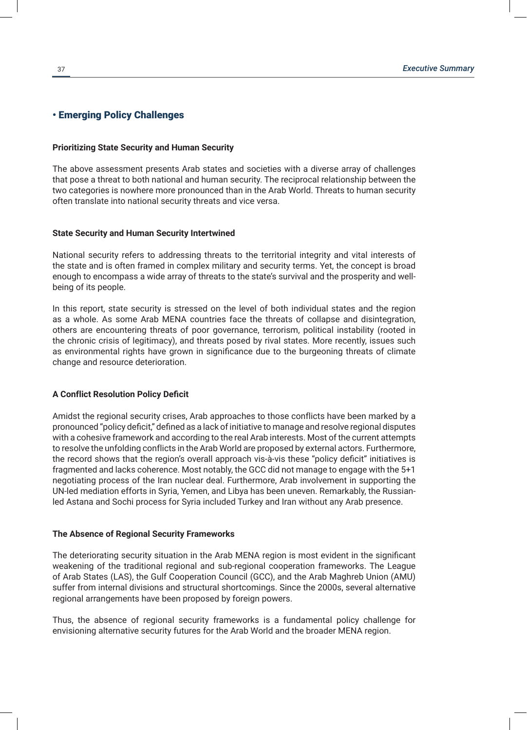## • Emerging Policy Challenges

### Prioritizing State Security and Human Security

The above assessment presents Arab states and societies with a diverse array of challenges that pose a threat to both national and human security. The reciprocal relationship between the two categories is nowhere more pronounced than in the Arab World. Threats to human security often translate into national security threats and vice versa.

### State Security and Human Security Intertwined

National security refers to addressing threats to the territorial integrity and vital interests of the state and is often framed in complex military and security terms. Yet, the concept is broad enough to encompass a wide array of threats to the state's survival and the prosperity and well-being of its people.

In this report, state security is stressed on the level of both individual states and the region as a whole. As some Arab MENA countries face the threats of collapse and disintegration, others are encountering threats of poor governance, terrorism, political instability (rooted in the chronic crisis of legitimacy), and threats posed by rival states. More recently, issues such as environmental rights have grown in significance due to the burgeoning threats of climate change and resource deterioration.

### A Conflict Resolution Policy Deficit

Amidst the regional security crises, Arab approaches to those conflicts have been marked by a pronounced "policy deficit," defined as a lack of initiative to manage and resolve regional disputes with a cohesive framework and according to the real Arab interests. Most of the current attempts to resolve the unfolding conflicts in the Arab World are proposed by external actors. Furthermore, the record shows that the region's overall approach vis-à-vis these "policy deficit" initiatives is fragmented and lacks coherence. Most notably, the GCC did not manage to engage with the 5+1 negotiating process of the Iran nuclear deal. Furthermore, Arab involvement in supporting the UN-led mediation efforts in Syria, Yemen, and Libya has been uneven. Remarkably, the Russian-led Astana and Sochi process for Syria included Turkey and Iran without any Arab presence.

### The Absence of Regional Security Frameworks

The deteriorating security situation in the Arab MENA region is most evident in the significant weakening of the traditional regional and sub-regional cooperation frameworks. The League of Arab States (LAS), the Gulf Cooperation Council (GCC), and the Arab Maghreb Union (AMU) suffer from internal divisions and structural shortcomings. Since the 2000s, several alternative regional arrangements have been proposed by foreign powers.

Thus, the absence of regional security frameworks is a fundamental policy challenge for envisioning alternative security futures for the Arab World and the broader MENA region.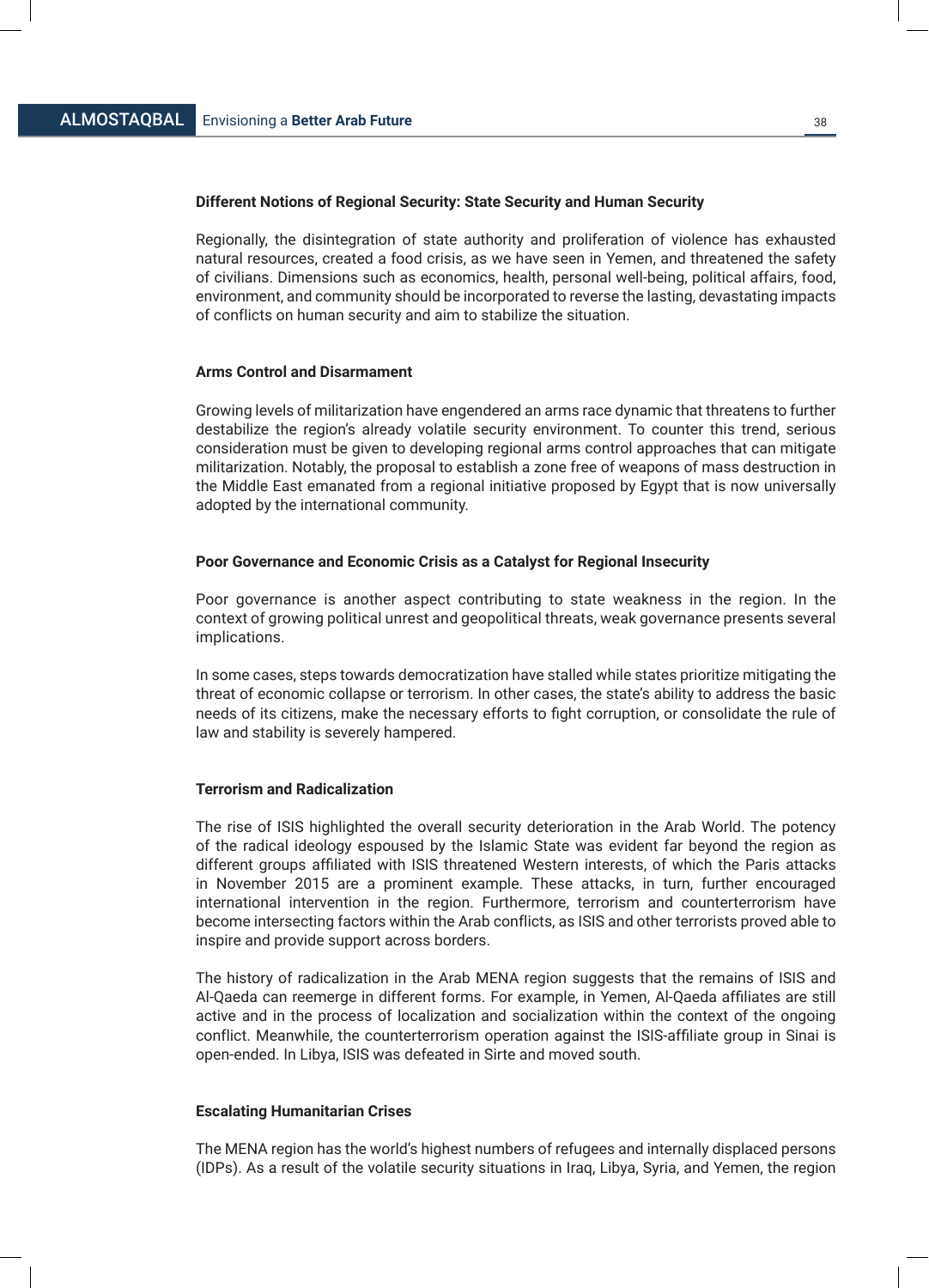### Different Notions of Regional Security: State Security and Human Security

Regionally, the disintegration of state authority and proliferation of violence has exhausted natural resources, created a food crisis, as we have seen in Yemen, and threatened the safety of civilians. Dimensions such as economics, health, personal well-being, political affairs, food, environment, and community should be incorporated to reverse the lasting, devastating impacts of conflicts on human security and aim to stabilize the situation.

### Arms Control and Disarmament

Growing levels of militarization have engendered an arms race dynamic that threatens to further destabilize the region's already volatile security environment. To counter this trend, serious consideration must be given to developing regional arms control approaches that can mitigate militarization. Notably, the proposal to establish a zone free of weapons of mass destruction in the Middle East emanated from a regional initiative proposed by Egypt that is now universally adopted by the international community.

### Poor Governance and Economic Crisis as a Catalyst for Regional Insecurity

Poor governance is another aspect contributing to state weakness in the region. In the context of growing political unrest and geopolitical threats, weak governance presents several implications.

In some cases, steps towards democratization have stalled while states prioritize mitigating the threat of economic collapse or terrorism. In other cases, the state's ability to address the basic needs of its citizens, make the necessary efforts to fight corruption, or consolidate the rule of law and stability is severely hampered.

### Terrorism and Radicalization

The rise of ISIS highlighted the overall security deterioration in the Arab World. The potency of the radical ideology espoused by the Islamic State was evident far beyond the region as different groups affiliated with ISIS threatened Western interests, of which the Paris attacks in November 2015 are a prominent example. These attacks, in turn, further encouraged international intervention in the region. Furthermore, terrorism and counterterrorism have become intersecting factors within the Arab conflicts, as ISIS and other terrorists proved able to inspire and provide support across borders.

The history of radicalization in the Arab MENA region suggests that the remains of ISIS and Al-Qaeda can reemerge in different forms. For example, in Yemen, Al-Qaeda affiliates are still active and in the process of localization and socialization within the context of the ongoing conflict. Meanwhile, the counterterrorism operation against the ISIS-affiliate group in Sinai is open-ended. In Libya, ISIS was defeated in Sirte and moved south.

### Escalating Humanitarian Crises

The MENA region has the world's highest numbers of refugees and internally displaced persons (IDPs). As a result of the volatile security situations in Iraq, Libya, Syria, and Yemen, the region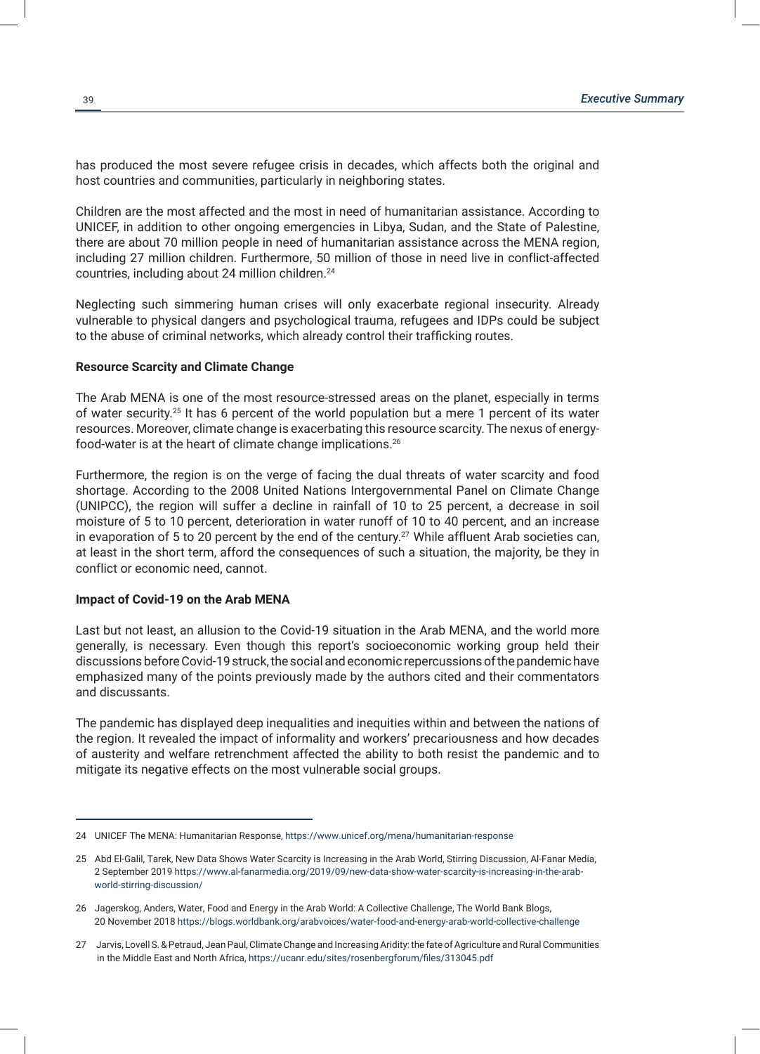has produced the most severe refugee crisis in decades, which affects both the original and host countries and communities, particularly in neighboring states.

Children are the most affected and the most in need of humanitarian assistance. According to UNICEF, in addition to other ongoing emergencies in Libya, Sudan, and the State of Palestine, there are about 70 million people in need of humanitarian assistance across the MENA region, including 27 million children. Furthermore, 50 million of those in need live in conflict-affected countries, including about 24 million children.[24]

Neglecting such simmering human crises will only exacerbate regional insecurity. Already vulnerable to physical dangers and psychological trauma, refugees and IDPs could be subject to the abuse of criminal networks, which already control their trafficking routes.

**Resource Scarcity and Climate Change**

The Arab MENA is one of the most resource-stressed areas on the planet, especially in terms of water security.[25] It has 6 percent of the world population but a mere 1 percent of its water resources. Moreover, climate change is exacerbating this resource scarcity. The nexus of energy-food-water is at the heart of climate change implications.[26]

Furthermore, the region is on the verge of facing the dual threats of water scarcity and food shortage. According to the 2008 United Nations Intergovernmental Panel on Climate Change (UNIPCC), the region will suffer a decline in rainfall of 10 to 25 percent, a decrease in soil moisture of 5 to 10 percent, deterioration in water runoff of 10 to 40 percent, and an increase in evaporation of 5 to 20 percent by the end of the century.[27] While affluent Arab societies can, at least in the short term, afford the consequences of such a situation, the majority, be they in conflict or economic need, cannot.

**Impact of Covid-19 on the Arab MENA**

Last but not least, an allusion to the Covid-19 situation in the Arab MENA, and the world more generally, is necessary. Even though this report's socioeconomic working group held their discussions before Covid-19 struck, the social and economic repercussions of the pandemic have emphasized many of the points previously made by the authors cited and their commentators and discussants.

The pandemic has displayed deep inequalities and inequities within and between the nations of the region. It revealed the impact of informality and workers' precariousness and how decades of austerity and welfare retrenchment affected the ability to both resist the pandemic and to mitigate its negative effects on the most vulnerable social groups.

---

24 UNICEF The MENA: Humanitarian Response, https://www.unicef.org/mena/humanitarian-response

25 Abd El-Galil, Tarek, New Data Shows Water Scarcity is Increasing in the Arab World, Stirring Discussion, Al-Fanar Media, 2 September 2019 https://www.al-fanarmedia.org/2019/09/new-data-show-water-scarcity-is-increasing-in-the-arab-world-stirring-discussion/

26 Jagerskog, Anders, Water, Food and Energy in the Arab World: A Collective Challenge, The World Bank Blogs, 20 November 2018 https://blogs.worldbank.org/arabvoices/water-food-and-energy-arab-world-collective-challenge

27 Jarvis, Lovell S. & Petraud, Jean Paul, Climate Change and Increasing Aridity: the fate of Agriculture and Rural Communities in the Middle East and North Africa, https://ucanr.edu/sites/rosenbergforum/files/313045.pdf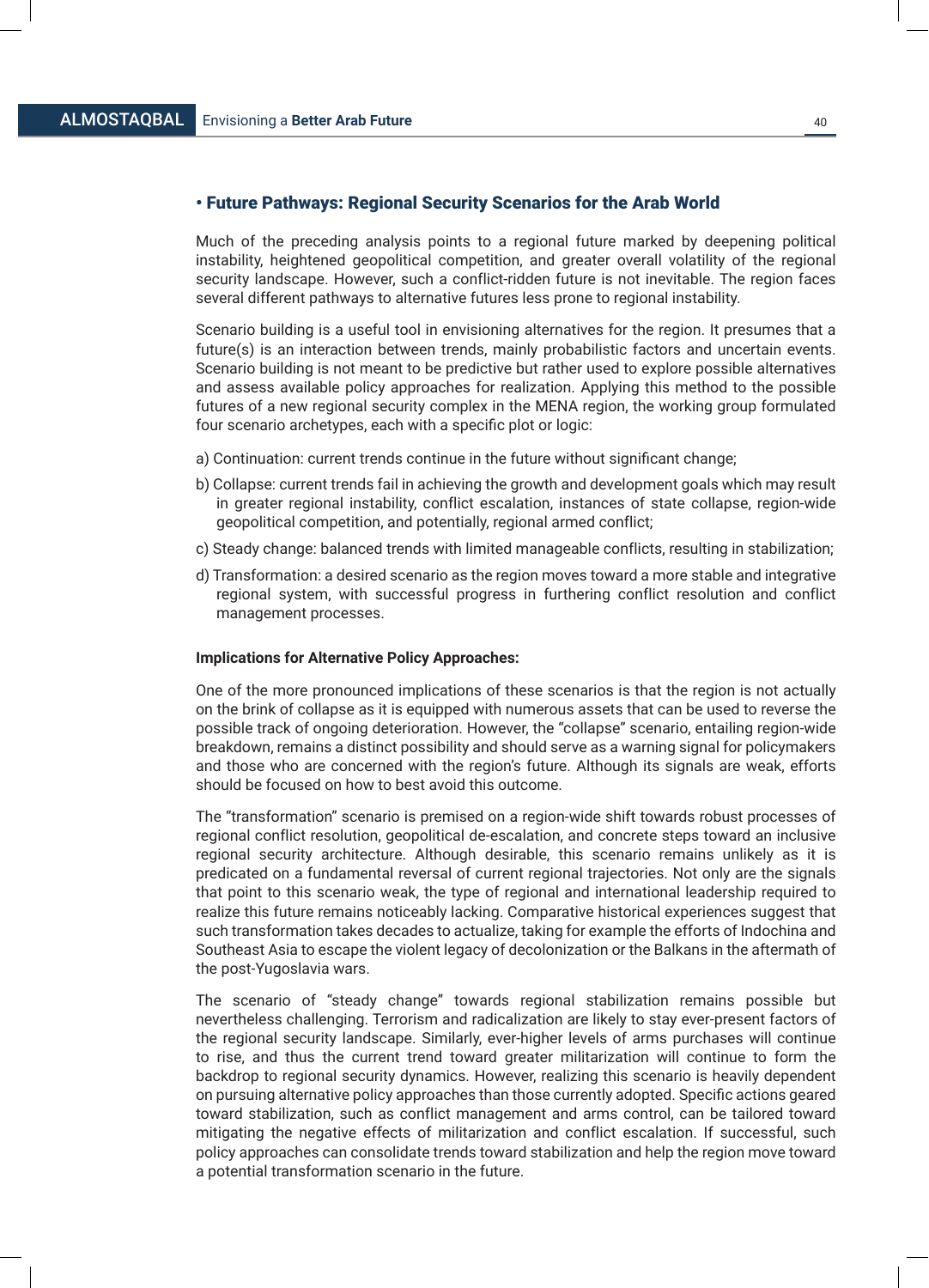## • Future Pathways: Regional Security Scenarios for the Arab World

Much of the preceding analysis points to a regional future marked by deepening political instability, heightened geopolitical competition, and greater overall volatility of the regional security landscape. However, such a conflict-ridden future is not inevitable. The region faces several different pathways to alternative futures less prone to regional instability.

Scenario building is a useful tool in envisioning alternatives for the region. It presumes that a future(s) is an interaction between trends, mainly probabilistic factors and uncertain events. Scenario building is not meant to be predictive but rather used to explore possible alternatives and assess available policy approaches for realization. Applying this method to the possible futures of a new regional security complex in the MENA region, the working group formulated four scenario archetypes, each with a specific plot or logic:

a) Continuation: current trends continue in the future without significant change;

b) Collapse: current trends fail in achieving the growth and development goals which may result in greater regional instability, conflict escalation, instances of state collapse, region-wide geopolitical competition, and potentially, regional armed conflict;

c) Steady change: balanced trends with limited manageable conflicts, resulting in stabilization;

d) Transformation: a desired scenario as the region moves toward a more stable and integrative regional system, with successful progress in furthering conflict resolution and conflict management processes.

**Implications for Alternative Policy Approaches:**

One of the more pronounced implications of these scenarios is that the region is not actually on the brink of collapse as it is equipped with numerous assets that can be used to reverse the possible track of ongoing deterioration. However, the "collapse" scenario, entailing region-wide breakdown, remains a distinct possibility and should serve as a warning signal for policymakers and those who are concerned with the region's future. Although its signals are weak, efforts should be focused on how to best avoid this outcome.

The "transformation" scenario is premised on a region-wide shift towards robust processes of regional conflict resolution, geopolitical de-escalation, and concrete steps toward an inclusive regional security architecture. Although desirable, this scenario remains unlikely as it is predicated on a fundamental reversal of current regional trajectories. Not only are the signals that point to this scenario weak, the type of regional and international leadership required to realize this future remains noticeably lacking. Comparative historical experiences suggest that such transformation takes decades to actualize, taking for example the efforts of Indochina and Southeast Asia to escape the violent legacy of decolonization or the Balkans in the aftermath of the post-Yugoslavia wars.

The scenario of "steady change" towards regional stabilization remains possible but nevertheless challenging. Terrorism and radicalization are likely to stay ever-present factors of the regional security landscape. Similarly, ever-higher levels of arms purchases will continue to rise, and thus the current trend toward greater militarization will continue to form the backdrop to regional security dynamics. However, realizing this scenario is heavily dependent on pursuing alternative policy approaches than those currently adopted. Specific actions geared toward stabilization, such as conflict management and arms control, can be tailored toward mitigating the negative effects of militarization and conflict escalation. If successful, such policy approaches can consolidate trends toward stabilization and help the region move toward a potential transformation scenario in the future.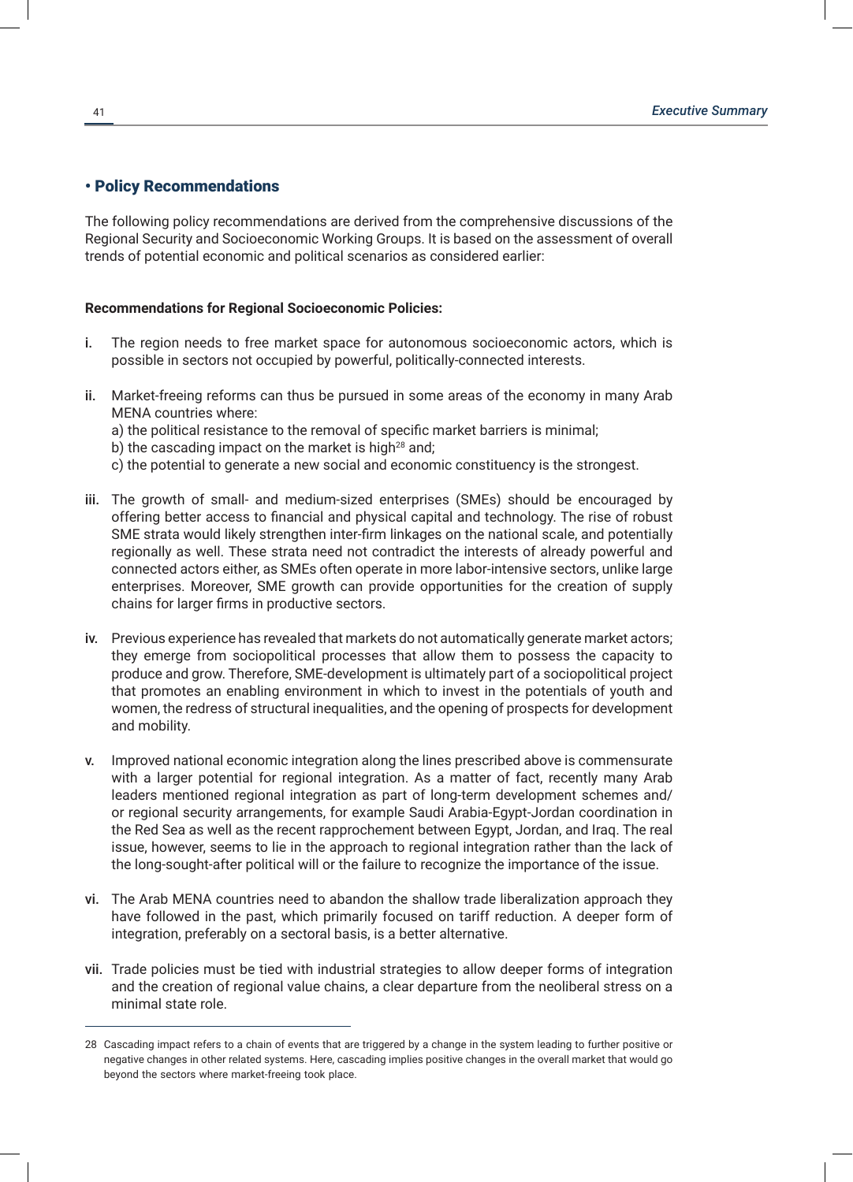## • Policy Recommendations

The following policy recommendations are derived from the comprehensive discussions of the Regional Security and Socioeconomic Working Groups. It is based on the assessment of overall trends of potential economic and political scenarios as considered earlier:

**Recommendations for Regional Socioeconomic Policies:**

i. The region needs to free market space for autonomous socioeconomic actors, which is possible in sectors not occupied by powerful, politically-connected interests.

ii. Market-freeing reforms can thus be pursued in some areas of the economy in many Arab MENA countries where:
   a) the political resistance to the removal of specific market barriers is minimal;
   b) the cascading impact on the market is high[28] and;
   c) the potential to generate a new social and economic constituency is the strongest.

iii. The growth of small- and medium-sized enterprises (SMEs) should be encouraged by offering better access to financial and physical capital and technology. The rise of robust SME strata would likely strengthen inter-firm linkages on the national scale, and potentially regionally as well. These strata need not contradict the interests of already powerful and connected actors either, as SMEs often operate in more labor-intensive sectors, unlike large enterprises. Moreover, SME growth can provide opportunities for the creation of supply chains for larger firms in productive sectors.

iv. Previous experience has revealed that markets do not automatically generate market actors; they emerge from sociopolitical processes that allow them to possess the capacity to produce and grow. Therefore, SME-development is ultimately part of a sociopolitical project that promotes an enabling environment in which to invest in the potentials of youth and women, the redress of structural inequalities, and the opening of prospects for development and mobility.

v. Improved national economic integration along the lines prescribed above is commensurate with a larger potential for regional integration. As a matter of fact, recently many Arab leaders mentioned regional integration as part of long-term development schemes and/or regional security arrangements, for example Saudi Arabia-Egypt-Jordan coordination in the Red Sea as well as the recent rapprochement between Egypt, Jordan, and Iraq. The real issue, however, seems to lie in the approach to regional integration rather than the lack of the long-sought-after political will or the failure to recognize the importance of the issue.

vi. The Arab MENA countries need to abandon the shallow trade liberalization approach they have followed in the past, which primarily focused on tariff reduction. A deeper form of integration, preferably on a sectoral basis, is a better alternative.

vii. Trade policies must be tied with industrial strategies to allow deeper forms of integration and the creation of regional value chains, a clear departure from the neoliberal stress on a minimal state role.

---

28 Cascading impact refers to a chain of events that are triggered by a change in the system leading to further positive or negative changes in other related systems. Here, cascading implies positive changes in the overall market that would go beyond the sectors where market-freeing took place.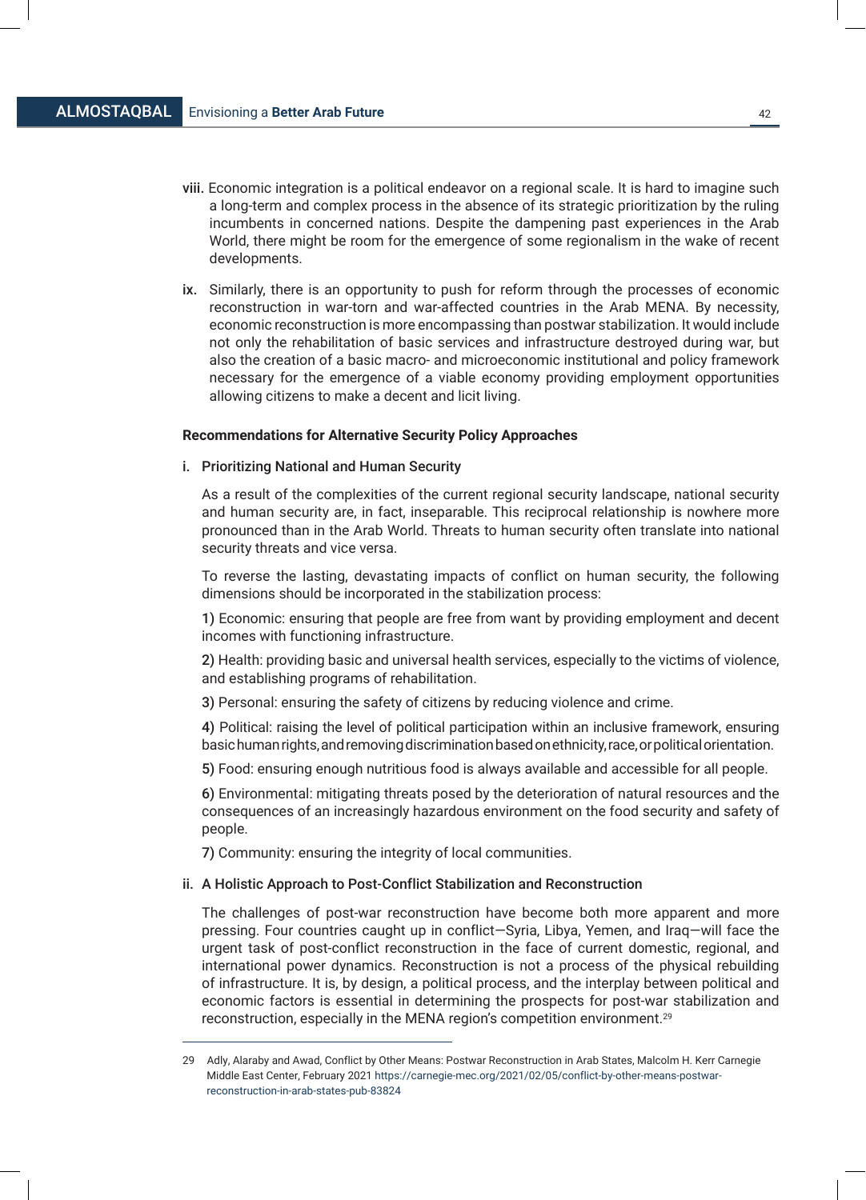viii. Economic integration is a political endeavor on a regional scale. It is hard to imagine such a long-term and complex process in the absence of its strategic prioritization by the ruling incumbents in concerned nations. Despite the dampening past experiences in the Arab World, there might be room for the emergence of some regionalism in the wake of recent developments.

ix. Similarly, there is an opportunity to push for reform through the processes of economic reconstruction in war-torn and war-affected countries in the Arab MENA. By necessity, economic reconstruction is more encompassing than postwar stabilization. It would include not only the rehabilitation of basic services and infrastructure destroyed during war, but also the creation of a basic macro- and microeconomic institutional and policy framework necessary for the emergence of a viable economy providing employment opportunities allowing citizens to make a decent and licit living.

### Recommendations for Alternative Security Policy Approaches

#### i. Prioritizing National and Human Security

As a result of the complexities of the current regional security landscape, national security and human security are, in fact, inseparable. This reciprocal relationship is nowhere more pronounced than in the Arab World. Threats to human security often translate into national security threats and vice versa.

To reverse the lasting, devastating impacts of conflict on human security, the following dimensions should be incorporated in the stabilization process:

1) Economic: ensuring that people are free from want by providing employment and decent incomes with functioning infrastructure.

2) Health: providing basic and universal health services, especially to the victims of violence, and establishing programs of rehabilitation.

3) Personal: ensuring the safety of citizens by reducing violence and crime.

4) Political: raising the level of political participation within an inclusive framework, ensuring basic human rights, and removing discrimination based on ethnicity, race, or political orientation.

5) Food: ensuring enough nutritious food is always available and accessible for all people.

6) Environmental: mitigating threats posed by the deterioration of natural resources and the consequences of an increasingly hazardous environment on the food security and safety of people.

7) Community: ensuring the integrity of local communities.

#### ii. A Holistic Approach to Post-Conflict Stabilization and Reconstruction

The challenges of post-war reconstruction have become both more apparent and more pressing. Four countries caught up in conflict—Syria, Libya, Yemen, and Iraq—will face the urgent task of post-conflict reconstruction in the face of current domestic, regional, and international power dynamics. Reconstruction is not a process of the physical rebuilding of infrastructure. It is, by design, a political process, and the interplay between political and economic factors is essential in determining the prospects for post-war stabilization and reconstruction, especially in the MENA region's competition environment.[29]

---

29 Adly, Alaraby and Awad, Conflict by Other Means: Postwar Reconstruction in Arab States, Malcolm H. Kerr Carnegie Middle East Center, February 2021 https://carnegie-mec.org/2021/02/05/conflict-by-other-means-postwar-reconstruction-in-arab-states-pub-83824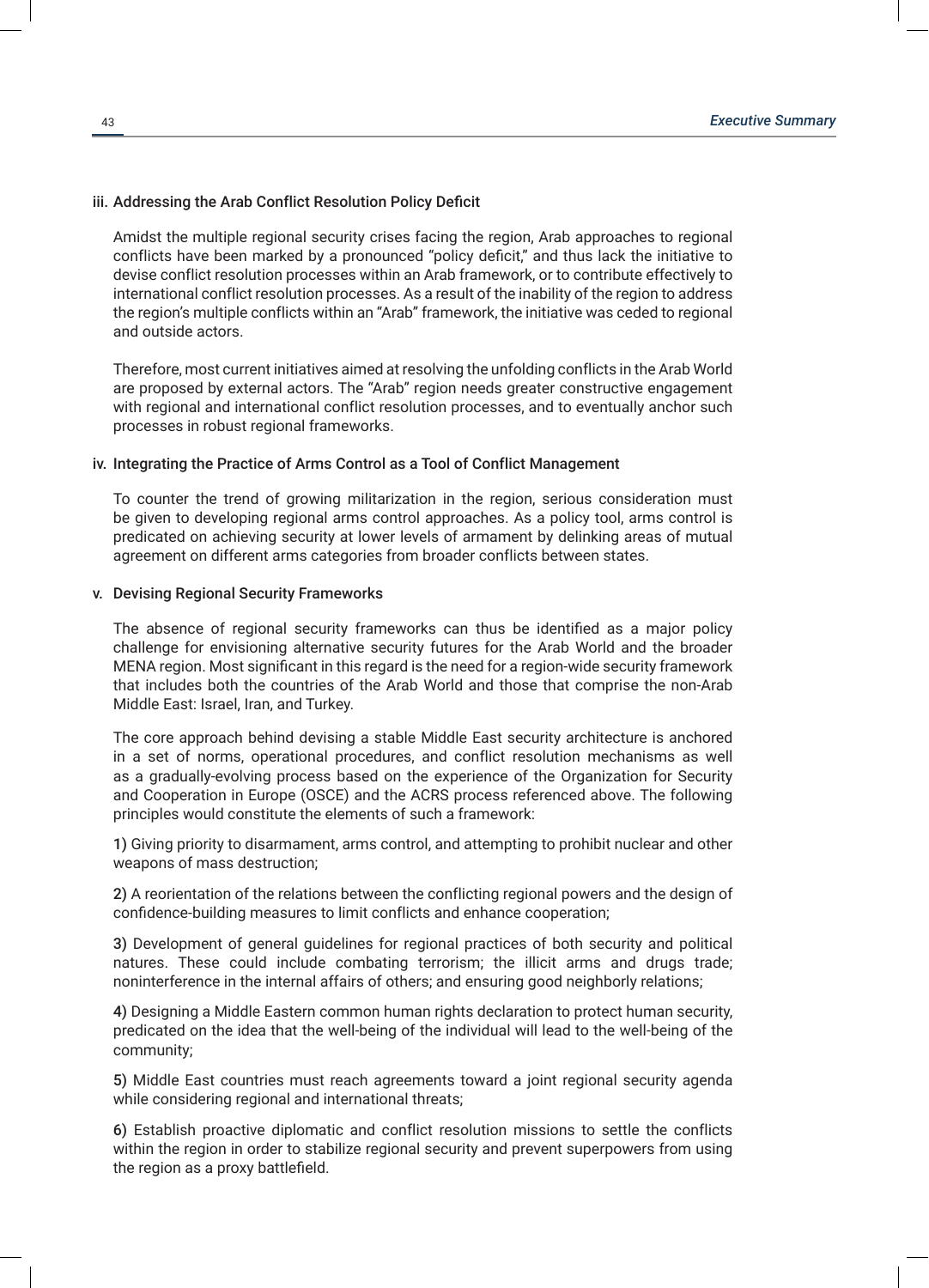### iii. Addressing the Arab Conflict Resolution Policy Deficit

Amidst the multiple regional security crises facing the region, Arab approaches to regional conflicts have been marked by a pronounced "policy deficit," and thus lack the initiative to devise conflict resolution processes within an Arab framework, or to contribute effectively to international conflict resolution processes. As a result of the inability of the region to address the region's multiple conflicts within an "Arab" framework, the initiative was ceded to regional and outside actors.

Therefore, most current initiatives aimed at resolving the unfolding conflicts in the Arab World are proposed by external actors. The "Arab" region needs greater constructive engagement with regional and international conflict resolution processes, and to eventually anchor such processes in robust regional frameworks.

### iv. Integrating the Practice of Arms Control as a Tool of Conflict Management

To counter the trend of growing militarization in the region, serious consideration must be given to developing regional arms control approaches. As a policy tool, arms control is predicated on achieving security at lower levels of armament by delinking areas of mutual agreement on different arms categories from broader conflicts between states.

### v. Devising Regional Security Frameworks

The absence of regional security frameworks can thus be identified as a major policy challenge for envisioning alternative security futures for the Arab World and the broader MENA region. Most significant in this regard is the need for a region-wide security framework that includes both the countries of the Arab World and those that comprise the non-Arab Middle East: Israel, Iran, and Turkey.

The core approach behind devising a stable Middle East security architecture is anchored in a set of norms, operational procedures, and conflict resolution mechanisms as well as a gradually-evolving process based on the experience of the Organization for Security and Cooperation in Europe (OSCE) and the ACRS process referenced above. The following principles would constitute the elements of such a framework:

1) Giving priority to disarmament, arms control, and attempting to prohibit nuclear and other weapons of mass destruction;

2) A reorientation of the relations between the conflicting regional powers and the design of confidence-building measures to limit conflicts and enhance cooperation;

3) Development of general guidelines for regional practices of both security and political natures. These could include combating terrorism; the illicit arms and drugs trade; noninterference in the internal affairs of others; and ensuring good neighborly relations;

4) Designing a Middle Eastern common human rights declaration to protect human security, predicated on the idea that the well-being of the individual will lead to the well-being of the community;

5) Middle East countries must reach agreements toward a joint regional security agenda while considering regional and international threats;

6) Establish proactive diplomatic and conflict resolution missions to settle the conflicts within the region in order to stabilize regional security and prevent superpowers from using the region as a proxy battlefield.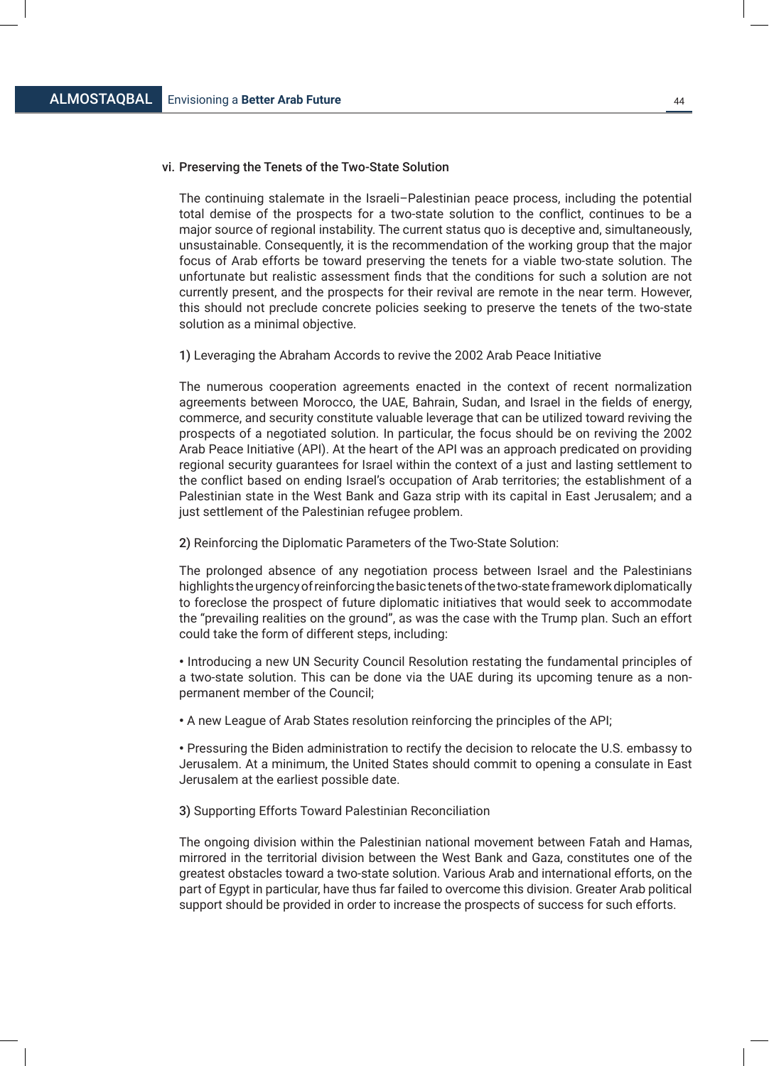### vi. Preserving the Tenets of the Two-State Solution

The continuing stalemate in the Israeli–Palestinian peace process, including the potential total demise of the prospects for a two-state solution to the conflict, continues to be a major source of regional instability. The current status quo is deceptive and, simultaneously, unsustainable. Consequently, it is the recommendation of the working group that the major focus of Arab efforts be toward preserving the tenets for a viable two-state solution. The unfortunate but realistic assessment finds that the conditions for such a solution are not currently present, and the prospects for their revival are remote in the near term. However, this should not preclude concrete policies seeking to preserve the tenets of the two-state solution as a minimal objective.

1) Leveraging the Abraham Accords to revive the 2002 Arab Peace Initiative

The numerous cooperation agreements enacted in the context of recent normalization agreements between Morocco, the UAE, Bahrain, Sudan, and Israel in the fields of energy, commerce, and security constitute valuable leverage that can be utilized toward reviving the prospects of a negotiated solution. In particular, the focus should be on reviving the 2002 Arab Peace Initiative (API). At the heart of the API was an approach predicated on providing regional security guarantees for Israel within the context of a just and lasting settlement to the conflict based on ending Israel's occupation of Arab territories; the establishment of a Palestinian state in the West Bank and Gaza strip with its capital in East Jerusalem; and a just settlement of the Palestinian refugee problem.

2) Reinforcing the Diplomatic Parameters of the Two-State Solution:

The prolonged absence of any negotiation process between Israel and the Palestinians highlights the urgency of reinforcing the basic tenets of the two-state framework diplomatically to foreclose the prospect of future diplomatic initiatives that would seek to accommodate the "prevailing realities on the ground", as was the case with the Trump plan. Such an effort could take the form of different steps, including:

- Introducing a new UN Security Council Resolution restating the fundamental principles of a two-state solution. This can be done via the UAE during its upcoming tenure as a non-permanent member of the Council;
- A new League of Arab States resolution reinforcing the principles of the API;
- Pressuring the Biden administration to rectify the decision to relocate the U.S. embassy to Jerusalem. At a minimum, the United States should commit to opening a consulate in East Jerusalem at the earliest possible date.

3) Supporting Efforts Toward Palestinian Reconciliation

The ongoing division within the Palestinian national movement between Fatah and Hamas, mirrored in the territorial division between the West Bank and Gaza, constitutes one of the greatest obstacles toward a two-state solution. Various Arab and international efforts, on the part of Egypt in particular, have thus far failed to overcome this division. Greater Arab political support should be provided in order to increase the prospects of success for such efforts.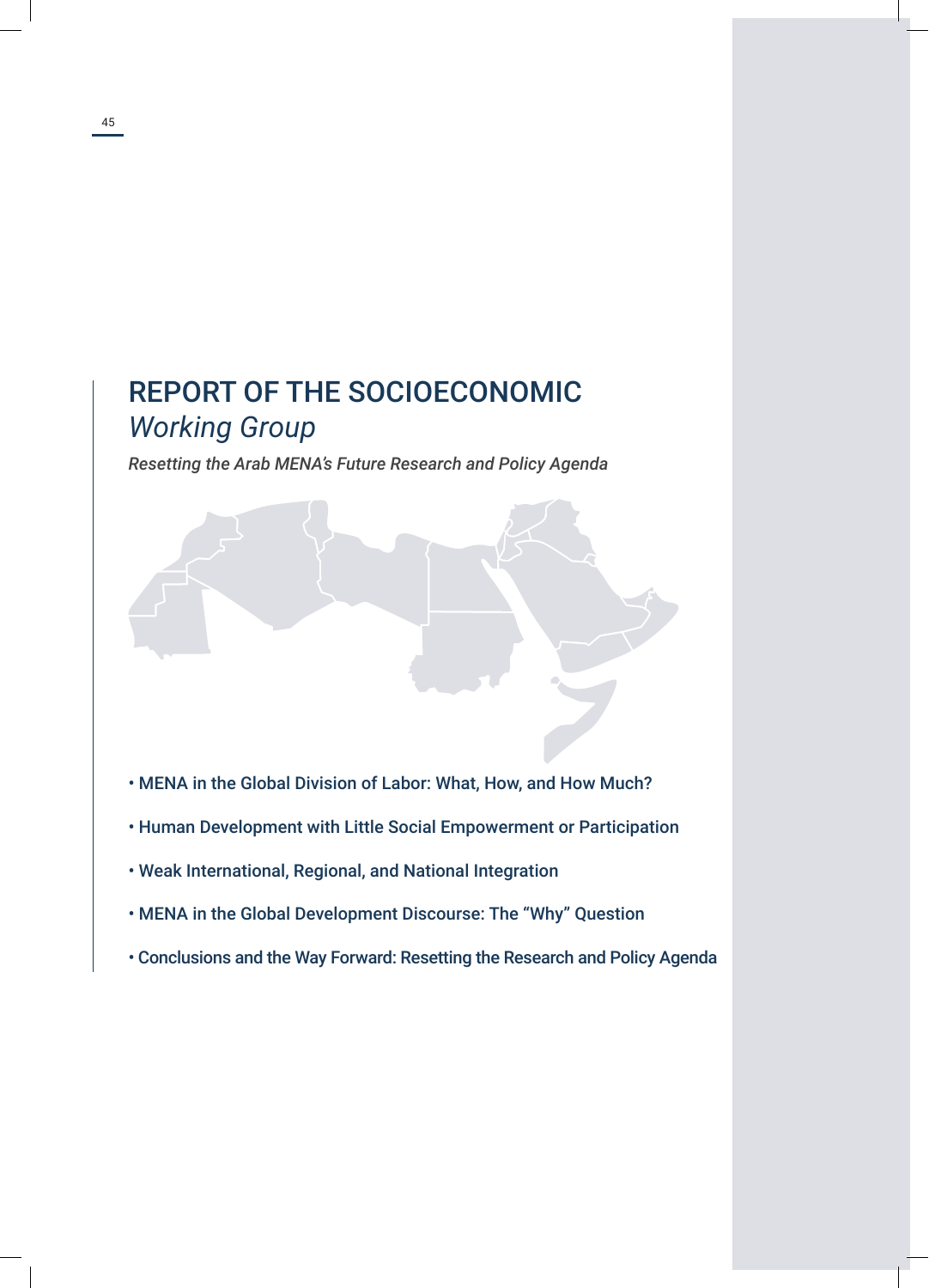# REPORT OF THE SOCIOECONOMIC *Working Group*

*Resetting the Arab MENA's Future Research and Policy Agenda*

- MENA in the Global Division of Labor: What, How, and How Much?
- Human Development with Little Social Empowerment or Participation
- Weak International, Regional, and National Integration
- MENA in the Global Development Discourse: The "Why" Question
- Conclusions and the Way Forward: Resetting the Research and Policy Agenda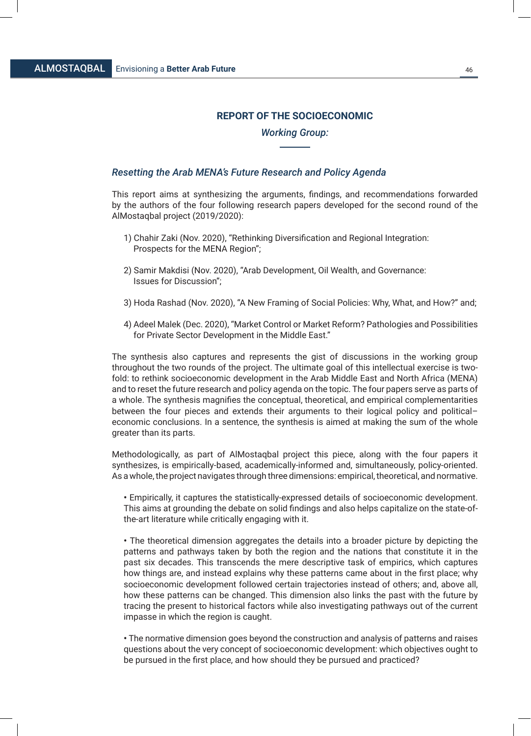## REPORT OF THE SOCIOECONOMIC

### *Working Group:*

### *Resetting the Arab MENA's Future Research and Policy Agenda*

This report aims at synthesizing the arguments, findings, and recommendations forwarded by the authors of the four following research papers developed for the second round of the AlMostaqbal project (2019/2020):

1) Chahir Zaki (Nov. 2020), "Rethinking Diversification and Regional Integration: Prospects for the MENA Region";

2) Samir Makdisi (Nov. 2020), "Arab Development, Oil Wealth, and Governance: Issues for Discussion";

3) Hoda Rashad (Nov. 2020), "A New Framing of Social Policies: Why, What, and How?" and;

4) Adeel Malek (Dec. 2020), "Market Control or Market Reform? Pathologies and Possibilities for Private Sector Development in the Middle East."

The synthesis also captures and represents the gist of discussions in the working group throughout the two rounds of the project. The ultimate goal of this intellectual exercise is two-fold: to rethink socioeconomic development in the Arab Middle East and North Africa (MENA) and to reset the future research and policy agenda on the topic. The four papers serve as parts of a whole. The synthesis magnifies the conceptual, theoretical, and empirical complementarities between the four pieces and extends their arguments to their logical policy and political–economic conclusions. In a sentence, the synthesis is aimed at making the sum of the whole greater than its parts.

Methodologically, as part of AlMostaqbal project this piece, along with the four papers it synthesizes, is empirically-based, academically-informed and, simultaneously, policy-oriented. As a whole, the project navigates through three dimensions: empirical, theoretical, and normative.

- Empirically, it captures the statistically-expressed details of socioeconomic development. This aims at grounding the debate on solid findings and also helps capitalize on the state-of-the-art literature while critically engaging with it.

- The theoretical dimension aggregates the details into a broader picture by depicting the patterns and pathways taken by both the region and the nations that constitute it in the past six decades. This transcends the mere descriptive task of empirics, which captures how things are, and instead explains why these patterns came about in the first place; why socioeconomic development followed certain trajectories instead of others; and, above all, how these patterns can be changed. This dimension also links the past with the future by tracing the present to historical factors while also investigating pathways out of the current impasse in which the region is caught.

- The normative dimension goes beyond the construction and analysis of patterns and raises questions about the very concept of socioeconomic development: which objectives ought to be pursued in the first place, and how should they be pursued and practiced?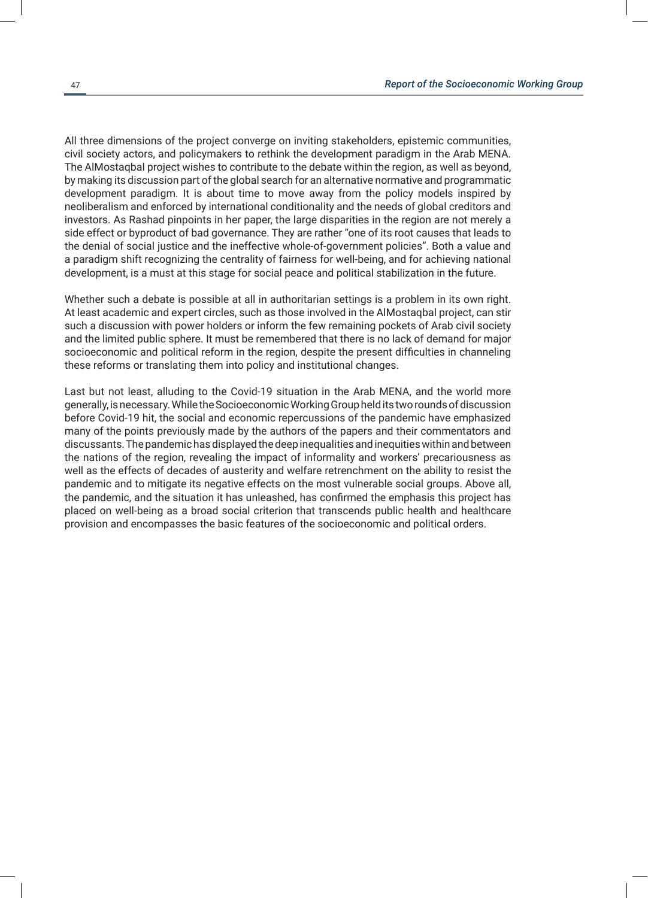All three dimensions of the project converge on inviting stakeholders, epistemic communities, civil society actors, and policymakers to rethink the development paradigm in the Arab MENA. The AlMostaqbal project wishes to contribute to the debate within the region, as well as beyond, by making its discussion part of the global search for an alternative normative and programmatic development paradigm. It is about time to move away from the policy models inspired by neoliberalism and enforced by international conditionality and the needs of global creditors and investors. As Rashad pinpoints in her paper, the large disparities in the region are not merely a side effect or byproduct of bad governance. They are rather "one of its root causes that leads to the denial of social justice and the ineffective whole-of-government policies". Both a value and a paradigm shift recognizing the centrality of fairness for well-being, and for achieving national development, is a must at this stage for social peace and political stabilization in the future.

Whether such a debate is possible at all in authoritarian settings is a problem in its own right. At least academic and expert circles, such as those involved in the AlMostaqbal project, can stir such a discussion with power holders or inform the few remaining pockets of Arab civil society and the limited public sphere. It must be remembered that there is no lack of demand for major socioeconomic and political reform in the region, despite the present difficulties in channeling these reforms or translating them into policy and institutional changes.

Last but not least, alluding to the Covid-19 situation in the Arab MENA, and the world more generally, is necessary. While the Socioeconomic Working Group held its two rounds of discussion before Covid-19 hit, the social and economic repercussions of the pandemic have emphasized many of the points previously made by the authors of the papers and their commentators and discussants. The pandemic has displayed the deep inequalities and inequities within and between the nations of the region, revealing the impact of informality and workers' precariousness as well as the effects of decades of austerity and welfare retrenchment on the ability to resist the pandemic and to mitigate its negative effects on the most vulnerable social groups. Above all, the pandemic, and the situation it has unleashed, has confirmed the emphasis this project has placed on well-being as a broad social criterion that transcends public health and healthcare provision and encompasses the basic features of the socioeconomic and political orders.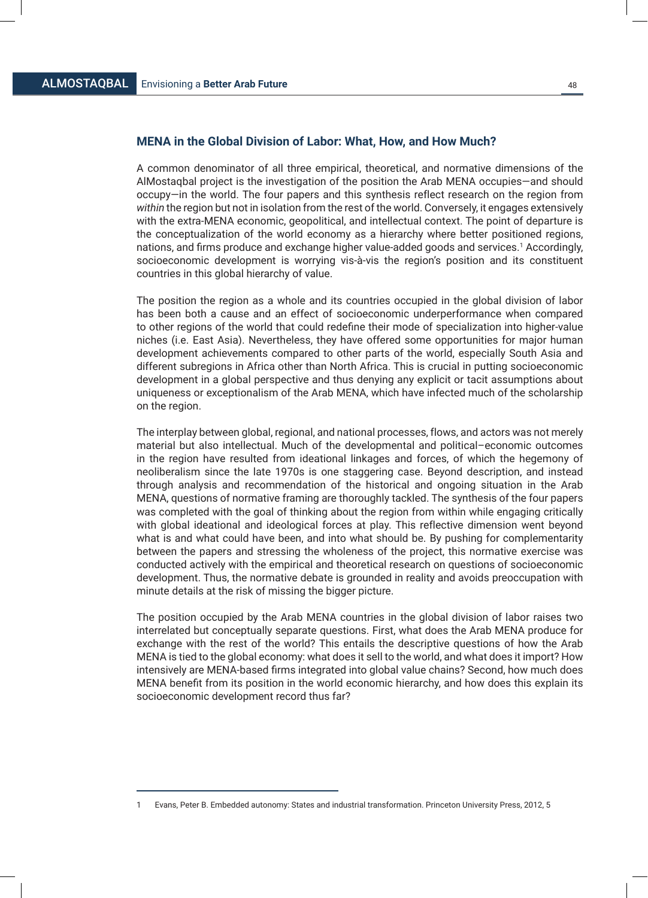## MENA in the Global Division of Labor: What, How, and How Much?

A common denominator of all three empirical, theoretical, and normative dimensions of the AlMostaqbal project is the investigation of the position the Arab MENA occupies—and should occupy—in the world. The four papers and this synthesis reflect research on the region from *within* the region but not in isolation from the rest of the world. Conversely, it engages extensively with the extra-MENA economic, geopolitical, and intellectual context. The point of departure is the conceptualization of the world economy as a hierarchy where better positioned regions, nations, and firms produce and exchange higher value-added goods and services.[1] Accordingly, socioeconomic development is worrying vis-à-vis the region's position and its constituent countries in this global hierarchy of value.

The position the region as a whole and its countries occupied in the global division of labor has been both a cause and an effect of socioeconomic underperformance when compared to other regions of the world that could redefine their mode of specialization into higher-value niches (i.e. East Asia). Nevertheless, they have offered some opportunities for major human development achievements compared to other parts of the world, especially South Asia and different subregions in Africa other than North Africa. This is crucial in putting socioeconomic development in a global perspective and thus denying any explicit or tacit assumptions about uniqueness or exceptionalism of the Arab MENA, which have infected much of the scholarship on the region.

The interplay between global, regional, and national processes, flows, and actors was not merely material but also intellectual. Much of the developmental and political–economic outcomes in the region have resulted from ideational linkages and forces, of which the hegemony of neoliberalism since the late 1970s is one staggering case. Beyond description, and instead through analysis and recommendation of the historical and ongoing situation in the Arab MENA, questions of normative framing are thoroughly tackled. The synthesis of the four papers was completed with the goal of thinking about the region from within while engaging critically with global ideational and ideological forces at play. This reflective dimension went beyond what is and what could have been, and into what should be. By pushing for complementarity between the papers and stressing the wholeness of the project, this normative exercise was conducted actively with the empirical and theoretical research on questions of socioeconomic development. Thus, the normative debate is grounded in reality and avoids preoccupation with minute details at the risk of missing the bigger picture.

The position occupied by the Arab MENA countries in the global division of labor raises two interrelated but conceptually separate questions. First, what does the Arab MENA produce for exchange with the rest of the world? This entails the descriptive questions of how the Arab MENA is tied to the global economy: what does it sell to the world, and what does it import? How intensively are MENA-based firms integrated into global value chains? Second, how much does MENA benefit from its position in the world economic hierarchy, and how does this explain its socioeconomic development record thus far?

---

1 Evans, Peter B. Embedded autonomy: States and industrial transformation. Princeton University Press, 2012, 5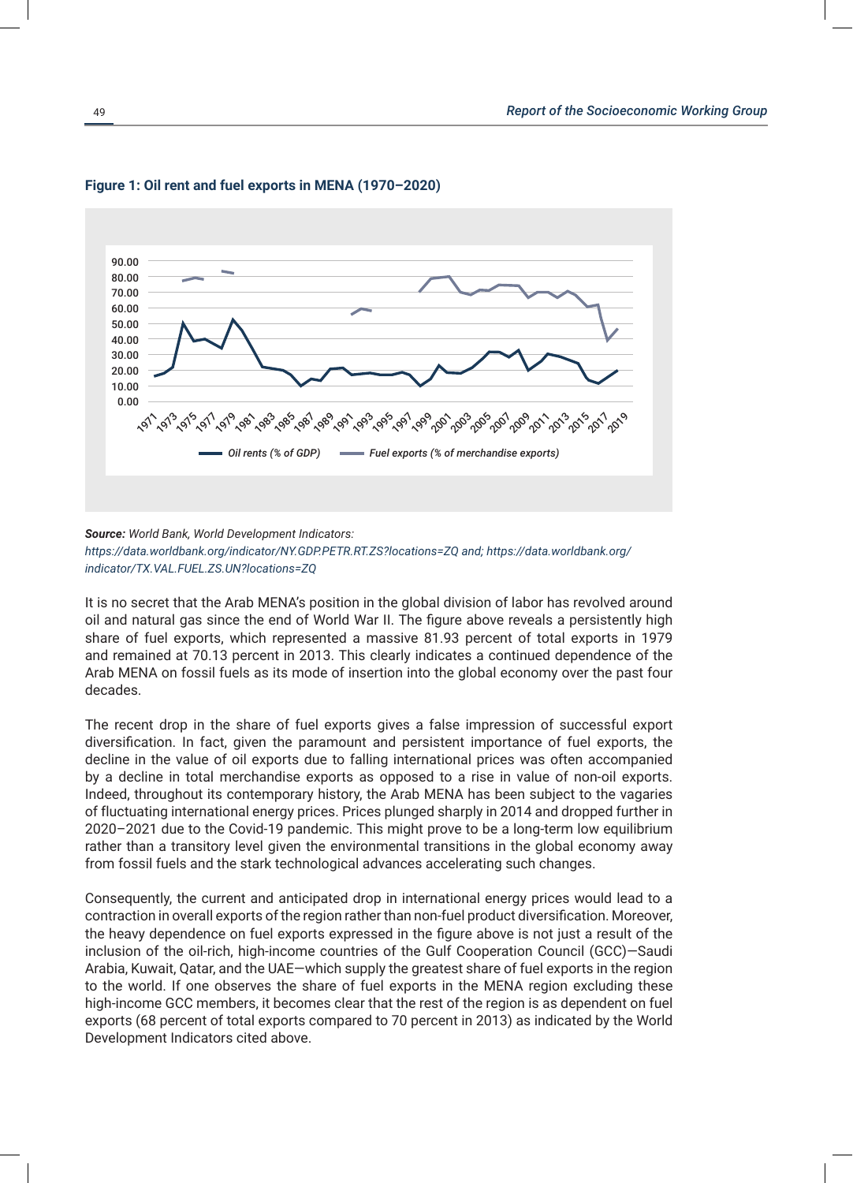**Figure 1: Oil rent and fuel exports in MENA (1970–2020)**

***Source:*** *World Bank, World Development Indicators: https://data.worldbank.org/indicator/NY.GDP.PETR.RT.ZS?locations=ZQ and; https://data.worldbank.org/indicator/TX.VAL.FUEL.ZS.UN?locations=ZQ*

It is no secret that the Arab MENA's position in the global division of labor has revolved around oil and natural gas since the end of World War II. The figure above reveals a persistently high share of fuel exports, which represented a massive 81.93 percent of total exports in 1979 and remained at 70.13 percent in 2013. This clearly indicates a continued dependence of the Arab MENA on fossil fuels as its mode of insertion into the global economy over the past four decades.

The recent drop in the share of fuel exports gives a false impression of successful export diversification. In fact, given the paramount and persistent importance of fuel exports, the decline in the value of oil exports due to falling international prices was often accompanied by a decline in total merchandise exports as opposed to a rise in value of non-oil exports. Indeed, throughout its contemporary history, the Arab MENA has been subject to the vagaries of fluctuating international energy prices. Prices plunged sharply in 2014 and dropped further in 2020–2021 due to the Covid-19 pandemic. This might prove to be a long-term low equilibrium rather than a transitory level given the environmental transitions in the global economy away from fossil fuels and the stark technological advances accelerating such changes.

Consequently, the current and anticipated drop in international energy prices would lead to a contraction in overall exports of the region rather than non-fuel product diversification. Moreover, the heavy dependence on fuel exports expressed in the figure above is not just a result of the inclusion of the oil-rich, high-income countries of the Gulf Cooperation Council (GCC)—Saudi Arabia, Kuwait, Qatar, and the UAE—which supply the greatest share of fuel exports in the region to the world. If one observes the share of fuel exports in the MENA region excluding these high-income GCC members, it becomes clear that the rest of the region is as dependent on fuel exports (68 percent of total exports compared to 70 percent in 2013) as indicated by the World Development Indicators cited above.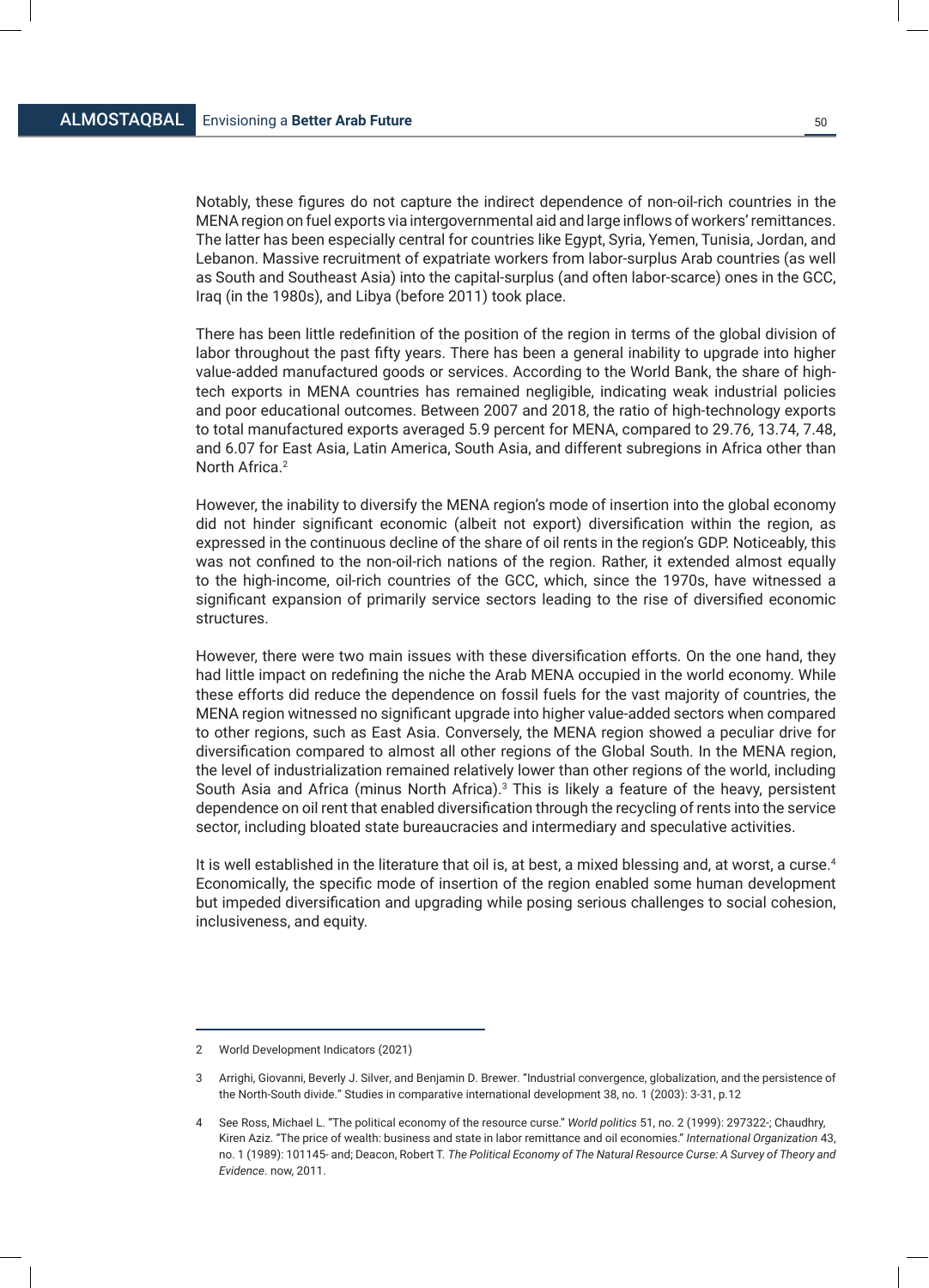Notably, these figures do not capture the indirect dependence of non-oil-rich countries in the MENA region on fuel exports via intergovernmental aid and large inflows of workers' remittances. The latter has been especially central for countries like Egypt, Syria, Yemen, Tunisia, Jordan, and Lebanon. Massive recruitment of expatriate workers from labor-surplus Arab countries (as well as South and Southeast Asia) into the capital-surplus (and often labor-scarce) ones in the GCC, Iraq (in the 1980s), and Libya (before 2011) took place.

There has been little redefinition of the position of the region in terms of the global division of labor throughout the past fifty years. There has been a general inability to upgrade into higher value-added manufactured goods or services. According to the World Bank, the share of high-tech exports in MENA countries has remained negligible, indicating weak industrial policies and poor educational outcomes. Between 2007 and 2018, the ratio of high-technology exports to total manufactured exports averaged 5.9 percent for MENA, compared to 29.76, 13.74, 7.48, and 6.07 for East Asia, Latin America, South Asia, and different subregions in Africa other than North Africa.[2]

However, the inability to diversify the MENA region's mode of insertion into the global economy did not hinder significant economic (albeit not export) diversification within the region, as expressed in the continuous decline of the share of oil rents in the region's GDP. Noticeably, this was not confined to the non-oil-rich nations of the region. Rather, it extended almost equally to the high-income, oil-rich countries of the GCC, which, since the 1970s, have witnessed a significant expansion of primarily service sectors leading to the rise of diversified economic structures.

However, there were two main issues with these diversification efforts. On the one hand, they had little impact on redefining the niche the Arab MENA occupied in the world economy. While these efforts did reduce the dependence on fossil fuels for the vast majority of countries, the MENA region witnessed no significant upgrade into higher value-added sectors when compared to other regions, such as East Asia. Conversely, the MENA region showed a peculiar drive for diversification compared to almost all other regions of the Global South. In the MENA region, the level of industrialization remained relatively lower than other regions of the world, including South Asia and Africa (minus North Africa).[3] This is likely a feature of the heavy, persistent dependence on oil rent that enabled diversification through the recycling of rents into the service sector, including bloated state bureaucracies and intermediary and speculative activities.

It is well established in the literature that oil is, at best, a mixed blessing and, at worst, a curse.[4] Economically, the specific mode of insertion of the region enabled some human development but impeded diversification and upgrading while posing serious challenges to social cohesion, inclusiveness, and equity.

---

2 World Development Indicators (2021)

3 Arrighi, Giovanni, Beverly J. Silver, and Benjamin D. Brewer. "Industrial convergence, globalization, and the persistence of the North-South divide." Studies in comparative international development 38, no. 1 (2003): 3-31, p.12

4 See Ross, Michael L. "The political economy of the resource curse." *World politics* 51, no. 2 (1999): 297322-; Chaudhry, Kiren Aziz. "The price of wealth: business and state in labor remittance and oil economies." *International Organization* 43, no. 1 (1989): 101145- and; Deacon, Robert T. *The Political Economy of The Natural Resource Curse: A Survey of Theory and Evidence*. now, 2011.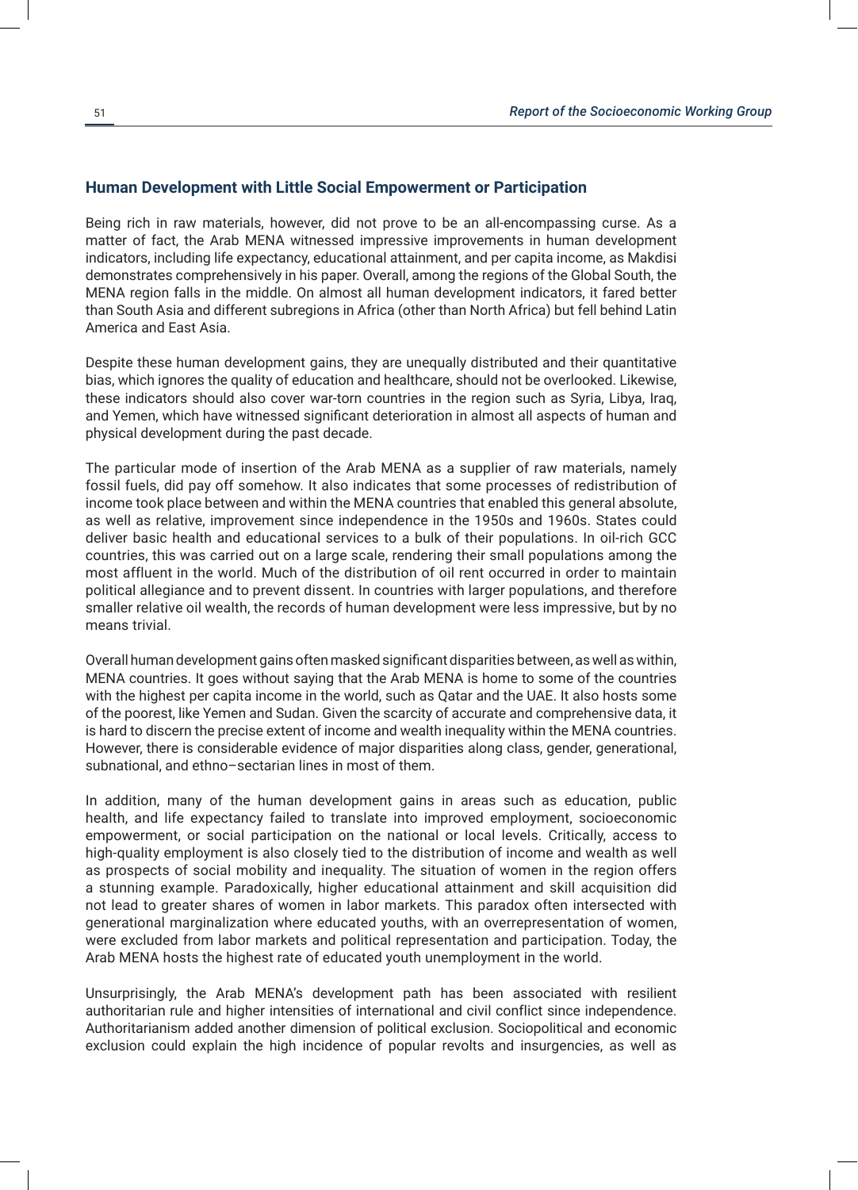## Human Development with Little Social Empowerment or Participation

Being rich in raw materials, however, did not prove to be an all-encompassing curse. As a matter of fact, the Arab MENA witnessed impressive improvements in human development indicators, including life expectancy, educational attainment, and per capita income, as Makdisi demonstrates comprehensively in his paper. Overall, among the regions of the Global South, the MENA region falls in the middle. On almost all human development indicators, it fared better than South Asia and different subregions in Africa (other than North Africa) but fell behind Latin America and East Asia.

Despite these human development gains, they are unequally distributed and their quantitative bias, which ignores the quality of education and healthcare, should not be overlooked. Likewise, these indicators should also cover war-torn countries in the region such as Syria, Libya, Iraq, and Yemen, which have witnessed significant deterioration in almost all aspects of human and physical development during the past decade.

The particular mode of insertion of the Arab MENA as a supplier of raw materials, namely fossil fuels, did pay off somehow. It also indicates that some processes of redistribution of income took place between and within the MENA countries that enabled this general absolute, as well as relative, improvement since independence in the 1950s and 1960s. States could deliver basic health and educational services to a bulk of their populations. In oil-rich GCC countries, this was carried out on a large scale, rendering their small populations among the most affluent in the world. Much of the distribution of oil rent occurred in order to maintain political allegiance and to prevent dissent. In countries with larger populations, and therefore smaller relative oil wealth, the records of human development were less impressive, but by no means trivial.

Overall human development gains often masked significant disparities between, as well as within, MENA countries. It goes without saying that the Arab MENA is home to some of the countries with the highest per capita income in the world, such as Qatar and the UAE. It also hosts some of the poorest, like Yemen and Sudan. Given the scarcity of accurate and comprehensive data, it is hard to discern the precise extent of income and wealth inequality within the MENA countries. However, there is considerable evidence of major disparities along class, gender, generational, subnational, and ethno–sectarian lines in most of them.

In addition, many of the human development gains in areas such as education, public health, and life expectancy failed to translate into improved employment, socioeconomic empowerment, or social participation on the national or local levels. Critically, access to high-quality employment is also closely tied to the distribution of income and wealth as well as prospects of social mobility and inequality. The situation of women in the region offers a stunning example. Paradoxically, higher educational attainment and skill acquisition did not lead to greater shares of women in labor markets. This paradox often intersected with generational marginalization where educated youths, with an overrepresentation of women, were excluded from labor markets and political representation and participation. Today, the Arab MENA hosts the highest rate of educated youth unemployment in the world.

Unsurprisingly, the Arab MENA's development path has been associated with resilient authoritarian rule and higher intensities of international and civil conflict since independence. Authoritarianism added another dimension of political exclusion. Sociopolitical and economic exclusion could explain the high incidence of popular revolts and insurgencies, as well as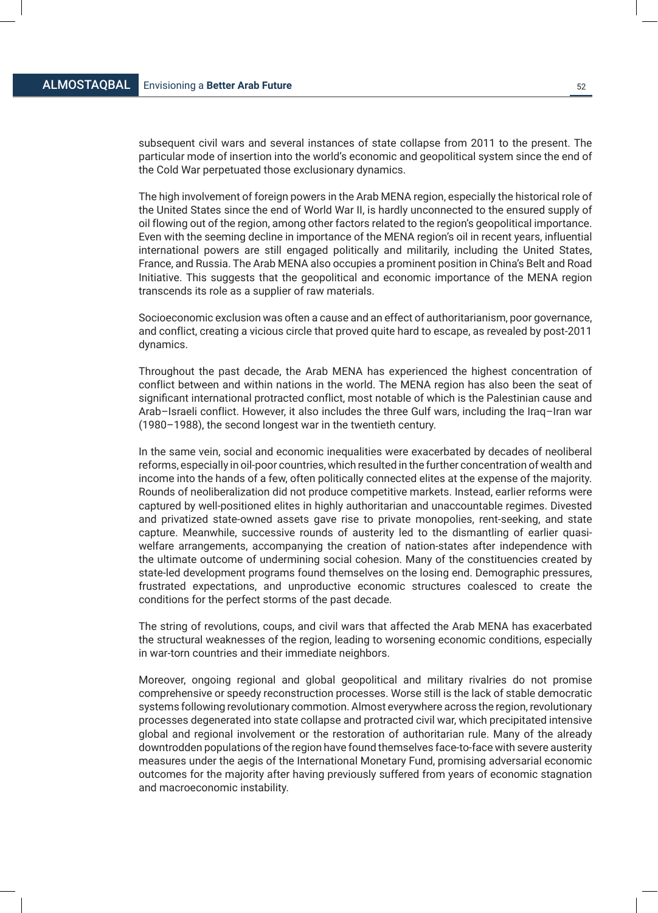subsequent civil wars and several instances of state collapse from 2011 to the present. The particular mode of insertion into the world's economic and geopolitical system since the end of the Cold War perpetuated those exclusionary dynamics.

The high involvement of foreign powers in the Arab MENA region, especially the historical role of the United States since the end of World War II, is hardly unconnected to the ensured supply of oil flowing out of the region, among other factors related to the region's geopolitical importance. Even with the seeming decline in importance of the MENA region's oil in recent years, influential international powers are still engaged politically and militarily, including the United States, France, and Russia. The Arab MENA also occupies a prominent position in China's Belt and Road Initiative. This suggests that the geopolitical and economic importance of the MENA region transcends its role as a supplier of raw materials.

Socioeconomic exclusion was often a cause and an effect of authoritarianism, poor governance, and conflict, creating a vicious circle that proved quite hard to escape, as revealed by post-2011 dynamics.

Throughout the past decade, the Arab MENA has experienced the highest concentration of conflict between and within nations in the world. The MENA region has also been the seat of significant international protracted conflict, most notable of which is the Palestinian cause and Arab–Israeli conflict. However, it also includes the three Gulf wars, including the Iraq–Iran war (1980–1988), the second longest war in the twentieth century.

In the same vein, social and economic inequalities were exacerbated by decades of neoliberal reforms, especially in oil-poor countries, which resulted in the further concentration of wealth and income into the hands of a few, often politically connected elites at the expense of the majority. Rounds of neoliberalization did not produce competitive markets. Instead, earlier reforms were captured by well-positioned elites in highly authoritarian and unaccountable regimes. Divested and privatized state-owned assets gave rise to private monopolies, rent-seeking, and state capture. Meanwhile, successive rounds of austerity led to the dismantling of earlier quasi-welfare arrangements, accompanying the creation of nation-states after independence with the ultimate outcome of undermining social cohesion. Many of the constituencies created by state-led development programs found themselves on the losing end. Demographic pressures, frustrated expectations, and unproductive economic structures coalesced to create the conditions for the perfect storms of the past decade.

The string of revolutions, coups, and civil wars that affected the Arab MENA has exacerbated the structural weaknesses of the region, leading to worsening economic conditions, especially in war-torn countries and their immediate neighbors.

Moreover, ongoing regional and global geopolitical and military rivalries do not promise comprehensive or speedy reconstruction processes. Worse still is the lack of stable democratic systems following revolutionary commotion. Almost everywhere across the region, revolutionary processes degenerated into state collapse and protracted civil war, which precipitated intensive global and regional involvement or the restoration of authoritarian rule. Many of the already downtrodden populations of the region have found themselves face-to-face with severe austerity measures under the aegis of the International Monetary Fund, promising adversarial economic outcomes for the majority after having previously suffered from years of economic stagnation and macroeconomic instability.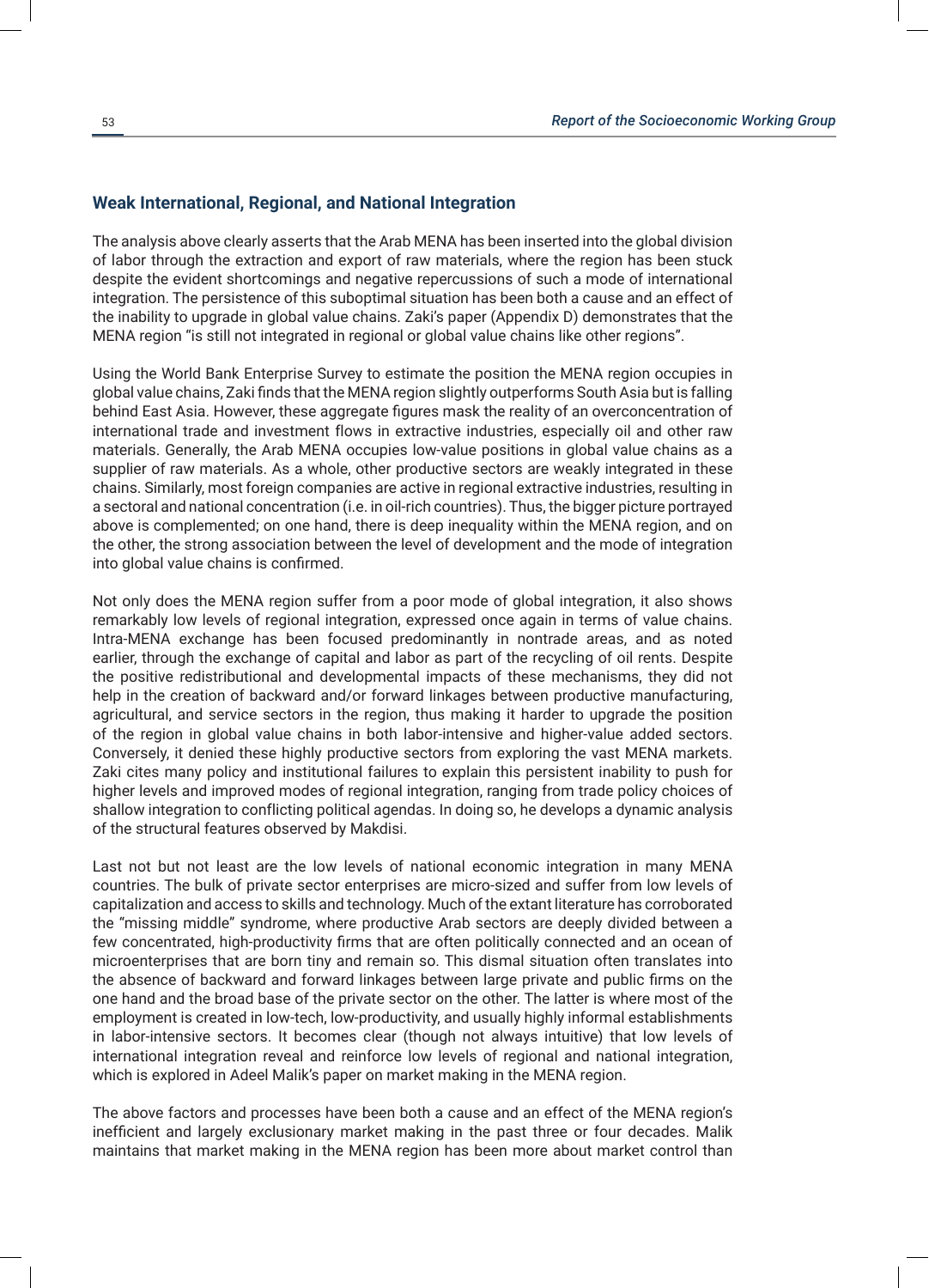### Weak International, Regional, and National Integration

The analysis above clearly asserts that the Arab MENA has been inserted into the global division of labor through the extraction and export of raw materials, where the region has been stuck despite the evident shortcomings and negative repercussions of such a mode of international integration. The persistence of this suboptimal situation has been both a cause and an effect of the inability to upgrade in global value chains. Zaki's paper (Appendix D) demonstrates that the MENA region "is still not integrated in regional or global value chains like other regions".

Using the World Bank Enterprise Survey to estimate the position the MENA region occupies in global value chains, Zaki finds that the MENA region slightly outperforms South Asia but is falling behind East Asia. However, these aggregate figures mask the reality of an overconcentration of international trade and investment flows in extractive industries, especially oil and other raw materials. Generally, the Arab MENA occupies low-value positions in global value chains as a supplier of raw materials. As a whole, other productive sectors are weakly integrated in these chains. Similarly, most foreign companies are active in regional extractive industries, resulting in a sectoral and national concentration (i.e. in oil-rich countries). Thus, the bigger picture portrayed above is complemented; on one hand, there is deep inequality within the MENA region, and on the other, the strong association between the level of development and the mode of integration into global value chains is confirmed.

Not only does the MENA region suffer from a poor mode of global integration, it also shows remarkably low levels of regional integration, expressed once again in terms of value chains. Intra-MENA exchange has been focused predominantly in nontrade areas, and as noted earlier, through the exchange of capital and labor as part of the recycling of oil rents. Despite the positive redistributional and developmental impacts of these mechanisms, they did not help in the creation of backward and/or forward linkages between productive manufacturing, agricultural, and service sectors in the region, thus making it harder to upgrade the position of the region in global value chains in both labor-intensive and higher-value added sectors. Conversely, it denied these highly productive sectors from exploring the vast MENA markets. Zaki cites many policy and institutional failures to explain this persistent inability to push for higher levels and improved modes of regional integration, ranging from trade policy choices of shallow integration to conflicting political agendas. In doing so, he develops a dynamic analysis of the structural features observed by Makdisi.

Last not but not least are the low levels of national economic integration in many MENA countries. The bulk of private sector enterprises are micro-sized and suffer from low levels of capitalization and access to skills and technology. Much of the extant literature has corroborated the "missing middle" syndrome, where productive Arab sectors are deeply divided between a few concentrated, high-productivity firms that are often politically connected and an ocean of microenterprises that are born tiny and remain so. This dismal situation often translates into the absence of backward and forward linkages between large private and public firms on the one hand and the broad base of the private sector on the other. The latter is where most of the employment is created in low-tech, low-productivity, and usually highly informal establishments in labor-intensive sectors. It becomes clear (though not always intuitive) that low levels of international integration reveal and reinforce low levels of regional and national integration, which is explored in Adeel Malik's paper on market making in the MENA region.

The above factors and processes have been both a cause and an effect of the MENA region's inefficient and largely exclusionary market making in the past three or four decades. Malik maintains that market making in the MENA region has been more about market control than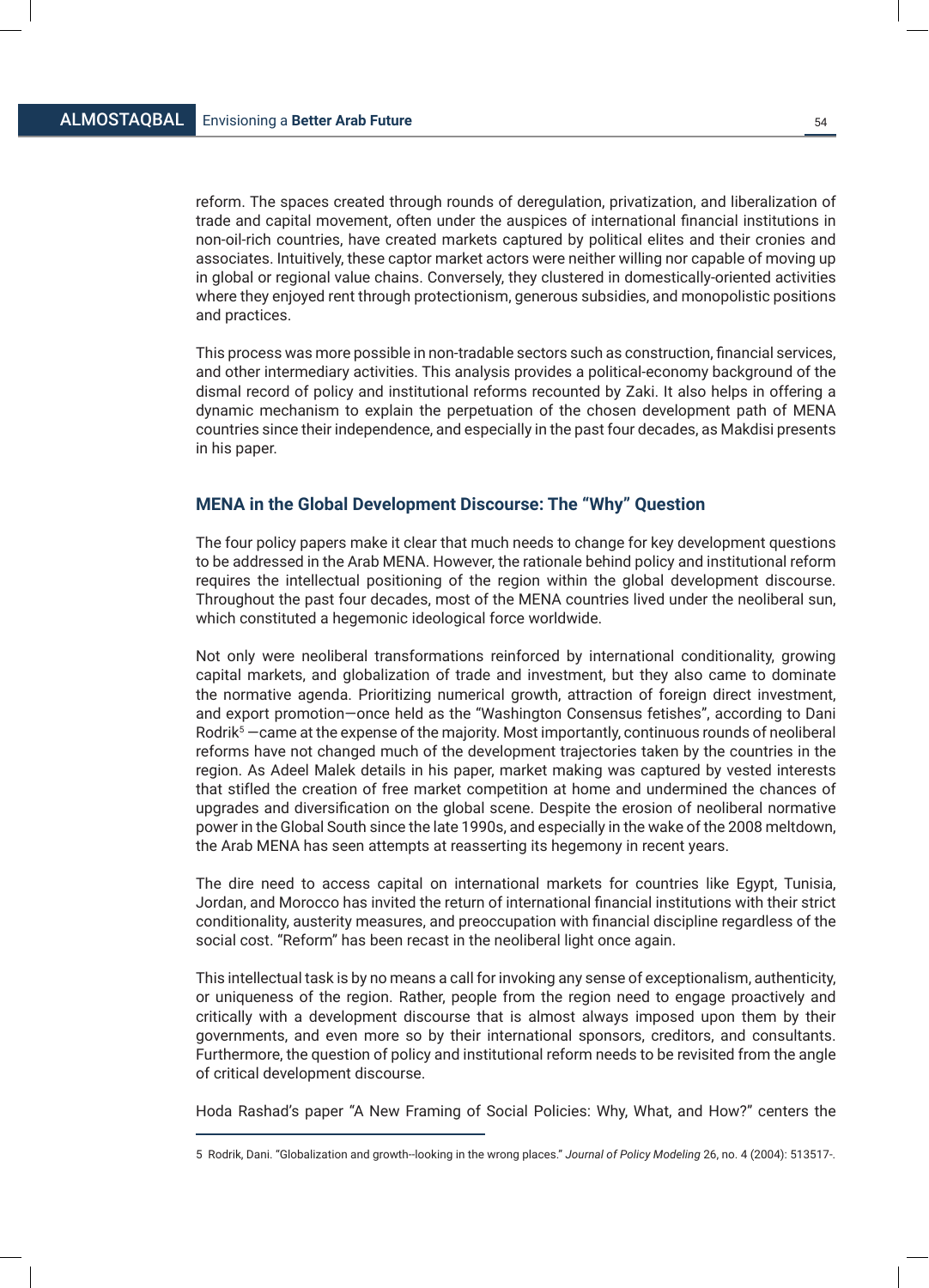reform. The spaces created through rounds of deregulation, privatization, and liberalization of trade and capital movement, often under the auspices of international financial institutions in non-oil-rich countries, have created markets captured by political elites and their cronies and associates. Intuitively, these captor market actors were neither willing nor capable of moving up in global or regional value chains. Conversely, they clustered in domestically-oriented activities where they enjoyed rent through protectionism, generous subsidies, and monopolistic positions and practices.

This process was more possible in non-tradable sectors such as construction, financial services, and other intermediary activities. This analysis provides a political-economy background of the dismal record of policy and institutional reforms recounted by Zaki. It also helps in offering a dynamic mechanism to explain the perpetuation of the chosen development path of MENA countries since their independence, and especially in the past four decades, as Makdisi presents in his paper.

## MENA in the Global Development Discourse: The "Why" Question

The four policy papers make it clear that much needs to change for key development questions to be addressed in the Arab MENA. However, the rationale behind policy and institutional reform requires the intellectual positioning of the region within the global development discourse. Throughout the past four decades, most of the MENA countries lived under the neoliberal sun, which constituted a hegemonic ideological force worldwide.

Not only were neoliberal transformations reinforced by international conditionality, growing capital markets, and globalization of trade and investment, but they also came to dominate the normative agenda. Prioritizing numerical growth, attraction of foreign direct investment, and export promotion—once held as the "Washington Consensus fetishes", according to Dani Rodrik[5] —came at the expense of the majority. Most importantly, continuous rounds of neoliberal reforms have not changed much of the development trajectories taken by the countries in the region. As Adeel Malek details in his paper, market making was captured by vested interests that stifled the creation of free market competition at home and undermined the chances of upgrades and diversification on the global scene. Despite the erosion of neoliberal normative power in the Global South since the late 1990s, and especially in the wake of the 2008 meltdown, the Arab MENA has seen attempts at reasserting its hegemony in recent years.

The dire need to access capital on international markets for countries like Egypt, Tunisia, Jordan, and Morocco has invited the return of international financial institutions with their strict conditionality, austerity measures, and preoccupation with financial discipline regardless of the social cost. "Reform" has been recast in the neoliberal light once again.

This intellectual task is by no means a call for invoking any sense of exceptionalism, authenticity, or uniqueness of the region. Rather, people from the region need to engage proactively and critically with a development discourse that is almost always imposed upon them by their governments, and even more so by their international sponsors, creditors, and consultants. Furthermore, the question of policy and institutional reform needs to be revisited from the angle of critical development discourse.

Hoda Rashad's paper "A New Framing of Social Policies: Why, What, and How?" centers the

---

5 Rodrik, Dani. "Globalization and growth--looking in the wrong places." *Journal of Policy Modeling* 26, no. 4 (2004): 513517-.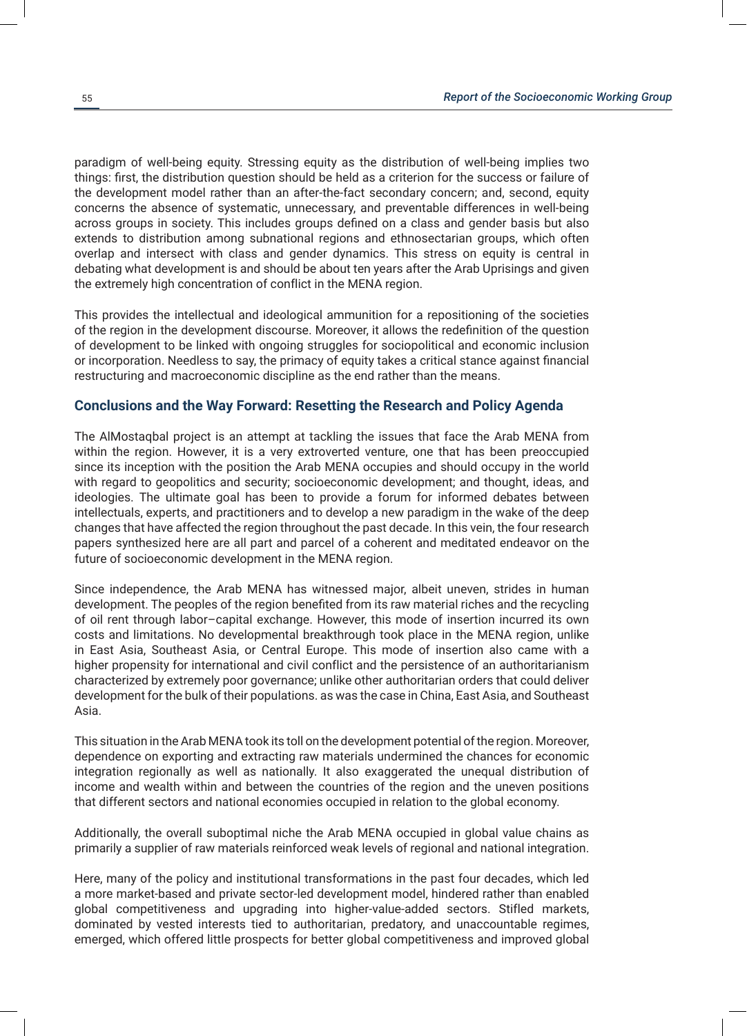paradigm of well-being equity. Stressing equity as the distribution of well-being implies two things: first, the distribution question should be held as a criterion for the success or failure of the development model rather than an after-the-fact secondary concern; and, second, equity concerns the absence of systematic, unnecessary, and preventable differences in well-being across groups in society. This includes groups defined on a class and gender basis but also extends to distribution among subnational regions and ethnosectarian groups, which often overlap and intersect with class and gender dynamics. This stress on equity is central in debating what development is and should be about ten years after the Arab Uprisings and given the extremely high concentration of conflict in the MENA region.

This provides the intellectual and ideological ammunition for a repositioning of the societies of the region in the development discourse. Moreover, it allows the redefinition of the question of development to be linked with ongoing struggles for sociopolitical and economic inclusion or incorporation. Needless to say, the primacy of equity takes a critical stance against financial restructuring and macroeconomic discipline as the end rather than the means.

## Conclusions and the Way Forward: Resetting the Research and Policy Agenda

The AlMostaqbal project is an attempt at tackling the issues that face the Arab MENA from within the region. However, it is a very extroverted venture, one that has been preoccupied since its inception with the position the Arab MENA occupies and should occupy in the world with regard to geopolitics and security; socioeconomic development; and thought, ideas, and ideologies. The ultimate goal has been to provide a forum for informed debates between intellectuals, experts, and practitioners and to develop a new paradigm in the wake of the deep changes that have affected the region throughout the past decade. In this vein, the four research papers synthesized here are all part and parcel of a coherent and meditated endeavor on the future of socioeconomic development in the MENA region.

Since independence, the Arab MENA has witnessed major, albeit uneven, strides in human development. The peoples of the region benefited from its raw material riches and the recycling of oil rent through labor–capital exchange. However, this mode of insertion incurred its own costs and limitations. No developmental breakthrough took place in the MENA region, unlike in East Asia, Southeast Asia, or Central Europe. This mode of insertion also came with a higher propensity for international and civil conflict and the persistence of an authoritarianism characterized by extremely poor governance; unlike other authoritarian orders that could deliver development for the bulk of their populations. as was the case in China, East Asia, and Southeast Asia.

This situation in the Arab MENA took its toll on the development potential of the region. Moreover, dependence on exporting and extracting raw materials undermined the chances for economic integration regionally as well as nationally. It also exaggerated the unequal distribution of income and wealth within and between the countries of the region and the uneven positions that different sectors and national economies occupied in relation to the global economy.

Additionally, the overall suboptimal niche the Arab MENA occupied in global value chains as primarily a supplier of raw materials reinforced weak levels of regional and national integration.

Here, many of the policy and institutional transformations in the past four decades, which led a more market-based and private sector-led development model, hindered rather than enabled global competitiveness and upgrading into higher-value-added sectors. Stifled markets, dominated by vested interests tied to authoritarian, predatory, and unaccountable regimes, emerged, which offered little prospects for better global competitiveness and improved global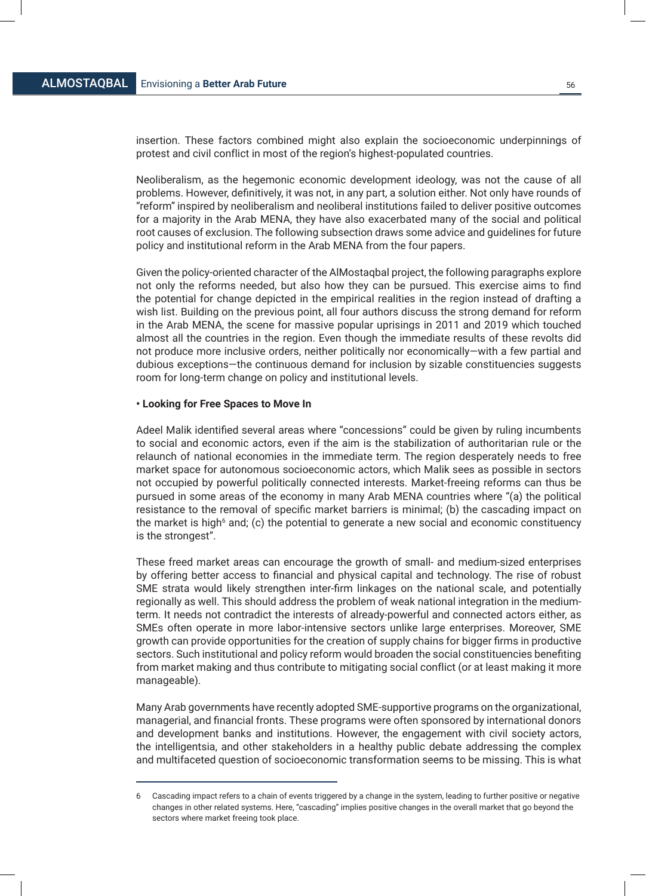insertion. These factors combined might also explain the socioeconomic underpinnings of protest and civil conflict in most of the region's highest-populated countries.

Neoliberalism, as the hegemonic economic development ideology, was not the cause of all problems. However, definitively, it was not, in any part, a solution either. Not only have rounds of "reform" inspired by neoliberalism and neoliberal institutions failed to deliver positive outcomes for a majority in the Arab MENA, they have also exacerbated many of the social and political root causes of exclusion. The following subsection draws some advice and guidelines for future policy and institutional reform in the Arab MENA from the four papers.

Given the policy-oriented character of the AlMostaqbal project, the following paragraphs explore not only the reforms needed, but also how they can be pursued. This exercise aims to find the potential for change depicted in the empirical realities in the region instead of drafting a wish list. Building on the previous point, all four authors discuss the strong demand for reform in the Arab MENA, the scene for massive popular uprisings in 2011 and 2019 which touched almost all the countries in the region. Even though the immediate results of these revolts did not produce more inclusive orders, neither politically nor economically—with a few partial and dubious exceptions—the continuous demand for inclusion by sizable constituencies suggests room for long-term change on policy and institutional levels.

**• Looking for Free Spaces to Move In**

Adeel Malik identified several areas where "concessions" could be given by ruling incumbents to social and economic actors, even if the aim is the stabilization of authoritarian rule or the relaunch of national economies in the immediate term. The region desperately needs to free market space for autonomous socioeconomic actors, which Malik sees as possible in sectors not occupied by powerful politically connected interests. Market-freeing reforms can thus be pursued in some areas of the economy in many Arab MENA countries where "(a) the political resistance to the removal of specific market barriers is minimal; (b) the cascading impact on the market is high[6] and; (c) the potential to generate a new social and economic constituency is the strongest".

These freed market areas can encourage the growth of small- and medium-sized enterprises by offering better access to financial and physical capital and technology. The rise of robust SME strata would likely strengthen inter-firm linkages on the national scale, and potentially regionally as well. This should address the problem of weak national integration in the medium-term. It needs not contradict the interests of already-powerful and connected actors either, as SMEs often operate in more labor-intensive sectors unlike large enterprises. Moreover, SME growth can provide opportunities for the creation of supply chains for bigger firms in productive sectors. Such institutional and policy reform would broaden the social constituencies benefiting from market making and thus contribute to mitigating social conflict (or at least making it more manageable).

Many Arab governments have recently adopted SME-supportive programs on the organizational, managerial, and financial fronts. These programs were often sponsored by international donors and development banks and institutions. However, the engagement with civil society actors, the intelligentsia, and other stakeholders in a healthy public debate addressing the complex and multifaceted question of socioeconomic transformation seems to be missing. This is what

---

6 Cascading impact refers to a chain of events triggered by a change in the system, leading to further positive or negative changes in other related systems. Here, "cascading" implies positive changes in the overall market that go beyond the sectors where market freeing took place.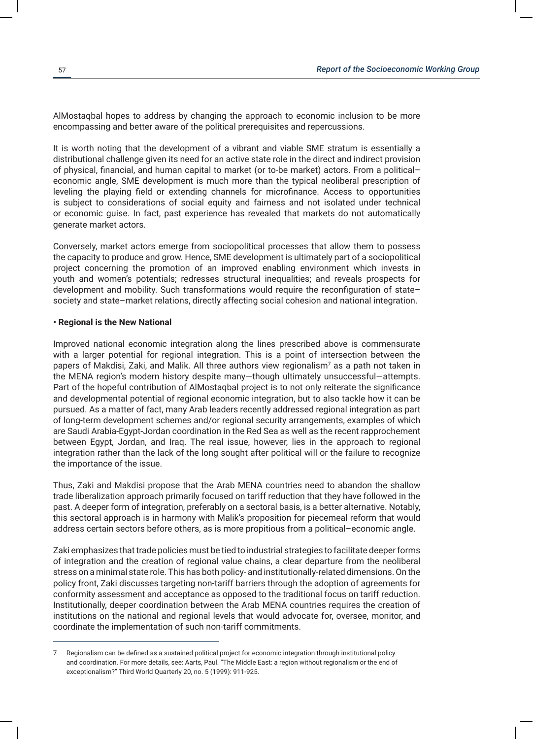AlMostaqbal hopes to address by changing the approach to economic inclusion to be more encompassing and better aware of the political prerequisites and repercussions.

It is worth noting that the development of a vibrant and viable SME stratum is essentially a distributional challenge given its need for an active state role in the direct and indirect provision of physical, financial, and human capital to market (or to-be market) actors. From a political–economic angle, SME development is much more than the typical neoliberal prescription of leveling the playing field or extending channels for microfinance. Access to opportunities is subject to considerations of social equity and fairness and not isolated under technical or economic guise. In fact, past experience has revealed that markets do not automatically generate market actors.

Conversely, market actors emerge from sociopolitical processes that allow them to possess the capacity to produce and grow. Hence, SME development is ultimately part of a sociopolitical project concerning the promotion of an improved enabling environment which invests in youth and women's potentials; redresses structural inequalities; and reveals prospects for development and mobility. Such transformations would require the reconfiguration of state–society and state–market relations, directly affecting social cohesion and national integration.

**• Regional is the New National**

Improved national economic integration along the lines prescribed above is commensurate with a larger potential for regional integration. This is a point of intersection between the papers of Makdisi, Zaki, and Malik. All three authors view regionalism[7] as a path not taken in the MENA region's modern history despite many—though ultimately unsuccessful—attempts. Part of the hopeful contribution of AlMostaqbal project is to not only reiterate the significance and developmental potential of regional economic integration, but to also tackle how it can be pursued. As a matter of fact, many Arab leaders recently addressed regional integration as part of long-term development schemes and/or regional security arrangements, examples of which are Saudi Arabia-Egypt-Jordan coordination in the Red Sea as well as the recent rapprochement between Egypt, Jordan, and Iraq. The real issue, however, lies in the approach to regional integration rather than the lack of the long sought after political will or the failure to recognize the importance of the issue.

Thus, Zaki and Makdisi propose that the Arab MENA countries need to abandon the shallow trade liberalization approach primarily focused on tariff reduction that they have followed in the past. A deeper form of integration, preferably on a sectoral basis, is a better alternative. Notably, this sectoral approach is in harmony with Malik's proposition for piecemeal reform that would address certain sectors before others, as is more propitious from a political–economic angle.

Zaki emphasizes that trade policies must be tied to industrial strategies to facilitate deeper forms of integration and the creation of regional value chains, a clear departure from the neoliberal stress on a minimal state role. This has both policy- and institutionally-related dimensions. On the policy front, Zaki discusses targeting non-tariff barriers through the adoption of agreements for conformity assessment and acceptance as opposed to the traditional focus on tariff reduction. Institutionally, deeper coordination between the Arab MENA countries requires the creation of institutions on the national and regional levels that would advocate for, oversee, monitor, and coordinate the implementation of such non-tariff commitments.

---

7 Regionalism can be defined as a sustained political project for economic integration through institutional policy and coordination. For more details, see: Aarts, Paul. "The Middle East: a region without regionalism or the end of exceptionalism?" Third World Quarterly 20, no. 5 (1999): 911-925.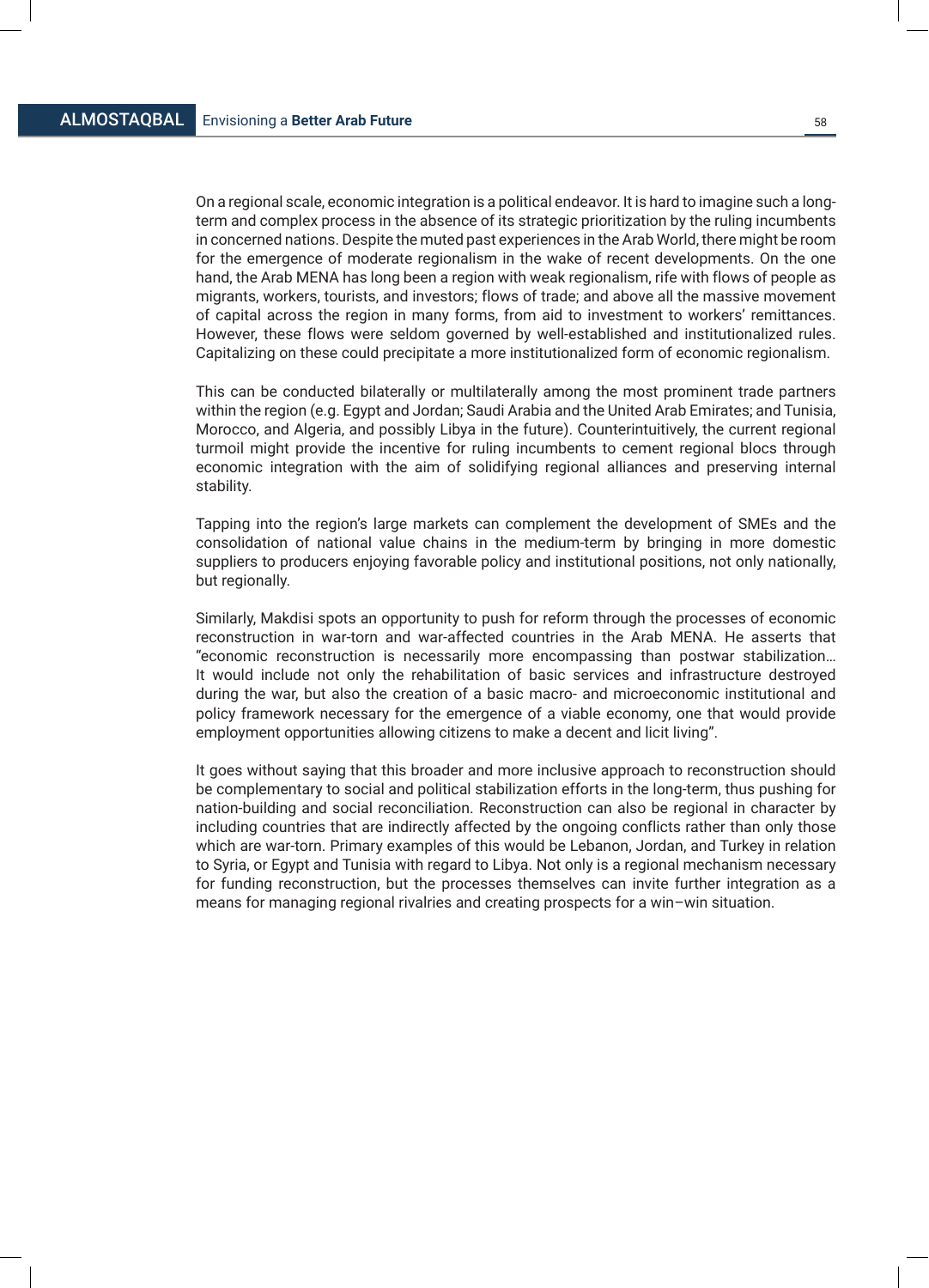On a regional scale, economic integration is a political endeavor. It is hard to imagine such a long-term and complex process in the absence of its strategic prioritization by the ruling incumbents in concerned nations. Despite the muted past experiences in the Arab World, there might be room for the emergence of moderate regionalism in the wake of recent developments. On the one hand, the Arab MENA has long been a region with weak regionalism, rife with flows of people as migrants, workers, tourists, and investors; flows of trade; and above all the massive movement of capital across the region in many forms, from aid to investment to workers' remittances. However, these flows were seldom governed by well-established and institutionalized rules. Capitalizing on these could precipitate a more institutionalized form of economic regionalism.

This can be conducted bilaterally or multilaterally among the most prominent trade partners within the region (e.g. Egypt and Jordan; Saudi Arabia and the United Arab Emirates; and Tunisia, Morocco, and Algeria, and possibly Libya in the future). Counterintuitively, the current regional turmoil might provide the incentive for ruling incumbents to cement regional blocs through economic integration with the aim of solidifying regional alliances and preserving internal stability.

Tapping into the region's large markets can complement the development of SMEs and the consolidation of national value chains in the medium-term by bringing in more domestic suppliers to producers enjoying favorable policy and institutional positions, not only nationally, but regionally.

Similarly, Makdisi spots an opportunity to push for reform through the processes of economic reconstruction in war-torn and war-affected countries in the Arab MENA. He asserts that "economic reconstruction is necessarily more encompassing than postwar stabilization… It would include not only the rehabilitation of basic services and infrastructure destroyed during the war, but also the creation of a basic macro- and microeconomic institutional and policy framework necessary for the emergence of a viable economy, one that would provide employment opportunities allowing citizens to make a decent and licit living".

It goes without saying that this broader and more inclusive approach to reconstruction should be complementary to social and political stabilization efforts in the long-term, thus pushing for nation-building and social reconciliation. Reconstruction can also be regional in character by including countries that are indirectly affected by the ongoing conflicts rather than only those which are war-torn. Primary examples of this would be Lebanon, Jordan, and Turkey in relation to Syria, or Egypt and Tunisia with regard to Libya. Not only is a regional mechanism necessary for funding reconstruction, but the processes themselves can invite further integration as a means for managing regional rivalries and creating prospects for a win–win situation.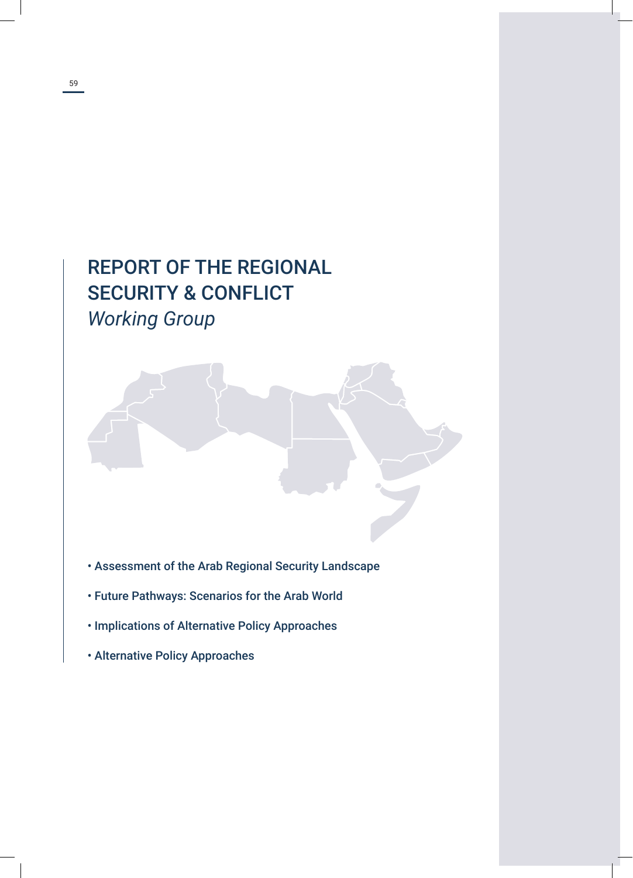# REPORT OF THE REGIONAL SECURITY & CONFLICT *Working Group*

- Assessment of the Arab Regional Security Landscape
- Future Pathways: Scenarios for the Arab World
- Implications of Alternative Policy Approaches
- Alternative Policy Approaches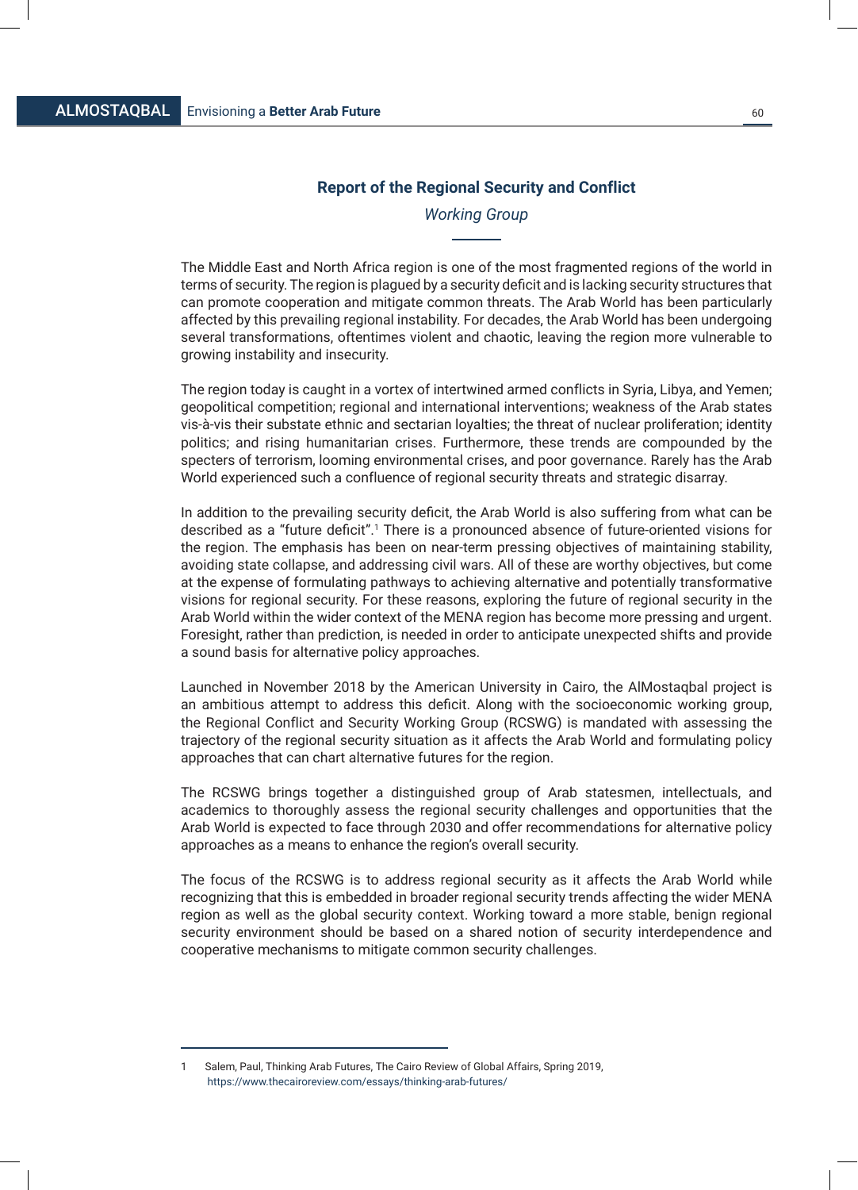## Report of the Regional Security and Conflict

*Working Group*

The Middle East and North Africa region is one of the most fragmented regions of the world in terms of security. The region is plagued by a security deficit and is lacking security structures that can promote cooperation and mitigate common threats. The Arab World has been particularly affected by this prevailing regional instability. For decades, the Arab World has been undergoing several transformations, oftentimes violent and chaotic, leaving the region more vulnerable to growing instability and insecurity.

The region today is caught in a vortex of intertwined armed conflicts in Syria, Libya, and Yemen; geopolitical competition; regional and international interventions; weakness of the Arab states vis-à-vis their substate ethnic and sectarian loyalties; the threat of nuclear proliferation; identity politics; and rising humanitarian crises. Furthermore, these trends are compounded by the specters of terrorism, looming environmental crises, and poor governance. Rarely has the Arab World experienced such a confluence of regional security threats and strategic disarray.

In addition to the prevailing security deficit, the Arab World is also suffering from what can be described as a "future deficit".[1] There is a pronounced absence of future-oriented visions for the region. The emphasis has been on near-term pressing objectives of maintaining stability, avoiding state collapse, and addressing civil wars. All of these are worthy objectives, but come at the expense of formulating pathways to achieving alternative and potentially transformative visions for regional security. For these reasons, exploring the future of regional security in the Arab World within the wider context of the MENA region has become more pressing and urgent. Foresight, rather than prediction, is needed in order to anticipate unexpected shifts and provide a sound basis for alternative policy approaches.

Launched in November 2018 by the American University in Cairo, the AlMostaqbal project is an ambitious attempt to address this deficit. Along with the socioeconomic working group, the Regional Conflict and Security Working Group (RCSWG) is mandated with assessing the trajectory of the regional security situation as it affects the Arab World and formulating policy approaches that can chart alternative futures for the region.

The RCSWG brings together a distinguished group of Arab statesmen, intellectuals, and academics to thoroughly assess the regional security challenges and opportunities that the Arab World is expected to face through 2030 and offer recommendations for alternative policy approaches as a means to enhance the region's overall security.

The focus of the RCSWG is to address regional security as it affects the Arab World while recognizing that this is embedded in broader regional security trends affecting the wider MENA region as well as the global security context. Working toward a more stable, benign regional security environment should be based on a shared notion of security interdependence and cooperative mechanisms to mitigate common security challenges.

---

1 Salem, Paul, Thinking Arab Futures, The Cairo Review of Global Affairs, Spring 2019, https://www.thecairoreview.com/essays/thinking-arab-futures/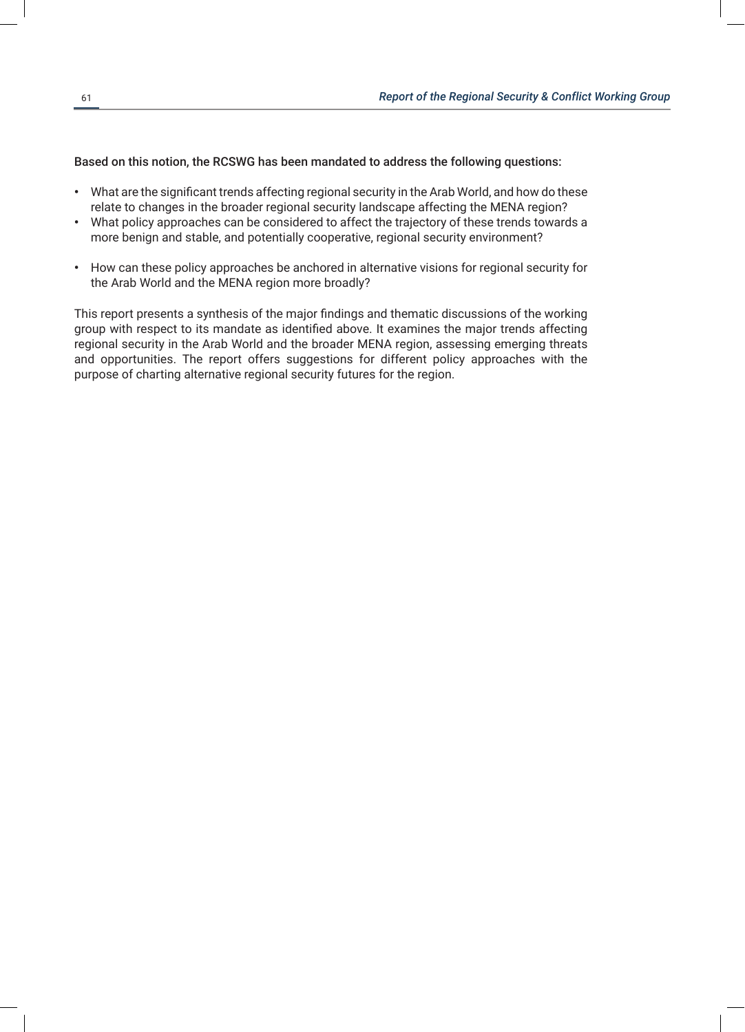Based on this notion, the RCSWG has been mandated to address the following questions:

- What are the significant trends affecting regional security in the Arab World, and how do these relate to changes in the broader regional security landscape affecting the MENA region?
- What policy approaches can be considered to affect the trajectory of these trends towards a more benign and stable, and potentially cooperative, regional security environment?
- How can these policy approaches be anchored in alternative visions for regional security for the Arab World and the MENA region more broadly?

This report presents a synthesis of the major findings and thematic discussions of the working group with respect to its mandate as identified above. It examines the major trends affecting regional security in the Arab World and the broader MENA region, assessing emerging threats and opportunities. The report offers suggestions for different policy approaches with the purpose of charting alternative regional security futures for the region.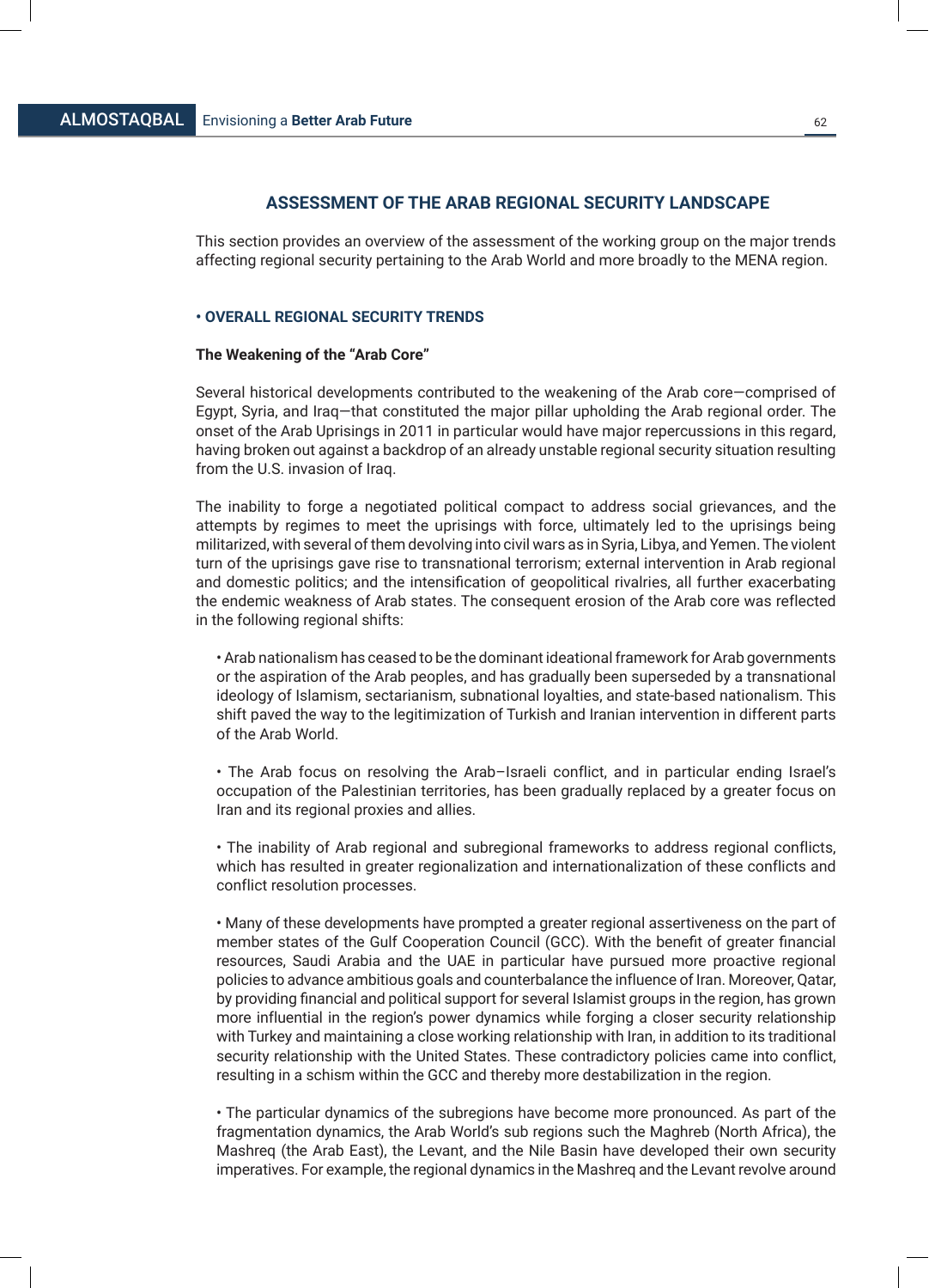## ASSESSMENT OF THE ARAB REGIONAL SECURITY LANDSCAPE

This section provides an overview of the assessment of the working group on the major trends affecting regional security pertaining to the Arab World and more broadly to the MENA region.

### • OVERALL REGIONAL SECURITY TRENDS

**The Weakening of the "Arab Core"**

Several historical developments contributed to the weakening of the Arab core—comprised of Egypt, Syria, and Iraq—that constituted the major pillar upholding the Arab regional order. The onset of the Arab Uprisings in 2011 in particular would have major repercussions in this regard, having broken out against a backdrop of an already unstable regional security situation resulting from the U.S. invasion of Iraq.

The inability to forge a negotiated political compact to address social grievances, and the attempts by regimes to meet the uprisings with force, ultimately led to the uprisings being militarized, with several of them devolving into civil wars as in Syria, Libya, and Yemen. The violent turn of the uprisings gave rise to transnational terrorism; external intervention in Arab regional and domestic politics; and the intensification of geopolitical rivalries, all further exacerbating the endemic weakness of Arab states. The consequent erosion of the Arab core was reflected in the following regional shifts:

- Arab nationalism has ceased to be the dominant ideational framework for Arab governments or the aspiration of the Arab peoples, and has gradually been superseded by a transnational ideology of Islamism, sectarianism, subnational loyalties, and state-based nationalism. This shift paved the way to the legitimization of Turkish and Iranian intervention in different parts of the Arab World.

- The Arab focus on resolving the Arab–Israeli conflict, and in particular ending Israel's occupation of the Palestinian territories, has been gradually replaced by a greater focus on Iran and its regional proxies and allies.

- The inability of Arab regional and subregional frameworks to address regional conflicts, which has resulted in greater regionalization and internationalization of these conflicts and conflict resolution processes.

- Many of these developments have prompted a greater regional assertiveness on the part of member states of the Gulf Cooperation Council (GCC). With the benefit of greater financial resources, Saudi Arabia and the UAE in particular have pursued more proactive regional policies to advance ambitious goals and counterbalance the influence of Iran. Moreover, Qatar, by providing financial and political support for several Islamist groups in the region, has grown more influential in the region's power dynamics while forging a closer security relationship with Turkey and maintaining a close working relationship with Iran, in addition to its traditional security relationship with the United States. These contradictory policies came into conflict, resulting in a schism within the GCC and thereby more destabilization in the region.

- The particular dynamics of the subregions have become more pronounced. As part of the fragmentation dynamics, the Arab World's sub regions such the Maghreb (North Africa), the Mashreq (the Arab East), the Levant, and the Nile Basin have developed their own security imperatives. For example, the regional dynamics in the Mashreq and the Levant revolve around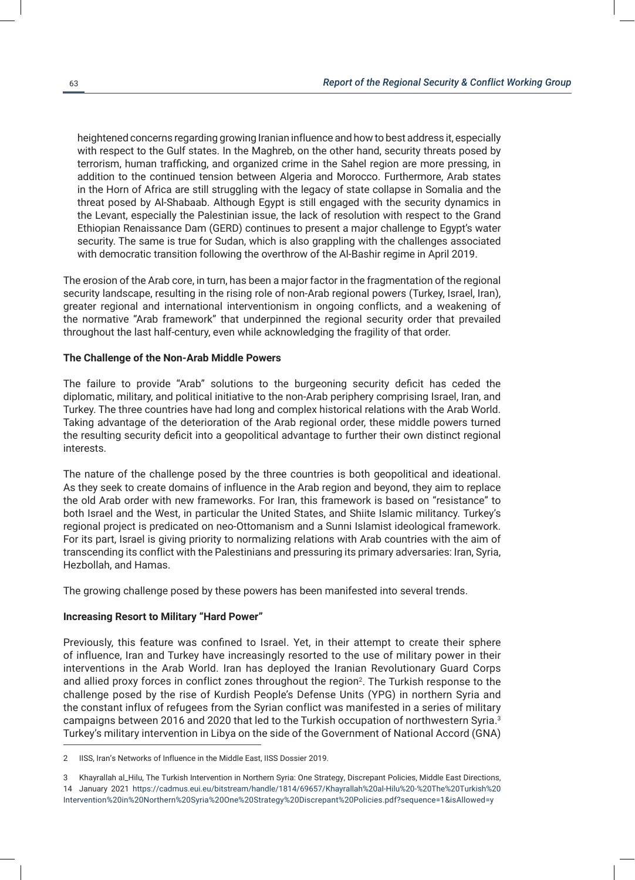heightened concerns regarding growing Iranian influence and how to best address it, especially with respect to the Gulf states. In the Maghreb, on the other hand, security threats posed by terrorism, human trafficking, and organized crime in the Sahel region are more pressing, in addition to the continued tension between Algeria and Morocco. Furthermore, Arab states in the Horn of Africa are still struggling with the legacy of state collapse in Somalia and the threat posed by Al-Shabaab. Although Egypt is still engaged with the security dynamics in the Levant, especially the Palestinian issue, the lack of resolution with respect to the Grand Ethiopian Renaissance Dam (GERD) continues to present a major challenge to Egypt's water security. The same is true for Sudan, which is also grappling with the challenges associated with democratic transition following the overthrow of the Al-Bashir regime in April 2019.

The erosion of the Arab core, in turn, has been a major factor in the fragmentation of the regional security landscape, resulting in the rising role of non-Arab regional powers (Turkey, Israel, Iran), greater regional and international interventionism in ongoing conflicts, and a weakening of the normative "Arab framework" that underpinned the regional security order that prevailed throughout the last half-century, even while acknowledging the fragility of that order.

**The Challenge of the Non-Arab Middle Powers**

The failure to provide "Arab" solutions to the burgeoning security deficit has ceded the diplomatic, military, and political initiative to the non-Arab periphery comprising Israel, Iran, and Turkey. The three countries have had long and complex historical relations with the Arab World. Taking advantage of the deterioration of the Arab regional order, these middle powers turned the resulting security deficit into a geopolitical advantage to further their own distinct regional interests.

The nature of the challenge posed by the three countries is both geopolitical and ideational. As they seek to create domains of influence in the Arab region and beyond, they aim to replace the old Arab order with new frameworks. For Iran, this framework is based on "resistance" to both Israel and the West, in particular the United States, and Shiite Islamic militancy. Turkey's regional project is predicated on neo-Ottomanism and a Sunni Islamist ideological framework. For its part, Israel is giving priority to normalizing relations with Arab countries with the aim of transcending its conflict with the Palestinians and pressuring its primary adversaries: Iran, Syria, Hezbollah, and Hamas.

The growing challenge posed by these powers has been manifested into several trends.

**Increasing Resort to Military "Hard Power"**

Previously, this feature was confined to Israel. Yet, in their attempt to create their sphere of influence, Iran and Turkey have increasingly resorted to the use of military power in their interventions in the Arab World. Iran has deployed the Iranian Revolutionary Guard Corps and allied proxy forces in conflict zones throughout the region[2]. The Turkish response to the challenge posed by the rise of Kurdish People's Defense Units (YPG) in northern Syria and the constant influx of refugees from the Syrian conflict was manifested in a series of military campaigns between 2016 and 2020 that led to the Turkish occupation of northwestern Syria.[3] Turkey's military intervention in Libya on the side of the Government of National Accord (GNA)

---

2 IISS, Iran's Networks of Influence in the Middle East, IISS Dossier 2019.

3 Khayrallah al_Hilu, The Turkish Intervention in Northern Syria: One Strategy, Discrepant Policies, Middle East Directions, 14 January 2021 https://cadmus.eui.eu/bitstream/handle/1814/69657/Khayrallah%20al-Hilu%20-%20The%20Turkish%20Intervention%20in%20Northern%20Syria%20One%20Strategy%20Discrepant%20Policies.pdf?sequence=1&isAllowed=y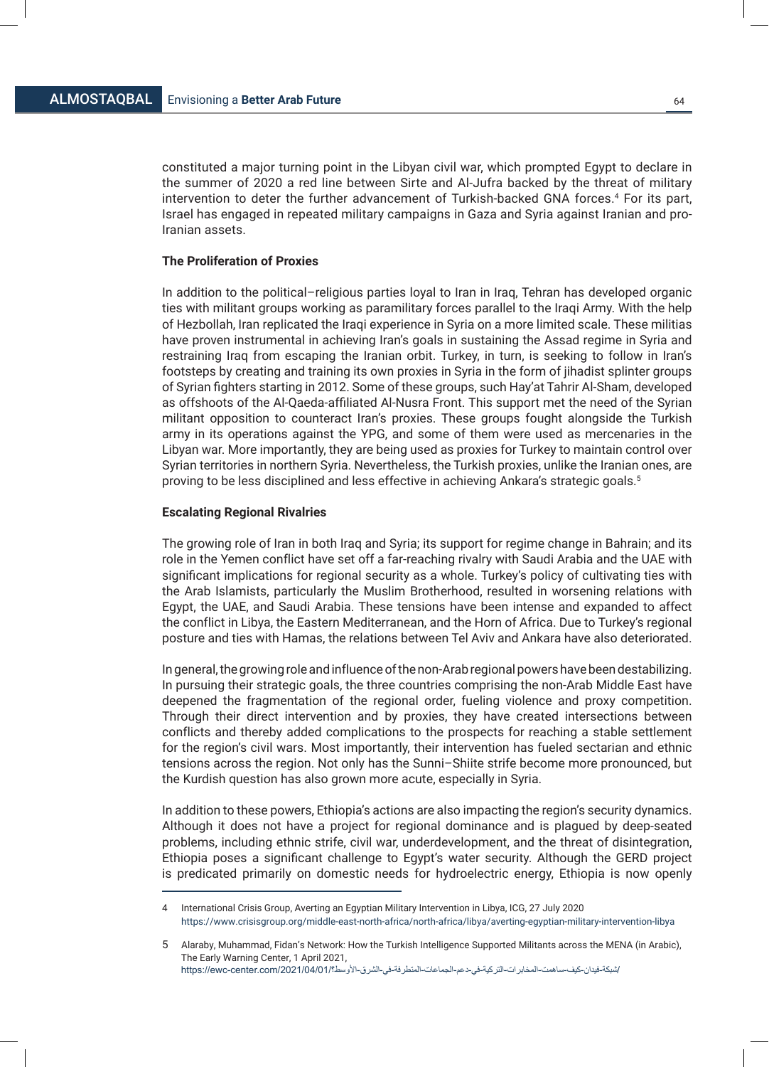constituted a major turning point in the Libyan civil war, which prompted Egypt to declare in the summer of 2020 a red line between Sirte and Al-Jufra backed by the threat of military intervention to deter the further advancement of Turkish-backed GNA forces.[4] For its part, Israel has engaged in repeated military campaigns in Gaza and Syria against Iranian and pro-Iranian assets.

**The Proliferation of Proxies**

In addition to the political–religious parties loyal to Iran in Iraq, Tehran has developed organic ties with militant groups working as paramilitary forces parallel to the Iraqi Army. With the help of Hezbollah, Iran replicated the Iraqi experience in Syria on a more limited scale. These militias have proven instrumental in achieving Iran's goals in sustaining the Assad regime in Syria and restraining Iraq from escaping the Iranian orbit. Turkey, in turn, is seeking to follow in Iran's footsteps by creating and training its own proxies in Syria in the form of jihadist splinter groups of Syrian fighters starting in 2012. Some of these groups, such Hay'at Tahrir Al-Sham, developed as offshoots of the Al-Qaeda-affiliated Al-Nusra Front. This support met the need of the Syrian militant opposition to counteract Iran's proxies. These groups fought alongside the Turkish army in its operations against the YPG, and some of them were used as mercenaries in the Libyan war. More importantly, they are being used as proxies for Turkey to maintain control over Syrian territories in northern Syria. Nevertheless, the Turkish proxies, unlike the Iranian ones, are proving to be less disciplined and less effective in achieving Ankara's strategic goals.[5]

**Escalating Regional Rivalries**

The growing role of Iran in both Iraq and Syria; its support for regime change in Bahrain; and its role in the Yemen conflict have set off a far-reaching rivalry with Saudi Arabia and the UAE with significant implications for regional security as a whole. Turkey's policy of cultivating ties with the Arab Islamists, particularly the Muslim Brotherhood, resulted in worsening relations with Egypt, the UAE, and Saudi Arabia. These tensions have been intense and expanded to affect the conflict in Libya, the Eastern Mediterranean, and the Horn of Africa. Due to Turkey's regional posture and ties with Hamas, the relations between Tel Aviv and Ankara have also deteriorated.

In general, the growing role and influence of the non-Arab regional powers have been destabilizing. In pursuing their strategic goals, the three countries comprising the non-Arab Middle East have deepened the fragmentation of the regional order, fueling violence and proxy competition. Through their direct intervention and by proxies, they have created intersections between conflicts and thereby added complications to the prospects for reaching a stable settlement for the region's civil wars. Most importantly, their intervention has fueled sectarian and ethnic tensions across the region. Not only has the Sunni–Shiite strife become more pronounced, but the Kurdish question has also grown more acute, especially in Syria.

In addition to these powers, Ethiopia's actions are also impacting the region's security dynamics. Although it does not have a project for regional dominance and is plagued by deep-seated problems, including ethnic strife, civil war, underdevelopment, and the threat of disintegration, Ethiopia poses a significant challenge to Egypt's water security. Although the GERD project is predicated primarily on domestic needs for hydroelectric energy, Ethiopia is now openly

---

4 International Crisis Group, Averting an Egyptian Military Intervention in Libya, ICG, 27 July 2020 https://www.crisisgroup.org/middle-east-north-africa/north-africa/libya/averting-egyptian-military-intervention-libya

5 Alaraby, Muhammad, Fidan's Network: How the Turkish Intelligence Supported Militants across the MENA (in Arabic), The Early Warning Center, 1 April 2021, https://ewc-center.com/2021/04/01/شبكة-فيدان-كيف-ساهمت-المخابرات-التركية-في-دعم-الجماعات-المتطرفة-في-الشرق-الأوسط؟/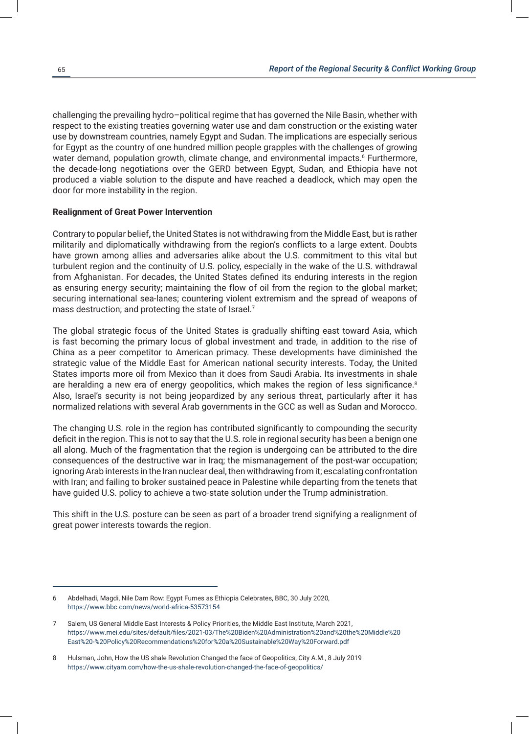challenging the prevailing hydro–political regime that has governed the Nile Basin, whether with respect to the existing treaties governing water use and dam construction or the existing water use by downstream countries, namely Egypt and Sudan. The implications are especially serious for Egypt as the country of one hundred million people grapples with the challenges of growing water demand, population growth, climate change, and environmental impacts.[6] Furthermore, the decade-long negotiations over the GERD between Egypt, Sudan, and Ethiopia have not produced a viable solution to the dispute and have reached a deadlock, which may open the door for more instability in the region.

**Realignment of Great Power Intervention**

Contrary to popular belief**,** the United States is not withdrawing from the Middle East, but is rather militarily and diplomatically withdrawing from the region's conflicts to a large extent. Doubts have grown among allies and adversaries alike about the U.S. commitment to this vital but turbulent region and the continuity of U.S. policy, especially in the wake of the U.S. withdrawal from Afghanistan. For decades, the United States defined its enduring interests in the region as ensuring energy security; maintaining the flow of oil from the region to the global market; securing international sea-lanes; countering violent extremism and the spread of weapons of mass destruction; and protecting the state of Israel.[7]

The global strategic focus of the United States is gradually shifting east toward Asia, which is fast becoming the primary locus of global investment and trade, in addition to the rise of China as a peer competitor to American primacy. These developments have diminished the strategic value of the Middle East for American national security interests. Today, the United States imports more oil from Mexico than it does from Saudi Arabia. Its investments in shale are heralding a new era of energy geopolitics, which makes the region of less significance.[8] Also, Israel's security is not being jeopardized by any serious threat, particularly after it has normalized relations with several Arab governments in the GCC as well as Sudan and Morocco.

The changing U.S. role in the region has contributed significantly to compounding the security deficit in the region. This is not to say that the U.S. role in regional security has been a benign one all along. Much of the fragmentation that the region is undergoing can be attributed to the dire consequences of the destructive war in Iraq; the mismanagement of the post-war occupation; ignoring Arab interests in the Iran nuclear deal, then withdrawing from it; escalating confrontation with Iran; and failing to broker sustained peace in Palestine while departing from the tenets that have guided U.S. policy to achieve a two-state solution under the Trump administration.

This shift in the U.S. posture can be seen as part of a broader trend signifying a realignment of great power interests towards the region.

---

6 Abdelhadi, Magdi, Nile Dam Row: Egypt Fumes as Ethiopia Celebrates, BBC, 30 July 2020, https://www.bbc.com/news/world-africa-53573154

7 Salem, US General Middle East Interests & Policy Priorities, the Middle East Institute, March 2021, https://www.mei.edu/sites/default/files/2021-03/The%20Biden%20Administration%20and%20the%20Middle%20East%20-%20Policy%20Recommendations%20for%20a%20Sustainable%20Way%20Forward.pdf

8 Hulsman, John, How the US shale Revolution Changed the face of Geopolitics, City A.M., 8 July 2019 https://www.cityam.com/how-the-us-shale-revolution-changed-the-face-of-geopolitics/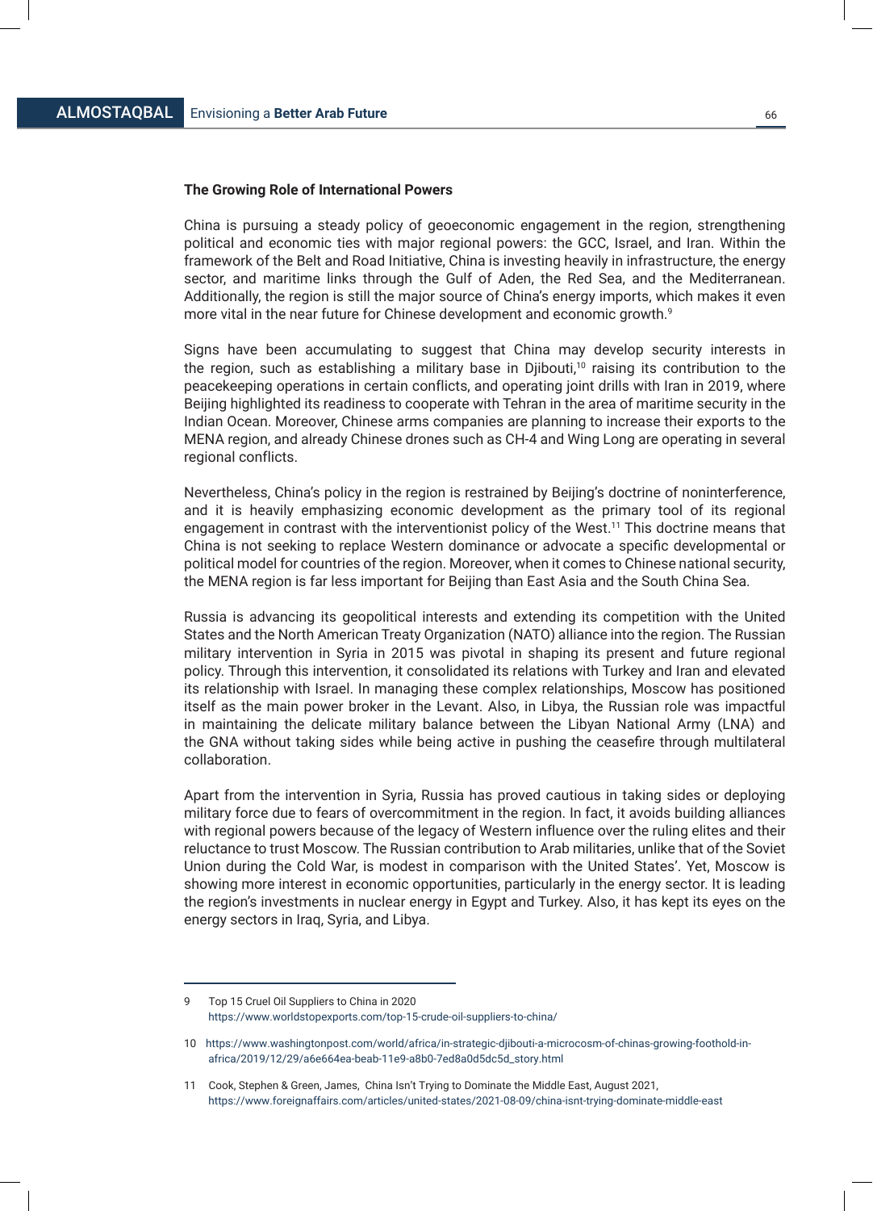**The Growing Role of International Powers**

China is pursuing a steady policy of geoeconomic engagement in the region, strengthening political and economic ties with major regional powers: the GCC, Israel, and Iran. Within the framework of the Belt and Road Initiative, China is investing heavily in infrastructure, the energy sector, and maritime links through the Gulf of Aden, the Red Sea, and the Mediterranean. Additionally, the region is still the major source of China's energy imports, which makes it even more vital in the near future for Chinese development and economic growth.[9]

Signs have been accumulating to suggest that China may develop security interests in the region, such as establishing a military base in Djibouti,[10] raising its contribution to the peacekeeping operations in certain conflicts, and operating joint drills with Iran in 2019, where Beijing highlighted its readiness to cooperate with Tehran in the area of maritime security in the Indian Ocean. Moreover, Chinese arms companies are planning to increase their exports to the MENA region, and already Chinese drones such as CH-4 and Wing Long are operating in several regional conflicts.

Nevertheless, China's policy in the region is restrained by Beijing's doctrine of noninterference, and it is heavily emphasizing economic development as the primary tool of its regional engagement in contrast with the interventionist policy of the West.[11] This doctrine means that China is not seeking to replace Western dominance or advocate a specific developmental or political model for countries of the region. Moreover, when it comes to Chinese national security, the MENA region is far less important for Beijing than East Asia and the South China Sea.

Russia is advancing its geopolitical interests and extending its competition with the United States and the North American Treaty Organization (NATO) alliance into the region. The Russian military intervention in Syria in 2015 was pivotal in shaping its present and future regional policy. Through this intervention, it consolidated its relations with Turkey and Iran and elevated its relationship with Israel. In managing these complex relationships, Moscow has positioned itself as the main power broker in the Levant. Also, in Libya, the Russian role was impactful in maintaining the delicate military balance between the Libyan National Army (LNA) and the GNA without taking sides while being active in pushing the ceasefire through multilateral collaboration.

Apart from the intervention in Syria, Russia has proved cautious in taking sides or deploying military force due to fears of overcommitment in the region. In fact, it avoids building alliances with regional powers because of the legacy of Western influence over the ruling elites and their reluctance to trust Moscow. The Russian contribution to Arab militaries, unlike that of the Soviet Union during the Cold War, is modest in comparison with the United States'. Yet, Moscow is showing more interest in economic opportunities, particularly in the energy sector. It is leading the region's investments in nuclear energy in Egypt and Turkey. Also, it has kept its eyes on the energy sectors in Iraq, Syria, and Libya.

---

9 Top 15 Cruel Oil Suppliers to China in 2020 https://www.worldstopexports.com/top-15-crude-oil-suppliers-to-china/

10 https://www.washingtonpost.com/world/africa/in-strategic-djibouti-a-microcosm-of-chinas-growing-foothold-in-africa/2019/12/29/a6e664ea-beab-11e9-a8b0-7ed8a0d5dc5d_story.html

11 Cook, Stephen & Green, James, China Isn't Trying to Dominate the Middle East, August 2021, https://www.foreignaffairs.com/articles/united-states/2021-08-09/china-isnt-trying-dominate-middle-east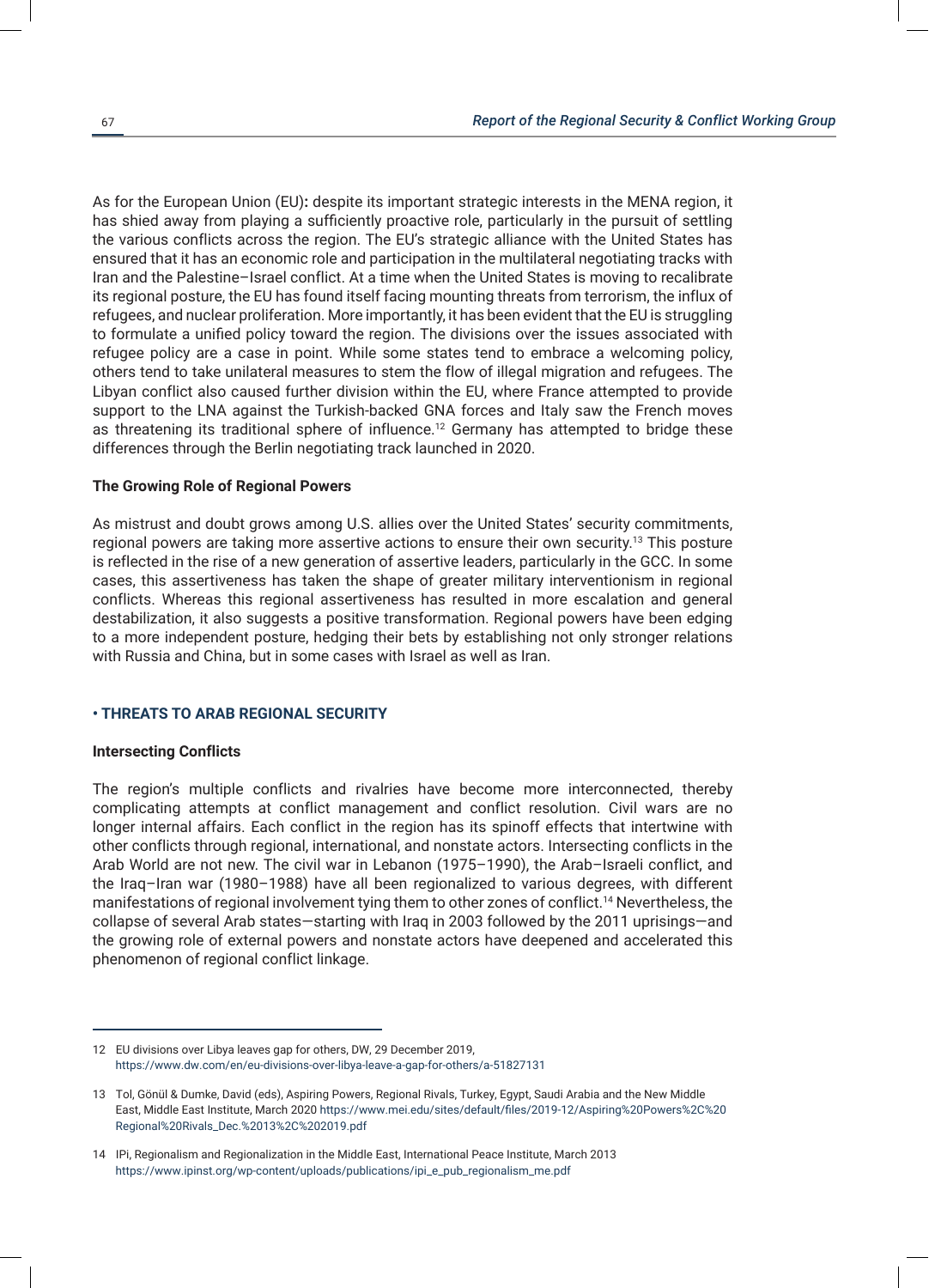As for the European Union (EU)**:** despite its important strategic interests in the MENA region, it has shied away from playing a sufficiently proactive role, particularly in the pursuit of settling the various conflicts across the region. The EU's strategic alliance with the United States has ensured that it has an economic role and participation in the multilateral negotiating tracks with Iran and the Palestine–Israel conflict. At a time when the United States is moving to recalibrate its regional posture, the EU has found itself facing mounting threats from terrorism, the influx of refugees, and nuclear proliferation. More importantly, it has been evident that the EU is struggling to formulate a unified policy toward the region. The divisions over the issues associated with refugee policy are a case in point. While some states tend to embrace a welcoming policy, others tend to take unilateral measures to stem the flow of illegal migration and refugees. The Libyan conflict also caused further division within the EU, where France attempted to provide support to the LNA against the Turkish-backed GNA forces and Italy saw the French moves as threatening its traditional sphere of influence.[12] Germany has attempted to bridge these differences through the Berlin negotiating track launched in 2020.

**The Growing Role of Regional Powers**

As mistrust and doubt grows among U.S. allies over the United States' security commitments, regional powers are taking more assertive actions to ensure their own security.[13] This posture is reflected in the rise of a new generation of assertive leaders, particularly in the GCC. In some cases, this assertiveness has taken the shape of greater military interventionism in regional conflicts. Whereas this regional assertiveness has resulted in more escalation and general destabilization, it also suggests a positive transformation. Regional powers have been edging to a more independent posture, hedging their bets by establishing not only stronger relations with Russia and China, but in some cases with Israel as well as Iran.

## • THREATS TO ARAB REGIONAL SECURITY

**Intersecting Conflicts**

The region's multiple conflicts and rivalries have become more interconnected, thereby complicating attempts at conflict management and conflict resolution. Civil wars are no longer internal affairs. Each conflict in the region has its spinoff effects that intertwine with other conflicts through regional, international, and nonstate actors. Intersecting conflicts in the Arab World are not new. The civil war in Lebanon (1975–1990), the Arab–Israeli conflict, and the Iraq–Iran war (1980–1988) have all been regionalized to various degrees, with different manifestations of regional involvement tying them to other zones of conflict.[14] Nevertheless, the collapse of several Arab states—starting with Iraq in 2003 followed by the 2011 uprisings—and the growing role of external powers and nonstate actors have deepened and accelerated this phenomenon of regional conflict linkage.

---

12 EU divisions over Libya leaves gap for others, DW, 29 December 2019, https://www.dw.com/en/eu-divisions-over-libya-leave-a-gap-for-others/a-51827131

13 Tol, Gönül & Dumke, David (eds), Aspiring Powers, Regional Rivals, Turkey, Egypt, Saudi Arabia and the New Middle East, Middle East Institute, March 2020 https://www.mei.edu/sites/default/files/2019-12/Aspiring%20Powers%2C%20Regional%20Rivals_Dec.%2013%2C%202019.pdf

14 IPi, Regionalism and Regionalization in the Middle East, International Peace Institute, March 2013 https://www.ipinst.org/wp-content/uploads/publications/ipi_e_pub_regionalism_me.pdf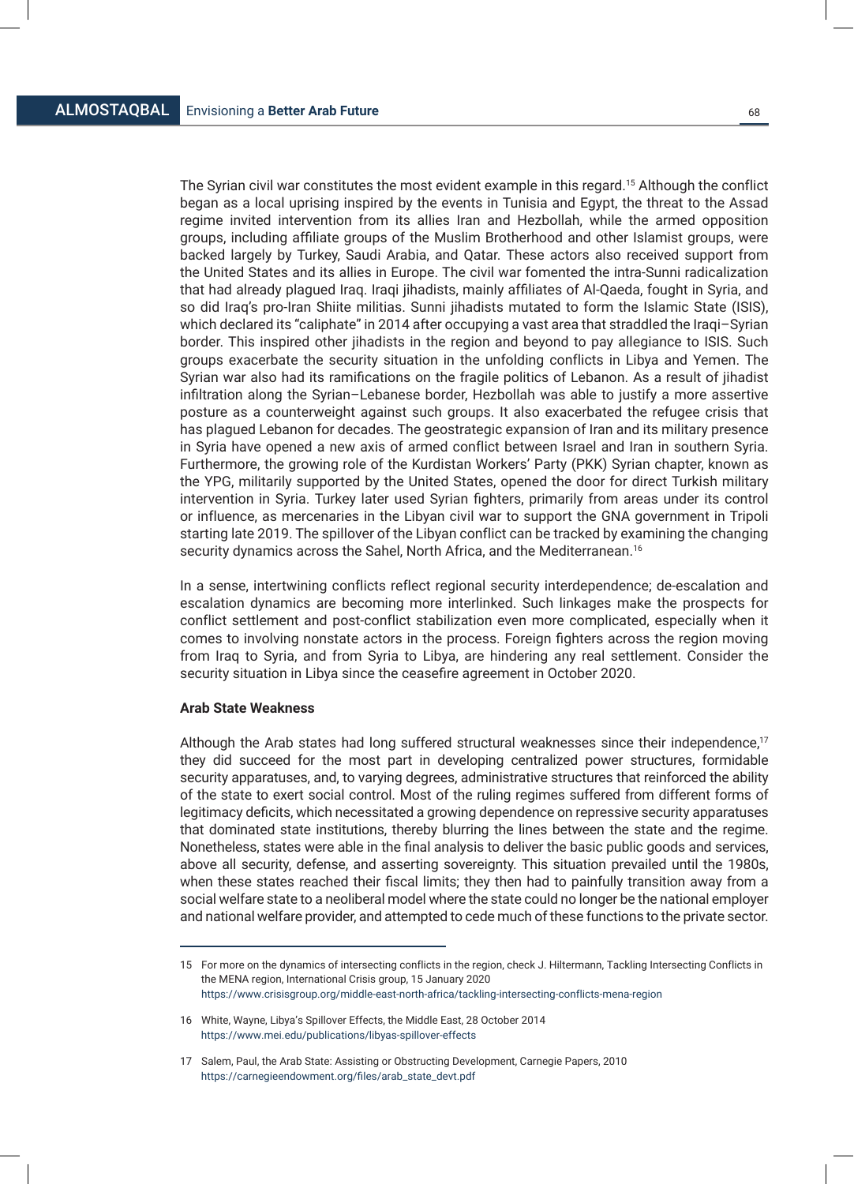The Syrian civil war constitutes the most evident example in this regard.[15] Although the conflict began as a local uprising inspired by the events in Tunisia and Egypt, the threat to the Assad regime invited intervention from its allies Iran and Hezbollah, while the armed opposition groups, including affiliate groups of the Muslim Brotherhood and other Islamist groups, were backed largely by Turkey, Saudi Arabia, and Qatar. These actors also received support from the United States and its allies in Europe. The civil war fomented the intra-Sunni radicalization that had already plagued Iraq. Iraqi jihadists, mainly affiliates of Al-Qaeda, fought in Syria, and so did Iraq's pro-Iran Shiite militias. Sunni jihadists mutated to form the Islamic State (ISIS), which declared its "caliphate" in 2014 after occupying a vast area that straddled the Iraqi–Syrian border. This inspired other jihadists in the region and beyond to pay allegiance to ISIS. Such groups exacerbate the security situation in the unfolding conflicts in Libya and Yemen. The Syrian war also had its ramifications on the fragile politics of Lebanon. As a result of jihadist infiltration along the Syrian–Lebanese border, Hezbollah was able to justify a more assertive posture as a counterweight against such groups. It also exacerbated the refugee crisis that has plagued Lebanon for decades. The geostrategic expansion of Iran and its military presence in Syria have opened a new axis of armed conflict between Israel and Iran in southern Syria. Furthermore, the growing role of the Kurdistan Workers' Party (PKK) Syrian chapter, known as the YPG, militarily supported by the United States, opened the door for direct Turkish military intervention in Syria. Turkey later used Syrian fighters, primarily from areas under its control or influence, as mercenaries in the Libyan civil war to support the GNA government in Tripoli starting late 2019. The spillover of the Libyan conflict can be tracked by examining the changing security dynamics across the Sahel, North Africa, and the Mediterranean.[16]

In a sense, intertwining conflicts reflect regional security interdependence; de-escalation and escalation dynamics are becoming more interlinked. Such linkages make the prospects for conflict settlement and post-conflict stabilization even more complicated, especially when it comes to involving nonstate actors in the process. Foreign fighters across the region moving from Iraq to Syria, and from Syria to Libya, are hindering any real settlement. Consider the security situation in Libya since the ceasefire agreement in October 2020.

**Arab State Weakness**

Although the Arab states had long suffered structural weaknesses since their independence,[17] they did succeed for the most part in developing centralized power structures, formidable security apparatuses, and, to varying degrees, administrative structures that reinforced the ability of the state to exert social control. Most of the ruling regimes suffered from different forms of legitimacy deficits, which necessitated a growing dependence on repressive security apparatuses that dominated state institutions, thereby blurring the lines between the state and the regime. Nonetheless, states were able in the final analysis to deliver the basic public goods and services, above all security, defense, and asserting sovereignty. This situation prevailed until the 1980s, when these states reached their fiscal limits; they then had to painfully transition away from a social welfare state to a neoliberal model where the state could no longer be the national employer and national welfare provider, and attempted to cede much of these functions to the private sector.

---

15 For more on the dynamics of intersecting conflicts in the region, check J. Hiltermann, Tackling Intersecting Conflicts in the MENA region, International Crisis group, 15 January 2020 https://www.crisisgroup.org/middle-east-north-africa/tackling-intersecting-conflicts-mena-region

16 White, Wayne, Libya's Spillover Effects, the Middle East, 28 October 2014 https://www.mei.edu/publications/libyas-spillover-effects

17 Salem, Paul, the Arab State: Assisting or Obstructing Development, Carnegie Papers, 2010 https://carnegieendowment.org/files/arab_state_devt.pdf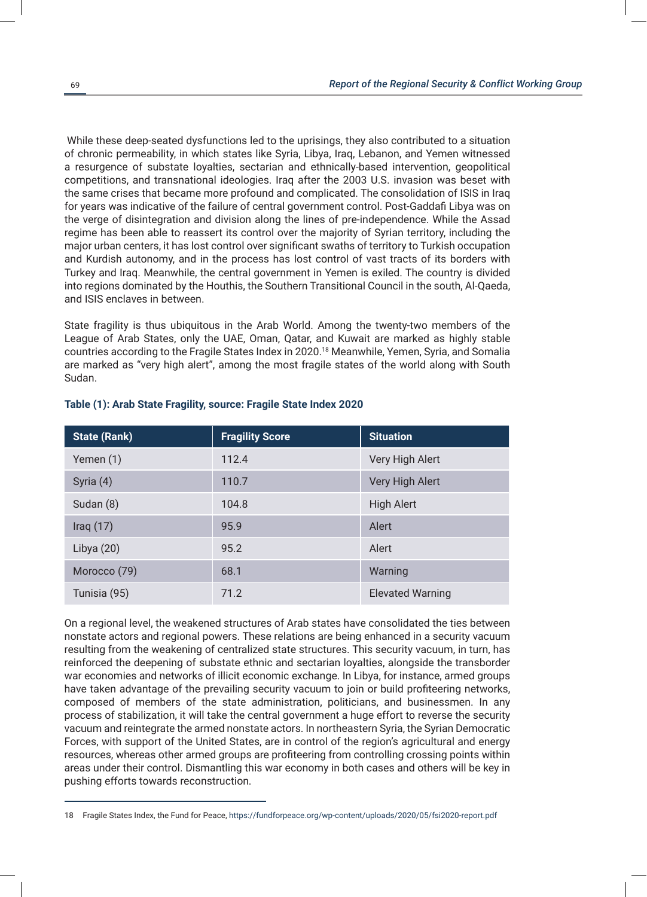While these deep-seated dysfunctions led to the uprisings, they also contributed to a situation of chronic permeability, in which states like Syria, Libya, Iraq, Lebanon, and Yemen witnessed a resurgence of substate loyalties, sectarian and ethnically-based intervention, geopolitical competitions, and transnational ideologies. Iraq after the 2003 U.S. invasion was beset with the same crises that became more profound and complicated. The consolidation of ISIS in Iraq for years was indicative of the failure of central government control. Post-Gaddafi Libya was on the verge of disintegration and division along the lines of pre-independence. While the Assad regime has been able to reassert its control over the majority of Syrian territory, including the major urban centers, it has lost control over significant swaths of territory to Turkish occupation and Kurdish autonomy, and in the process has lost control of vast tracts of its borders with Turkey and Iraq. Meanwhile, the central government in Yemen is exiled. The country is divided into regions dominated by the Houthis, the Southern Transitional Council in the south, Al-Qaeda, and ISIS enclaves in between.

State fragility is thus ubiquitous in the Arab World. Among the twenty-two members of the League of Arab States, only the UAE, Oman, Qatar, and Kuwait are marked as highly stable countries according to the Fragile States Index in 2020.[18] Meanwhile, Yemen, Syria, and Somalia are marked as "very high alert", among the most fragile states of the world along with South Sudan.

**Table (1): Arab State Fragility, source: Fragile State Index 2020**

| State (Rank) | Fragility Score | Situation |
|---|---|---|
| Yemen (1) | 112.4 | Very High Alert |
| Syria (4) | 110.7 | Very High Alert |
| Sudan (8) | 104.8 | High Alert |
| Iraq (17) | 95.9 | Alert |
| Libya (20) | 95.2 | Alert |
| Morocco (79) | 68.1 | Warning |
| Tunisia (95) | 71.2 | Elevated Warning |

On a regional level, the weakened structures of Arab states have consolidated the ties between nonstate actors and regional powers. These relations are being enhanced in a security vacuum resulting from the weakening of centralized state structures. This security vacuum, in turn, has reinforced the deepening of substate ethnic and sectarian loyalties, alongside the transborder war economies and networks of illicit economic exchange. In Libya, for instance, armed groups have taken advantage of the prevailing security vacuum to join or build profiteering networks, composed of members of the state administration, politicians, and businessmen. In any process of stabilization, it will take the central government a huge effort to reverse the security vacuum and reintegrate the armed nonstate actors. In northeastern Syria, the Syrian Democratic Forces, with support of the United States, are in control of the region's agricultural and energy resources, whereas other armed groups are profiteering from controlling crossing points within areas under their control. Dismantling this war economy in both cases and others will be key in pushing efforts towards reconstruction.

18 Fragile States Index, the Fund for Peace, https://fundforpeace.org/wp-content/uploads/2020/05/fsi2020-report.pdf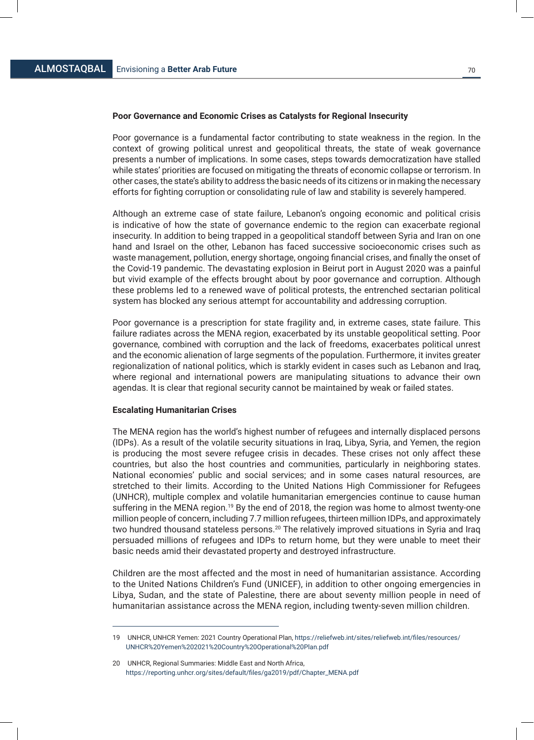**Poor Governance and Economic Crises as Catalysts for Regional Insecurity**

Poor governance is a fundamental factor contributing to state weakness in the region. In the context of growing political unrest and geopolitical threats, the state of weak governance presents a number of implications. In some cases, steps towards democratization have stalled while states' priorities are focused on mitigating the threats of economic collapse or terrorism. In other cases, the state's ability to address the basic needs of its citizens or in making the necessary efforts for fighting corruption or consolidating rule of law and stability is severely hampered.

Although an extreme case of state failure, Lebanon's ongoing economic and political crisis is indicative of how the state of governance endemic to the region can exacerbate regional insecurity. In addition to being trapped in a geopolitical standoff between Syria and Iran on one hand and Israel on the other, Lebanon has faced successive socioeconomic crises such as waste management, pollution, energy shortage, ongoing financial crises, and finally the onset of the Covid-19 pandemic. The devastating explosion in Beirut port in August 2020 was a painful but vivid example of the effects brought about by poor governance and corruption. Although these problems led to a renewed wave of political protests, the entrenched sectarian political system has blocked any serious attempt for accountability and addressing corruption.

Poor governance is a prescription for state fragility and, in extreme cases, state failure. This failure radiates across the MENA region, exacerbated by its unstable geopolitical setting. Poor governance, combined with corruption and the lack of freedoms, exacerbates political unrest and the economic alienation of large segments of the population. Furthermore, it invites greater regionalization of national politics, which is starkly evident in cases such as Lebanon and Iraq, where regional and international powers are manipulating situations to advance their own agendas. It is clear that regional security cannot be maintained by weak or failed states.

**Escalating Humanitarian Crises**

The MENA region has the world's highest number of refugees and internally displaced persons (IDPs). As a result of the volatile security situations in Iraq, Libya, Syria, and Yemen, the region is producing the most severe refugee crisis in decades. These crises not only affect these countries, but also the host countries and communities, particularly in neighboring states. National economies' public and social services; and in some cases natural resources, are stretched to their limits. According to the United Nations High Commissioner for Refugees (UNHCR), multiple complex and volatile humanitarian emergencies continue to cause human suffering in the MENA region.[19] By the end of 2018, the region was home to almost twenty-one million people of concern, including 7.7 million refugees, thirteen million IDPs, and approximately two hundred thousand stateless persons.[20] The relatively improved situations in Syria and Iraq persuaded millions of refugees and IDPs to return home, but they were unable to meet their basic needs amid their devastated property and destroyed infrastructure.

Children are the most affected and the most in need of humanitarian assistance. According to the United Nations Children's Fund (UNICEF), in addition to other ongoing emergencies in Libya, Sudan, and the state of Palestine, there are about seventy million people in need of humanitarian assistance across the MENA region, including twenty-seven million children.

---

19 UNHCR, UNHCR Yemen: 2021 Country Operational Plan, https://reliefweb.int/sites/reliefweb.int/files/resources/UNHCR%20Yemen%202021%20Country%20Operational%20Plan.pdf

20 UNHCR, Regional Summaries: Middle East and North Africa, https://reporting.unhcr.org/sites/default/files/ga2019/pdf/Chapter_MENA.pdf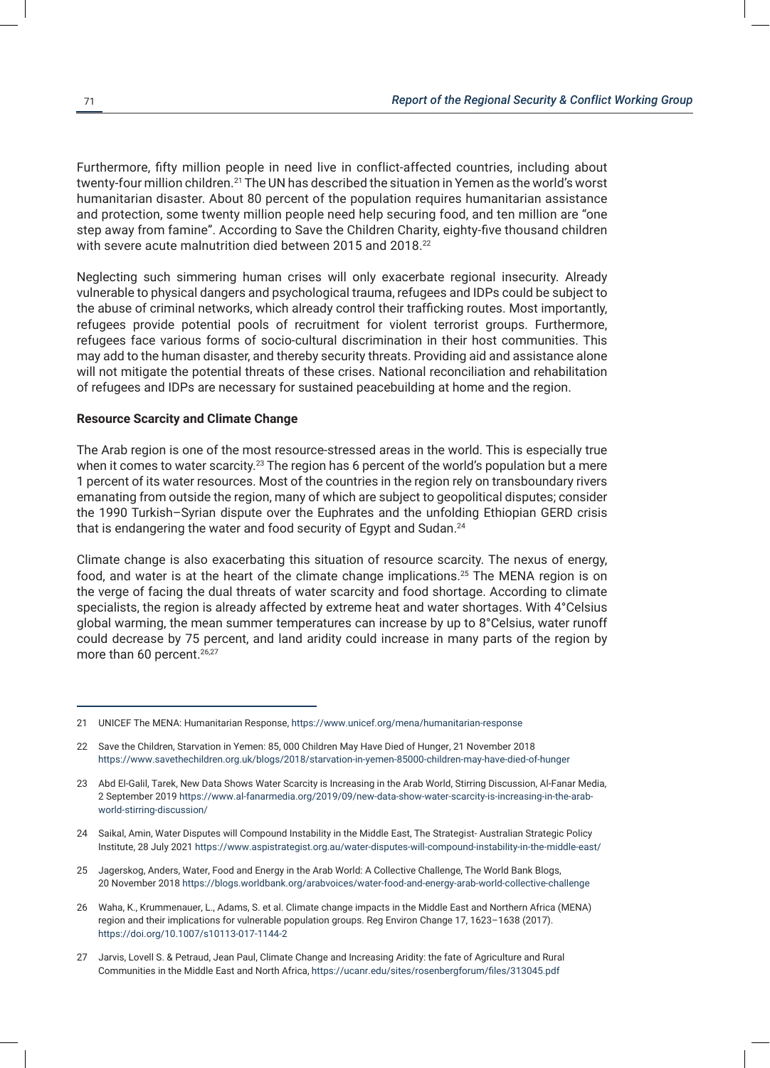Furthermore, fifty million people in need live in conflict-affected countries, including about twenty-four million children.[21] The UN has described the situation in Yemen as the world's worst humanitarian disaster. About 80 percent of the population requires humanitarian assistance and protection, some twenty million people need help securing food, and ten million are "one step away from famine". According to Save the Children Charity, eighty-five thousand children with severe acute malnutrition died between 2015 and 2018.[22]

Neglecting such simmering human crises will only exacerbate regional insecurity. Already vulnerable to physical dangers and psychological trauma, refugees and IDPs could be subject to the abuse of criminal networks, which already control their trafficking routes. Most importantly, refugees provide potential pools of recruitment for violent terrorist groups. Furthermore, refugees face various forms of socio-cultural discrimination in their host communities. This may add to the human disaster, and thereby security threats. Providing aid and assistance alone will not mitigate the potential threats of these crises. National reconciliation and rehabilitation of refugees and IDPs are necessary for sustained peacebuilding at home and the region.

**Resource Scarcity and Climate Change**

The Arab region is one of the most resource-stressed areas in the world. This is especially true when it comes to water scarcity.[23] The region has 6 percent of the world's population but a mere 1 percent of its water resources. Most of the countries in the region rely on transboundary rivers emanating from outside the region, many of which are subject to geopolitical disputes; consider the 1990 Turkish–Syrian dispute over the Euphrates and the unfolding Ethiopian GERD crisis that is endangering the water and food security of Egypt and Sudan.[24]

Climate change is also exacerbating this situation of resource scarcity. The nexus of energy, food, and water is at the heart of the climate change implications.[25] The MENA region is on the verge of facing the dual threats of water scarcity and food shortage. According to climate specialists, the region is already affected by extreme heat and water shortages. With 4°Celsius global warming, the mean summer temperatures can increase by up to 8°Celsius, water runoff could decrease by 75 percent, and land aridity could increase in many parts of the region by more than 60 percent.[26,27]

---

21 UNICEF The MENA: Humanitarian Response, https://www.unicef.org/mena/humanitarian-response

22 Save the Children, Starvation in Yemen: 85, 000 Children May Have Died of Hunger, 21 November 2018 https://www.savethechildren.org.uk/blogs/2018/starvation-in-yemen-85000-children-may-have-died-of-hunger

23 Abd El-Galil, Tarek, New Data Shows Water Scarcity is Increasing in the Arab World, Stirring Discussion, Al-Fanar Media, 2 September 2019 https://www.al-fanarmedia.org/2019/09/new-data-show-water-scarcity-is-increasing-in-the-arab-world-stirring-discussion/

24 Saikal, Amin, Water Disputes will Compound Instability in the Middle East, The Strategist- Australian Strategic Policy Institute, 28 July 2021 https://www.aspistrategist.org.au/water-disputes-will-compound-instability-in-the-middle-east/

25 Jagerskog, Anders, Water, Food and Energy in the Arab World: A Collective Challenge, The World Bank Blogs, 20 November 2018 https://blogs.worldbank.org/arabvoices/water-food-and-energy-arab-world-collective-challenge

26 Waha, K., Krummenauer, L., Adams, S. et al. Climate change impacts in the Middle East and Northern Africa (MENA) region and their implications for vulnerable population groups. Reg Environ Change 17, 1623–1638 (2017). https://doi.org/10.1007/s10113-017-1144-2

27 Jarvis, Lovell S. & Petraud, Jean Paul, Climate Change and Increasing Aridity: the fate of Agriculture and Rural Communities in the Middle East and North Africa, https://ucanr.edu/sites/rosenbergforum/files/313045.pdf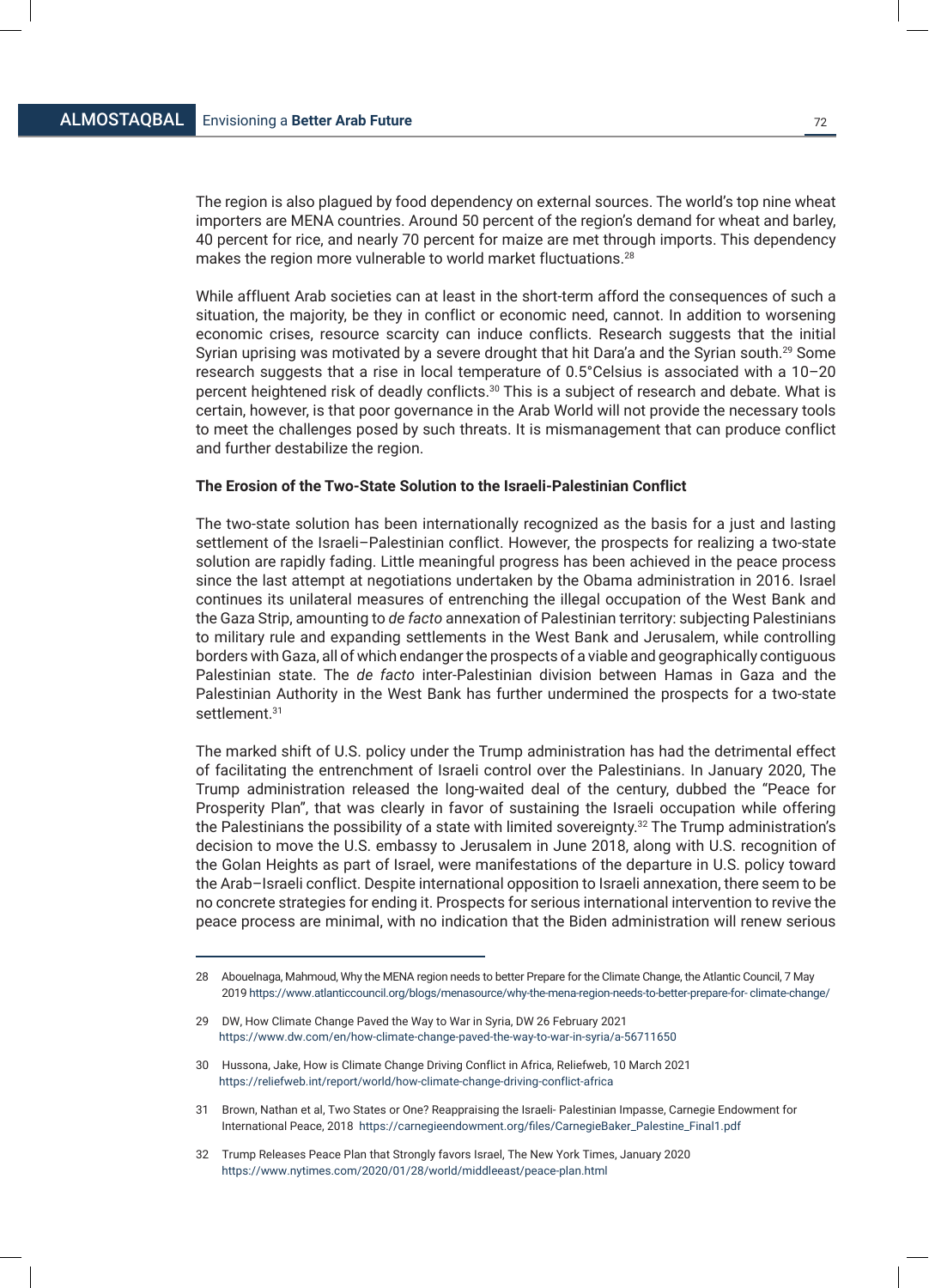The region is also plagued by food dependency on external sources. The world's top nine wheat importers are MENA countries. Around 50 percent of the region's demand for wheat and barley, 40 percent for rice, and nearly 70 percent for maize are met through imports. This dependency makes the region more vulnerable to world market fluctuations.[28]

While affluent Arab societies can at least in the short-term afford the consequences of such a situation, the majority, be they in conflict or economic need, cannot. In addition to worsening economic crises, resource scarcity can induce conflicts. Research suggests that the initial Syrian uprising was motivated by a severe drought that hit Dara'a and the Syrian south.[29] Some research suggests that a rise in local temperature of 0.5°Celsius is associated with a 10–20 percent heightened risk of deadly conflicts.[30] This is a subject of research and debate. What is certain, however, is that poor governance in the Arab World will not provide the necessary tools to meet the challenges posed by such threats. It is mismanagement that can produce conflict and further destabilize the region.

**The Erosion of the Two-State Solution to the Israeli-Palestinian Conflict**

The two-state solution has been internationally recognized as the basis for a just and lasting settlement of the Israeli–Palestinian conflict. However, the prospects for realizing a two-state solution are rapidly fading. Little meaningful progress has been achieved in the peace process since the last attempt at negotiations undertaken by the Obama administration in 2016. Israel continues its unilateral measures of entrenching the illegal occupation of the West Bank and the Gaza Strip, amounting to *de facto* annexation of Palestinian territory: subjecting Palestinians to military rule and expanding settlements in the West Bank and Jerusalem, while controlling borders with Gaza, all of which endanger the prospects of a viable and geographically contiguous Palestinian state. The *de facto* inter-Palestinian division between Hamas in Gaza and the Palestinian Authority in the West Bank has further undermined the prospects for a two-state settlement.[31]

The marked shift of U.S. policy under the Trump administration has had the detrimental effect of facilitating the entrenchment of Israeli control over the Palestinians. In January 2020, The Trump administration released the long-waited deal of the century, dubbed the "Peace for Prosperity Plan", that was clearly in favor of sustaining the Israeli occupation while offering the Palestinians the possibility of a state with limited sovereignty.[32] The Trump administration's decision to move the U.S. embassy to Jerusalem in June 2018, along with U.S. recognition of the Golan Heights as part of Israel, were manifestations of the departure in U.S. policy toward the Arab–Israeli conflict. Despite international opposition to Israeli annexation, there seem to be no concrete strategies for ending it. Prospects for serious international intervention to revive the peace process are minimal, with no indication that the Biden administration will renew serious

---

28 Abouelnaga, Mahmoud, Why the MENA region needs to better Prepare for the Climate Change, the Atlantic Council, 7 May 2019 https://www.atlanticcouncil.org/blogs/menasource/why-the-mena-region-needs-to-better-prepare-for- climate-change/

29 DW, How Climate Change Paved the Way to War in Syria, DW 26 February 2021 https://www.dw.com/en/how-climate-change-paved-the-way-to-war-in-syria/a-56711650

30 Hussona, Jake, How is Climate Change Driving Conflict in Africa, Reliefweb, 10 March 2021 https://reliefweb.int/report/world/how-climate-change-driving-conflict-africa

31 Brown, Nathan et al, Two States or One? Reappraising the Israeli- Palestinian Impasse, Carnegie Endowment for International Peace, 2018 https://carnegieendowment.org/files/CarnegieBaker_Palestine_Final1.pdf

32 Trump Releases Peace Plan that Strongly favors Israel, The New York Times, January 2020 https://www.nytimes.com/2020/01/28/world/middleeast/peace-plan.html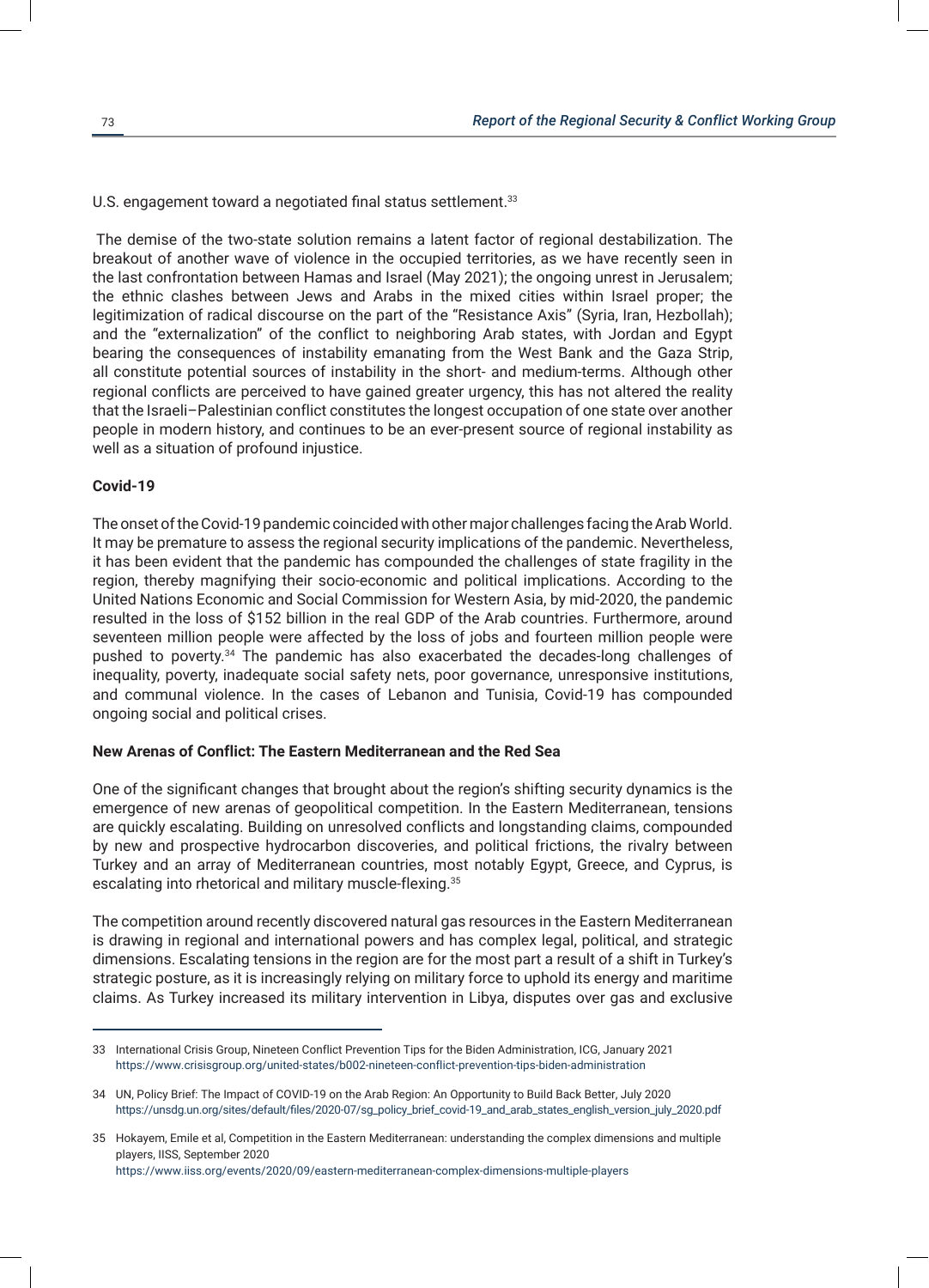U.S. engagement toward a negotiated final status settlement.[33]

The demise of the two-state solution remains a latent factor of regional destabilization. The breakout of another wave of violence in the occupied territories, as we have recently seen in the last confrontation between Hamas and Israel (May 2021); the ongoing unrest in Jerusalem; the ethnic clashes between Jews and Arabs in the mixed cities within Israel proper; the legitimization of radical discourse on the part of the "Resistance Axis" (Syria, Iran, Hezbollah); and the "externalization" of the conflict to neighboring Arab states, with Jordan and Egypt bearing the consequences of instability emanating from the West Bank and the Gaza Strip, all constitute potential sources of instability in the short- and medium-terms. Although other regional conflicts are perceived to have gained greater urgency, this has not altered the reality that the Israeli–Palestinian conflict constitutes the longest occupation of one state over another people in modern history, and continues to be an ever-present source of regional instability as well as a situation of profound injustice.

**Covid-19**

The onset of the Covid-19 pandemic coincided with other major challenges facing the Arab World. It may be premature to assess the regional security implications of the pandemic. Nevertheless, it has been evident that the pandemic has compounded the challenges of state fragility in the region, thereby magnifying their socio-economic and political implications. According to the United Nations Economic and Social Commission for Western Asia, by mid-2020, the pandemic resulted in the loss of $152 billion in the real GDP of the Arab countries. Furthermore, around seventeen million people were affected by the loss of jobs and fourteen million people were pushed to poverty.[34] The pandemic has also exacerbated the decades-long challenges of inequality, poverty, inadequate social safety nets, poor governance, unresponsive institutions, and communal violence. In the cases of Lebanon and Tunisia, Covid-19 has compounded ongoing social and political crises.

**New Arenas of Conflict: The Eastern Mediterranean and the Red Sea**

One of the significant changes that brought about the region's shifting security dynamics is the emergence of new arenas of geopolitical competition. In the Eastern Mediterranean, tensions are quickly escalating. Building on unresolved conflicts and longstanding claims, compounded by new and prospective hydrocarbon discoveries, and political frictions, the rivalry between Turkey and an array of Mediterranean countries, most notably Egypt, Greece, and Cyprus, is escalating into rhetorical and military muscle-flexing.[35]

The competition around recently discovered natural gas resources in the Eastern Mediterranean is drawing in regional and international powers and has complex legal, political, and strategic dimensions. Escalating tensions in the region are for the most part a result of a shift in Turkey's strategic posture, as it is increasingly relying on military force to uphold its energy and maritime claims. As Turkey increased its military intervention in Libya, disputes over gas and exclusive

---

33 International Crisis Group, Nineteen Conflict Prevention Tips for the Biden Administration, ICG, January 2021 https://www.crisisgroup.org/united-states/b002-nineteen-conflict-prevention-tips-biden-administration

34 UN, Policy Brief: The Impact of COVID-19 on the Arab Region: An Opportunity to Build Back Better, July 2020 https://unsdg.un.org/sites/default/files/2020-07/sg_policy_brief_covid-19_and_arab_states_english_version_july_2020.pdf

35 Hokayem, Emile et al, Competition in the Eastern Mediterranean: understanding the complex dimensions and multiple players, IISS, September 2020 https://www.iiss.org/events/2020/09/eastern-mediterranean-complex-dimensions-multiple-players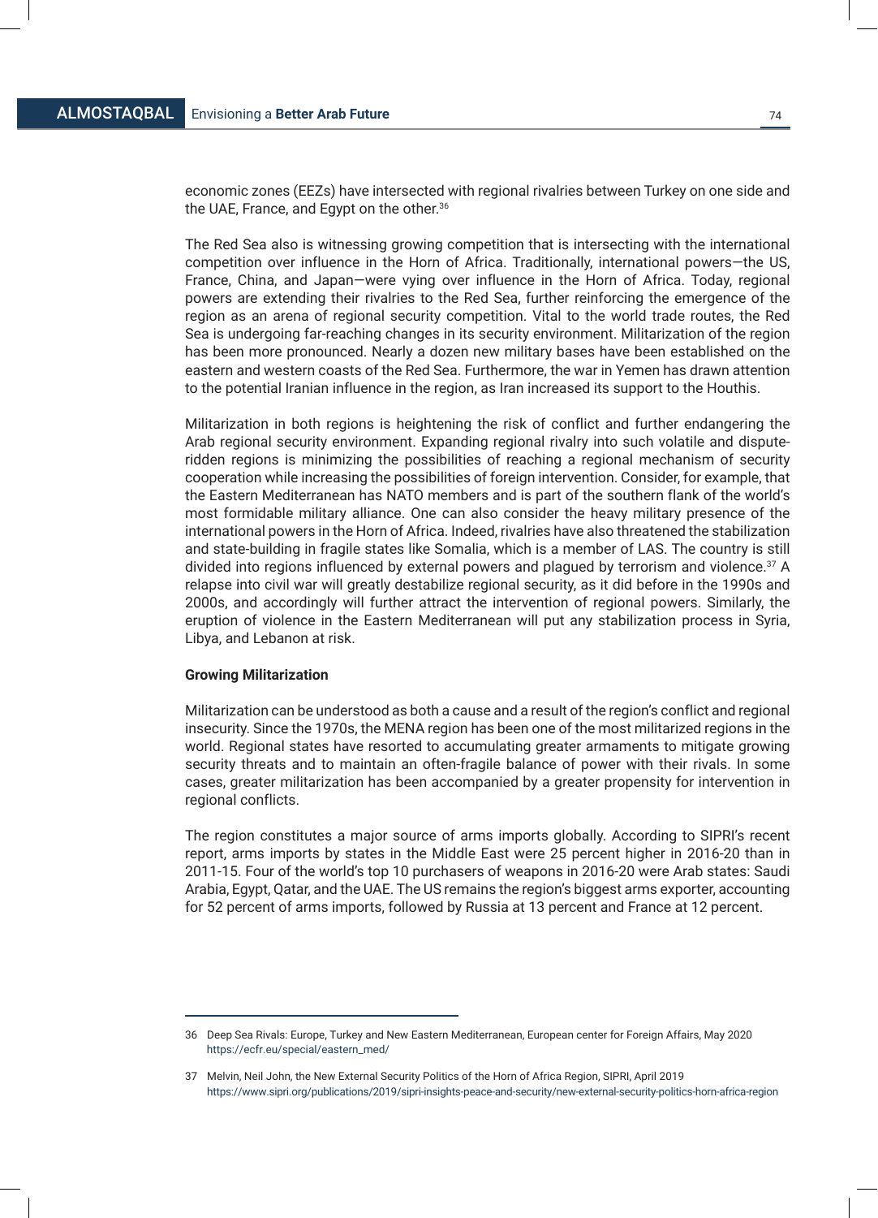economic zones (EEZs) have intersected with regional rivalries between Turkey on one side and the UAE, France, and Egypt on the other.[36]

The Red Sea also is witnessing growing competition that is intersecting with the international competition over influence in the Horn of Africa. Traditionally, international powers—the US, France, China, and Japan—were vying over influence in the Horn of Africa. Today, regional powers are extending their rivalries to the Red Sea, further reinforcing the emergence of the region as an arena of regional security competition. Vital to the world trade routes, the Red Sea is undergoing far-reaching changes in its security environment. Militarization of the region has been more pronounced. Nearly a dozen new military bases have been established on the eastern and western coasts of the Red Sea. Furthermore, the war in Yemen has drawn attention to the potential Iranian influence in the region, as Iran increased its support to the Houthis.

Militarization in both regions is heightening the risk of conflict and further endangering the Arab regional security environment. Expanding regional rivalry into such volatile and dispute-ridden regions is minimizing the possibilities of reaching a regional mechanism of security cooperation while increasing the possibilities of foreign intervention. Consider, for example, that the Eastern Mediterranean has NATO members and is part of the southern flank of the world's most formidable military alliance. One can also consider the heavy military presence of the international powers in the Horn of Africa. Indeed, rivalries have also threatened the stabilization and state-building in fragile states like Somalia, which is a member of LAS. The country is still divided into regions influenced by external powers and plagued by terrorism and violence.[37] A relapse into civil war will greatly destabilize regional security, as it did before in the 1990s and 2000s, and accordingly will further attract the intervention of regional powers. Similarly, the eruption of violence in the Eastern Mediterranean will put any stabilization process in Syria, Libya, and Lebanon at risk.

**Growing Militarization**

Militarization can be understood as both a cause and a result of the region's conflict and regional insecurity. Since the 1970s, the MENA region has been one of the most militarized regions in the world. Regional states have resorted to accumulating greater armaments to mitigate growing security threats and to maintain an often-fragile balance of power with their rivals. In some cases, greater militarization has been accompanied by a greater propensity for intervention in regional conflicts.

The region constitutes a major source of arms imports globally. According to SIPRI's recent report, arms imports by states in the Middle East were 25 percent higher in 2016-20 than in 2011-15. Four of the world's top 10 purchasers of weapons in 2016-20 were Arab states: Saudi Arabia, Egypt, Qatar, and the UAE. The US remains the region's biggest arms exporter, accounting for 52 percent of arms imports, followed by Russia at 13 percent and France at 12 percent.

---

36 Deep Sea Rivals: Europe, Turkey and New Eastern Mediterranean, European center for Foreign Affairs, May 2020 https://ecfr.eu/special/eastern_med/

37 Melvin, Neil John, the New External Security Politics of the Horn of Africa Region, SIPRI, April 2019 https://www.sipri.org/publications/2019/sipri-insights-peace-and-security/new-external-security-politics-horn-africa-region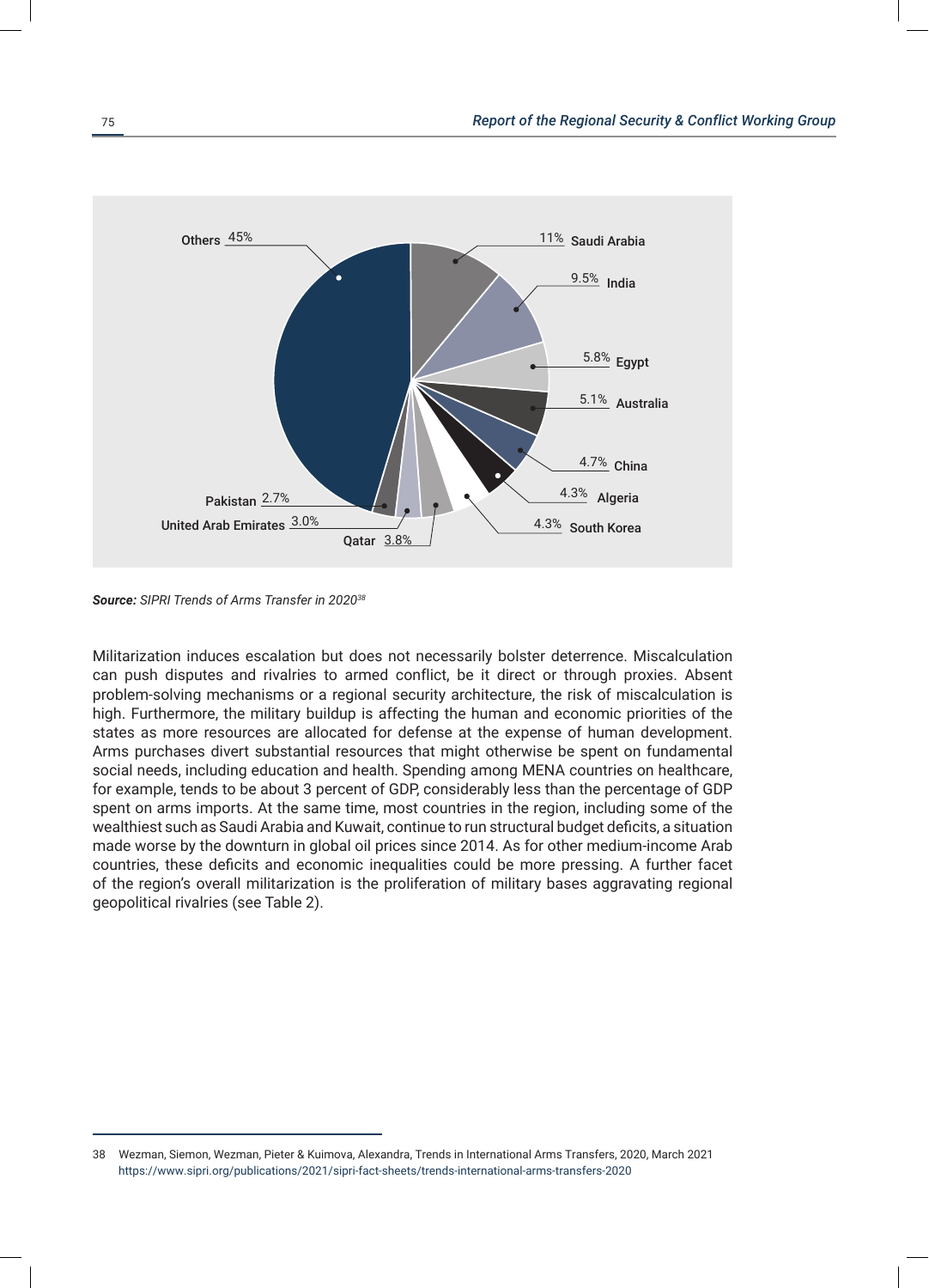Others 45%

11% Saudi Arabia

9.5% India

5.8% Egypt

5.1% Australia

4.7% China

4.3% Algeria

4.3% South Korea

Qatar 3.8%

United Arab Emirates 3.0%

Pakistan 2.7%

***Source:*** *SIPRI Trends of Arms Transfer in 2020*[38]

Militarization induces escalation but does not necessarily bolster deterrence. Miscalculation can push disputes and rivalries to armed conflict, be it direct or through proxies. Absent problem-solving mechanisms or a regional security architecture, the risk of miscalculation is high. Furthermore, the military buildup is affecting the human and economic priorities of the states as more resources are allocated for defense at the expense of human development. Arms purchases divert substantial resources that might otherwise be spent on fundamental social needs, including education and health. Spending among MENA countries on healthcare, for example, tends to be about 3 percent of GDP, considerably less than the percentage of GDP spent on arms imports. At the same time, most countries in the region, including some of the wealthiest such as Saudi Arabia and Kuwait, continue to run structural budget deficits, a situation made worse by the downturn in global oil prices since 2014. As for other medium-income Arab countries, these deficits and economic inequalities could be more pressing. A further facet of the region's overall militarization is the proliferation of military bases aggravating regional geopolitical rivalries (see Table 2).

38 Wezman, Siemon, Wezman, Pieter & Kuimova, Alexandra, Trends in International Arms Transfers, 2020, March 2021 https://www.sipri.org/publications/2021/sipri-fact-sheets/trends-international-arms-transfers-2020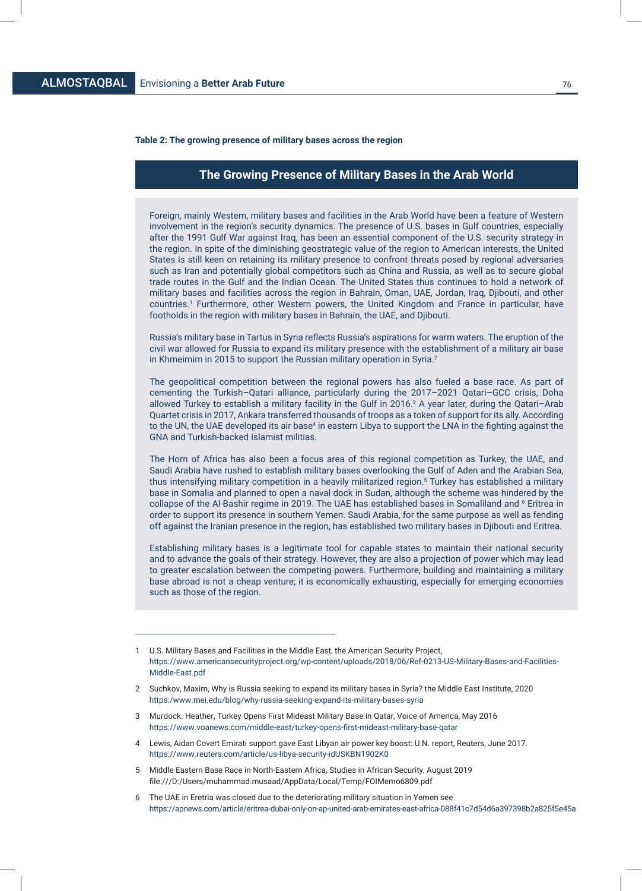**Table 2: The growing presence of military bases across the region**

## The Growing Presence of Military Bases in the Arab World

Foreign, mainly Western, military bases and facilities in the Arab World have been a feature of Western involvement in the region's security dynamics. The presence of U.S. bases in Gulf countries, especially after the 1991 Gulf War against Iraq, has been an essential component of the U.S. security strategy in the region. In spite of the diminishing geostrategic value of the region to American interests, the United States is still keen on retaining its military presence to confront threats posed by regional adversaries such as Iran and potentially global competitors such as China and Russia, as well as to secure global trade routes in the Gulf and the Indian Ocean. The United States thus continues to hold a network of military bases and facilities across the region in Bahrain, Oman, UAE, Jordan, Iraq, Djibouti, and other countries.[1] Furthermore, other Western powers, the United Kingdom and France in particular, have footholds in the region with military bases in Bahrain, the UAE, and Djibouti.

Russia's military base in Tartus in Syria reflects Russia's aspirations for warm waters. The eruption of the civil war allowed for Russia to expand its military presence with the establishment of a military air base in Khmeimim in 2015 to support the Russian military operation in Syria.[2]

The geopolitical competition between the regional powers has also fueled a base race. As part of cementing the Turkish–Qatari alliance, particularly during the 2017–2021 Qatari–GCC crisis, Doha allowed Turkey to establish a military facility in the Gulf in 2016.[3] A year later, during the Qatari–Arab Quartet crisis in 2017, Ankara transferred thousands of troops as a token of support for its ally. According to the UN, the UAE developed its air base[4] in eastern Libya to support the LNA in the fighting against the GNA and Turkish-backed Islamist militias.

The Horn of Africa has also been a focus area of this regional competition as Turkey, the UAE, and Saudi Arabia have rushed to establish military bases overlooking the Gulf of Aden and the Arabian Sea, thus intensifying military competition in a heavily militarized region.[5] Turkey has established a military base in Somalia and planned to open a naval dock in Sudan, although the scheme was hindered by the collapse of the Al-Bashir regime in 2019. The UAE has established bases in Somaliland and [6] Eritrea in order to support its presence in southern Yemen. Saudi Arabia, for the same purpose as well as fending off against the Iranian presence in the region, has established two military bases in Djibouti and Eritrea.

Establishing military bases is a legitimate tool for capable states to maintain their national security and to advance the goals of their strategy. However, they are also a projection of power which may lead to greater escalation between the competing powers. Furthermore, building and maintaining a military base abroad is not a cheap venture; it is economically exhausting, especially for emerging economies such as those of the region.

---

1 U.S. Military Bases and Facilities in the Middle East, the American Security Project, https://www.americansecurityproject.org/wp-content/uploads/2018/06/Ref-0213-US-Military-Bases-and-Facilities-Middle-East.pdf

2 Suchkov, Maxim, Why is Russia seeking to expand its military bases in Syria? the Middle East Institute, 2020 https:/www.mei.edu/blog/why-russia-seeking-expand-its-military-bases-syria

3 Murdock. Heather, Turkey Opens First Mideast Military Base in Qatar, Voice of America, May 2016 https://www.voanews.com/middle-east/turkey-opens-first-mideast-military-base-qatar

4 Lewis, Aidan Covert Emirati support gave East Libyan air power key boost: U.N. report, Reuters, June 2017. https://www.reuters.com/article/us-libya-security-idUSKBN1902K0

5 Middle Eastern Base Race in North-Eastern Africa, Studies in African Security, August 2019 file:///D:/Users/muhammad.musaad/AppData/Local/Temp/FOIMemo6809.pdf

6 The UAE in Eretria was closed due to the deteriorating military situation in Yemen see https://apnews.com/article/eritrea-dubai-only-on-ap-united-arab-emirates-east-africa-088f41c7d54d6a397398b2a825f5e45a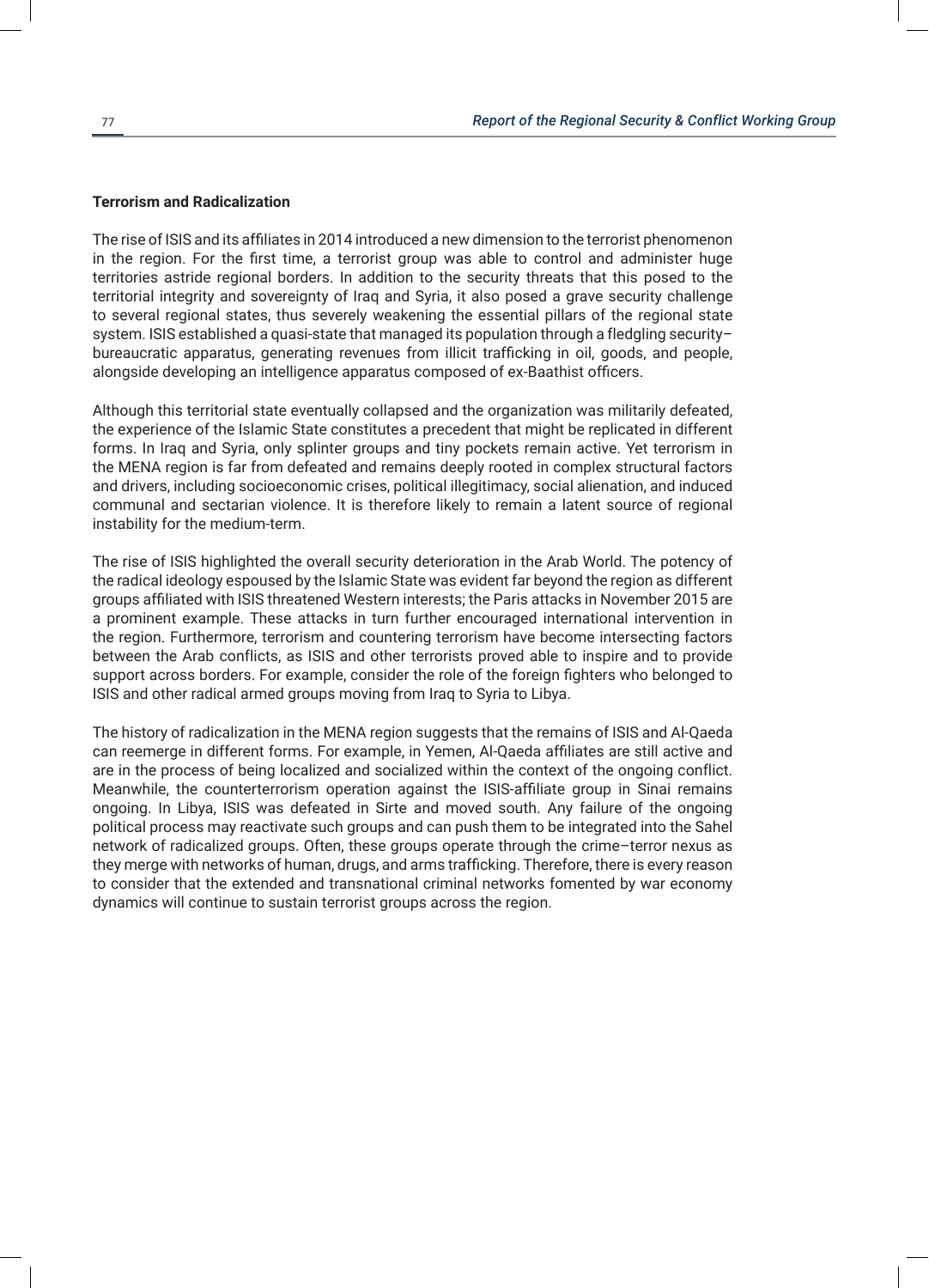**Terrorism and Radicalization**

The rise of ISIS and its affiliates in 2014 introduced a new dimension to the terrorist phenomenon in the region. For the first time, a terrorist group was able to control and administer huge territories astride regional borders. In addition to the security threats that this posed to the territorial integrity and sovereignty of Iraq and Syria, it also posed a grave security challenge to several regional states, thus severely weakening the essential pillars of the regional state system. ISIS established a quasi-state that managed its population through a fledgling security–bureaucratic apparatus, generating revenues from illicit trafficking in oil, goods, and people, alongside developing an intelligence apparatus composed of ex-Baathist officers.

Although this territorial state eventually collapsed and the organization was militarily defeated, the experience of the Islamic State constitutes a precedent that might be replicated in different forms. In Iraq and Syria, only splinter groups and tiny pockets remain active. Yet terrorism in the MENA region is far from defeated and remains deeply rooted in complex structural factors and drivers, including socioeconomic crises, political illegitimacy, social alienation, and induced communal and sectarian violence. It is therefore likely to remain a latent source of regional instability for the medium-term.

The rise of ISIS highlighted the overall security deterioration in the Arab World. The potency of the radical ideology espoused by the Islamic State was evident far beyond the region as different groups affiliated with ISIS threatened Western interests; the Paris attacks in November 2015 are a prominent example. These attacks in turn further encouraged international intervention in the region. Furthermore, terrorism and countering terrorism have become intersecting factors between the Arab conflicts, as ISIS and other terrorists proved able to inspire and to provide support across borders. For example, consider the role of the foreign fighters who belonged to ISIS and other radical armed groups moving from Iraq to Syria to Libya.

The history of radicalization in the MENA region suggests that the remains of ISIS and Al-Qaeda can reemerge in different forms. For example, in Yemen, Al-Qaeda affiliates are still active and are in the process of being localized and socialized within the context of the ongoing conflict. Meanwhile, the counterterrorism operation against the ISIS-affiliate group in Sinai remains ongoing. In Libya, ISIS was defeated in Sirte and moved south. Any failure of the ongoing political process may reactivate such groups and can push them to be integrated into the Sahel network of radicalized groups. Often, these groups operate through the crime–terror nexus as they merge with networks of human, drugs, and arms trafficking. Therefore, there is every reason to consider that the extended and transnational criminal networks fomented by war economy dynamics will continue to sustain terrorist groups across the region.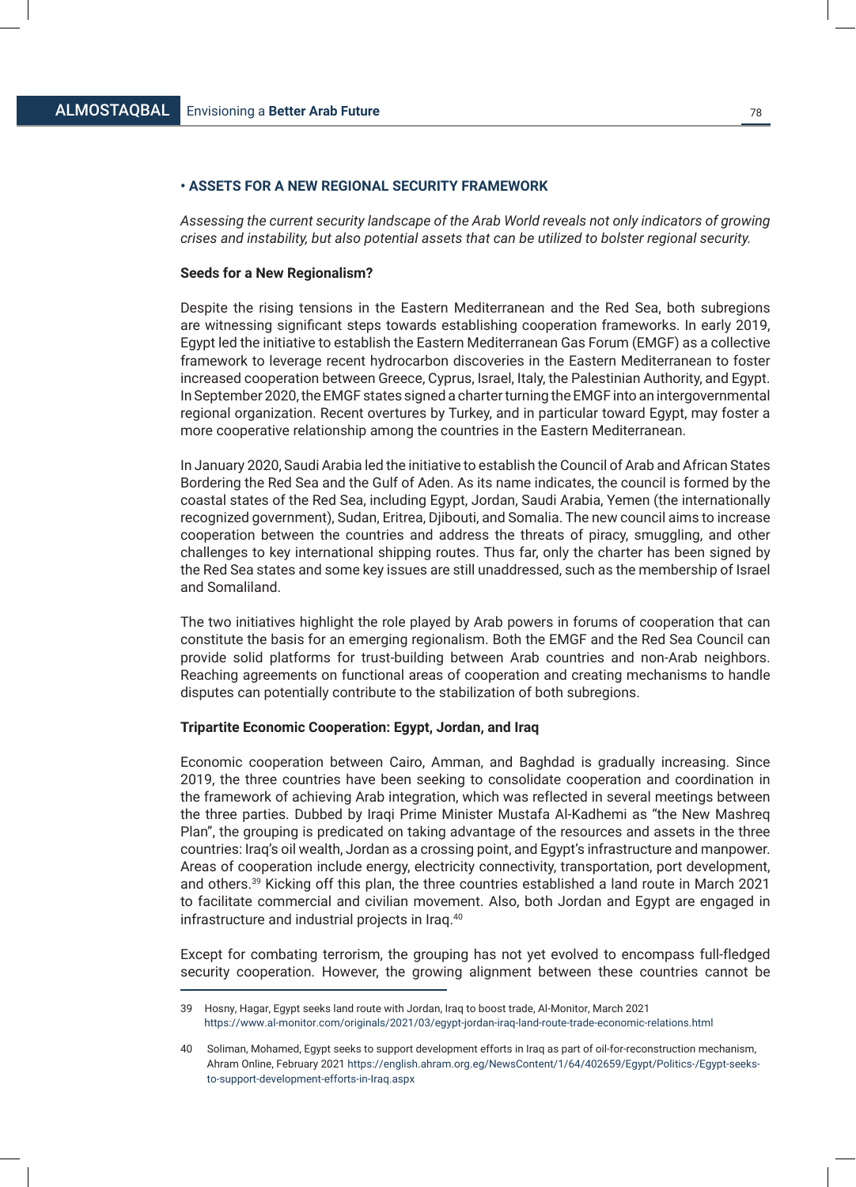## • ASSETS FOR A NEW REGIONAL SECURITY FRAMEWORK

*Assessing the current security landscape of the Arab World reveals not only indicators of growing crises and instability, but also potential assets that can be utilized to bolster regional security.*

### Seeds for a New Regionalism?

Despite the rising tensions in the Eastern Mediterranean and the Red Sea, both subregions are witnessing significant steps towards establishing cooperation frameworks. In early 2019, Egypt led the initiative to establish the Eastern Mediterranean Gas Forum (EMGF) as a collective framework to leverage recent hydrocarbon discoveries in the Eastern Mediterranean to foster increased cooperation between Greece, Cyprus, Israel, Italy, the Palestinian Authority, and Egypt. In September 2020, the EMGF states signed a charter turning the EMGF into an intergovernmental regional organization. Recent overtures by Turkey, and in particular toward Egypt, may foster a more cooperative relationship among the countries in the Eastern Mediterranean.

In January 2020, Saudi Arabia led the initiative to establish the Council of Arab and African States Bordering the Red Sea and the Gulf of Aden. As its name indicates, the council is formed by the coastal states of the Red Sea, including Egypt, Jordan, Saudi Arabia, Yemen (the internationally recognized government), Sudan, Eritrea, Djibouti, and Somalia. The new council aims to increase cooperation between the countries and address the threats of piracy, smuggling, and other challenges to key international shipping routes. Thus far, only the charter has been signed by the Red Sea states and some key issues are still unaddressed, such as the membership of Israel and Somaliland.

The two initiatives highlight the role played by Arab powers in forums of cooperation that can constitute the basis for an emerging regionalism. Both the EMGF and the Red Sea Council can provide solid platforms for trust-building between Arab countries and non-Arab neighbors. Reaching agreements on functional areas of cooperation and creating mechanisms to handle disputes can potentially contribute to the stabilization of both subregions.

### Tripartite Economic Cooperation: Egypt, Jordan, and Iraq

Economic cooperation between Cairo, Amman, and Baghdad is gradually increasing. Since 2019, the three countries have been seeking to consolidate cooperation and coordination in the framework of achieving Arab integration, which was reflected in several meetings between the three parties. Dubbed by Iraqi Prime Minister Mustafa Al-Kadhemi as "the New Mashreq Plan", the grouping is predicated on taking advantage of the resources and assets in the three countries: Iraq's oil wealth, Jordan as a crossing point, and Egypt's infrastructure and manpower. Areas of cooperation include energy, electricity connectivity, transportation, port development, and others.[39] Kicking off this plan, the three countries established a land route in March 2021 to facilitate commercial and civilian movement. Also, both Jordan and Egypt are engaged in infrastructure and industrial projects in Iraq.[40]

Except for combating terrorism, the grouping has not yet evolved to encompass full-fledged security cooperation. However, the growing alignment between these countries cannot be

---

39 Hosny, Hagar, Egypt seeks land route with Jordan, Iraq to boost trade, Al-Monitor, March 2021 https://www.al-monitor.com/originals/2021/03/egypt-jordan-iraq-land-route-trade-economic-relations.html

40 Soliman, Mohamed, Egypt seeks to support development efforts in Iraq as part of oil-for-reconstruction mechanism, Ahram Online, February 2021 https://english.ahram.org.eg/NewsContent/1/64/402659/Egypt/Politics-/Egypt-seeks-to-support-development-efforts-in-Iraq.aspx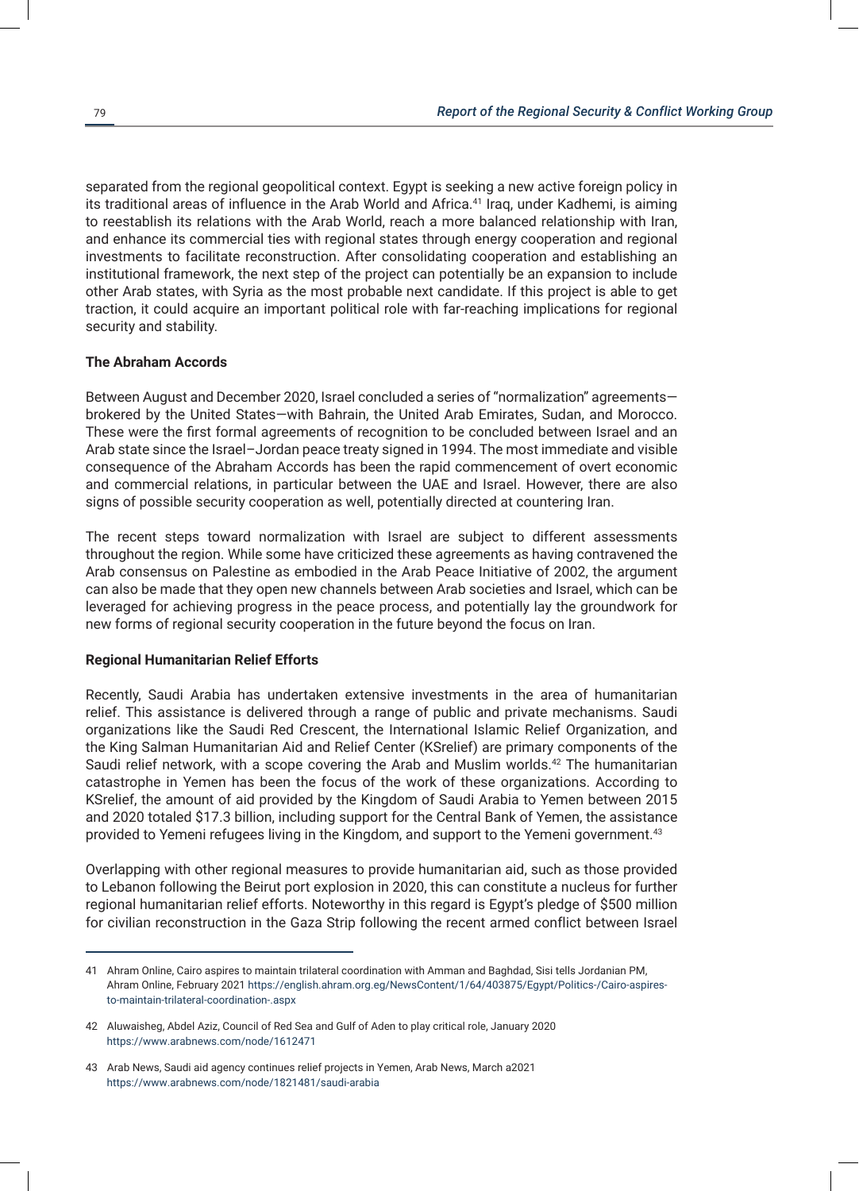separated from the regional geopolitical context. Egypt is seeking a new active foreign policy in its traditional areas of influence in the Arab World and Africa.[41] Iraq, under Kadhemi, is aiming to reestablish its relations with the Arab World, reach a more balanced relationship with Iran, and enhance its commercial ties with regional states through energy cooperation and regional investments to facilitate reconstruction. After consolidating cooperation and establishing an institutional framework, the next step of the project can potentially be an expansion to include other Arab states, with Syria as the most probable next candidate. If this project is able to get traction, it could acquire an important political role with far-reaching implications for regional security and stability.

**The Abraham Accords**

Between August and December 2020, Israel concluded a series of "normalization" agreements—brokered by the United States—with Bahrain, the United Arab Emirates, Sudan, and Morocco. These were the first formal agreements of recognition to be concluded between Israel and an Arab state since the Israel–Jordan peace treaty signed in 1994. The most immediate and visible consequence of the Abraham Accords has been the rapid commencement of overt economic and commercial relations, in particular between the UAE and Israel. However, there are also signs of possible security cooperation as well, potentially directed at countering Iran.

The recent steps toward normalization with Israel are subject to different assessments throughout the region. While some have criticized these agreements as having contravened the Arab consensus on Palestine as embodied in the Arab Peace Initiative of 2002, the argument can also be made that they open new channels between Arab societies and Israel, which can be leveraged for achieving progress in the peace process, and potentially lay the groundwork for new forms of regional security cooperation in the future beyond the focus on Iran.

**Regional Humanitarian Relief Efforts**

Recently, Saudi Arabia has undertaken extensive investments in the area of humanitarian relief. This assistance is delivered through a range of public and private mechanisms. Saudi organizations like the Saudi Red Crescent, the International Islamic Relief Organization, and the King Salman Humanitarian Aid and Relief Center (KSrelief) are primary components of the Saudi relief network, with a scope covering the Arab and Muslim worlds.[42] The humanitarian catastrophe in Yemen has been the focus of the work of these organizations. According to KSrelief, the amount of aid provided by the Kingdom of Saudi Arabia to Yemen between 2015 and 2020 totaled $17.3 billion, including support for the Central Bank of Yemen, the assistance provided to Yemeni refugees living in the Kingdom, and support to the Yemeni government.[43]

Overlapping with other regional measures to provide humanitarian aid, such as those provided to Lebanon following the Beirut port explosion in 2020, this can constitute a nucleus for further regional humanitarian relief efforts. Noteworthy in this regard is Egypt's pledge of $500 million for civilian reconstruction in the Gaza Strip following the recent armed conflict between Israel

---

41 Ahram Online, Cairo aspires to maintain trilateral coordination with Amman and Baghdad, Sisi tells Jordanian PM, Ahram Online, February 2021 https://english.ahram.org.eg/NewsContent/1/64/403875/Egypt/Politics-/Cairo-aspires-to-maintain-trilateral-coordination-.aspx

42 Aluwaisheg, Abdel Aziz, Council of Red Sea and Gulf of Aden to play critical role, January 2020 https://www.arabnews.com/node/1612471

43 Arab News, Saudi aid agency continues relief projects in Yemen, Arab News, March a2021 https://www.arabnews.com/node/1821481/saudi-arabia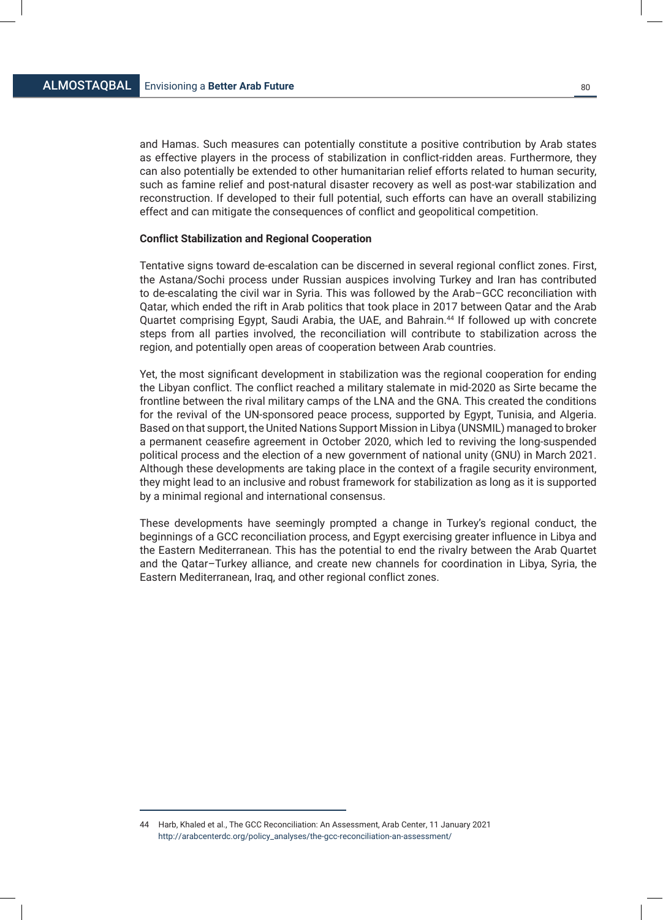and Hamas. Such measures can potentially constitute a positive contribution by Arab states as effective players in the process of stabilization in conflict-ridden areas. Furthermore, they can also potentially be extended to other humanitarian relief efforts related to human security, such as famine relief and post-natural disaster recovery as well as post-war stabilization and reconstruction. If developed to their full potential, such efforts can have an overall stabilizing effect and can mitigate the consequences of conflict and geopolitical competition.

**Conflict Stabilization and Regional Cooperation**

Tentative signs toward de-escalation can be discerned in several regional conflict zones. First, the Astana/Sochi process under Russian auspices involving Turkey and Iran has contributed to de-escalating the civil war in Syria. This was followed by the Arab–GCC reconciliation with Qatar, which ended the rift in Arab politics that took place in 2017 between Qatar and the Arab Quartet comprising Egypt, Saudi Arabia, the UAE, and Bahrain.[44] If followed up with concrete steps from all parties involved, the reconciliation will contribute to stabilization across the region, and potentially open areas of cooperation between Arab countries.

Yet, the most significant development in stabilization was the regional cooperation for ending the Libyan conflict. The conflict reached a military stalemate in mid-2020 as Sirte became the frontline between the rival military camps of the LNA and the GNA. This created the conditions for the revival of the UN-sponsored peace process, supported by Egypt, Tunisia, and Algeria. Based on that support, the United Nations Support Mission in Libya (UNSMIL) managed to broker a permanent ceasefire agreement in October 2020, which led to reviving the long-suspended political process and the election of a new government of national unity (GNU) in March 2021. Although these developments are taking place in the context of a fragile security environment, they might lead to an inclusive and robust framework for stabilization as long as it is supported by a minimal regional and international consensus.

These developments have seemingly prompted a change in Turkey's regional conduct, the beginnings of a GCC reconciliation process, and Egypt exercising greater influence in Libya and the Eastern Mediterranean. This has the potential to end the rivalry between the Arab Quartet and the Qatar–Turkey alliance, and create new channels for coordination in Libya, Syria, the Eastern Mediterranean, Iraq, and other regional conflict zones.

---

44 Harb, Khaled et al., The GCC Reconciliation: An Assessment, Arab Center, 11 January 2021 http://arabcenterdc.org/policy_analyses/the-gcc-reconciliation-an-assessment/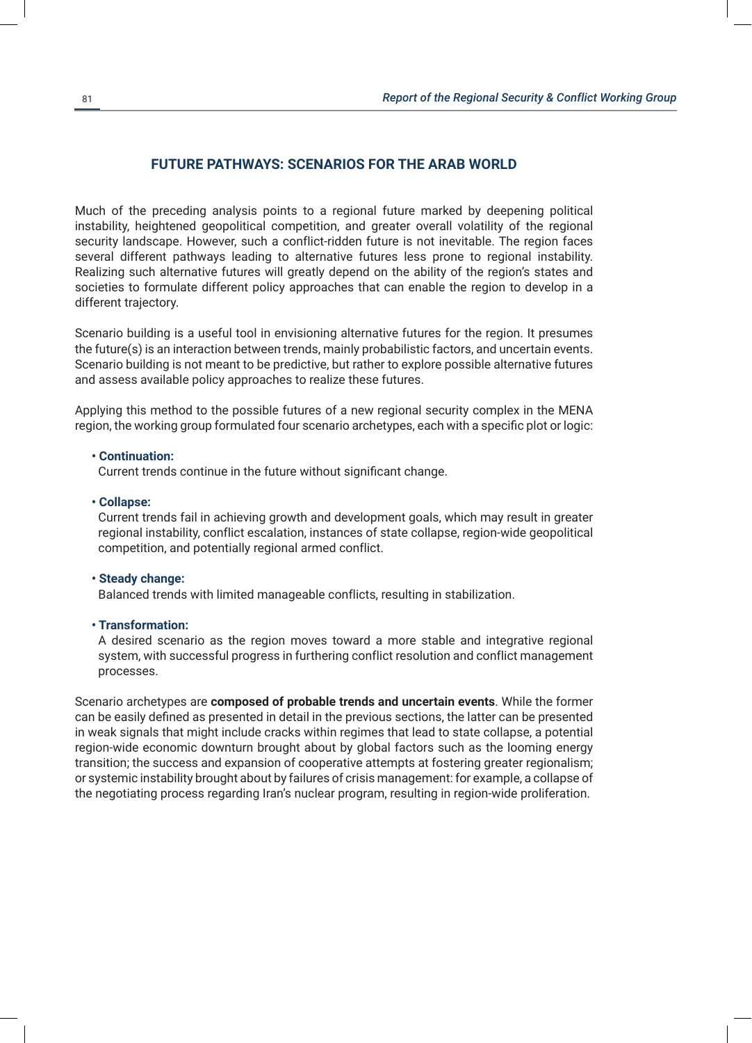## FUTURE PATHWAYS: SCENARIOS FOR THE ARAB WORLD

Much of the preceding analysis points to a regional future marked by deepening political instability, heightened geopolitical competition, and greater overall volatility of the regional security landscape. However, such a conflict-ridden future is not inevitable. The region faces several different pathways leading to alternative futures less prone to regional instability. Realizing such alternative futures will greatly depend on the ability of the region's states and societies to formulate different policy approaches that can enable the region to develop in a different trajectory.

Scenario building is a useful tool in envisioning alternative futures for the region. It presumes the future(s) is an interaction between trends, mainly probabilistic factors, and uncertain events. Scenario building is not meant to be predictive, but rather to explore possible alternative futures and assess available policy approaches to realize these futures.

Applying this method to the possible futures of a new regional security complex in the MENA region, the working group formulated four scenario archetypes, each with a specific plot or logic:

- **Continuation:**
  Current trends continue in the future without significant change.
- **Collapse:**
  Current trends fail in achieving growth and development goals, which may result in greater regional instability, conflict escalation, instances of state collapse, region-wide geopolitical competition, and potentially regional armed conflict.
- **Steady change:**
  Balanced trends with limited manageable conflicts, resulting in stabilization.
- **Transformation:**
  A desired scenario as the region moves toward a more stable and integrative regional system, with successful progress in furthering conflict resolution and conflict management processes.

Scenario archetypes are **composed of probable trends and uncertain events**. While the former can be easily defined as presented in detail in the previous sections, the latter can be presented in weak signals that might include cracks within regimes that lead to state collapse, a potential region-wide economic downturn brought about by global factors such as the looming energy transition; the success and expansion of cooperative attempts at fostering greater regionalism; or systemic instability brought about by failures of crisis management: for example, a collapse of the negotiating process regarding Iran's nuclear program, resulting in region-wide proliferation.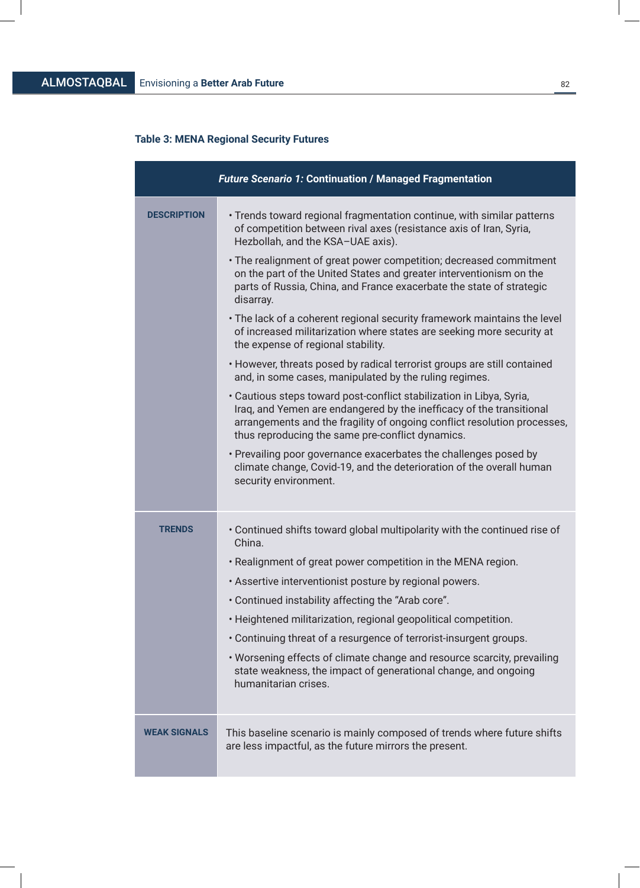**Table 3: MENA Regional Security Futures**

| *Future Scenario 1:* **Continuation / Managed Fragmentation** | |
|---|---|
| **DESCRIPTION** | • Trends toward regional fragmentation continue, with similar patterns of competition between rival axes (resistance axis of Iran, Syria, Hezbollah, and the KSA–UAE axis).<br>• The realignment of great power competition; decreased commitment on the part of the United States and greater interventionism on the parts of Russia, China, and France exacerbate the state of strategic disarray.<br>• The lack of a coherent regional security framework maintains the level of increased militarization where states are seeking more security at the expense of regional stability.<br>• However, threats posed by radical terrorist groups are still contained and, in some cases, manipulated by the ruling regimes.<br>• Cautious steps toward post-conflict stabilization in Libya, Syria, Iraq, and Yemen are endangered by the inefficacy of the transitional arrangements and the fragility of ongoing conflict resolution processes, thus reproducing the same pre-conflict dynamics.<br>• Prevailing poor governance exacerbates the challenges posed by climate change, Covid-19, and the deterioration of the overall human security environment. |
| **TRENDS** | • Continued shifts toward global multipolarity with the continued rise of China.<br>• Realignment of great power competition in the MENA region.<br>• Assertive interventionist posture by regional powers.<br>• Continued instability affecting the "Arab core".<br>• Heightened militarization, regional geopolitical competition.<br>• Continuing threat of a resurgence of terrorist-insurgent groups.<br>• Worsening effects of climate change and resource scarcity, prevailing state weakness, the impact of generational change, and ongoing humanitarian crises. |
| **WEAK SIGNALS** | This baseline scenario is mainly composed of trends where future shifts are less impactful, as the future mirrors the present. |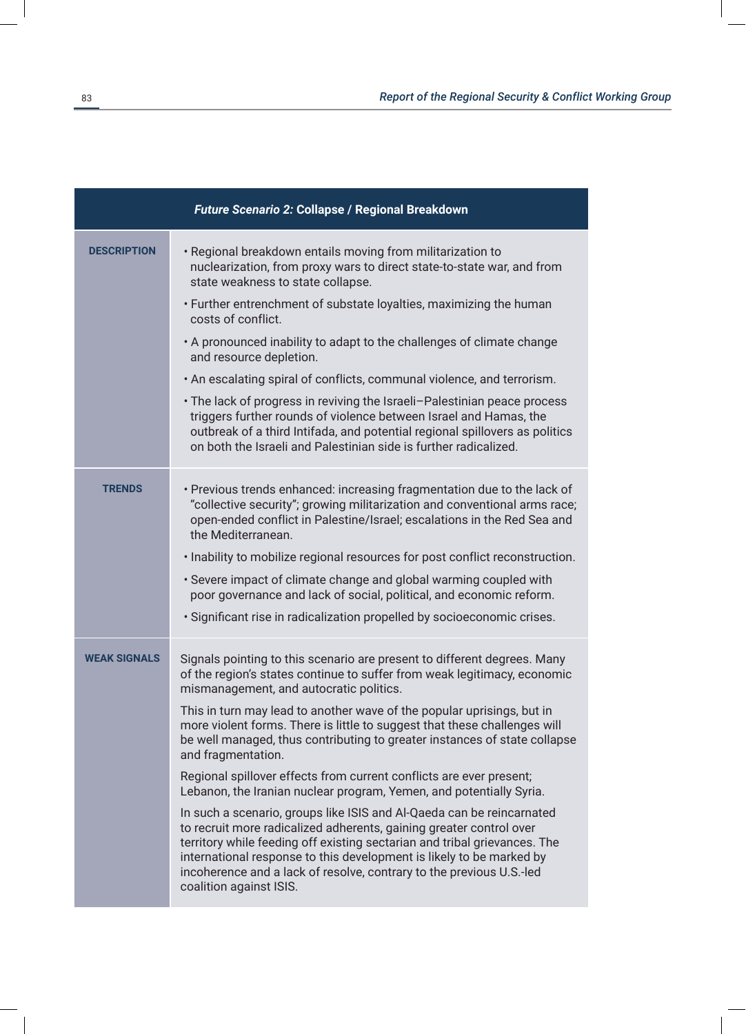| *Future Scenario 2:* **Collapse / Regional Breakdown** | |
|---|---|
| **DESCRIPTION** | • Regional breakdown entails moving from militarization to nuclearization, from proxy wars to direct state-to-state war, and from state weakness to state collapse.<br>• Further entrenchment of substate loyalties, maximizing the human costs of conflict.<br>• A pronounced inability to adapt to the challenges of climate change and resource depletion.<br>• An escalating spiral of conflicts, communal violence, and terrorism.<br>• The lack of progress in reviving the Israeli–Palestinian peace process triggers further rounds of violence between Israel and Hamas, the outbreak of a third Intifada, and potential regional spillovers as politics on both the Israeli and Palestinian side is further radicalized. |
| **TRENDS** | • Previous trends enhanced: increasing fragmentation due to the lack of "collective security"; growing militarization and conventional arms race; open-ended conflict in Palestine/Israel; escalations in the Red Sea and the Mediterranean.<br>• Inability to mobilize regional resources for post conflict reconstruction.<br>• Severe impact of climate change and global warming coupled with poor governance and lack of social, political, and economic reform.<br>• Significant rise in radicalization propelled by socioeconomic crises. |
| **WEAK SIGNALS** | Signals pointing to this scenario are present to different degrees. Many of the region's states continue to suffer from weak legitimacy, economic mismanagement, and autocratic politics.<br><br>This in turn may lead to another wave of the popular uprisings, but in more violent forms. There is little to suggest that these challenges will be well managed, thus contributing to greater instances of state collapse and fragmentation.<br><br>Regional spillover effects from current conflicts are ever present; Lebanon, the Iranian nuclear program, Yemen, and potentially Syria.<br><br>In such a scenario, groups like ISIS and Al-Qaeda can be reincarnated to recruit more radicalized adherents, gaining greater control over territory while feeding off existing sectarian and tribal grievances. The international response to this development is likely to be marked by incoherence and a lack of resolve, contrary to the previous U.S.-led coalition against ISIS. |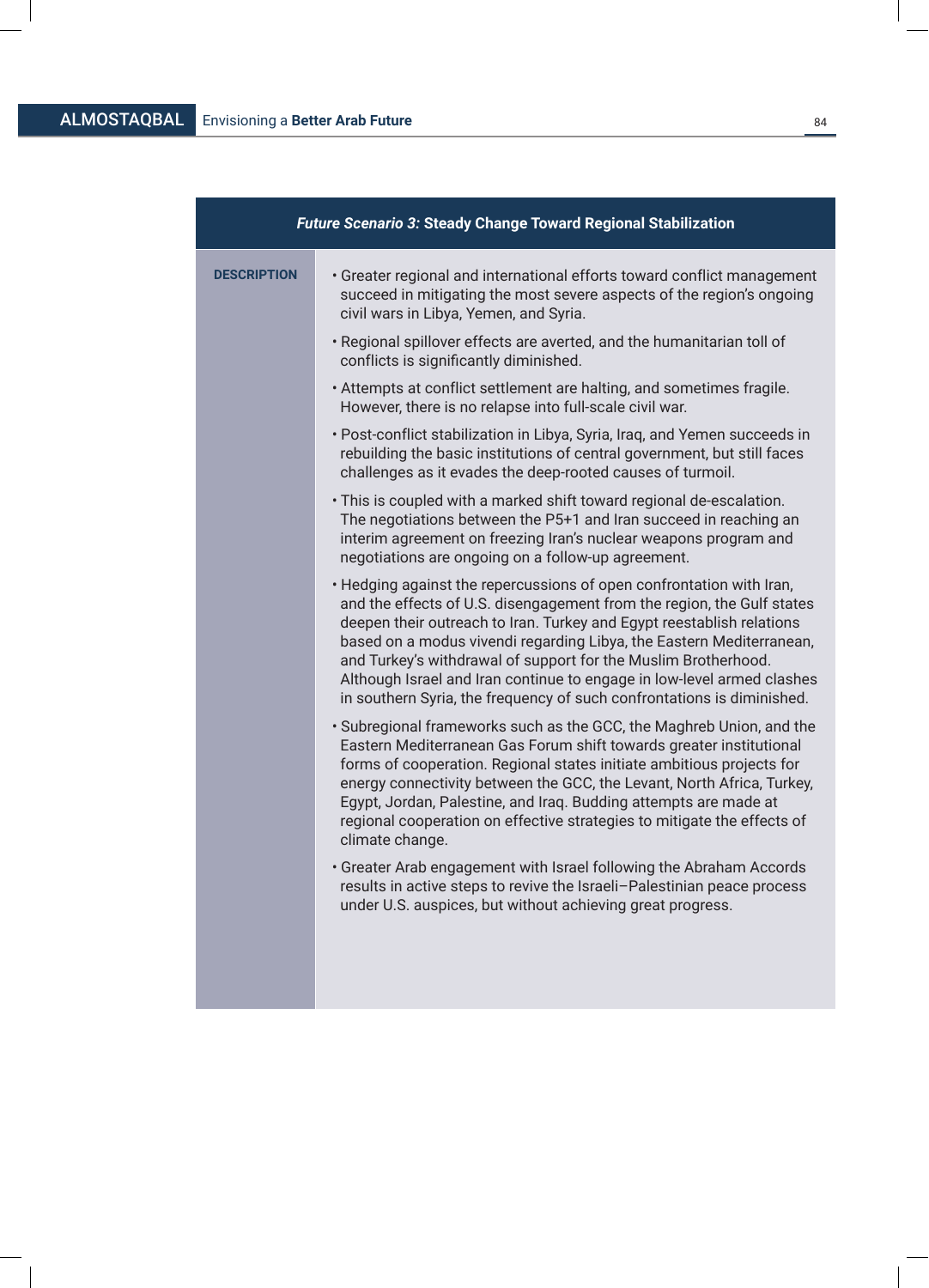| *Future Scenario 3:* **Steady Change Toward Regional Stabilization** | |
|---|---|
| **DESCRIPTION** | • Greater regional and international efforts toward conflict management succeed in mitigating the most severe aspects of the region's ongoing civil wars in Libya, Yemen, and Syria.<br><br>• Regional spillover effects are averted, and the humanitarian toll of conflicts is significantly diminished.<br><br>• Attempts at conflict settlement are halting, and sometimes fragile. However, there is no relapse into full-scale civil war.<br><br>• Post-conflict stabilization in Libya, Syria, Iraq, and Yemen succeeds in rebuilding the basic institutions of central government, but still faces challenges as it evades the deep-rooted causes of turmoil.<br><br>• This is coupled with a marked shift toward regional de-escalation. The negotiations between the P5+1 and Iran succeed in reaching an interim agreement on freezing Iran's nuclear weapons program and negotiations are ongoing on a follow-up agreement.<br><br>• Hedging against the repercussions of open confrontation with Iran, and the effects of U.S. disengagement from the region, the Gulf states deepen their outreach to Iran. Turkey and Egypt reestablish relations based on a modus vivendi regarding Libya, the Eastern Mediterranean, and Turkey's withdrawal of support for the Muslim Brotherhood. Although Israel and Iran continue to engage in low-level armed clashes in southern Syria, the frequency of such confrontations is diminished.<br><br>• Subregional frameworks such as the GCC, the Maghreb Union, and the Eastern Mediterranean Gas Forum shift towards greater institutional forms of cooperation. Regional states initiate ambitious projects for energy connectivity between the GCC, the Levant, North Africa, Turkey, Egypt, Jordan, Palestine, and Iraq. Budding attempts are made at regional cooperation on effective strategies to mitigate the effects of climate change.<br><br>• Greater Arab engagement with Israel following the Abraham Accords results in active steps to revive the Israeli–Palestinian peace process under U.S. auspices, but without achieving great progress. |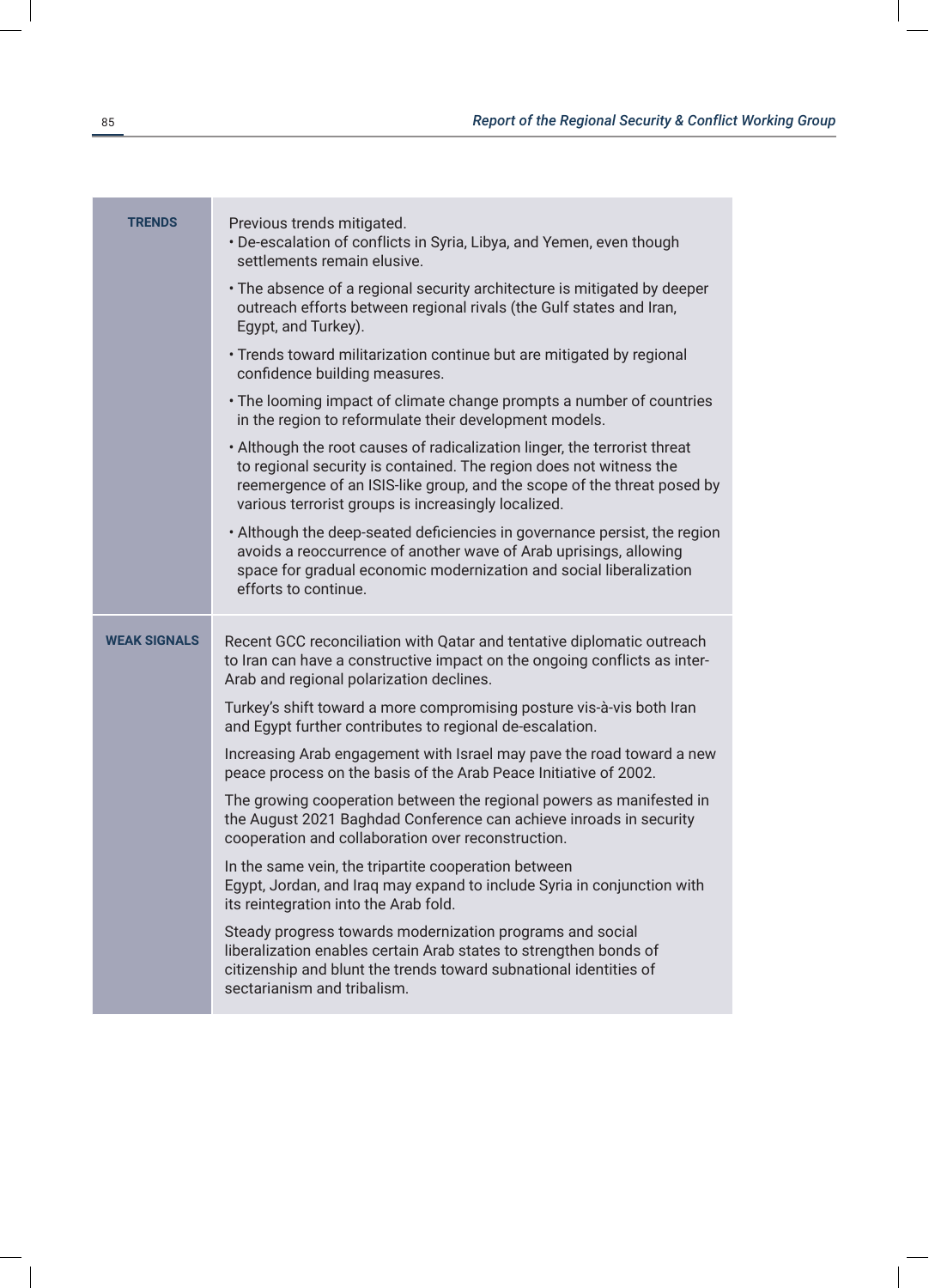| | |
|---|---|
| **TRENDS** | Previous trends mitigated.<br>• De-escalation of conflicts in Syria, Libya, and Yemen, even though settlements remain elusive.<br>• The absence of a regional security architecture is mitigated by deeper outreach efforts between regional rivals (the Gulf states and Iran, Egypt, and Turkey).<br>• Trends toward militarization continue but are mitigated by regional confidence building measures.<br>• The looming impact of climate change prompts a number of countries in the region to reformulate their development models.<br>• Although the root causes of radicalization linger, the terrorist threat to regional security is contained. The region does not witness the reemergence of an ISIS-like group, and the scope of the threat posed by various terrorist groups is increasingly localized.<br>• Although the deep-seated deficiencies in governance persist, the region avoids a reoccurrence of another wave of Arab uprisings, allowing space for gradual economic modernization and social liberalization efforts to continue. |
| **WEAK SIGNALS** | Recent GCC reconciliation with Qatar and tentative diplomatic outreach to Iran can have a constructive impact on the ongoing conflicts as inter-Arab and regional polarization declines.<br><br>Turkey's shift toward a more compromising posture vis-à-vis both Iran and Egypt further contributes to regional de-escalation.<br><br>Increasing Arab engagement with Israel may pave the road toward a new peace process on the basis of the Arab Peace Initiative of 2002.<br><br>The growing cooperation between the regional powers as manifested in the August 2021 Baghdad Conference can achieve inroads in security cooperation and collaboration over reconstruction.<br><br>In the same vein, the tripartite cooperation between Egypt, Jordan, and Iraq may expand to include Syria in conjunction with its reintegration into the Arab fold.<br><br>Steady progress towards modernization programs and social liberalization enables certain Arab states to strengthen bonds of citizenship and blunt the trends toward subnational identities of sectarianism and tribalism. |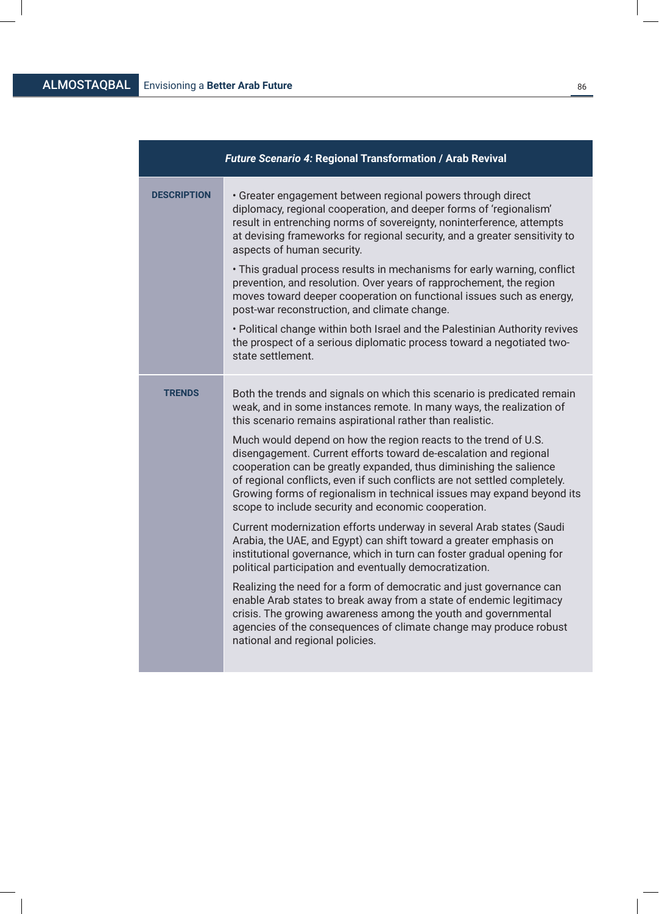| *Future Scenario 4:* **Regional Transformation / Arab Revival** | |
|---|---|
| **DESCRIPTION** | • Greater engagement between regional powers through direct diplomacy, regional cooperation, and deeper forms of 'regionalism' result in entrenching norms of sovereignty, noninterference, attempts at devising frameworks for regional security, and a greater sensitivity to aspects of human security.<br><br>• This gradual process results in mechanisms for early warning, conflict prevention, and resolution. Over years of rapprochement, the region moves toward deeper cooperation on functional issues such as energy, post-war reconstruction, and climate change.<br><br>• Political change within both Israel and the Palestinian Authority revives the prospect of a serious diplomatic process toward a negotiated two-state settlement. |
| **TRENDS** | Both the trends and signals on which this scenario is predicated remain weak, and in some instances remote. In many ways, the realization of this scenario remains aspirational rather than realistic.<br><br>Much would depend on how the region reacts to the trend of U.S. disengagement. Current efforts toward de-escalation and regional cooperation can be greatly expanded, thus diminishing the salience of regional conflicts, even if such conflicts are not settled completely. Growing forms of regionalism in technical issues may expand beyond its scope to include security and economic cooperation.<br><br>Current modernization efforts underway in several Arab states (Saudi Arabia, the UAE, and Egypt) can shift toward a greater emphasis on institutional governance, which in turn can foster gradual opening for political participation and eventually democratization.<br><br>Realizing the need for a form of democratic and just governance can enable Arab states to break away from a state of endemic legitimacy crisis. The growing awareness among the youth and governmental agencies of the consequences of climate change may produce robust national and regional policies. |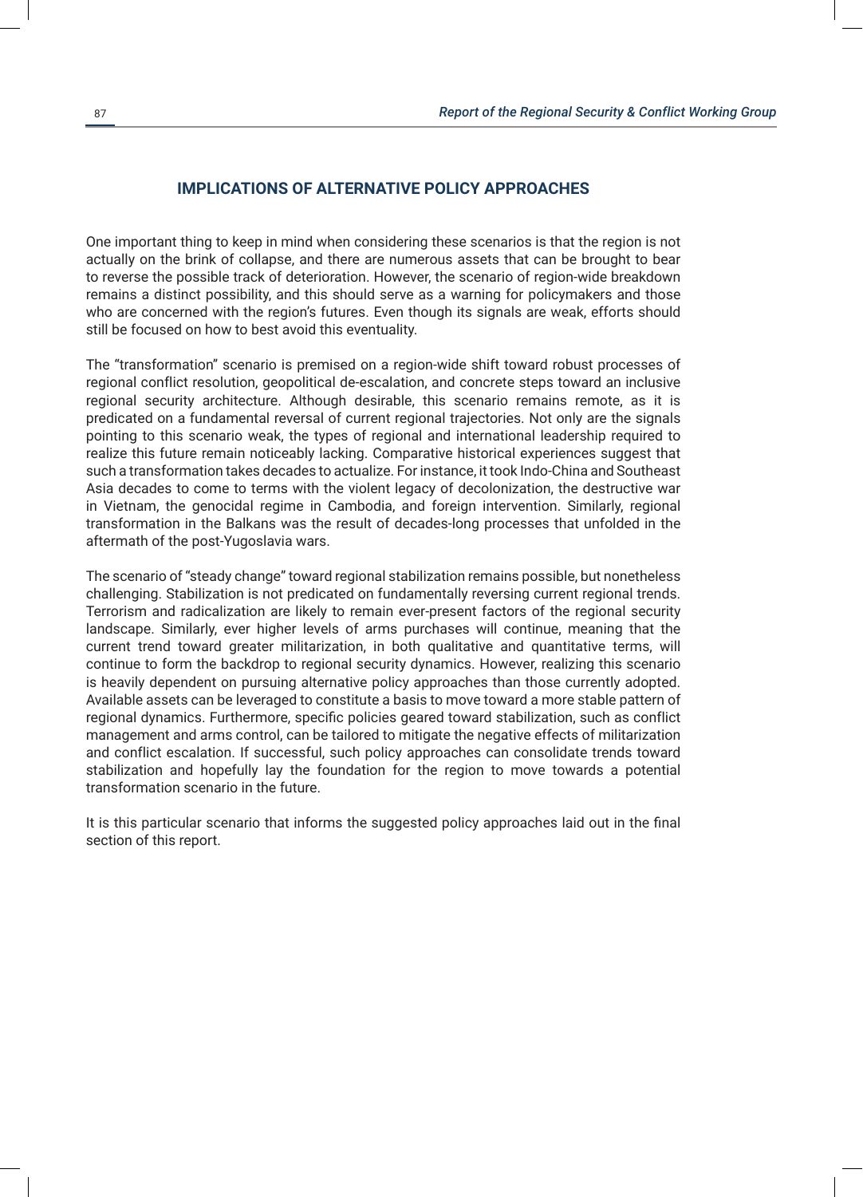## IMPLICATIONS OF ALTERNATIVE POLICY APPROACHES

One important thing to keep in mind when considering these scenarios is that the region is not actually on the brink of collapse, and there are numerous assets that can be brought to bear to reverse the possible track of deterioration. However, the scenario of region-wide breakdown remains a distinct possibility, and this should serve as a warning for policymakers and those who are concerned with the region's futures. Even though its signals are weak, efforts should still be focused on how to best avoid this eventuality.

The "transformation" scenario is premised on a region-wide shift toward robust processes of regional conflict resolution, geopolitical de-escalation, and concrete steps toward an inclusive regional security architecture. Although desirable, this scenario remains remote, as it is predicated on a fundamental reversal of current regional trajectories. Not only are the signals pointing to this scenario weak, the types of regional and international leadership required to realize this future remain noticeably lacking. Comparative historical experiences suggest that such a transformation takes decades to actualize. For instance, it took Indo-China and Southeast Asia decades to come to terms with the violent legacy of decolonization, the destructive war in Vietnam, the genocidal regime in Cambodia, and foreign intervention. Similarly, regional transformation in the Balkans was the result of decades-long processes that unfolded in the aftermath of the post-Yugoslavia wars.

The scenario of "steady change" toward regional stabilization remains possible, but nonetheless challenging. Stabilization is not predicated on fundamentally reversing current regional trends. Terrorism and radicalization are likely to remain ever-present factors of the regional security landscape. Similarly, ever higher levels of arms purchases will continue, meaning that the current trend toward greater militarization, in both qualitative and quantitative terms, will continue to form the backdrop to regional security dynamics. However, realizing this scenario is heavily dependent on pursuing alternative policy approaches than those currently adopted. Available assets can be leveraged to constitute a basis to move toward a more stable pattern of regional dynamics. Furthermore, specific policies geared toward stabilization, such as conflict management and arms control, can be tailored to mitigate the negative effects of militarization and conflict escalation. If successful, such policy approaches can consolidate trends toward stabilization and hopefully lay the foundation for the region to move towards a potential transformation scenario in the future.

It is this particular scenario that informs the suggested policy approaches laid out in the final section of this report.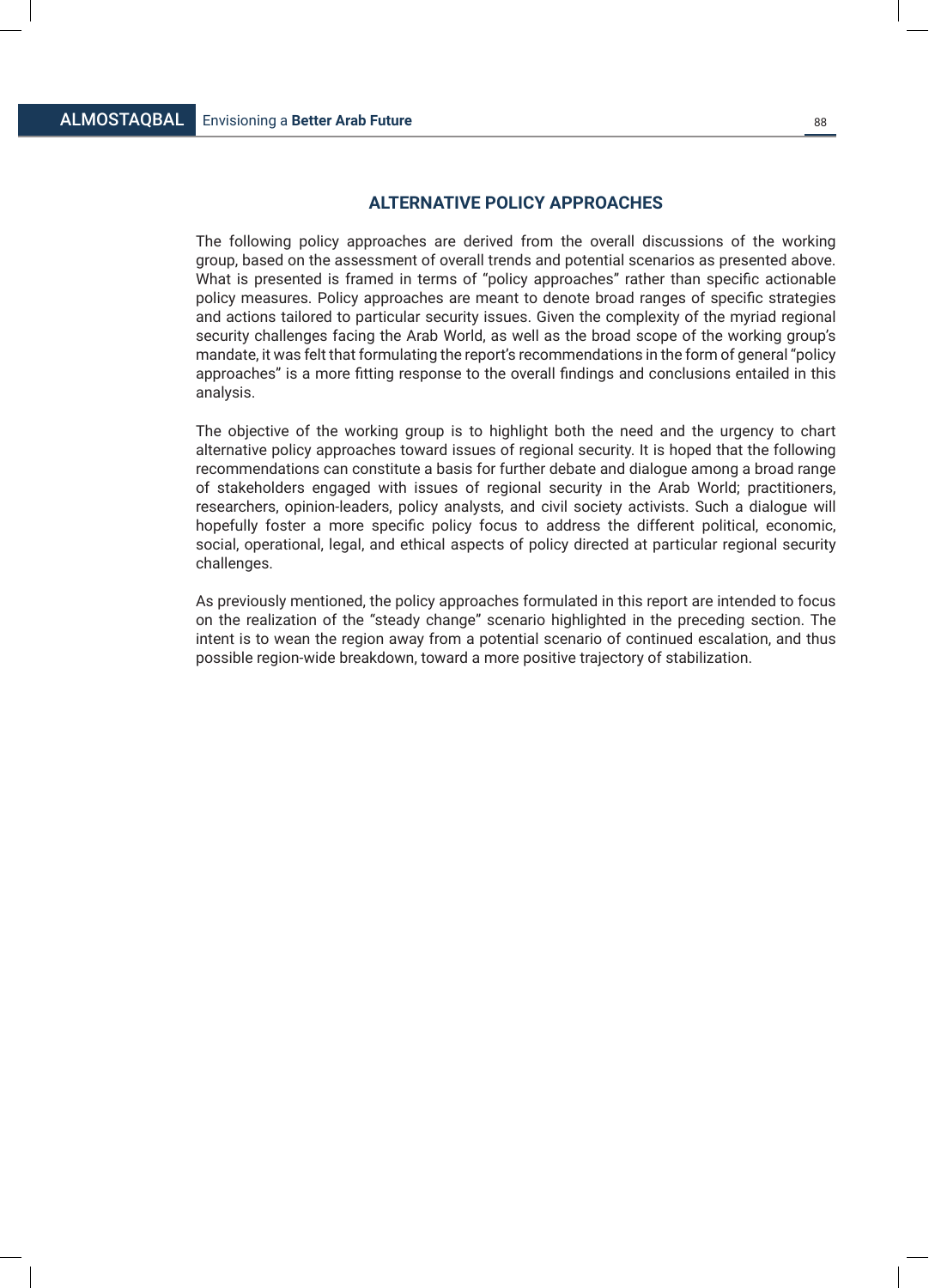## ALTERNATIVE POLICY APPROACHES

The following policy approaches are derived from the overall discussions of the working group, based on the assessment of overall trends and potential scenarios as presented above. What is presented is framed in terms of "policy approaches" rather than specific actionable policy measures. Policy approaches are meant to denote broad ranges of specific strategies and actions tailored to particular security issues. Given the complexity of the myriad regional security challenges facing the Arab World, as well as the broad scope of the working group's mandate, it was felt that formulating the report's recommendations in the form of general "policy approaches" is a more fitting response to the overall findings and conclusions entailed in this analysis.

The objective of the working group is to highlight both the need and the urgency to chart alternative policy approaches toward issues of regional security. It is hoped that the following recommendations can constitute a basis for further debate and dialogue among a broad range of stakeholders engaged with issues of regional security in the Arab World; practitioners, researchers, opinion-leaders, policy analysts, and civil society activists. Such a dialogue will hopefully foster a more specific policy focus to address the different political, economic, social, operational, legal, and ethical aspects of policy directed at particular regional security challenges.

As previously mentioned, the policy approaches formulated in this report are intended to focus on the realization of the "steady change" scenario highlighted in the preceding section. The intent is to wean the region away from a potential scenario of continued escalation, and thus possible region-wide breakdown, toward a more positive trajectory of stabilization.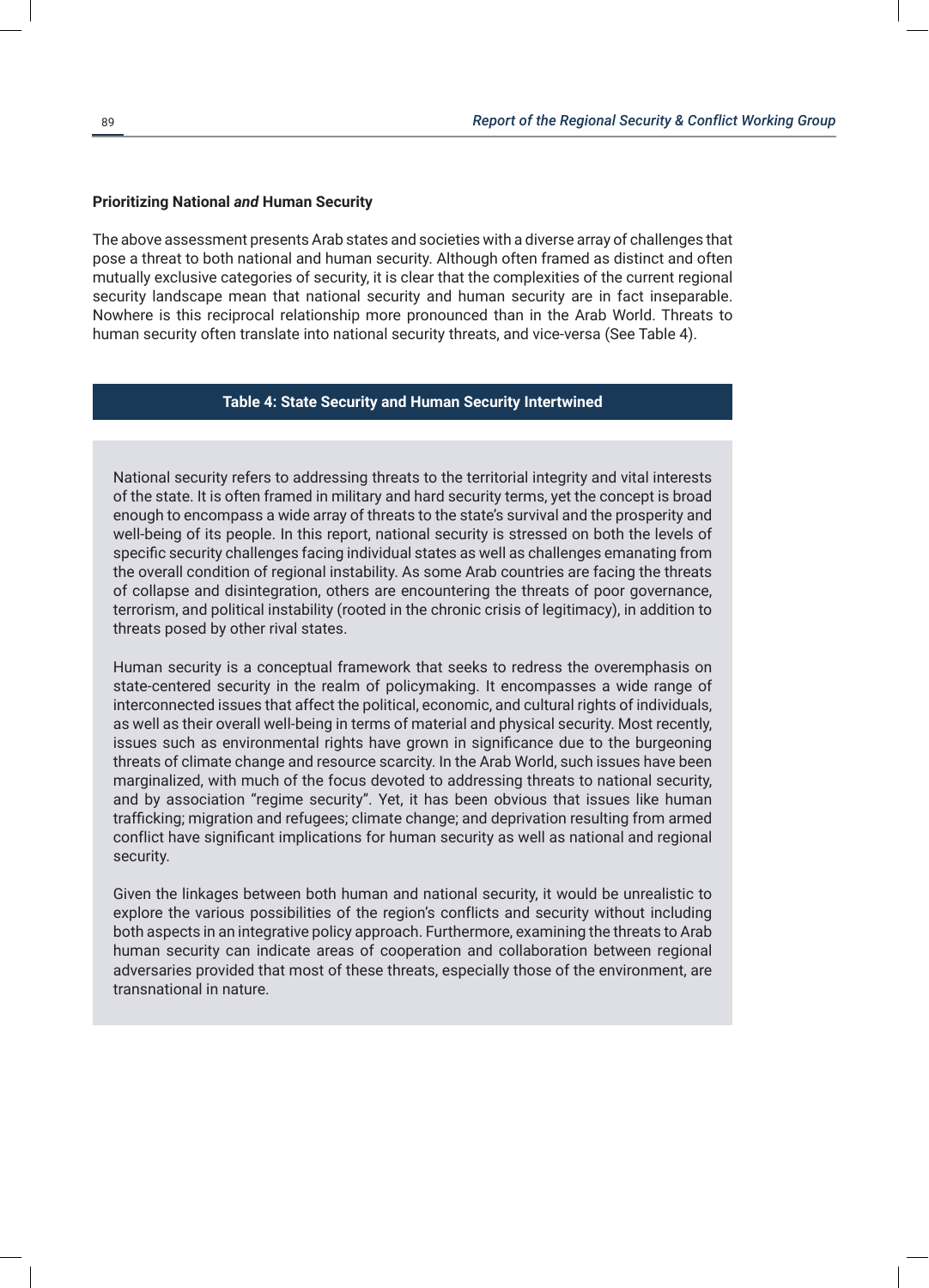**Prioritizing National *and* Human Security**

The above assessment presents Arab states and societies with a diverse array of challenges that pose a threat to both national and human security. Although often framed as distinct and often mutually exclusive categories of security, it is clear that the complexities of the current regional security landscape mean that national security and human security are in fact inseparable. Nowhere is this reciprocal relationship more pronounced than in the Arab World. Threats to human security often translate into national security threats, and vice-versa (See Table 4).

**Table 4: State Security and Human Security Intertwined**

National security refers to addressing threats to the territorial integrity and vital interests of the state. It is often framed in military and hard security terms, yet the concept is broad enough to encompass a wide array of threats to the state's survival and the prosperity and well-being of its people. In this report, national security is stressed on both the levels of specific security challenges facing individual states as well as challenges emanating from the overall condition of regional instability. As some Arab countries are facing the threats of collapse and disintegration, others are encountering the threats of poor governance, terrorism, and political instability (rooted in the chronic crisis of legitimacy), in addition to threats posed by other rival states.

Human security is a conceptual framework that seeks to redress the overemphasis on state-centered security in the realm of policymaking. It encompasses a wide range of interconnected issues that affect the political, economic, and cultural rights of individuals, as well as their overall well-being in terms of material and physical security. Most recently, issues such as environmental rights have grown in significance due to the burgeoning threats of climate change and resource scarcity. In the Arab World, such issues have been marginalized, with much of the focus devoted to addressing threats to national security, and by association "regime security". Yet, it has been obvious that issues like human trafficking; migration and refugees; climate change; and deprivation resulting from armed conflict have significant implications for human security as well as national and regional security.

Given the linkages between both human and national security, it would be unrealistic to explore the various possibilities of the region's conflicts and security without including both aspects in an integrative policy approach. Furthermore, examining the threats to Arab human security can indicate areas of cooperation and collaboration between regional adversaries provided that most of these threats, especially those of the environment, are transnational in nature.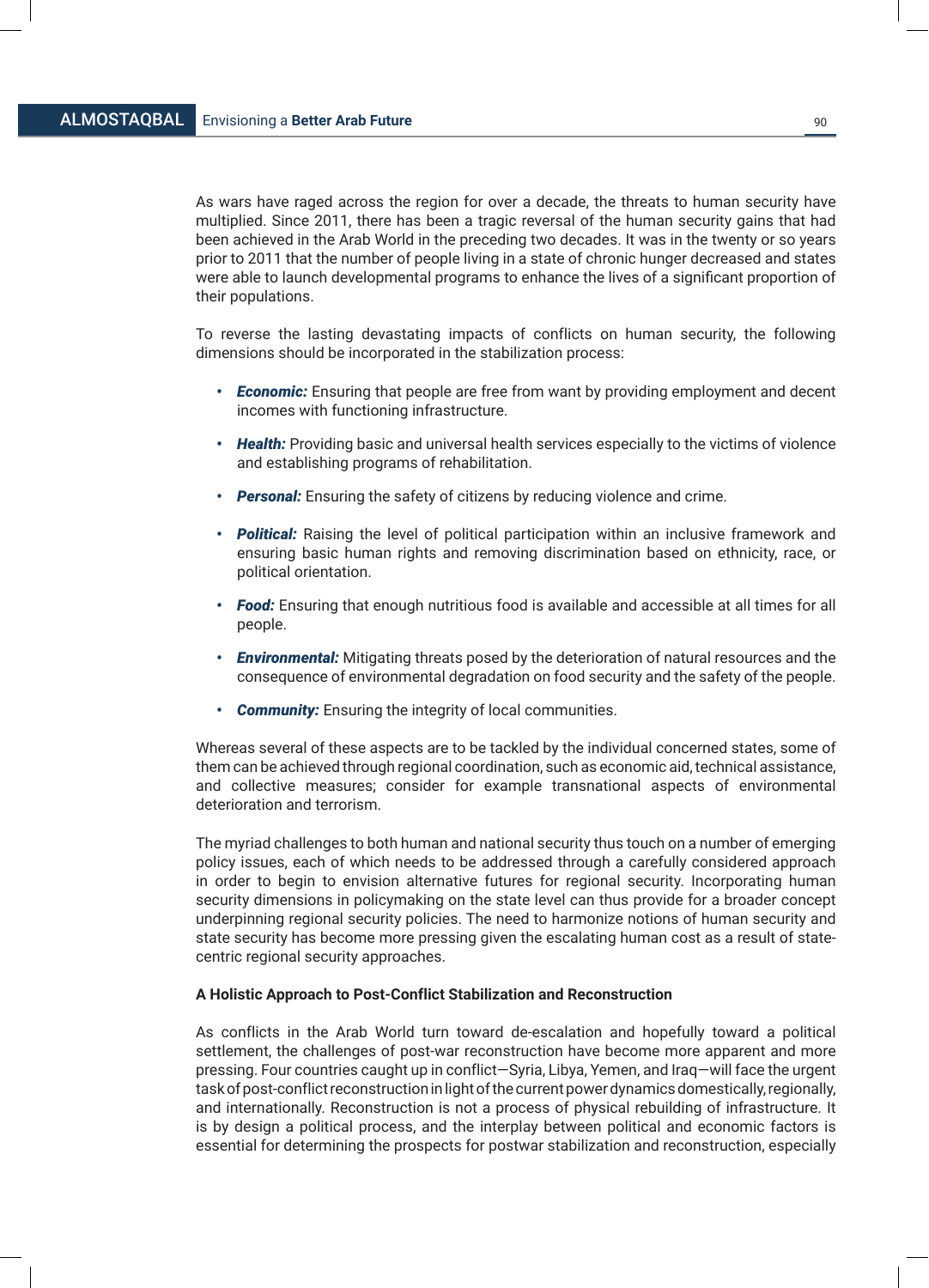As wars have raged across the region for over a decade, the threats to human security have multiplied. Since 2011, there has been a tragic reversal of the human security gains that had been achieved in the Arab World in the preceding two decades. It was in the twenty or so years prior to 2011 that the number of people living in a state of chronic hunger decreased and states were able to launch developmental programs to enhance the lives of a significant proportion of their populations.

To reverse the lasting devastating impacts of conflicts on human security, the following dimensions should be incorporated in the stabilization process:

- ***Economic:*** Ensuring that people are free from want by providing employment and decent incomes with functioning infrastructure.
- ***Health:*** Providing basic and universal health services especially to the victims of violence and establishing programs of rehabilitation.
- ***Personal:*** Ensuring the safety of citizens by reducing violence and crime.
- ***Political:*** Raising the level of political participation within an inclusive framework and ensuring basic human rights and removing discrimination based on ethnicity, race, or political orientation.
- ***Food:*** Ensuring that enough nutritious food is available and accessible at all times for all people.
- ***Environmental:*** Mitigating threats posed by the deterioration of natural resources and the consequence of environmental degradation on food security and the safety of the people.
- ***Community:*** Ensuring the integrity of local communities.

Whereas several of these aspects are to be tackled by the individual concerned states, some of them can be achieved through regional coordination, such as economic aid, technical assistance, and collective measures; consider for example transnational aspects of environmental deterioration and terrorism.

The myriad challenges to both human and national security thus touch on a number of emerging policy issues, each of which needs to be addressed through a carefully considered approach in order to begin to envision alternative futures for regional security. Incorporating human security dimensions in policymaking on the state level can thus provide for a broader concept underpinning regional security policies. The need to harmonize notions of human security and state security has become more pressing given the escalating human cost as a result of state-centric regional security approaches.

**A Holistic Approach to Post-Conflict Stabilization and Reconstruction**

As conflicts in the Arab World turn toward de-escalation and hopefully toward a political settlement, the challenges of post-war reconstruction have become more apparent and more pressing. Four countries caught up in conflict—Syria, Libya, Yemen, and Iraq—will face the urgent task of post-conflict reconstruction in light of the current power dynamics domestically, regionally, and internationally. Reconstruction is not a process of physical rebuilding of infrastructure. It is by design a political process, and the interplay between political and economic factors is essential for determining the prospects for postwar stabilization and reconstruction, especially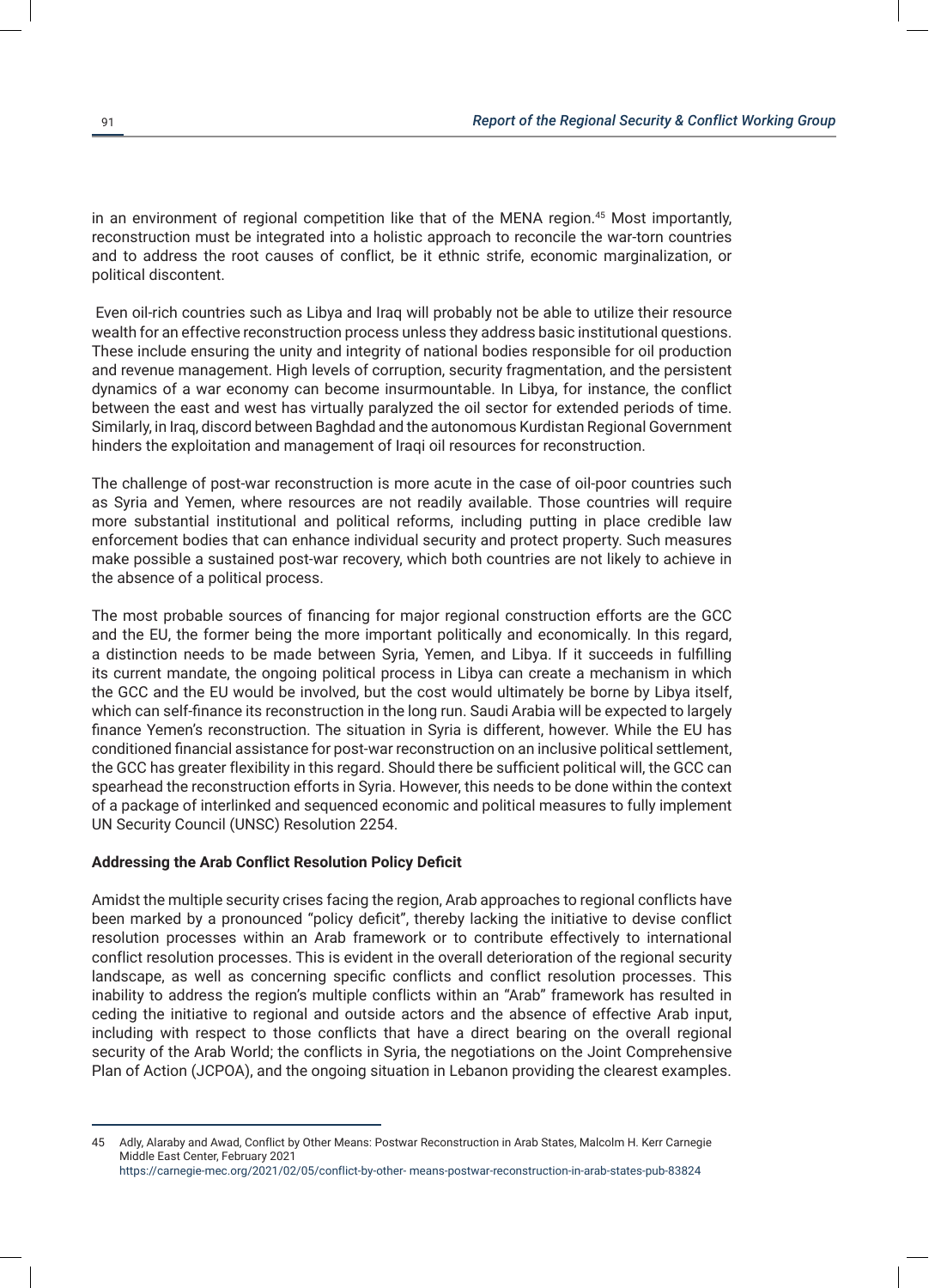in an environment of regional competition like that of the MENA region.[45] Most importantly, reconstruction must be integrated into a holistic approach to reconcile the war-torn countries and to address the root causes of conflict, be it ethnic strife, economic marginalization, or political discontent.

Even oil-rich countries such as Libya and Iraq will probably not be able to utilize their resource wealth for an effective reconstruction process unless they address basic institutional questions. These include ensuring the unity and integrity of national bodies responsible for oil production and revenue management. High levels of corruption, security fragmentation, and the persistent dynamics of a war economy can become insurmountable. In Libya, for instance, the conflict between the east and west has virtually paralyzed the oil sector for extended periods of time. Similarly, in Iraq, discord between Baghdad and the autonomous Kurdistan Regional Government hinders the exploitation and management of Iraqi oil resources for reconstruction.

The challenge of post-war reconstruction is more acute in the case of oil-poor countries such as Syria and Yemen, where resources are not readily available. Those countries will require more substantial institutional and political reforms, including putting in place credible law enforcement bodies that can enhance individual security and protect property. Such measures make possible a sustained post-war recovery, which both countries are not likely to achieve in the absence of a political process.

The most probable sources of financing for major regional construction efforts are the GCC and the EU, the former being the more important politically and economically. In this regard, a distinction needs to be made between Syria, Yemen, and Libya. If it succeeds in fulfilling its current mandate, the ongoing political process in Libya can create a mechanism in which the GCC and the EU would be involved, but the cost would ultimately be borne by Libya itself, which can self-finance its reconstruction in the long run. Saudi Arabia will be expected to largely finance Yemen's reconstruction. The situation in Syria is different, however. While the EU has conditioned financial assistance for post-war reconstruction on an inclusive political settlement, the GCC has greater flexibility in this regard. Should there be sufficient political will, the GCC can spearhead the reconstruction efforts in Syria. However, this needs to be done within the context of a package of interlinked and sequenced economic and political measures to fully implement UN Security Council (UNSC) Resolution 2254.

**Addressing the Arab Conflict Resolution Policy Deficit**

Amidst the multiple security crises facing the region, Arab approaches to regional conflicts have been marked by a pronounced "policy deficit", thereby lacking the initiative to devise conflict resolution processes within an Arab framework or to contribute effectively to international conflict resolution processes. This is evident in the overall deterioration of the regional security landscape, as well as concerning specific conflicts and conflict resolution processes. This inability to address the region's multiple conflicts within an "Arab" framework has resulted in ceding the initiative to regional and outside actors and the absence of effective Arab input, including with respect to those conflicts that have a direct bearing on the overall regional security of the Arab World; the conflicts in Syria, the negotiations on the Joint Comprehensive Plan of Action (JCPOA), and the ongoing situation in Lebanon providing the clearest examples.

---

45 Adly, Alaraby and Awad, Conflict by Other Means: Postwar Reconstruction in Arab States, Malcolm H. Kerr Carnegie Middle East Center, February 2021 https://carnegie-mec.org/2021/02/05/conflict-by-other- means-postwar-reconstruction-in-arab-states-pub-83824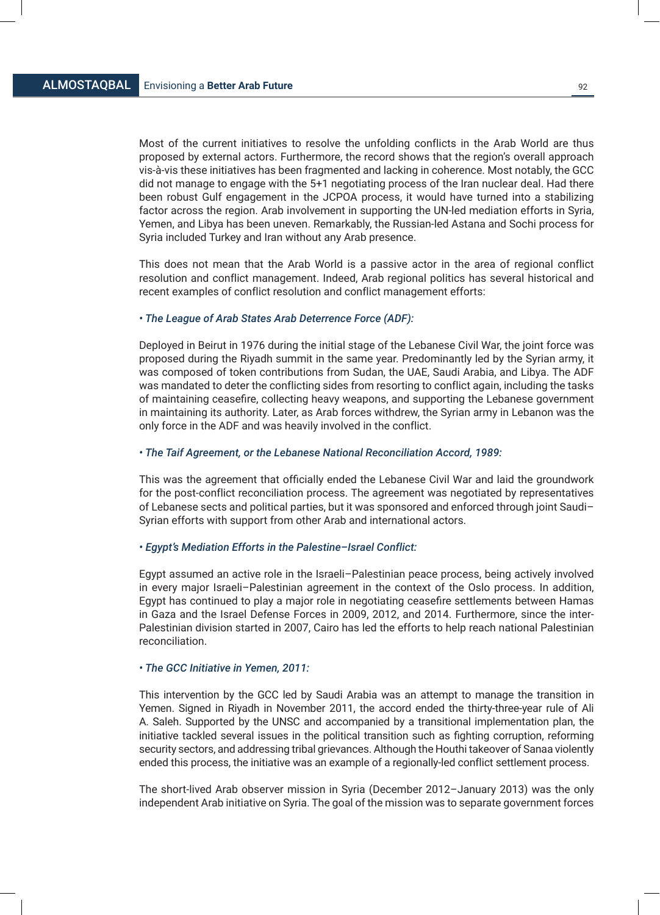Most of the current initiatives to resolve the unfolding conflicts in the Arab World are thus proposed by external actors. Furthermore, the record shows that the region's overall approach vis-à-vis these initiatives has been fragmented and lacking in coherence. Most notably, the GCC did not manage to engage with the 5+1 negotiating process of the Iran nuclear deal. Had there been robust Gulf engagement in the JCPOA process, it would have turned into a stabilizing factor across the region. Arab involvement in supporting the UN-led mediation efforts in Syria, Yemen, and Libya has been uneven. Remarkably, the Russian-led Astana and Sochi process for Syria included Turkey and Iran without any Arab presence.

This does not mean that the Arab World is a passive actor in the area of regional conflict resolution and conflict management. Indeed, Arab regional politics has several historical and recent examples of conflict resolution and conflict management efforts:

*• The League of Arab States Arab Deterrence Force (ADF):*

Deployed in Beirut in 1976 during the initial stage of the Lebanese Civil War, the joint force was proposed during the Riyadh summit in the same year. Predominantly led by the Syrian army, it was composed of token contributions from Sudan, the UAE, Saudi Arabia, and Libya. The ADF was mandated to deter the conflicting sides from resorting to conflict again, including the tasks of maintaining ceasefire, collecting heavy weapons, and supporting the Lebanese government in maintaining its authority. Later, as Arab forces withdrew, the Syrian army in Lebanon was the only force in the ADF and was heavily involved in the conflict.

*• The Taif Agreement, or the Lebanese National Reconciliation Accord, 1989:*

This was the agreement that officially ended the Lebanese Civil War and laid the groundwork for the post-conflict reconciliation process. The agreement was negotiated by representatives of Lebanese sects and political parties, but it was sponsored and enforced through joint Saudi–Syrian efforts with support from other Arab and international actors.

*• Egypt's Mediation Efforts in the Palestine–Israel Conflict:*

Egypt assumed an active role in the Israeli–Palestinian peace process, being actively involved in every major Israeli–Palestinian agreement in the context of the Oslo process. In addition, Egypt has continued to play a major role in negotiating ceasefire settlements between Hamas in Gaza and the Israel Defense Forces in 2009, 2012, and 2014. Furthermore, since the inter-Palestinian division started in 2007, Cairo has led the efforts to help reach national Palestinian reconciliation.

*• The GCC Initiative in Yemen, 2011:*

This intervention by the GCC led by Saudi Arabia was an attempt to manage the transition in Yemen. Signed in Riyadh in November 2011, the accord ended the thirty-three-year rule of Ali A. Saleh. Supported by the UNSC and accompanied by a transitional implementation plan, the initiative tackled several issues in the political transition such as fighting corruption, reforming security sectors, and addressing tribal grievances. Although the Houthi takeover of Sanaa violently ended this process, the initiative was an example of a regionally-led conflict settlement process.

The short-lived Arab observer mission in Syria (December 2012–January 2013) was the only independent Arab initiative on Syria. The goal of the mission was to separate government forces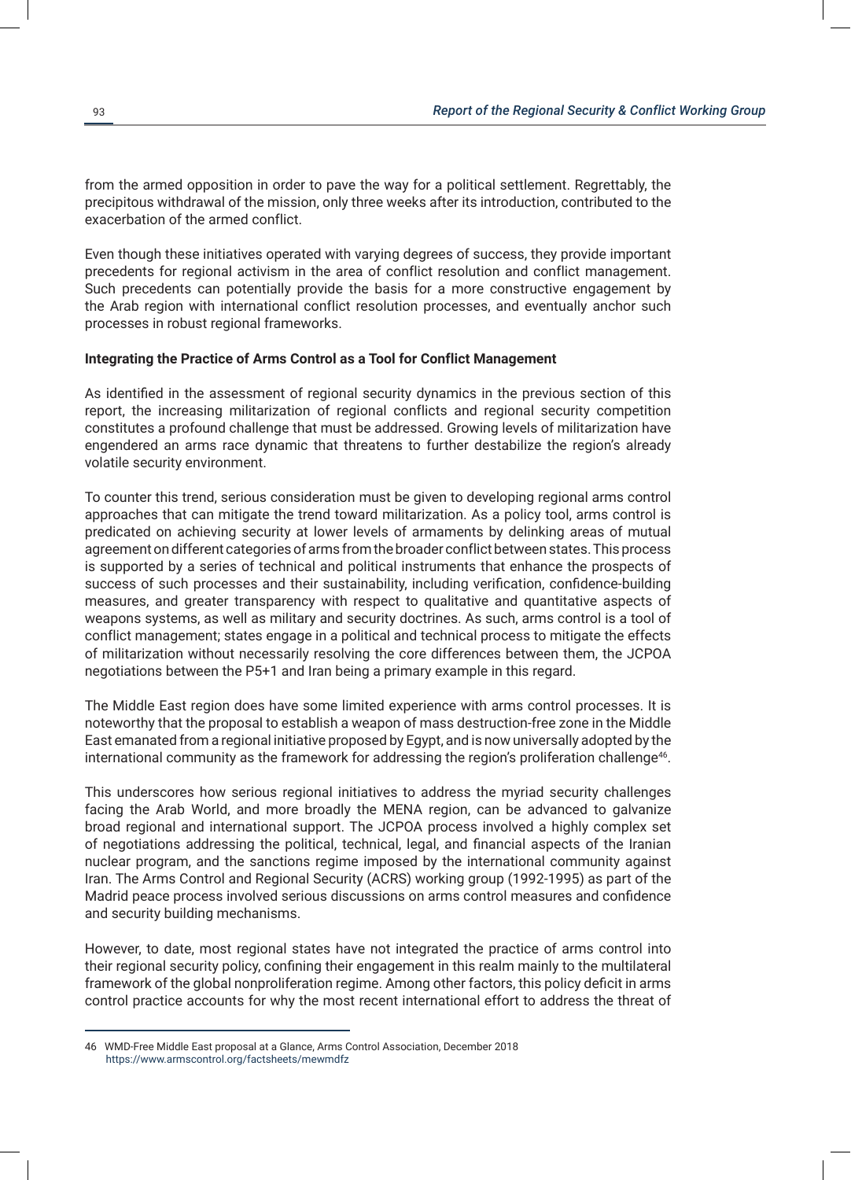from the armed opposition in order to pave the way for a political settlement. Regrettably, the precipitous withdrawal of the mission, only three weeks after its introduction, contributed to the exacerbation of the armed conflict.

Even though these initiatives operated with varying degrees of success, they provide important precedents for regional activism in the area of conflict resolution and conflict management. Such precedents can potentially provide the basis for a more constructive engagement by the Arab region with international conflict resolution processes, and eventually anchor such processes in robust regional frameworks.

**Integrating the Practice of Arms Control as a Tool for Conflict Management**

As identified in the assessment of regional security dynamics in the previous section of this report, the increasing militarization of regional conflicts and regional security competition constitutes a profound challenge that must be addressed. Growing levels of militarization have engendered an arms race dynamic that threatens to further destabilize the region's already volatile security environment.

To counter this trend, serious consideration must be given to developing regional arms control approaches that can mitigate the trend toward militarization. As a policy tool, arms control is predicated on achieving security at lower levels of armaments by delinking areas of mutual agreement on different categories of arms from the broader conflict between states. This process is supported by a series of technical and political instruments that enhance the prospects of success of such processes and their sustainability, including verification, confidence-building measures, and greater transparency with respect to qualitative and quantitative aspects of weapons systems, as well as military and security doctrines. As such, arms control is a tool of conflict management; states engage in a political and technical process to mitigate the effects of militarization without necessarily resolving the core differences between them, the JCPOA negotiations between the P5+1 and Iran being a primary example in this regard.

The Middle East region does have some limited experience with arms control processes. It is noteworthy that the proposal to establish a weapon of mass destruction-free zone in the Middle East emanated from a regional initiative proposed by Egypt, and is now universally adopted by the international community as the framework for addressing the region's proliferation challenge[46].

This underscores how serious regional initiatives to address the myriad security challenges facing the Arab World, and more broadly the MENA region, can be advanced to galvanize broad regional and international support. The JCPOA process involved a highly complex set of negotiations addressing the political, technical, legal, and financial aspects of the Iranian nuclear program, and the sanctions regime imposed by the international community against Iran. The Arms Control and Regional Security (ACRS) working group (1992-1995) as part of the Madrid peace process involved serious discussions on arms control measures and confidence and security building mechanisms.

However, to date, most regional states have not integrated the practice of arms control into their regional security policy, confining their engagement in this realm mainly to the multilateral framework of the global nonproliferation regime. Among other factors, this policy deficit in arms control practice accounts for why the most recent international effort to address the threat of

---

46 WMD-Free Middle East proposal at a Glance, Arms Control Association, December 2018 https://www.armscontrol.org/factsheets/mewmdfz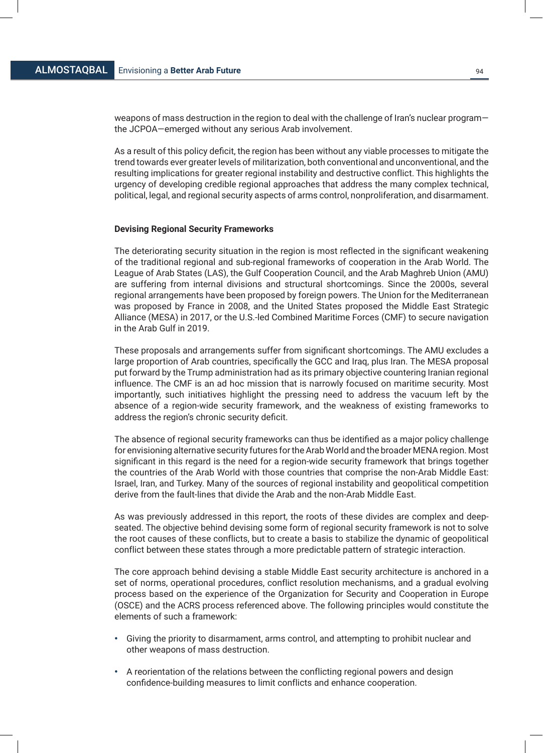weapons of mass destruction in the region to deal with the challenge of Iran's nuclear program—the JCPOA—emerged without any serious Arab involvement.

As a result of this policy deficit, the region has been without any viable processes to mitigate the trend towards ever greater levels of militarization, both conventional and unconventional, and the resulting implications for greater regional instability and destructive conflict. This highlights the urgency of developing credible regional approaches that address the many complex technical, political, legal, and regional security aspects of arms control, nonproliferation, and disarmament.

**Devising Regional Security Frameworks**

The deteriorating security situation in the region is most reflected in the significant weakening of the traditional regional and sub-regional frameworks of cooperation in the Arab World. The League of Arab States (LAS), the Gulf Cooperation Council, and the Arab Maghreb Union (AMU) are suffering from internal divisions and structural shortcomings. Since the 2000s, several regional arrangements have been proposed by foreign powers. The Union for the Mediterranean was proposed by France in 2008, and the United States proposed the Middle East Strategic Alliance (MESA) in 2017, or the U.S.-led Combined Maritime Forces (CMF) to secure navigation in the Arab Gulf in 2019.

These proposals and arrangements suffer from significant shortcomings. The AMU excludes a large proportion of Arab countries, specifically the GCC and Iraq, plus Iran. The MESA proposal put forward by the Trump administration had as its primary objective countering Iranian regional influence. The CMF is an ad hoc mission that is narrowly focused on maritime security. Most importantly, such initiatives highlight the pressing need to address the vacuum left by the absence of a region-wide security framework, and the weakness of existing frameworks to address the region's chronic security deficit.

The absence of regional security frameworks can thus be identified as a major policy challenge for envisioning alternative security futures for the Arab World and the broader MENA region. Most significant in this regard is the need for a region-wide security framework that brings together the countries of the Arab World with those countries that comprise the non-Arab Middle East: Israel, Iran, and Turkey. Many of the sources of regional instability and geopolitical competition derive from the fault-lines that divide the Arab and the non-Arab Middle East.

As was previously addressed in this report, the roots of these divides are complex and deep-seated. The objective behind devising some form of regional security framework is not to solve the root causes of these conflicts, but to create a basis to stabilize the dynamic of geopolitical conflict between these states through a more predictable pattern of strategic interaction.

The core approach behind devising a stable Middle East security architecture is anchored in a set of norms, operational procedures, conflict resolution mechanisms, and a gradual evolving process based on the experience of the Organization for Security and Cooperation in Europe (OSCE) and the ACRS process referenced above. The following principles would constitute the elements of such a framework:

- Giving the priority to disarmament, arms control, and attempting to prohibit nuclear and other weapons of mass destruction.
- A reorientation of the relations between the conflicting regional powers and design confidence-building measures to limit conflicts and enhance cooperation.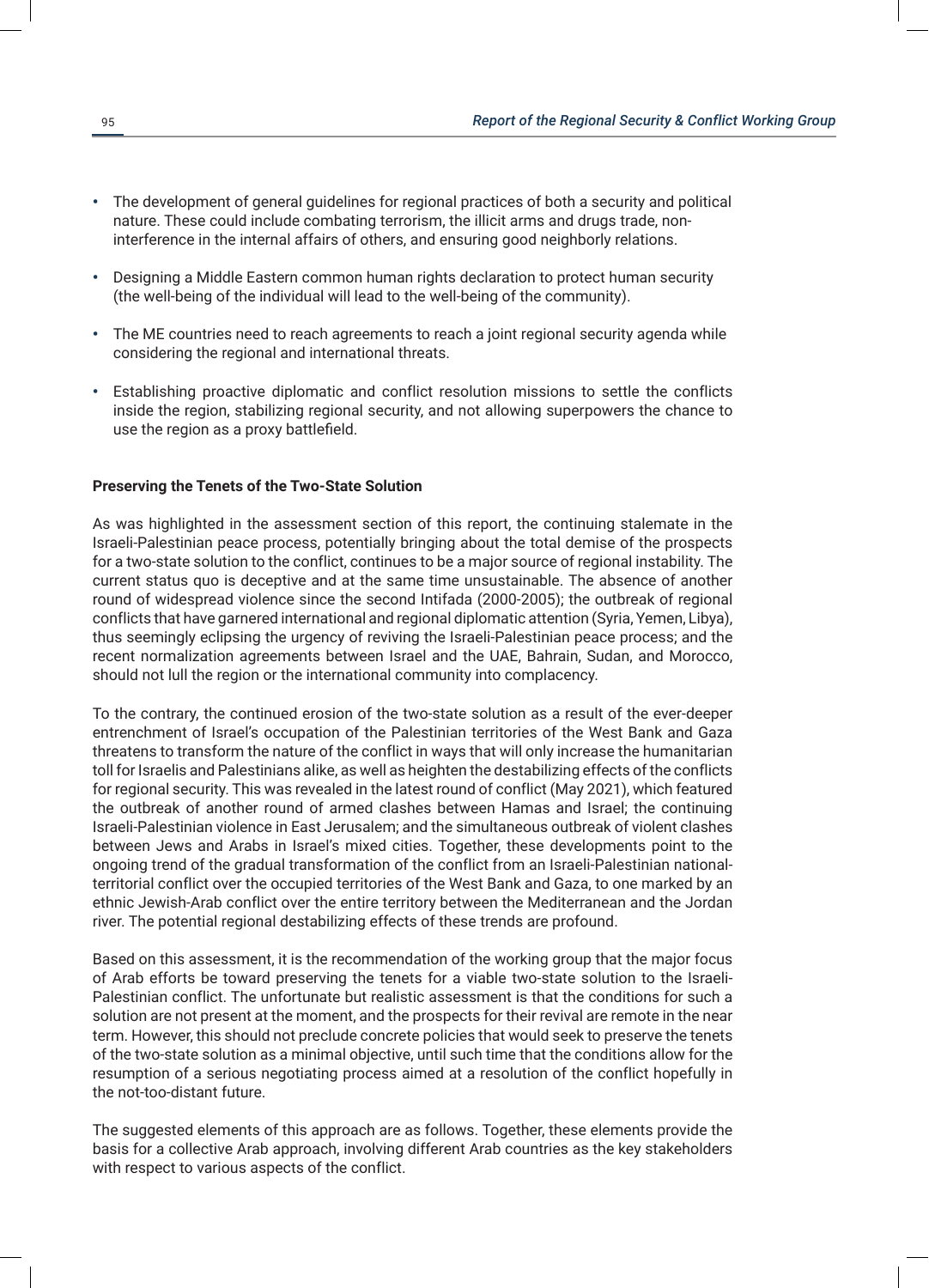- The development of general guidelines for regional practices of both a security and political nature. These could include combating terrorism, the illicit arms and drugs trade, non-interference in the internal affairs of others, and ensuring good neighborly relations.
- Designing a Middle Eastern common human rights declaration to protect human security (the well-being of the individual will lead to the well-being of the community).
- The ME countries need to reach agreements to reach a joint regional security agenda while considering the regional and international threats.
- Establishing proactive diplomatic and conflict resolution missions to settle the conflicts inside the region, stabilizing regional security, and not allowing superpowers the chance to use the region as a proxy battlefield.

**Preserving the Tenets of the Two-State Solution**

As was highlighted in the assessment section of this report, the continuing stalemate in the Israeli-Palestinian peace process, potentially bringing about the total demise of the prospects for a two-state solution to the conflict, continues to be a major source of regional instability. The current status quo is deceptive and at the same time unsustainable. The absence of another round of widespread violence since the second Intifada (2000-2005); the outbreak of regional conflicts that have garnered international and regional diplomatic attention (Syria, Yemen, Libya), thus seemingly eclipsing the urgency of reviving the Israeli-Palestinian peace process; and the recent normalization agreements between Israel and the UAE, Bahrain, Sudan, and Morocco, should not lull the region or the international community into complacency.

To the contrary, the continued erosion of the two-state solution as a result of the ever-deeper entrenchment of Israel's occupation of the Palestinian territories of the West Bank and Gaza threatens to transform the nature of the conflict in ways that will only increase the humanitarian toll for Israelis and Palestinians alike, as well as heighten the destabilizing effects of the conflicts for regional security. This was revealed in the latest round of conflict (May 2021), which featured the outbreak of another round of armed clashes between Hamas and Israel; the continuing Israeli-Palestinian violence in East Jerusalem; and the simultaneous outbreak of violent clashes between Jews and Arabs in Israel's mixed cities. Together, these developments point to the ongoing trend of the gradual transformation of the conflict from an Israeli-Palestinian national-territorial conflict over the occupied territories of the West Bank and Gaza, to one marked by an ethnic Jewish-Arab conflict over the entire territory between the Mediterranean and the Jordan river. The potential regional destabilizing effects of these trends are profound.

Based on this assessment, it is the recommendation of the working group that the major focus of Arab efforts be toward preserving the tenets for a viable two-state solution to the Israeli-Palestinian conflict. The unfortunate but realistic assessment is that the conditions for such a solution are not present at the moment, and the prospects for their revival are remote in the near term. However, this should not preclude concrete policies that would seek to preserve the tenets of the two-state solution as a minimal objective, until such time that the conditions allow for the resumption of a serious negotiating process aimed at a resolution of the conflict hopefully in the not-too-distant future.

The suggested elements of this approach are as follows. Together, these elements provide the basis for a collective Arab approach, involving different Arab countries as the key stakeholders with respect to various aspects of the conflict.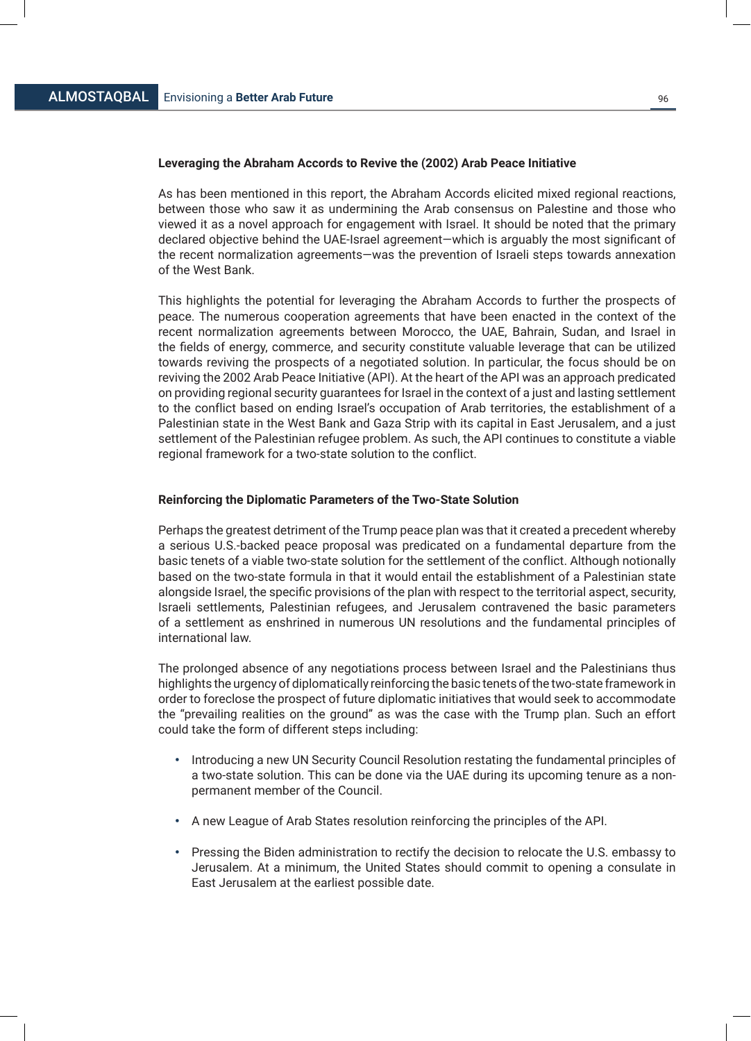### Leveraging the Abraham Accords to Revive the (2002) Arab Peace Initiative

As has been mentioned in this report, the Abraham Accords elicited mixed regional reactions, between those who saw it as undermining the Arab consensus on Palestine and those who viewed it as a novel approach for engagement with Israel. It should be noted that the primary declared objective behind the UAE-Israel agreement—which is arguably the most significant of the recent normalization agreements—was the prevention of Israeli steps towards annexation of the West Bank.

This highlights the potential for leveraging the Abraham Accords to further the prospects of peace. The numerous cooperation agreements that have been enacted in the context of the recent normalization agreements between Morocco, the UAE, Bahrain, Sudan, and Israel in the fields of energy, commerce, and security constitute valuable leverage that can be utilized towards reviving the prospects of a negotiated solution. In particular, the focus should be on reviving the 2002 Arab Peace Initiative (API). At the heart of the API was an approach predicated on providing regional security guarantees for Israel in the context of a just and lasting settlement to the conflict based on ending Israel's occupation of Arab territories, the establishment of a Palestinian state in the West Bank and Gaza Strip with its capital in East Jerusalem, and a just settlement of the Palestinian refugee problem. As such, the API continues to constitute a viable regional framework for a two-state solution to the conflict.

### Reinforcing the Diplomatic Parameters of the Two-State Solution

Perhaps the greatest detriment of the Trump peace plan was that it created a precedent whereby a serious U.S.-backed peace proposal was predicated on a fundamental departure from the basic tenets of a viable two-state solution for the settlement of the conflict. Although notionally based on the two-state formula in that it would entail the establishment of a Palestinian state alongside Israel, the specific provisions of the plan with respect to the territorial aspect, security, Israeli settlements, Palestinian refugees, and Jerusalem contravened the basic parameters of a settlement as enshrined in numerous UN resolutions and the fundamental principles of international law.

The prolonged absence of any negotiations process between Israel and the Palestinians thus highlights the urgency of diplomatically reinforcing the basic tenets of the two-state framework in order to foreclose the prospect of future diplomatic initiatives that would seek to accommodate the "prevailing realities on the ground" as was the case with the Trump plan. Such an effort could take the form of different steps including:

- Introducing a new UN Security Council Resolution restating the fundamental principles of a two-state solution. This can be done via the UAE during its upcoming tenure as a non-permanent member of the Council.
- A new League of Arab States resolution reinforcing the principles of the API.
- Pressing the Biden administration to rectify the decision to relocate the U.S. embassy to Jerusalem. At a minimum, the United States should commit to opening a consulate in East Jerusalem at the earliest possible date.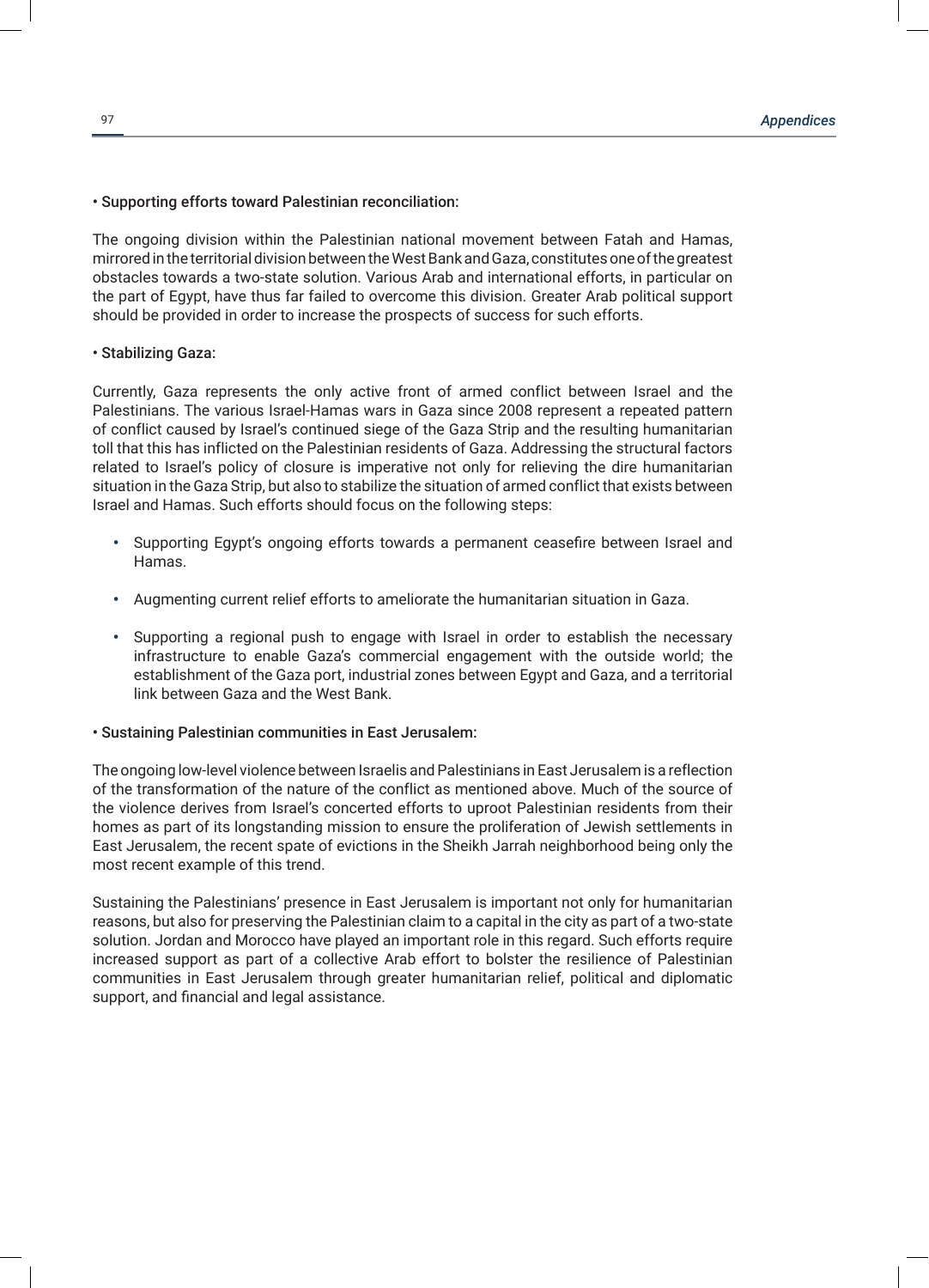• Supporting efforts toward Palestinian reconciliation:

The ongoing division within the Palestinian national movement between Fatah and Hamas, mirrored in the territorial division between the West Bank and Gaza, constitutes one of the greatest obstacles towards a two-state solution. Various Arab and international efforts, in particular on the part of Egypt, have thus far failed to overcome this division. Greater Arab political support should be provided in order to increase the prospects of success for such efforts.

• Stabilizing Gaza:

Currently, Gaza represents the only active front of armed conflict between Israel and the Palestinians. The various Israel-Hamas wars in Gaza since 2008 represent a repeated pattern of conflict caused by Israel's continued siege of the Gaza Strip and the resulting humanitarian toll that this has inflicted on the Palestinian residents of Gaza. Addressing the structural factors related to Israel's policy of closure is imperative not only for relieving the dire humanitarian situation in the Gaza Strip, but also to stabilize the situation of armed conflict that exists between Israel and Hamas. Such efforts should focus on the following steps:

- Supporting Egypt's ongoing efforts towards a permanent ceasefire between Israel and Hamas.
- Augmenting current relief efforts to ameliorate the humanitarian situation in Gaza.
- Supporting a regional push to engage with Israel in order to establish the necessary infrastructure to enable Gaza's commercial engagement with the outside world; the establishment of the Gaza port, industrial zones between Egypt and Gaza, and a territorial link between Gaza and the West Bank.

• Sustaining Palestinian communities in East Jerusalem:

The ongoing low-level violence between Israelis and Palestinians in East Jerusalem is a reflection of the transformation of the nature of the conflict as mentioned above. Much of the source of the violence derives from Israel's concerted efforts to uproot Palestinian residents from their homes as part of its longstanding mission to ensure the proliferation of Jewish settlements in East Jerusalem, the recent spate of evictions in the Sheikh Jarrah neighborhood being only the most recent example of this trend.

Sustaining the Palestinians' presence in East Jerusalem is important not only for humanitarian reasons, but also for preserving the Palestinian claim to a capital in the city as part of a two-state solution. Jordan and Morocco have played an important role in this regard. Such efforts require increased support as part of a collective Arab effort to bolster the resilience of Palestinian communities in East Jerusalem through greater humanitarian relief, political and diplomatic support, and financial and legal assistance.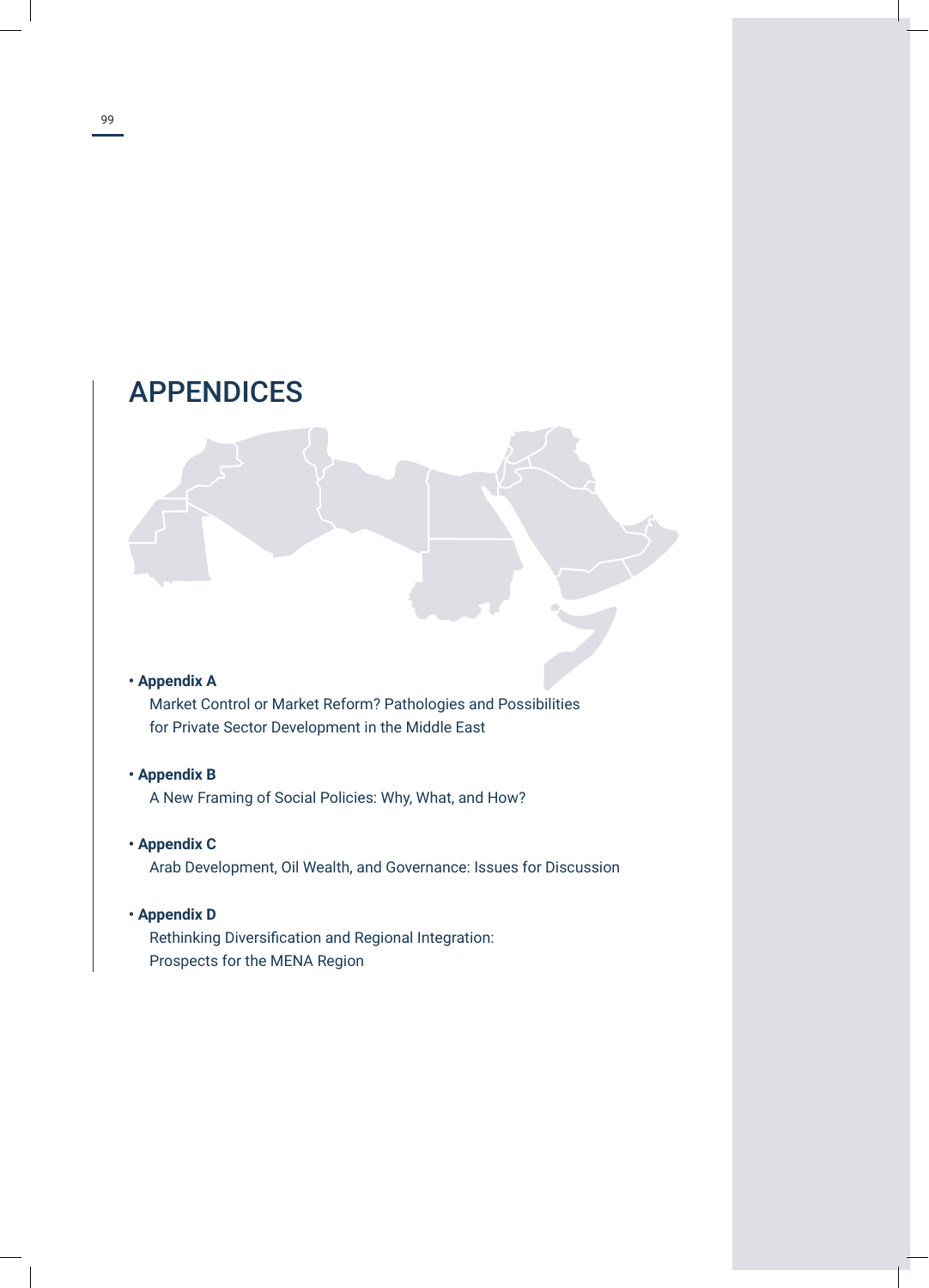# APPENDICES

- **Appendix A**
  Market Control or Market Reform? Pathologies and Possibilities for Private Sector Development in the Middle East

- **Appendix B**
  A New Framing of Social Policies: Why, What, and How?

- **Appendix C**
  Arab Development, Oil Wealth, and Governance: Issues for Discussion

- **Appendix D**
  Rethinking Diversification and Regional Integration: Prospects for the MENA Region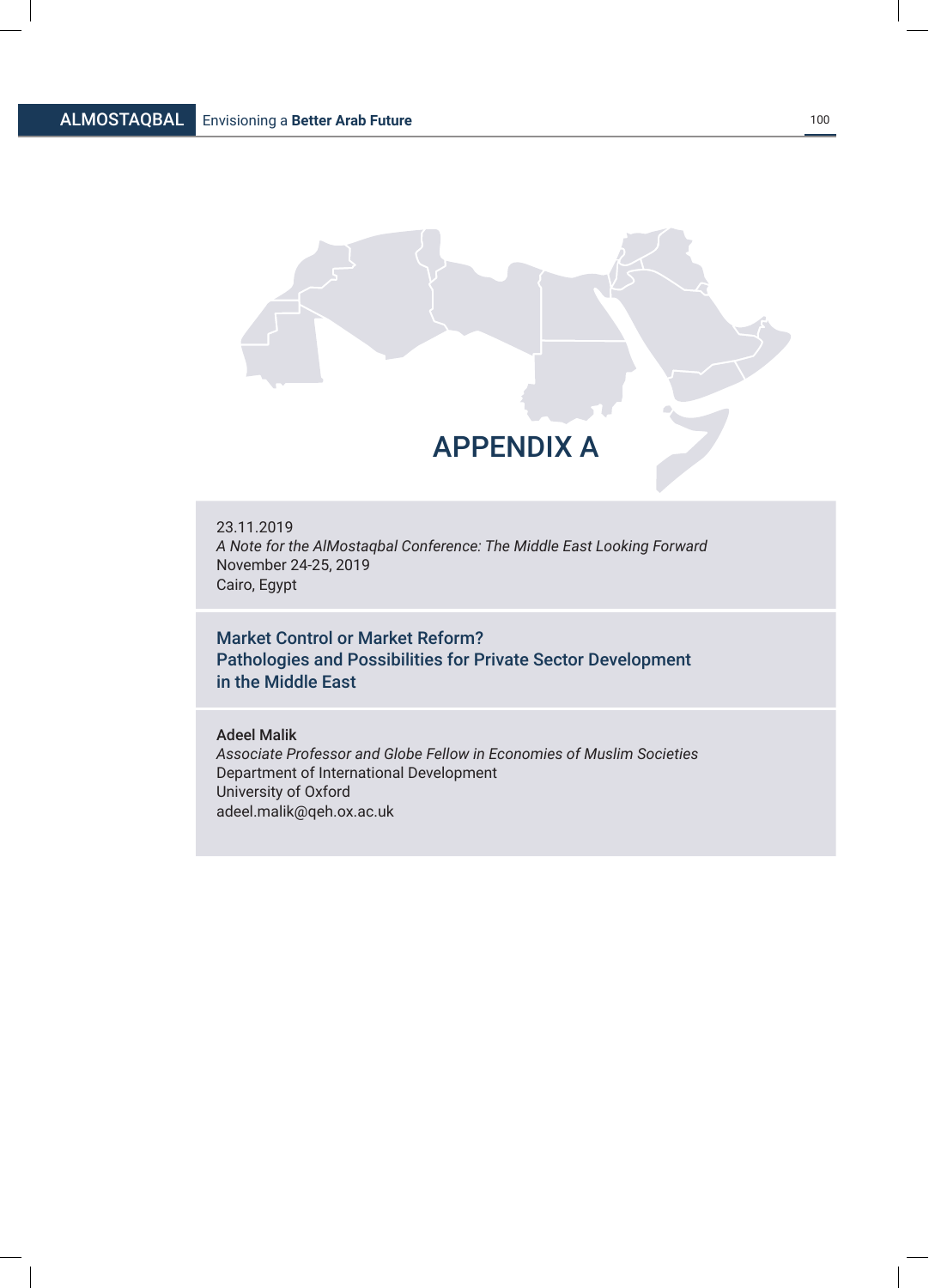# APPENDIX A

23.11.2019
*A Note for the AlMostaqbal Conference: The Middle East Looking Forward*
November 24-25, 2019
Cairo, Egypt

## Market Control or Market Reform? Pathologies and Possibilities for Private Sector Development in the Middle East

**Adeel Malik**
*Associate Professor and Globe Fellow in Economies of Muslim Societies*
Department of International Development
University of Oxford
adeel.malik@qeh.ox.ac.uk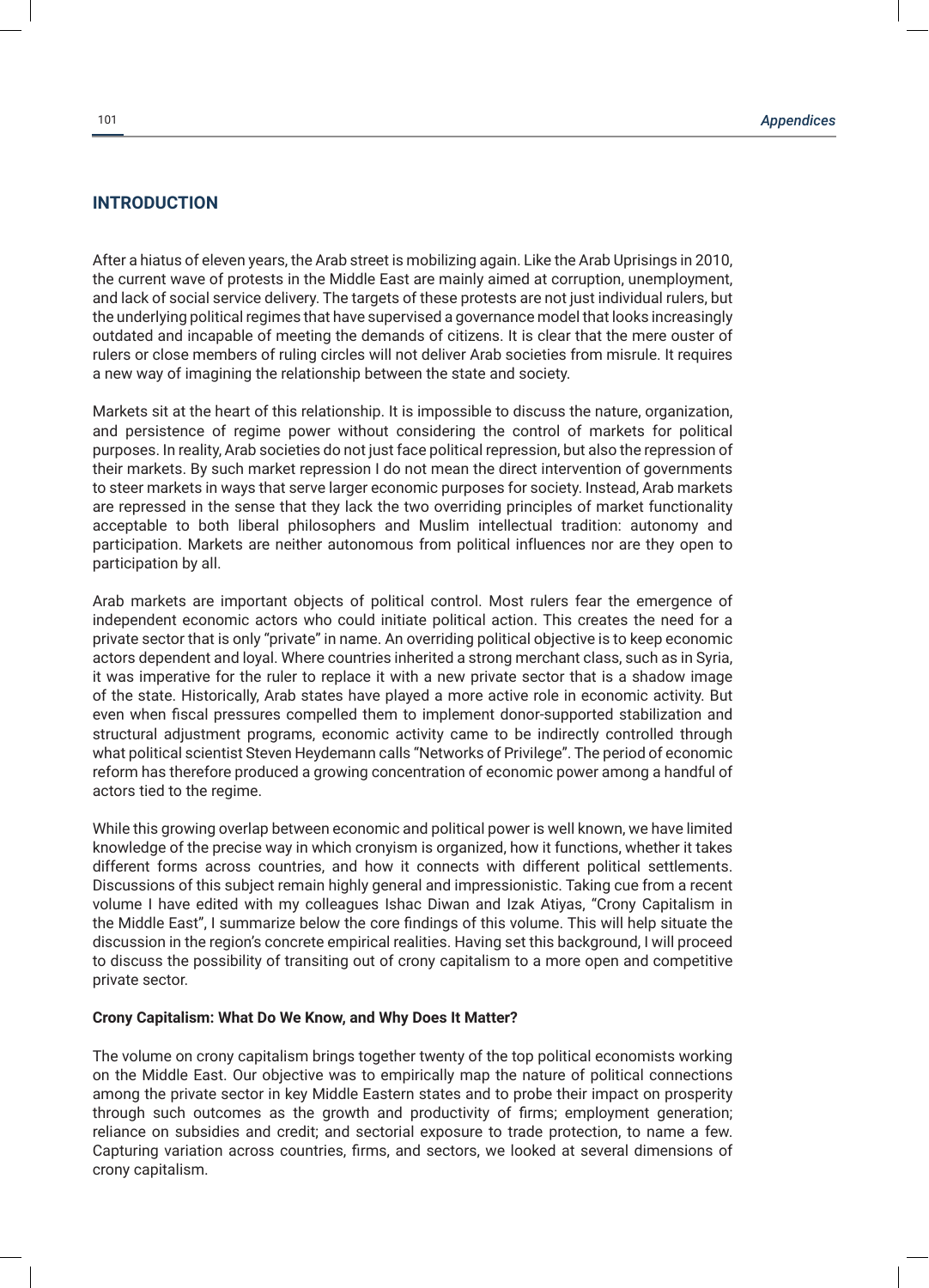## INTRODUCTION

After a hiatus of eleven years, the Arab street is mobilizing again. Like the Arab Uprisings in 2010, the current wave of protests in the Middle East are mainly aimed at corruption, unemployment, and lack of social service delivery. The targets of these protests are not just individual rulers, but the underlying political regimes that have supervised a governance model that looks increasingly outdated and incapable of meeting the demands of citizens. It is clear that the mere ouster of rulers or close members of ruling circles will not deliver Arab societies from misrule. It requires a new way of imagining the relationship between the state and society.

Markets sit at the heart of this relationship. It is impossible to discuss the nature, organization, and persistence of regime power without considering the control of markets for political purposes. In reality, Arab societies do not just face political repression, but also the repression of their markets. By such market repression I do not mean the direct intervention of governments to steer markets in ways that serve larger economic purposes for society. Instead, Arab markets are repressed in the sense that they lack the two overriding principles of market functionality acceptable to both liberal philosophers and Muslim intellectual tradition: autonomy and participation. Markets are neither autonomous from political influences nor are they open to participation by all.

Arab markets are important objects of political control. Most rulers fear the emergence of independent economic actors who could initiate political action. This creates the need for a private sector that is only "private" in name. An overriding political objective is to keep economic actors dependent and loyal. Where countries inherited a strong merchant class, such as in Syria, it was imperative for the ruler to replace it with a new private sector that is a shadow image of the state. Historically, Arab states have played a more active role in economic activity. But even when fiscal pressures compelled them to implement donor-supported stabilization and structural adjustment programs, economic activity came to be indirectly controlled through what political scientist Steven Heydemann calls "Networks of Privilege". The period of economic reform has therefore produced a growing concentration of economic power among a handful of actors tied to the regime.

While this growing overlap between economic and political power is well known, we have limited knowledge of the precise way in which cronyism is organized, how it functions, whether it takes different forms across countries, and how it connects with different political settlements. Discussions of this subject remain highly general and impressionistic. Taking cue from a recent volume I have edited with my colleagues Ishac Diwan and Izak Atiyas, "Crony Capitalism in the Middle East", I summarize below the core findings of this volume. This will help situate the discussion in the region's concrete empirical realities. Having set this background, I will proceed to discuss the possibility of transiting out of crony capitalism to a more open and competitive private sector.

#### Crony Capitalism: What Do We Know, and Why Does It Matter?

The volume on crony capitalism brings together twenty of the top political economists working on the Middle East. Our objective was to empirically map the nature of political connections among the private sector in key Middle Eastern states and to probe their impact on prosperity through such outcomes as the growth and productivity of firms; employment generation; reliance on subsidies and credit; and sectorial exposure to trade protection, to name a few. Capturing variation across countries, firms, and sectors, we looked at several dimensions of crony capitalism.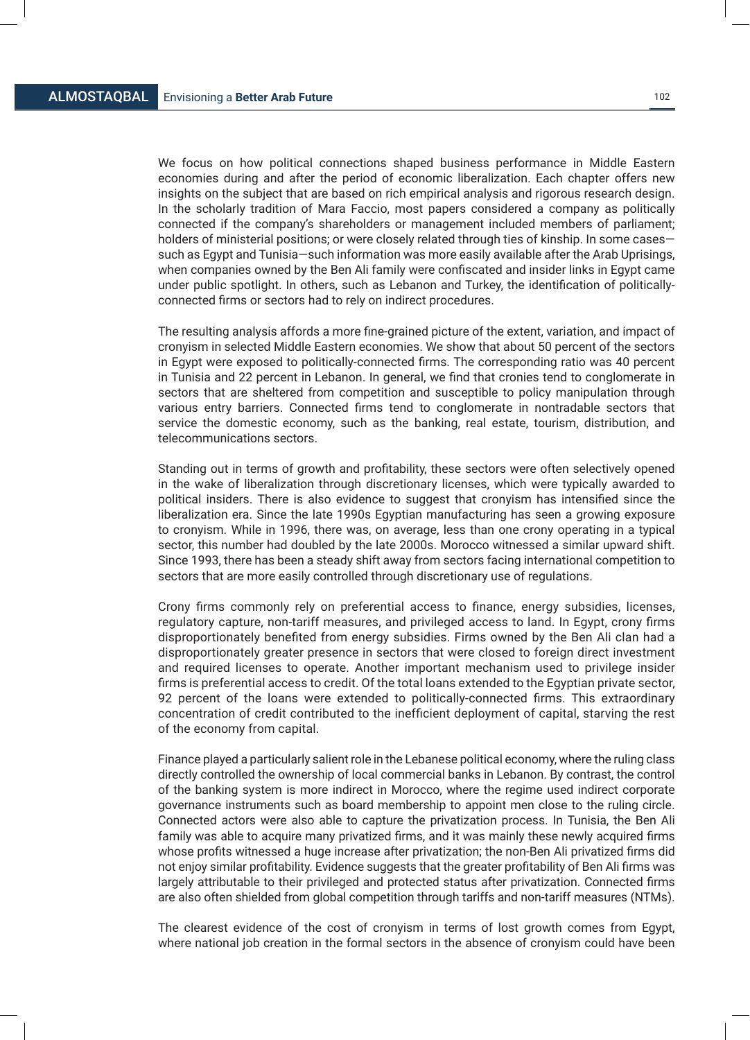We focus on how political connections shaped business performance in Middle Eastern economies during and after the period of economic liberalization. Each chapter offers new insights on the subject that are based on rich empirical analysis and rigorous research design. In the scholarly tradition of Mara Faccio, most papers considered a company as politically connected if the company's shareholders or management included members of parliament; holders of ministerial positions; or were closely related through ties of kinship. In some cases—such as Egypt and Tunisia—such information was more easily available after the Arab Uprisings, when companies owned by the Ben Ali family were confiscated and insider links in Egypt came under public spotlight. In others, such as Lebanon and Turkey, the identification of politically-connected firms or sectors had to rely on indirect procedures.

The resulting analysis affords a more fine-grained picture of the extent, variation, and impact of cronyism in selected Middle Eastern economies. We show that about 50 percent of the sectors in Egypt were exposed to politically-connected firms. The corresponding ratio was 40 percent in Tunisia and 22 percent in Lebanon. In general, we find that cronies tend to conglomerate in sectors that are sheltered from competition and susceptible to policy manipulation through various entry barriers. Connected firms tend to conglomerate in nontradable sectors that service the domestic economy, such as the banking, real estate, tourism, distribution, and telecommunications sectors.

Standing out in terms of growth and profitability, these sectors were often selectively opened in the wake of liberalization through discretionary licenses, which were typically awarded to political insiders. There is also evidence to suggest that cronyism has intensified since the liberalization era. Since the late 1990s Egyptian manufacturing has seen a growing exposure to cronyism. While in 1996, there was, on average, less than one crony operating in a typical sector, this number had doubled by the late 2000s. Morocco witnessed a similar upward shift. Since 1993, there has been a steady shift away from sectors facing international competition to sectors that are more easily controlled through discretionary use of regulations.

Crony firms commonly rely on preferential access to finance, energy subsidies, licenses, regulatory capture, non-tariff measures, and privileged access to land. In Egypt, crony firms disproportionately benefited from energy subsidies. Firms owned by the Ben Ali clan had a disproportionately greater presence in sectors that were closed to foreign direct investment and required licenses to operate. Another important mechanism used to privilege insider firms is preferential access to credit. Of the total loans extended to the Egyptian private sector, 92 percent of the loans were extended to politically-connected firms. This extraordinary concentration of credit contributed to the inefficient deployment of capital, starving the rest of the economy from capital.

Finance played a particularly salient role in the Lebanese political economy, where the ruling class directly controlled the ownership of local commercial banks in Lebanon. By contrast, the control of the banking system is more indirect in Morocco, where the regime used indirect corporate governance instruments such as board membership to appoint men close to the ruling circle. Connected actors were also able to capture the privatization process. In Tunisia, the Ben Ali family was able to acquire many privatized firms, and it was mainly these newly acquired firms whose profits witnessed a huge increase after privatization; the non-Ben Ali privatized firms did not enjoy similar profitability. Evidence suggests that the greater profitability of Ben Ali firms was largely attributable to their privileged and protected status after privatization. Connected firms are also often shielded from global competition through tariffs and non-tariff measures (NTMs).

The clearest evidence of the cost of cronyism in terms of lost growth comes from Egypt, where national job creation in the formal sectors in the absence of cronyism could have been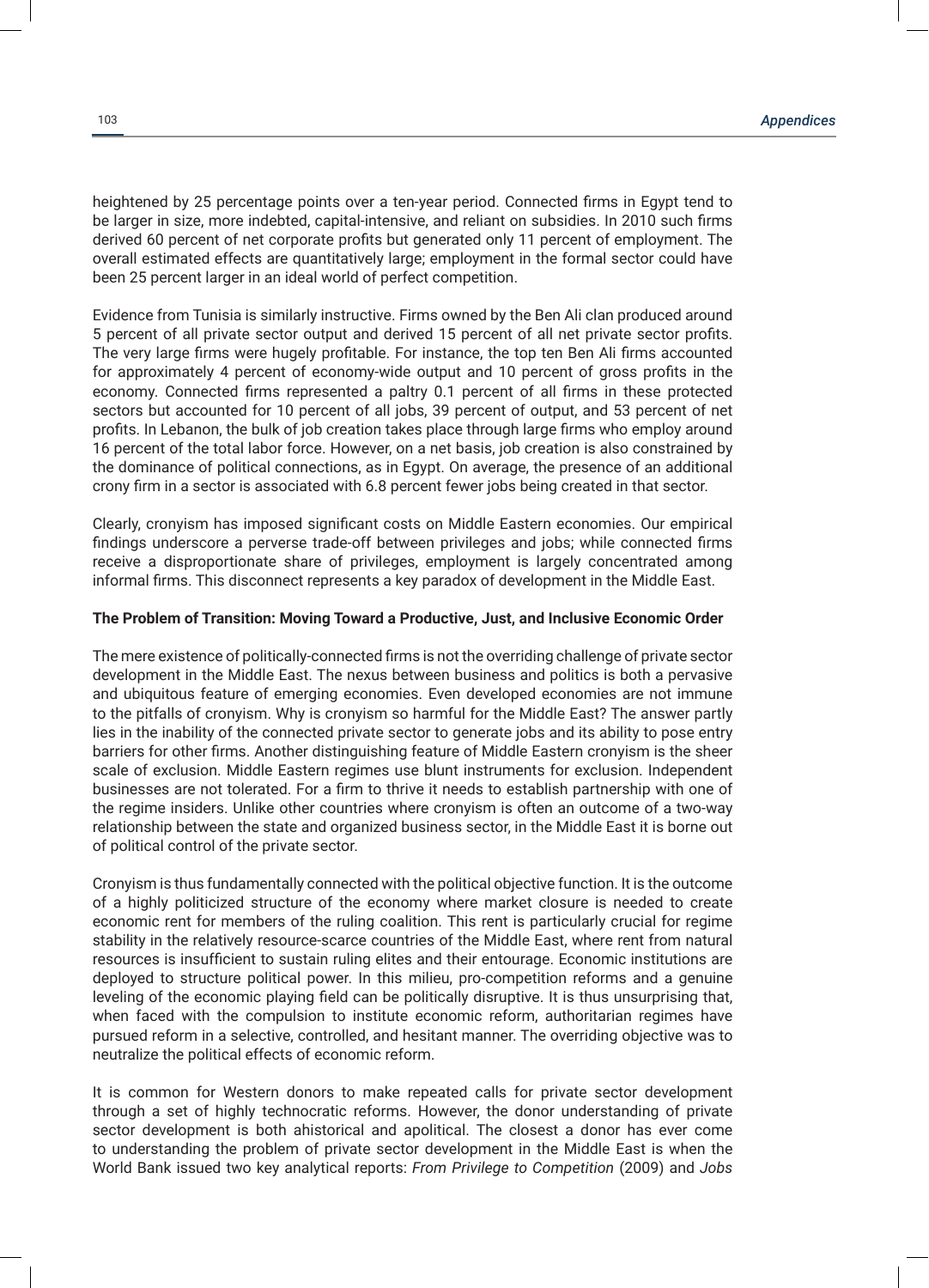heightened by 25 percentage points over a ten-year period. Connected firms in Egypt tend to be larger in size, more indebted, capital-intensive, and reliant on subsidies. In 2010 such firms derived 60 percent of net corporate profits but generated only 11 percent of employment. The overall estimated effects are quantitatively large; employment in the formal sector could have been 25 percent larger in an ideal world of perfect competition.

Evidence from Tunisia is similarly instructive. Firms owned by the Ben Ali clan produced around 5 percent of all private sector output and derived 15 percent of all net private sector profits. The very large firms were hugely profitable. For instance, the top ten Ben Ali firms accounted for approximately 4 percent of economy-wide output and 10 percent of gross profits in the economy. Connected firms represented a paltry 0.1 percent of all firms in these protected sectors but accounted for 10 percent of all jobs, 39 percent of output, and 53 percent of net profits. In Lebanon, the bulk of job creation takes place through large firms who employ around 16 percent of the total labor force. However, on a net basis, job creation is also constrained by the dominance of political connections, as in Egypt. On average, the presence of an additional crony firm in a sector is associated with 6.8 percent fewer jobs being created in that sector.

Clearly, cronyism has imposed significant costs on Middle Eastern economies. Our empirical findings underscore a perverse trade-off between privileges and jobs; while connected firms receive a disproportionate share of privileges, employment is largely concentrated among informal firms. This disconnect represents a key paradox of development in the Middle East.

**The Problem of Transition: Moving Toward a Productive, Just, and Inclusive Economic Order**

The mere existence of politically-connected firms is not the overriding challenge of private sector development in the Middle East. The nexus between business and politics is both a pervasive and ubiquitous feature of emerging economies. Even developed economies are not immune to the pitfalls of cronyism. Why is cronyism so harmful for the Middle East? The answer partly lies in the inability of the connected private sector to generate jobs and its ability to pose entry barriers for other firms. Another distinguishing feature of Middle Eastern cronyism is the sheer scale of exclusion. Middle Eastern regimes use blunt instruments for exclusion. Independent businesses are not tolerated. For a firm to thrive it needs to establish partnership with one of the regime insiders. Unlike other countries where cronyism is often an outcome of a two-way relationship between the state and organized business sector, in the Middle East it is borne out of political control of the private sector.

Cronyism is thus fundamentally connected with the political objective function. It is the outcome of a highly politicized structure of the economy where market closure is needed to create economic rent for members of the ruling coalition. This rent is particularly crucial for regime stability in the relatively resource-scarce countries of the Middle East, where rent from natural resources is insufficient to sustain ruling elites and their entourage. Economic institutions are deployed to structure political power. In this milieu, pro-competition reforms and a genuine leveling of the economic playing field can be politically disruptive. It is thus unsurprising that, when faced with the compulsion to institute economic reform, authoritarian regimes have pursued reform in a selective, controlled, and hesitant manner. The overriding objective was to neutralize the political effects of economic reform.

It is common for Western donors to make repeated calls for private sector development through a set of highly technocratic reforms. However, the donor understanding of private sector development is both ahistorical and apolitical. The closest a donor has ever come to understanding the problem of private sector development in the Middle East is when the World Bank issued two key analytical reports: *From Privilege to Competition* (2009) and *Jobs*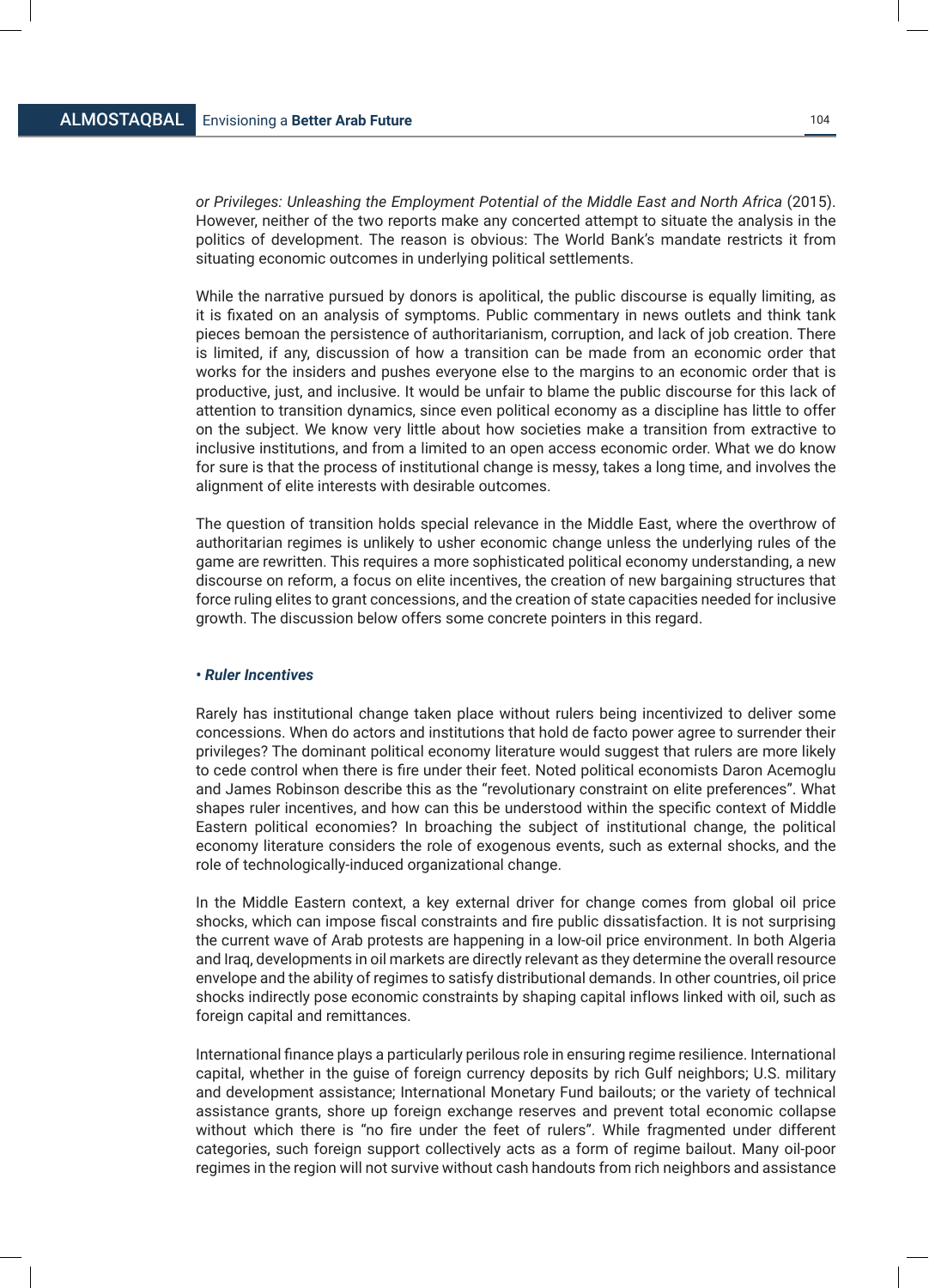*or Privileges: Unleashing the Employment Potential of the Middle East and North Africa* (2015). However, neither of the two reports make any concerted attempt to situate the analysis in the politics of development. The reason is obvious: The World Bank's mandate restricts it from situating economic outcomes in underlying political settlements.

While the narrative pursued by donors is apolitical, the public discourse is equally limiting, as it is fixated on an analysis of symptoms. Public commentary in news outlets and think tank pieces bemoan the persistence of authoritarianism, corruption, and lack of job creation. There is limited, if any, discussion of how a transition can be made from an economic order that works for the insiders and pushes everyone else to the margins to an economic order that is productive, just, and inclusive. It would be unfair to blame the public discourse for this lack of attention to transition dynamics, since even political economy as a discipline has little to offer on the subject. We know very little about how societies make a transition from extractive to inclusive institutions, and from a limited to an open access economic order. What we do know for sure is that the process of institutional change is messy, takes a long time, and involves the alignment of elite interests with desirable outcomes.

The question of transition holds special relevance in the Middle East, where the overthrow of authoritarian regimes is unlikely to usher economic change unless the underlying rules of the game are rewritten. This requires a more sophisticated political economy understanding, a new discourse on reform, a focus on elite incentives, the creation of new bargaining structures that force ruling elites to grant concessions, and the creation of state capacities needed for inclusive growth. The discussion below offers some concrete pointers in this regard.

***• Ruler Incentives***

Rarely has institutional change taken place without rulers being incentivized to deliver some concessions. When do actors and institutions that hold de facto power agree to surrender their privileges? The dominant political economy literature would suggest that rulers are more likely to cede control when there is fire under their feet. Noted political economists Daron Acemoglu and James Robinson describe this as the "revolutionary constraint on elite preferences". What shapes ruler incentives, and how can this be understood within the specific context of Middle Eastern political economies? In broaching the subject of institutional change, the political economy literature considers the role of exogenous events, such as external shocks, and the role of technologically-induced organizational change.

In the Middle Eastern context, a key external driver for change comes from global oil price shocks, which can impose fiscal constraints and fire public dissatisfaction. It is not surprising the current wave of Arab protests are happening in a low-oil price environment. In both Algeria and Iraq, developments in oil markets are directly relevant as they determine the overall resource envelope and the ability of regimes to satisfy distributional demands. In other countries, oil price shocks indirectly pose economic constraints by shaping capital inflows linked with oil, such as foreign capital and remittances.

International finance plays a particularly perilous role in ensuring regime resilience. International capital, whether in the guise of foreign currency deposits by rich Gulf neighbors; U.S. military and development assistance; International Monetary Fund bailouts; or the variety of technical assistance grants, shore up foreign exchange reserves and prevent total economic collapse without which there is "no fire under the feet of rulers". While fragmented under different categories, such foreign support collectively acts as a form of regime bailout. Many oil-poor regimes in the region will not survive without cash handouts from rich neighbors and assistance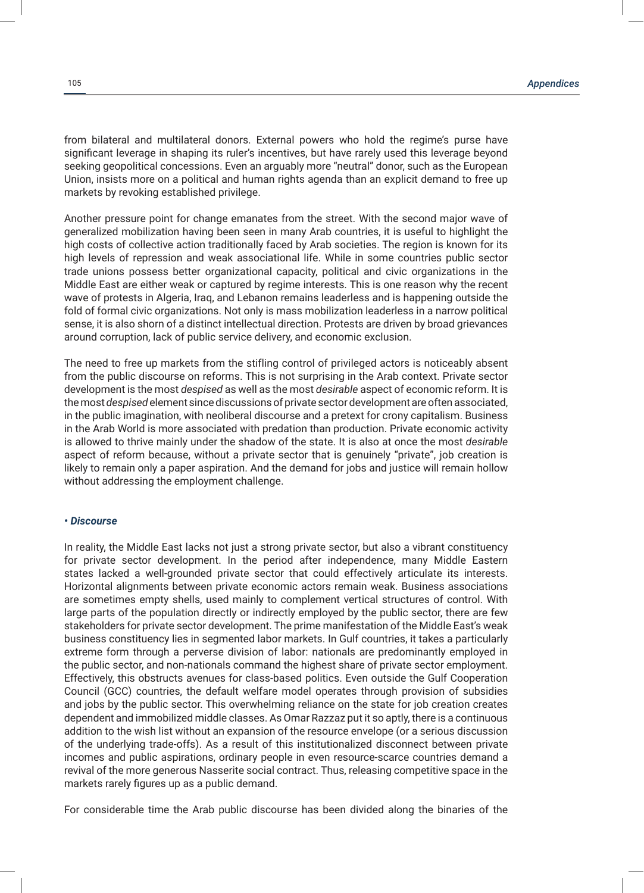from bilateral and multilateral donors. External powers who hold the regime's purse have significant leverage in shaping its ruler's incentives, but have rarely used this leverage beyond seeking geopolitical concessions. Even an arguably more "neutral" donor, such as the European Union, insists more on a political and human rights agenda than an explicit demand to free up markets by revoking established privilege.

Another pressure point for change emanates from the street. With the second major wave of generalized mobilization having been seen in many Arab countries, it is useful to highlight the high costs of collective action traditionally faced by Arab societies. The region is known for its high levels of repression and weak associational life. While in some countries public sector trade unions possess better organizational capacity, political and civic organizations in the Middle East are either weak or captured by regime interests. This is one reason why the recent wave of protests in Algeria, Iraq, and Lebanon remains leaderless and is happening outside the fold of formal civic organizations. Not only is mass mobilization leaderless in a narrow political sense, it is also shorn of a distinct intellectual direction. Protests are driven by broad grievances around corruption, lack of public service delivery, and economic exclusion.

The need to free up markets from the stifling control of privileged actors is noticeably absent from the public discourse on reforms. This is not surprising in the Arab context. Private sector development is the most *despised* as well as the most *desirable* aspect of economic reform. It is the most *despised* element since discussions of private sector development are often associated, in the public imagination, with neoliberal discourse and a pretext for crony capitalism. Business in the Arab World is more associated with predation than production. Private economic activity is allowed to thrive mainly under the shadow of the state. It is also at once the most *desirable* aspect of reform because, without a private sector that is genuinely "private", job creation is likely to remain only a paper aspiration. And the demand for jobs and justice will remain hollow without addressing the employment challenge.

***• Discourse***

In reality, the Middle East lacks not just a strong private sector, but also a vibrant constituency for private sector development. In the period after independence, many Middle Eastern states lacked a well-grounded private sector that could effectively articulate its interests. Horizontal alignments between private economic actors remain weak. Business associations are sometimes empty shells, used mainly to complement vertical structures of control. With large parts of the population directly or indirectly employed by the public sector, there are few stakeholders for private sector development. The prime manifestation of the Middle East's weak business constituency lies in segmented labor markets. In Gulf countries, it takes a particularly extreme form through a perverse division of labor: nationals are predominantly employed in the public sector, and non-nationals command the highest share of private sector employment. Effectively, this obstructs avenues for class-based politics. Even outside the Gulf Cooperation Council (GCC) countries, the default welfare model operates through provision of subsidies and jobs by the public sector. This overwhelming reliance on the state for job creation creates dependent and immobilized middle classes. As Omar Razzaz put it so aptly, there is a continuous addition to the wish list without an expansion of the resource envelope (or a serious discussion of the underlying trade-offs). As a result of this institutionalized disconnect between private incomes and public aspirations, ordinary people in even resource-scarce countries demand a revival of the more generous Nasserite social contract. Thus, releasing competitive space in the markets rarely figures up as a public demand.

For considerable time the Arab public discourse has been divided along the binaries of the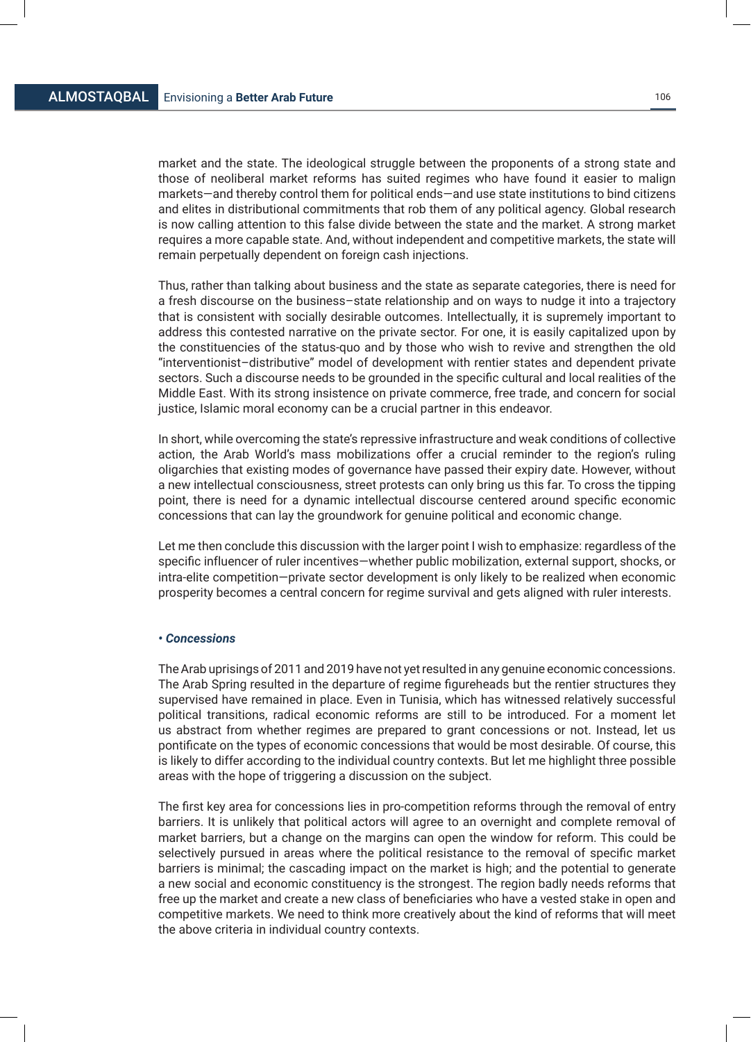market and the state. The ideological struggle between the proponents of a strong state and those of neoliberal market reforms has suited regimes who have found it easier to malign markets—and thereby control them for political ends—and use state institutions to bind citizens and elites in distributional commitments that rob them of any political agency. Global research is now calling attention to this false divide between the state and the market. A strong market requires a more capable state. And, without independent and competitive markets, the state will remain perpetually dependent on foreign cash injections.

Thus, rather than talking about business and the state as separate categories, there is need for a fresh discourse on the business–state relationship and on ways to nudge it into a trajectory that is consistent with socially desirable outcomes. Intellectually, it is supremely important to address this contested narrative on the private sector. For one, it is easily capitalized upon by the constituencies of the status-quo and by those who wish to revive and strengthen the old "interventionist–distributive" model of development with rentier states and dependent private sectors. Such a discourse needs to be grounded in the specific cultural and local realities of the Middle East. With its strong insistence on private commerce, free trade, and concern for social justice, Islamic moral economy can be a crucial partner in this endeavor.

In short, while overcoming the state's repressive infrastructure and weak conditions of collective action, the Arab World's mass mobilizations offer a crucial reminder to the region's ruling oligarchies that existing modes of governance have passed their expiry date. However, without a new intellectual consciousness, street protests can only bring us this far. To cross the tipping point, there is need for a dynamic intellectual discourse centered around specific economic concessions that can lay the groundwork for genuine political and economic change.

Let me then conclude this discussion with the larger point I wish to emphasize: regardless of the specific influencer of ruler incentives—whether public mobilization, external support, shocks, or intra-elite competition—private sector development is only likely to be realized when economic prosperity becomes a central concern for regime survival and gets aligned with ruler interests.

***• Concessions***

The Arab uprisings of 2011 and 2019 have not yet resulted in any genuine economic concessions. The Arab Spring resulted in the departure of regime figureheads but the rentier structures they supervised have remained in place. Even in Tunisia, which has witnessed relatively successful political transitions, radical economic reforms are still to be introduced. For a moment let us abstract from whether regimes are prepared to grant concessions or not. Instead, let us pontificate on the types of economic concessions that would be most desirable. Of course, this is likely to differ according to the individual country contexts. But let me highlight three possible areas with the hope of triggering a discussion on the subject.

The first key area for concessions lies in pro-competition reforms through the removal of entry barriers. It is unlikely that political actors will agree to an overnight and complete removal of market barriers, but a change on the margins can open the window for reform. This could be selectively pursued in areas where the political resistance to the removal of specific market barriers is minimal; the cascading impact on the market is high; and the potential to generate a new social and economic constituency is the strongest. The region badly needs reforms that free up the market and create a new class of beneficiaries who have a vested stake in open and competitive markets. We need to think more creatively about the kind of reforms that will meet the above criteria in individual country contexts.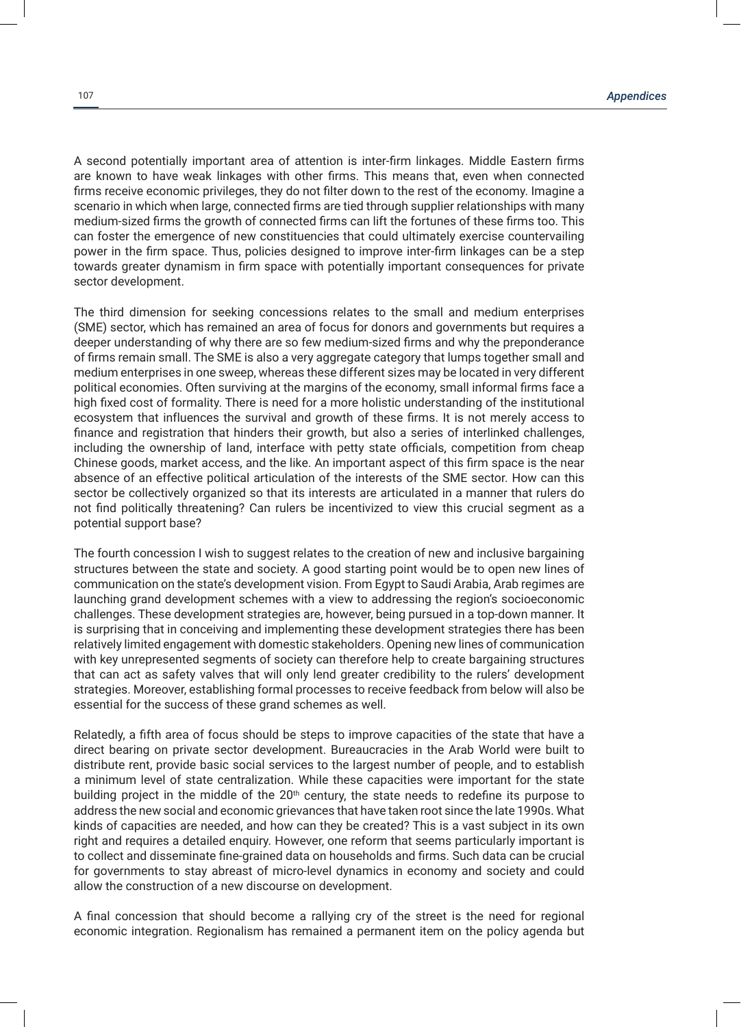A second potentially important area of attention is inter-firm linkages. Middle Eastern firms are known to have weak linkages with other firms. This means that, even when connected firms receive economic privileges, they do not filter down to the rest of the economy. Imagine a scenario in which when large, connected firms are tied through supplier relationships with many medium-sized firms the growth of connected firms can lift the fortunes of these firms too. This can foster the emergence of new constituencies that could ultimately exercise countervailing power in the firm space. Thus, policies designed to improve inter-firm linkages can be a step towards greater dynamism in firm space with potentially important consequences for private sector development.

The third dimension for seeking concessions relates to the small and medium enterprises (SME) sector, which has remained an area of focus for donors and governments but requires a deeper understanding of why there are so few medium-sized firms and why the preponderance of firms remain small. The SME is also a very aggregate category that lumps together small and medium enterprises in one sweep, whereas these different sizes may be located in very different political economies. Often surviving at the margins of the economy, small informal firms face a high fixed cost of formality. There is need for a more holistic understanding of the institutional ecosystem that influences the survival and growth of these firms. It is not merely access to finance and registration that hinders their growth, but also a series of interlinked challenges, including the ownership of land, interface with petty state officials, competition from cheap Chinese goods, market access, and the like. An important aspect of this firm space is the near absence of an effective political articulation of the interests of the SME sector. How can this sector be collectively organized so that its interests are articulated in a manner that rulers do not find politically threatening? Can rulers be incentivized to view this crucial segment as a potential support base?

The fourth concession I wish to suggest relates to the creation of new and inclusive bargaining structures between the state and society. A good starting point would be to open new lines of communication on the state's development vision. From Egypt to Saudi Arabia, Arab regimes are launching grand development schemes with a view to addressing the region's socioeconomic challenges. These development strategies are, however, being pursued in a top-down manner. It is surprising that in conceiving and implementing these development strategies there has been relatively limited engagement with domestic stakeholders. Opening new lines of communication with key unrepresented segments of society can therefore help to create bargaining structures that can act as safety valves that will only lend greater credibility to the rulers' development strategies. Moreover, establishing formal processes to receive feedback from below will also be essential for the success of these grand schemes as well.

Relatedly, a fifth area of focus should be steps to improve capacities of the state that have a direct bearing on private sector development. Bureaucracies in the Arab World were built to distribute rent, provide basic social services to the largest number of people, and to establish a minimum level of state centralization. While these capacities were important for the state building project in the middle of the 20th century, the state needs to redefine its purpose to address the new social and economic grievances that have taken root since the late 1990s. What kinds of capacities are needed, and how can they be created? This is a vast subject in its own right and requires a detailed enquiry. However, one reform that seems particularly important is to collect and disseminate fine-grained data on households and firms. Such data can be crucial for governments to stay abreast of micro-level dynamics in economy and society and could allow the construction of a new discourse on development.

A final concession that should become a rallying cry of the street is the need for regional economic integration. Regionalism has remained a permanent item on the policy agenda but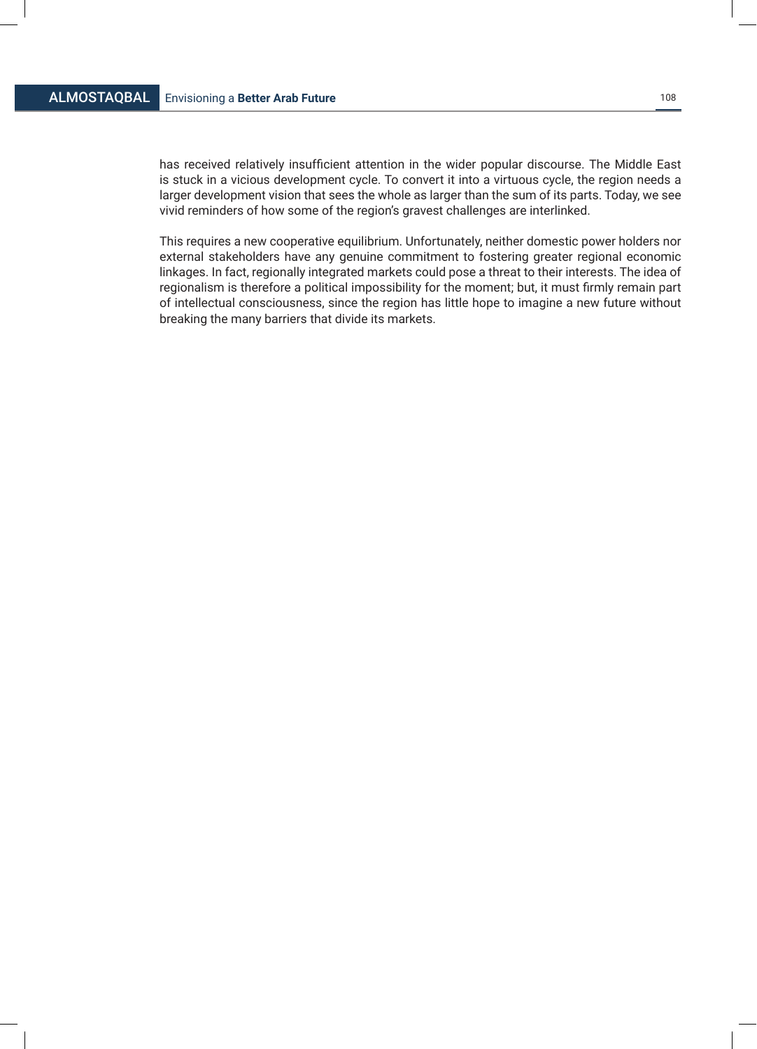has received relatively insufficient attention in the wider popular discourse. The Middle East is stuck in a vicious development cycle. To convert it into a virtuous cycle, the region needs a larger development vision that sees the whole as larger than the sum of its parts. Today, we see vivid reminders of how some of the region's gravest challenges are interlinked.

This requires a new cooperative equilibrium. Unfortunately, neither domestic power holders nor external stakeholders have any genuine commitment to fostering greater regional economic linkages. In fact, regionally integrated markets could pose a threat to their interests. The idea of regionalism is therefore a political impossibility for the moment; but, it must firmly remain part of intellectual consciousness, since the region has little hope to imagine a new future without breaking the many barriers that divide its markets.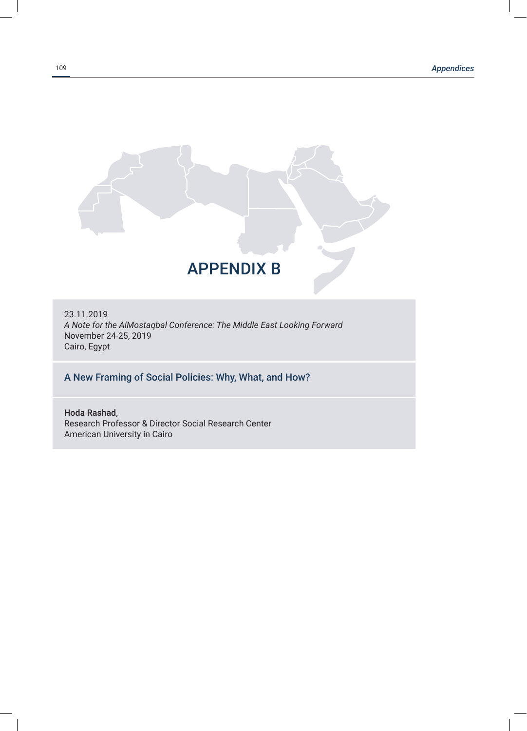# APPENDIX B

23.11.2019

*A Note for the AlMostaqbal Conference: The Middle East Looking Forward*

November 24-25, 2019

Cairo, Egypt

## A New Framing of Social Policies: Why, What, and How?

Hoda Rashad,

Research Professor & Director Social Research Center

American University in Cairo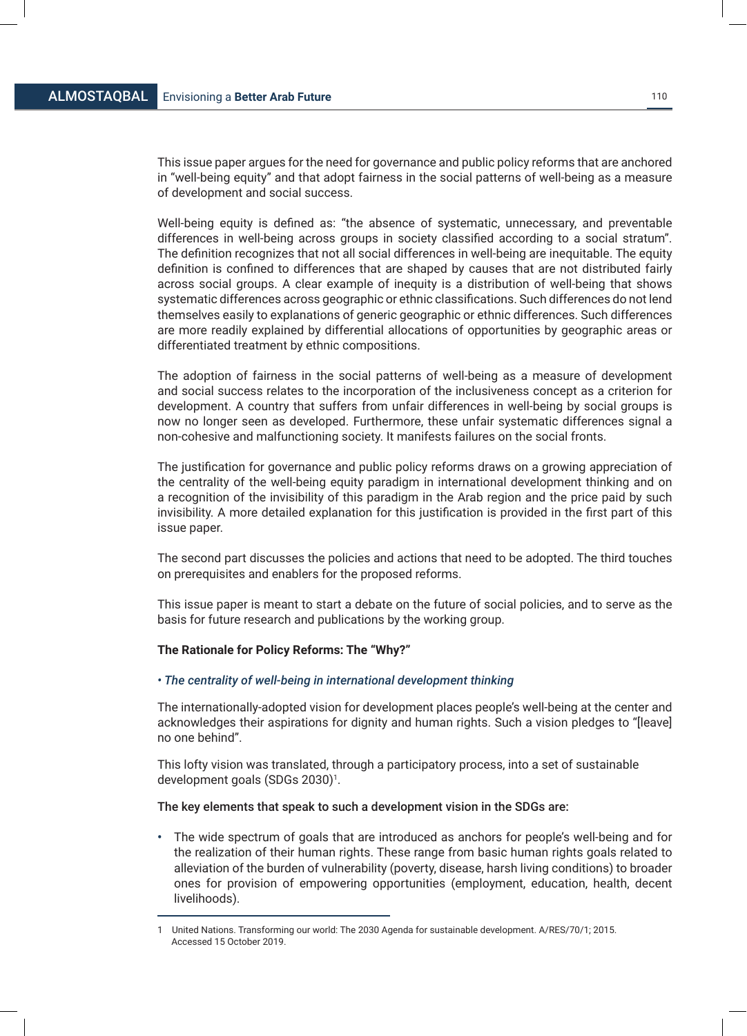This issue paper argues for the need for governance and public policy reforms that are anchored in "well-being equity" and that adopt fairness in the social patterns of well-being as a measure of development and social success.

Well-being equity is defined as: "the absence of systematic, unnecessary, and preventable differences in well-being across groups in society classified according to a social stratum". The definition recognizes that not all social differences in well-being are inequitable. The equity definition is confined to differences that are shaped by causes that are not distributed fairly across social groups. A clear example of inequity is a distribution of well-being that shows systematic differences across geographic or ethnic classifications. Such differences do not lend themselves easily to explanations of generic geographic or ethnic differences. Such differences are more readily explained by differential allocations of opportunities by geographic areas or differentiated treatment by ethnic compositions.

The adoption of fairness in the social patterns of well-being as a measure of development and social success relates to the incorporation of the inclusiveness concept as a criterion for development. A country that suffers from unfair differences in well-being by social groups is now no longer seen as developed. Furthermore, these unfair systematic differences signal a non-cohesive and malfunctioning society. It manifests failures on the social fronts.

The justification for governance and public policy reforms draws on a growing appreciation of the centrality of the well-being equity paradigm in international development thinking and on a recognition of the invisibility of this paradigm in the Arab region and the price paid by such invisibility. A more detailed explanation for this justification is provided in the first part of this issue paper.

The second part discusses the policies and actions that need to be adopted. The third touches on prerequisites and enablers for the proposed reforms.

This issue paper is meant to start a debate on the future of social policies, and to serve as the basis for future research and publications by the working group.

**The Rationale for Policy Reforms: The "Why?"**

*• The centrality of well-being in international development thinking*

The internationally-adopted vision for development places people's well-being at the center and acknowledges their aspirations for dignity and human rights. Such a vision pledges to "[leave] no one behind".

This lofty vision was translated, through a participatory process, into a set of sustainable development goals (SDGs 2030)[1].

**The key elements that speak to such a development vision in the SDGs are:**

- The wide spectrum of goals that are introduced as anchors for people's well-being and for the realization of their human rights. These range from basic human rights goals related to alleviation of the burden of vulnerability (poverty, disease, harsh living conditions) to broader ones for provision of empowering opportunities (employment, education, health, decent livelihoods).

---

1 United Nations. Transforming our world: The 2030 Agenda for sustainable development. A/RES/70/1; 2015. Accessed 15 October 2019.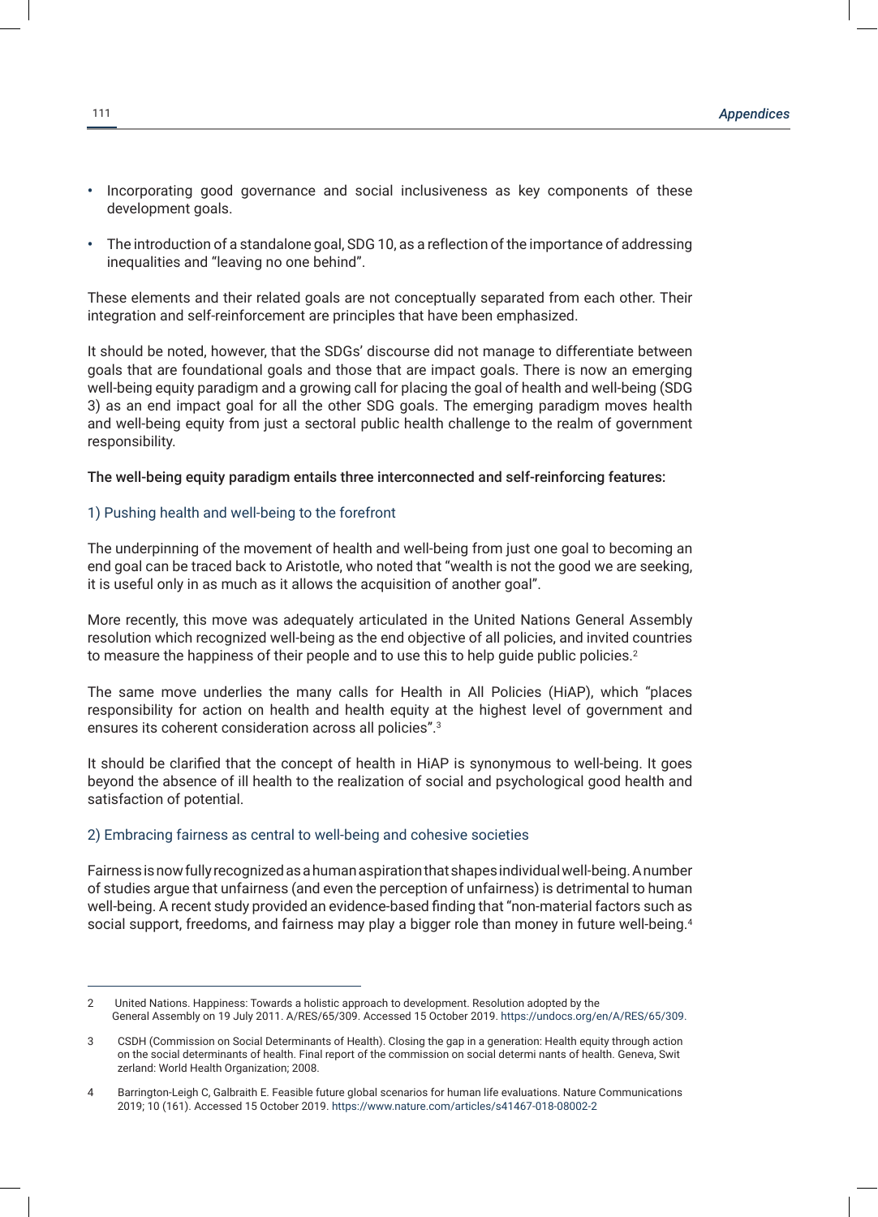- Incorporating good governance and social inclusiveness as key components of these development goals.
- The introduction of a standalone goal, SDG 10, as a reflection of the importance of addressing inequalities and "leaving no one behind".

These elements and their related goals are not conceptually separated from each other. Their integration and self-reinforcement are principles that have been emphasized.

It should be noted, however, that the SDGs' discourse did not manage to differentiate between goals that are foundational goals and those that are impact goals. There is now an emerging well-being equity paradigm and a growing call for placing the goal of health and well-being (SDG 3) as an end impact goal for all the other SDG goals. The emerging paradigm moves health and well-being equity from just a sectoral public health challenge to the realm of government responsibility.

**The well-being equity paradigm entails three interconnected and self-reinforcing features:**

### 1) Pushing health and well-being to the forefront

The underpinning of the movement of health and well-being from just one goal to becoming an end goal can be traced back to Aristotle, who noted that "wealth is not the good we are seeking, it is useful only in as much as it allows the acquisition of another goal".

More recently, this move was adequately articulated in the United Nations General Assembly resolution which recognized well-being as the end objective of all policies, and invited countries to measure the happiness of their people and to use this to help guide public policies.[2]

The same move underlies the many calls for Health in All Policies (HiAP), which "places responsibility for action on health and health equity at the highest level of government and ensures its coherent consideration across all policies".[3]

It should be clarified that the concept of health in HiAP is synonymous to well-being. It goes beyond the absence of ill health to the realization of social and psychological good health and satisfaction of potential.

### 2) Embracing fairness as central to well-being and cohesive societies

Fairness is now fully recognized as a human aspiration that shapes individual well-being. A number of studies argue that unfairness (and even the perception of unfairness) is detrimental to human well-being. A recent study provided an evidence-based finding that "non-material factors such as social support, freedoms, and fairness may play a bigger role than money in future well-being.[4]

---

2 United Nations. Happiness: Towards a holistic approach to development. Resolution adopted by the General Assembly on 19 July 2011. A/RES/65/309. Accessed 15 October 2019. https://undocs.org/en/A/RES/65/309.

3 CSDH (Commission on Social Determinants of Health). Closing the gap in a generation: Health equity through action on the social determinants of health. Final report of the commission on social determi nants of health. Geneva, Swit zerland: World Health Organization; 2008.

4 Barrington-Leigh C, Galbraith E. Feasible future global scenarios for human life evaluations. Nature Communications 2019; 10 (161). Accessed 15 October 2019. https://www.nature.com/articles/s41467-018-08002-2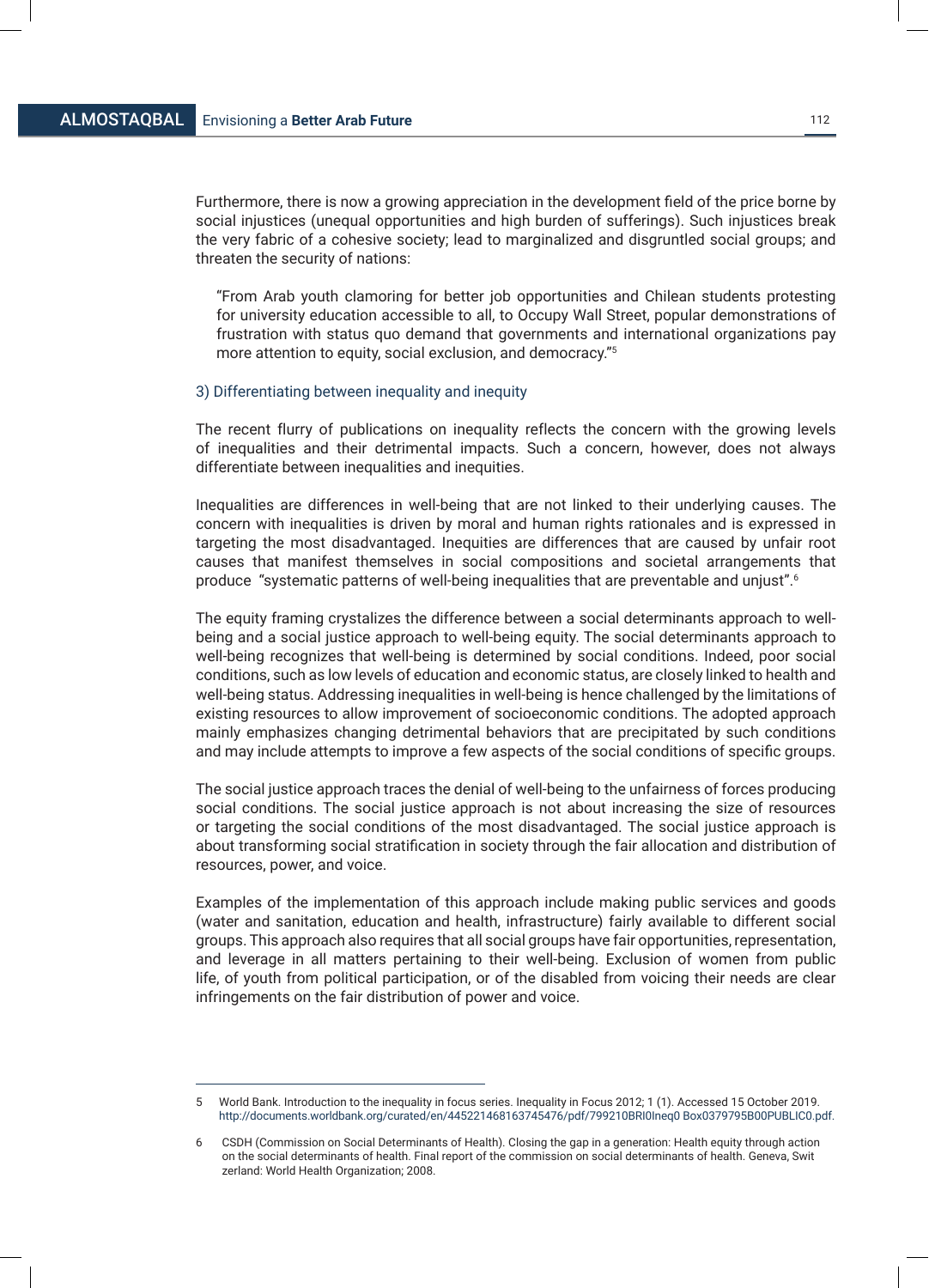Furthermore, there is now a growing appreciation in the development field of the price borne by social injustices (unequal opportunities and high burden of sufferings). Such injustices break the very fabric of a cohesive society; lead to marginalized and disgruntled social groups; and threaten the security of nations:

> "From Arab youth clamoring for better job opportunities and Chilean students protesting for university education accessible to all, to Occupy Wall Street, popular demonstrations of frustration with status quo demand that governments and international organizations pay more attention to equity, social exclusion, and democracy."[5]

### 3) Differentiating between inequality and inequity

The recent flurry of publications on inequality reflects the concern with the growing levels of inequalities and their detrimental impacts. Such a concern, however, does not always differentiate between inequalities and inequities.

Inequalities are differences in well-being that are not linked to their underlying causes. The concern with inequalities is driven by moral and human rights rationales and is expressed in targeting the most disadvantaged. Inequities are differences that are caused by unfair root causes that manifest themselves in social compositions and societal arrangements that produce "systematic patterns of well-being inequalities that are preventable and unjust".[6]

The equity framing crystalizes the difference between a social determinants approach to well-being and a social justice approach to well-being equity. The social determinants approach to well-being recognizes that well-being is determined by social conditions. Indeed, poor social conditions, such as low levels of education and economic status, are closely linked to health and well-being status. Addressing inequalities in well-being is hence challenged by the limitations of existing resources to allow improvement of socioeconomic conditions. The adopted approach mainly emphasizes changing detrimental behaviors that are precipitated by such conditions and may include attempts to improve a few aspects of the social conditions of specific groups.

The social justice approach traces the denial of well-being to the unfairness of forces producing social conditions. The social justice approach is not about increasing the size of resources or targeting the social conditions of the most disadvantaged. The social justice approach is about transforming social stratification in society through the fair allocation and distribution of resources, power, and voice.

Examples of the implementation of this approach include making public services and goods (water and sanitation, education and health, infrastructure) fairly available to different social groups. This approach also requires that all social groups have fair opportunities, representation, and leverage in all matters pertaining to their well-being. Exclusion of women from public life, of youth from political participation, or of the disabled from voicing their needs are clear infringements on the fair distribution of power and voice.

---

5 World Bank. Introduction to the inequality in focus series. Inequality in Focus 2012; 1 (1). Accessed 15 October 2019. http://documents.worldbank.org/curated/en/445221468163745476/pdf/799210BRI0Ineq0 Box0379795B00PUBLIC0.pdf.

6 CSDH (Commission on Social Determinants of Health). Closing the gap in a generation: Health equity through action on the social determinants of health. Final report of the commission on social determinants of health. Geneva, Switzerland: World Health Organization; 2008.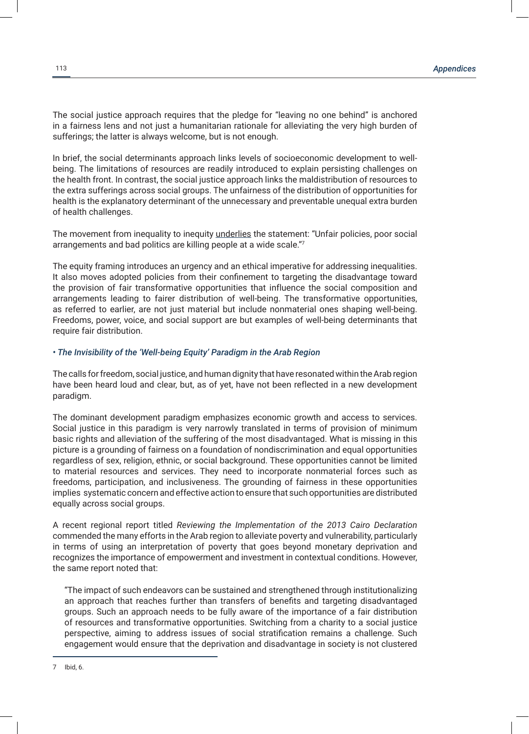The social justice approach requires that the pledge for "leaving no one behind" is anchored in a fairness lens and not just a humanitarian rationale for alleviating the very high burden of sufferings; the latter is always welcome, but is not enough.

In brief, the social determinants approach links levels of socioeconomic development to well-being. The limitations of resources are readily introduced to explain persisting challenges on the health front. In contrast, the social justice approach links the maldistribution of resources to the extra sufferings across social groups. The unfairness of the distribution of opportunities for health is the explanatory determinant of the unnecessary and preventable unequal extra burden of health challenges.

The movement from inequality to inequity underlies the statement: "Unfair policies, poor social arrangements and bad politics are killing people at a wide scale."[7]

The equity framing introduces an urgency and an ethical imperative for addressing inequalities. It also moves adopted policies from their confinement to targeting the disadvantage toward the provision of fair transformative opportunities that influence the social composition and arrangements leading to fairer distribution of well-being. The transformative opportunities, as referred to earlier, are not just material but include nonmaterial ones shaping well-being. Freedoms, power, voice, and social support are but examples of well-being determinants that require fair distribution.

### • The Invisibility of the 'Well-being Equity' Paradigm in the Arab Region

The calls for freedom, social justice, and human dignity that have resonated within the Arab region have been heard loud and clear, but, as of yet, have not been reflected in a new development paradigm.

The dominant development paradigm emphasizes economic growth and access to services. Social justice in this paradigm is very narrowly translated in terms of provision of minimum basic rights and alleviation of the suffering of the most disadvantaged. What is missing in this picture is a grounding of fairness on a foundation of nondiscrimination and equal opportunities regardless of sex, religion, ethnic, or social background. These opportunities cannot be limited to material resources and services. They need to incorporate nonmaterial forces such as freedoms, participation, and inclusiveness. The grounding of fairness in these opportunities implies systematic concern and effective action to ensure that such opportunities are distributed equally across social groups.

A recent regional report titled *Reviewing the Implementation of the 2013 Cairo Declaration* commended the many efforts in the Arab region to alleviate poverty and vulnerability, particularly in terms of using an interpretation of poverty that goes beyond monetary deprivation and recognizes the importance of empowerment and investment in contextual conditions. However, the same report noted that:

> "The impact of such endeavors can be sustained and strengthened through institutionalizing an approach that reaches further than transfers of benefits and targeting disadvantaged groups. Such an approach needs to be fully aware of the importance of a fair distribution of resources and transformative opportunities. Switching from a charity to a social justice perspective, aiming to address issues of social stratification remains a challenge. Such engagement would ensure that the deprivation and disadvantage in society is not clustered

---

7 Ibid, 6.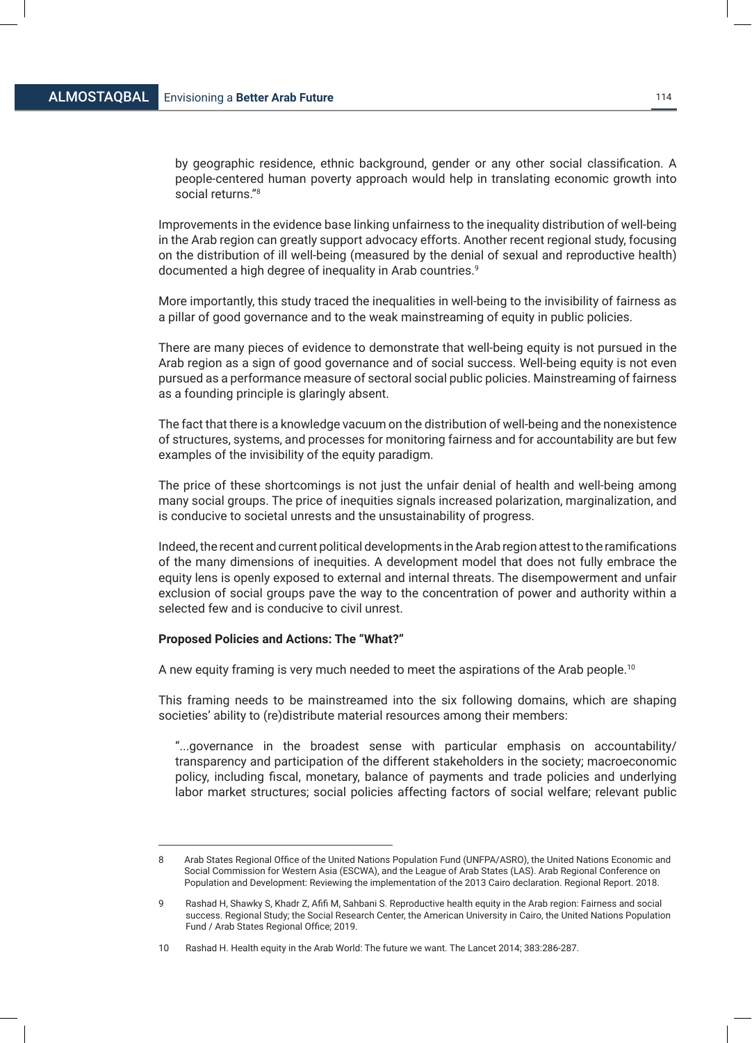> by geographic residence, ethnic background, gender or any other social classification. A people-centered human poverty approach would help in translating economic growth into social returns."[8]

Improvements in the evidence base linking unfairness to the inequality distribution of well-being in the Arab region can greatly support advocacy efforts. Another recent regional study, focusing on the distribution of ill well-being (measured by the denial of sexual and reproductive health) documented a high degree of inequality in Arab countries.[9]

More importantly, this study traced the inequalities in well-being to the invisibility of fairness as a pillar of good governance and to the weak mainstreaming of equity in public policies.

There are many pieces of evidence to demonstrate that well-being equity is not pursued in the Arab region as a sign of good governance and of social success. Well-being equity is not even pursued as a performance measure of sectoral social public policies. Mainstreaming of fairness as a founding principle is glaringly absent.

The fact that there is a knowledge vacuum on the distribution of well-being and the nonexistence of structures, systems, and processes for monitoring fairness and for accountability are but few examples of the invisibility of the equity paradigm.

The price of these shortcomings is not just the unfair denial of health and well-being among many social groups. The price of inequities signals increased polarization, marginalization, and is conducive to societal unrests and the unsustainability of progress.

Indeed, the recent and current political developments in the Arab region attest to the ramifications of the many dimensions of inequities. A development model that does not fully embrace the equity lens is openly exposed to external and internal threats. The disempowerment and unfair exclusion of social groups pave the way to the concentration of power and authority within a selected few and is conducive to civil unrest.

**Proposed Policies and Actions: The "What?"**

A new equity framing is very much needed to meet the aspirations of the Arab people.[10]

This framing needs to be mainstreamed into the six following domains, which are shaping societies' ability to (re)distribute material resources among their members:

> "...governance in the broadest sense with particular emphasis on accountability/ transparency and participation of the different stakeholders in the society; macroeconomic policy, including fiscal, monetary, balance of payments and trade policies and underlying labor market structures; social policies affecting factors of social welfare; relevant public

---

8 Arab States Regional Office of the United Nations Population Fund (UNFPA/ASRO), the United Nations Economic and Social Commission for Western Asia (ESCWA), and the League of Arab States (LAS). Arab Regional Conference on Population and Development: Reviewing the implementation of the 2013 Cairo declaration. Regional Report. 2018.

9 Rashad H, Shawky S, Khadr Z, Afifi M, Sahbani S. Reproductive health equity in the Arab region: Fairness and social success. Regional Study; the Social Research Center, the American University in Cairo, the United Nations Population Fund / Arab States Regional Office; 2019.

10 Rashad H. Health equity in the Arab World: The future we want. The Lancet 2014; 383:286-287.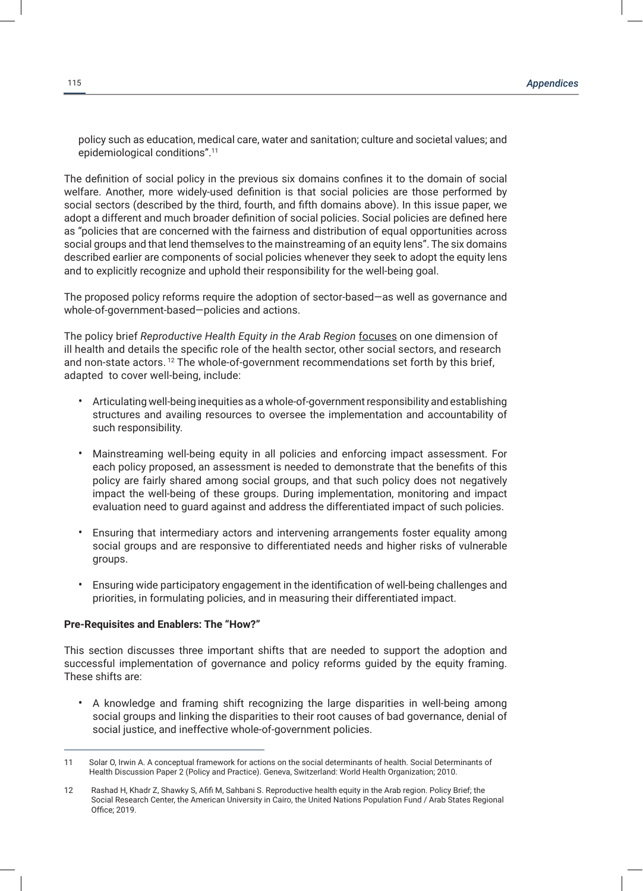policy such as education, medical care, water and sanitation; culture and societal values; and epidemiological conditions".[11]

The definition of social policy in the previous six domains confines it to the domain of social welfare. Another, more widely-used definition is that social policies are those performed by social sectors (described by the third, fourth, and fifth domains above). In this issue paper, we adopt a different and much broader definition of social policies. Social policies are defined here as "policies that are concerned with the fairness and distribution of equal opportunities across social groups and that lend themselves to the mainstreaming of an equity lens". The six domains described earlier are components of social policies whenever they seek to adopt the equity lens and to explicitly recognize and uphold their responsibility for the well-being goal.

The proposed policy reforms require the adoption of sector-based—as well as governance and whole-of-government-based—policies and actions.

The policy brief *Reproductive Health Equity in the Arab Region* focuses on one dimension of ill health and details the specific role of the health sector, other social sectors, and research and non-state actors.[12] The whole-of-government recommendations set forth by this brief, adapted to cover well-being, include:

- Articulating well-being inequities as a whole-of-government responsibility and establishing structures and availing resources to oversee the implementation and accountability of such responsibility.
- Mainstreaming well-being equity in all policies and enforcing impact assessment. For each policy proposed, an assessment is needed to demonstrate that the benefits of this policy are fairly shared among social groups, and that such policy does not negatively impact the well-being of these groups. During implementation, monitoring and impact evaluation need to guard against and address the differentiated impact of such policies.
- Ensuring that intermediary actors and intervening arrangements foster equality among social groups and are responsive to differentiated needs and higher risks of vulnerable groups.
- Ensuring wide participatory engagement in the identification of well-being challenges and priorities, in formulating policies, and in measuring their differentiated impact.

**Pre-Requisites and Enablers: The "How?"**

This section discusses three important shifts that are needed to support the adoption and successful implementation of governance and policy reforms guided by the equity framing. These shifts are:

- A knowledge and framing shift recognizing the large disparities in well-being among social groups and linking the disparities to their root causes of bad governance, denial of social justice, and ineffective whole-of-government policies.

---

11 Solar O, Irwin A. A conceptual framework for actions on the social determinants of health. Social Determinants of Health Discussion Paper 2 (Policy and Practice). Geneva, Switzerland: World Health Organization; 2010.

12 Rashad H, Khadr Z, Shawky S, Afifi M, Sahbani S. Reproductive health equity in the Arab region. Policy Brief; the Social Research Center, the American University in Cairo, the United Nations Population Fund / Arab States Regional Office; 2019.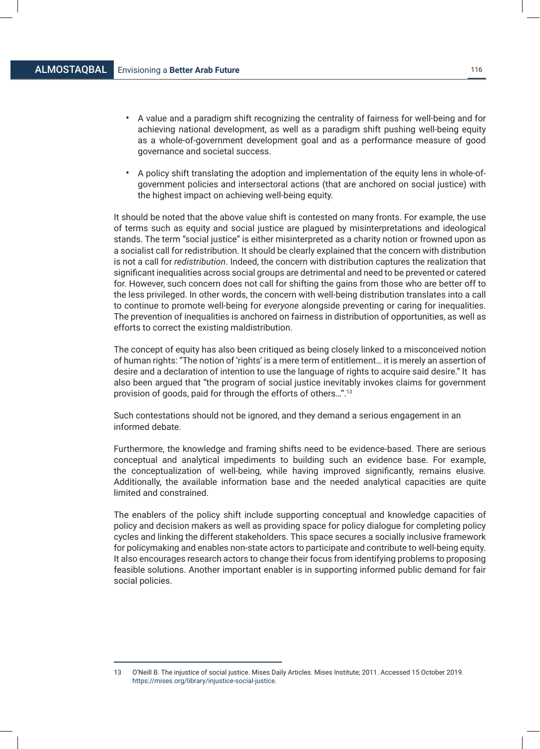- A value and a paradigm shift recognizing the centrality of fairness for well-being and for achieving national development, as well as a paradigm shift pushing well-being equity as a whole-of-government development goal and as a performance measure of good governance and societal success.

- A policy shift translating the adoption and implementation of the equity lens in whole-of-government policies and intersectoral actions (that are anchored on social justice) with the highest impact on achieving well-being equity.

It should be noted that the above value shift is contested on many fronts. For example, the use of terms such as equity and social justice are plagued by misinterpretations and ideological stands. The term "social justice" is either misinterpreted as a charity notion or frowned upon as a socialist call for redistribution. It should be clearly explained that the concern with distribution is not a call for *redistribution*. Indeed, the concern with distribution captures the realization that significant inequalities across social groups are detrimental and need to be prevented or catered for. However, such concern does not call for shifting the gains from those who are better off to the less privileged. In other words, the concern with well-being distribution translates into a call to continue to promote well-being for *everyone* alongside preventing or caring for inequalities. The prevention of inequalities is anchored on fairness in distribution of opportunities, as well as efforts to correct the existing maldistribution.

The concept of equity has also been critiqued as being closely linked to a misconceived notion of human rights: "The notion of 'rights' is a mere term of entitlement… it is merely an assertion of desire and a declaration of intention to use the language of rights to acquire said desire." It has also been argued that "the program of social justice inevitably invokes claims for government provision of goods, paid for through the efforts of others…".[13]

Such contestations should not be ignored, and they demand a serious engagement in an informed debate.

Furthermore, the knowledge and framing shifts need to be evidence-based. There are serious conceptual and analytical impediments to building such an evidence base. For example, the conceptualization of well-being, while having improved significantly, remains elusive. Additionally, the available information base and the needed analytical capacities are quite limited and constrained.

The enablers of the policy shift include supporting conceptual and knowledge capacities of policy and decision makers as well as providing space for policy dialogue for completing policy cycles and linking the different stakeholders. This space secures a socially inclusive framework for policymaking and enables non-state actors to participate and contribute to well-being equity. It also encourages research actors to change their focus from identifying problems to proposing feasible solutions. Another important enabler is in supporting informed public demand for fair social policies.

---

13 O'Neill B. The injustice of social justice. Mises Daily Articles. Mises Institute; 2011. Accessed 15 October 2019. https://mises.org/library/injustice-social-justice.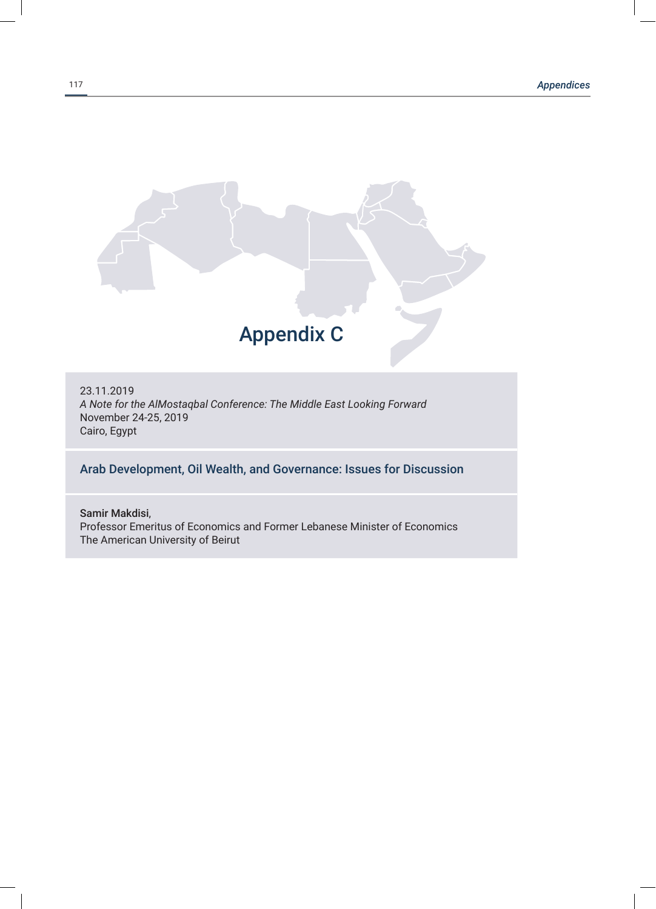# Appendix C

23.11.2019
*A Note for the AlMostaqbal Conference: The Middle East Looking Forward*
November 24-25, 2019
Cairo, Egypt

## Arab Development, Oil Wealth, and Governance: Issues for Discussion

Samir Makdisi,
Professor Emeritus of Economics and Former Lebanese Minister of Economics
The American University of Beirut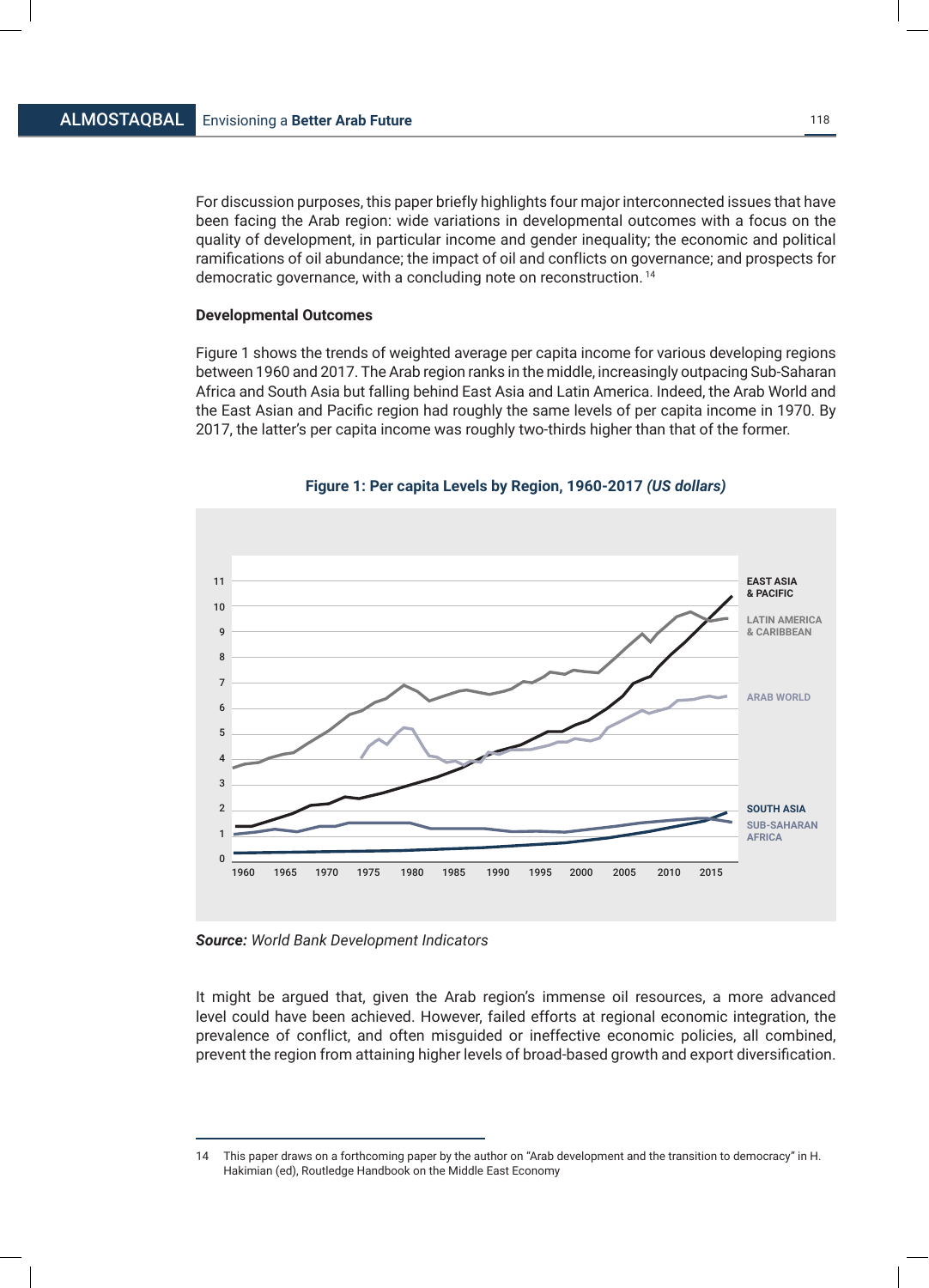For discussion purposes, this paper briefly highlights four major interconnected issues that have been facing the Arab region: wide variations in developmental outcomes with a focus on the quality of development, in particular income and gender inequality; the economic and political ramifications of oil abundance; the impact of oil and conflicts on governance; and prospects for democratic governance, with a concluding note on reconstruction. [14]

**Developmental Outcomes**

Figure 1 shows the trends of weighted average per capita income for various developing regions between 1960 and 2017. The Arab region ranks in the middle, increasingly outpacing Sub-Saharan Africa and South Asia but falling behind East Asia and Latin America. Indeed, the Arab World and the East Asian and Pacific region had roughly the same levels of per capita income in 1970. By 2017, the latter's per capita income was roughly two-thirds higher than that of the former.

**Figure 1: Per capita Levels by Region, 1960-2017 *(US dollars)***

*Source:* *World Bank Development Indicators*

It might be argued that, given the Arab region's immense oil resources, a more advanced level could have been achieved. However, failed efforts at regional economic integration, the prevalence of conflict, and often misguided or ineffective economic policies, all combined, prevent the region from attaining higher levels of broad-based growth and export diversification.

---

14 This paper draws on a forthcoming paper by the author on "Arab development and the transition to democracy" in H. Hakimian (ed), Routledge Handbook on the Middle East Economy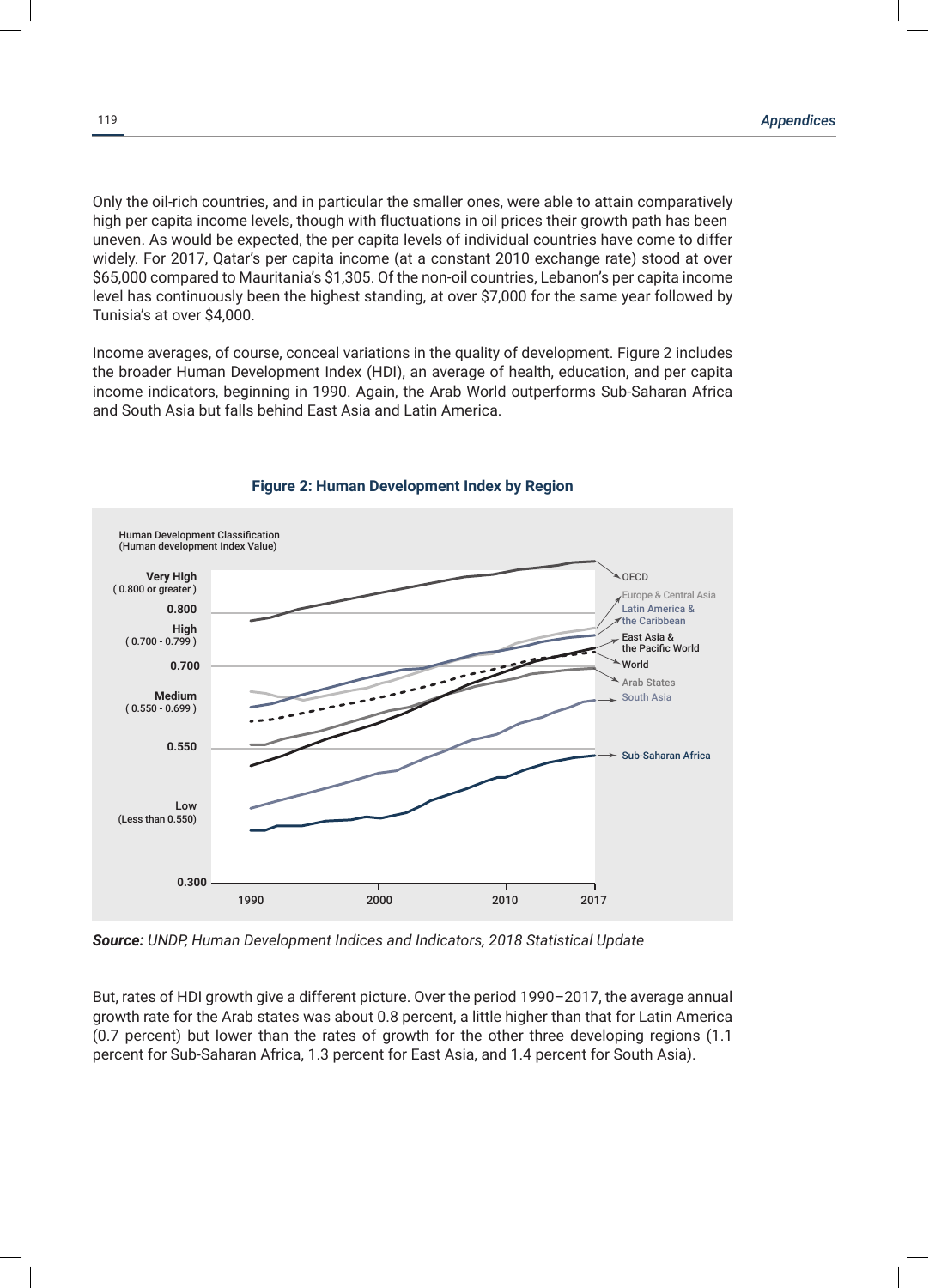Only the oil-rich countries, and in particular the smaller ones, were able to attain comparatively high per capita income levels, though with fluctuations in oil prices their growth path has been uneven. As would be expected, the per capita levels of individual countries have come to differ widely. For 2017, Qatar's per capita income (at a constant 2010 exchange rate) stood at over $65,000 compared to Mauritania's $1,305. Of the non-oil countries, Lebanon's per capita income level has continuously been the highest standing, at over $7,000 for the same year followed by Tunisia's at over $4,000.

Income averages, of course, conceal variations in the quality of development. Figure 2 includes the broader Human Development Index (HDI), an average of health, education, and per capita income indicators, beginning in 1990. Again, the Arab World outperforms Sub-Saharan Africa and South Asia but falls behind East Asia and Latin America.

**Figure 2: Human Development Index by Region**

Human Development Classification (Human development Index Value)

- Very High (0.800 or greater)
- High (0.700 - 0.799)
- Medium (0.550 - 0.699)
- Low (Less than 0.550)

Regions: OECD; Europe & Central Asia; Latin America & the Caribbean; East Asia & the Pacific World; World; Arab States; South Asia; Sub-Saharan Africa

*Source: UNDP, Human Development Indices and Indicators, 2018 Statistical Update*

But, rates of HDI growth give a different picture. Over the period 1990–2017, the average annual growth rate for the Arab states was about 0.8 percent, a little higher than that for Latin America (0.7 percent) but lower than the rates of growth for the other three developing regions (1.1 percent for Sub-Saharan Africa, 1.3 percent for East Asia, and 1.4 percent for South Asia).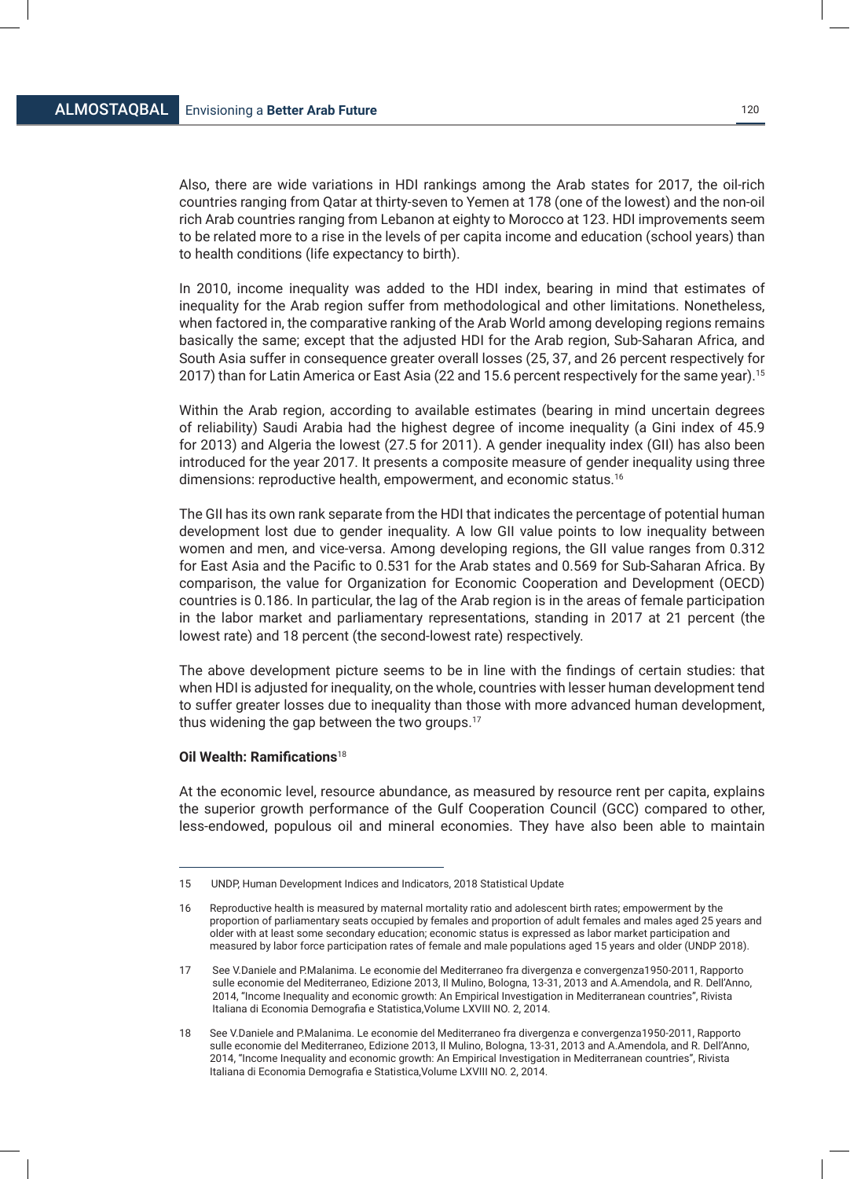Also, there are wide variations in HDI rankings among the Arab states for 2017, the oil-rich countries ranging from Qatar at thirty-seven to Yemen at 178 (one of the lowest) and the non-oil rich Arab countries ranging from Lebanon at eighty to Morocco at 123. HDI improvements seem to be related more to a rise in the levels of per capita income and education (school years) than to health conditions (life expectancy to birth).

In 2010, income inequality was added to the HDI index, bearing in mind that estimates of inequality for the Arab region suffer from methodological and other limitations. Nonetheless, when factored in, the comparative ranking of the Arab World among developing regions remains basically the same; except that the adjusted HDI for the Arab region, Sub-Saharan Africa, and South Asia suffer in consequence greater overall losses (25, 37, and 26 percent respectively for 2017) than for Latin America or East Asia (22 and 15.6 percent respectively for the same year).[15]

Within the Arab region, according to available estimates (bearing in mind uncertain degrees of reliability) Saudi Arabia had the highest degree of income inequality (a Gini index of 45.9 for 2013) and Algeria the lowest (27.5 for 2011). A gender inequality index (GII) has also been introduced for the year 2017. It presents a composite measure of gender inequality using three dimensions: reproductive health, empowerment, and economic status.[16]

The GII has its own rank separate from the HDI that indicates the percentage of potential human development lost due to gender inequality. A low GII value points to low inequality between women and men, and vice-versa. Among developing regions, the GII value ranges from 0.312 for East Asia and the Pacific to 0.531 for the Arab states and 0.569 for Sub-Saharan Africa. By comparison, the value for Organization for Economic Cooperation and Development (OECD) countries is 0.186. In particular, the lag of the Arab region is in the areas of female participation in the labor market and parliamentary representations, standing in 2017 at 21 percent (the lowest rate) and 18 percent (the second-lowest rate) respectively.

The above development picture seems to be in line with the findings of certain studies: that when HDI is adjusted for inequality, on the whole, countries with lesser human development tend to suffer greater losses due to inequality than those with more advanced human development, thus widening the gap between the two groups.[17]

**Oil Wealth: Ramifications**[18]

At the economic level, resource abundance, as measured by resource rent per capita, explains the superior growth performance of the Gulf Cooperation Council (GCC) compared to other, less-endowed, populous oil and mineral economies. They have also been able to maintain

---

15 UNDP, Human Development Indices and Indicators, 2018 Statistical Update

16 Reproductive health is measured by maternal mortality ratio and adolescent birth rates; empowerment by the proportion of parliamentary seats occupied by females and proportion of adult females and males aged 25 years and older with at least some secondary education; economic status is expressed as labor market participation and measured by labor force participation rates of female and male populations aged 15 years and older (UNDP 2018).

17 See V.Daniele and P.Malanima. Le economie del Mediterraneo fra divergenza e convergenza1950-2011, Rapporto sulle economie del Mediterraneo, Edizione 2013, Il Mulino, Bologna, 13-31, 2013 and A.Amendola, and R. Dell'Anno, 2014, "Income Inequality and economic growth: An Empirical Investigation in Mediterranean countries", Rivista Italiana di Economia Demografia e Statistica,Volume LXVIII NO. 2, 2014.

18 See V.Daniele and P.Malanima. Le economie del Mediterraneo fra divergenza e convergenza1950-2011, Rapporto sulle economie del Mediterraneo, Edizione 2013, Il Mulino, Bologna, 13-31, 2013 and A.Amendola, and R. Dell'Anno, 2014, "Income Inequality and economic growth: An Empirical Investigation in Mediterranean countries", Rivista Italiana di Economia Demografia e Statistica,Volume LXVIII NO. 2, 2014.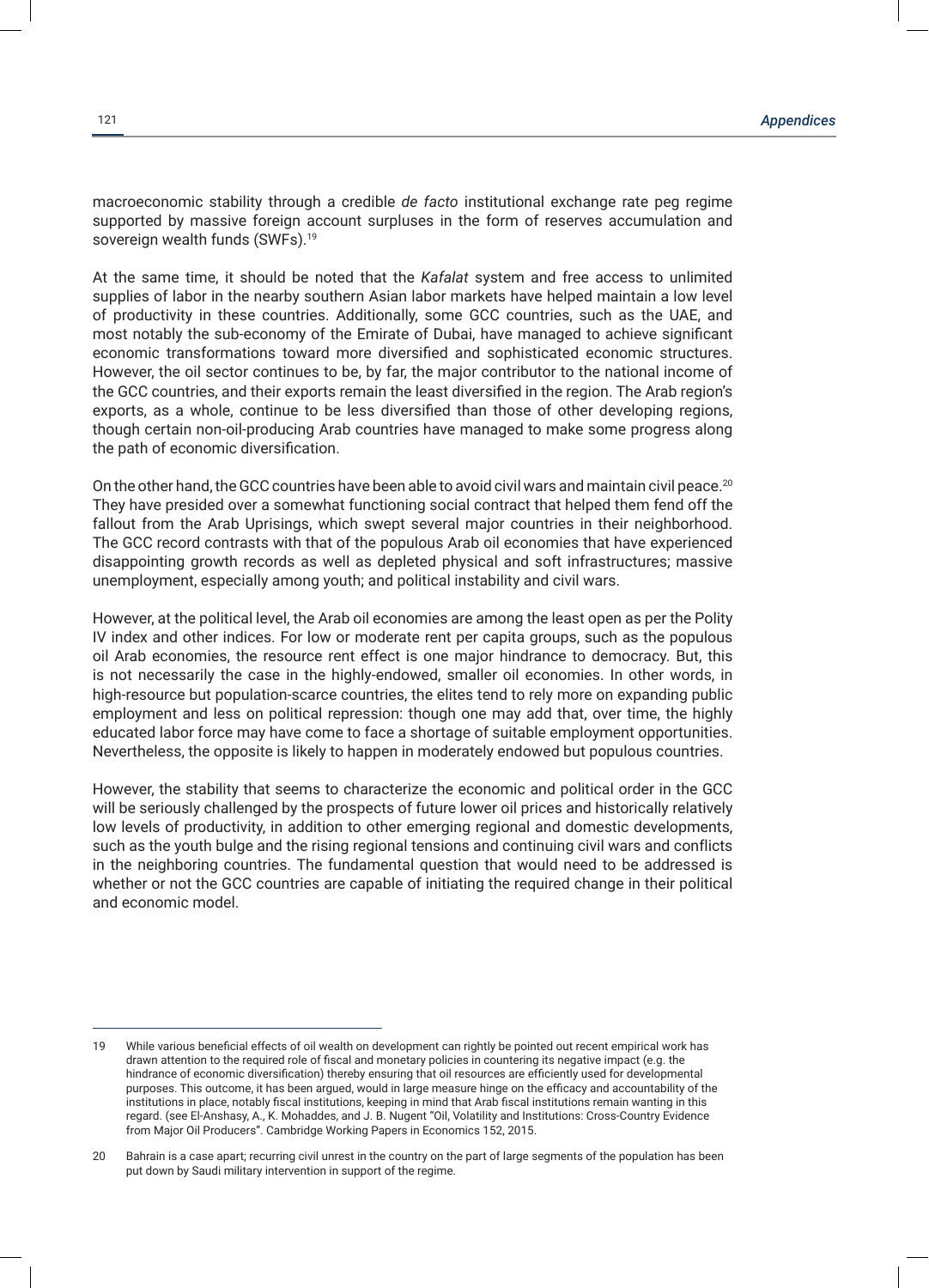macroeconomic stability through a credible *de facto* institutional exchange rate peg regime supported by massive foreign account surpluses in the form of reserves accumulation and sovereign wealth funds (SWFs).[19]

At the same time, it should be noted that the *Kafalat* system and free access to unlimited supplies of labor in the nearby southern Asian labor markets have helped maintain a low level of productivity in these countries. Additionally, some GCC countries, such as the UAE, and most notably the sub-economy of the Emirate of Dubai, have managed to achieve significant economic transformations toward more diversified and sophisticated economic structures. However, the oil sector continues to be, by far, the major contributor to the national income of the GCC countries, and their exports remain the least diversified in the region. The Arab region's exports, as a whole, continue to be less diversified than those of other developing regions, though certain non-oil-producing Arab countries have managed to make some progress along the path of economic diversification.

On the other hand, the GCC countries have been able to avoid civil wars and maintain civil peace.[20] They have presided over a somewhat functioning social contract that helped them fend off the fallout from the Arab Uprisings, which swept several major countries in their neighborhood. The GCC record contrasts with that of the populous Arab oil economies that have experienced disappointing growth records as well as depleted physical and soft infrastructures; massive unemployment, especially among youth; and political instability and civil wars.

However, at the political level, the Arab oil economies are among the least open as per the Polity IV index and other indices. For low or moderate rent per capita groups, such as the populous oil Arab economies, the resource rent effect is one major hindrance to democracy. But, this is not necessarily the case in the highly-endowed, smaller oil economies. In other words, in high-resource but population-scarce countries, the elites tend to rely more on expanding public employment and less on political repression: though one may add that, over time, the highly educated labor force may have come to face a shortage of suitable employment opportunities. Nevertheless, the opposite is likely to happen in moderately endowed but populous countries.

However, the stability that seems to characterize the economic and political order in the GCC will be seriously challenged by the prospects of future lower oil prices and historically relatively low levels of productivity, in addition to other emerging regional and domestic developments, such as the youth bulge and the rising regional tensions and continuing civil wars and conflicts in the neighboring countries. The fundamental question that would need to be addressed is whether or not the GCC countries are capable of initiating the required change in their political and economic model.

---

19 While various beneficial effects of oil wealth on development can rightly be pointed out recent empirical work has drawn attention to the required role of fiscal and monetary policies in countering its negative impact (e.g. the hindrance of economic diversification) thereby ensuring that oil resources are efficiently used for developmental purposes. This outcome, it has been argued, would in large measure hinge on the efficacy and accountability of the institutions in place, notably fiscal institutions, keeping in mind that Arab fiscal institutions remain wanting in this regard. (see El-Anshasy, A., K. Mohaddes, and J. B. Nugent "Oil, Volatility and Institutions: Cross-Country Evidence from Major Oil Producers". Cambridge Working Papers in Economics 152, 2015.

20 Bahrain is a case apart; recurring civil unrest in the country on the part of large segments of the population has been put down by Saudi military intervention in support of the regime.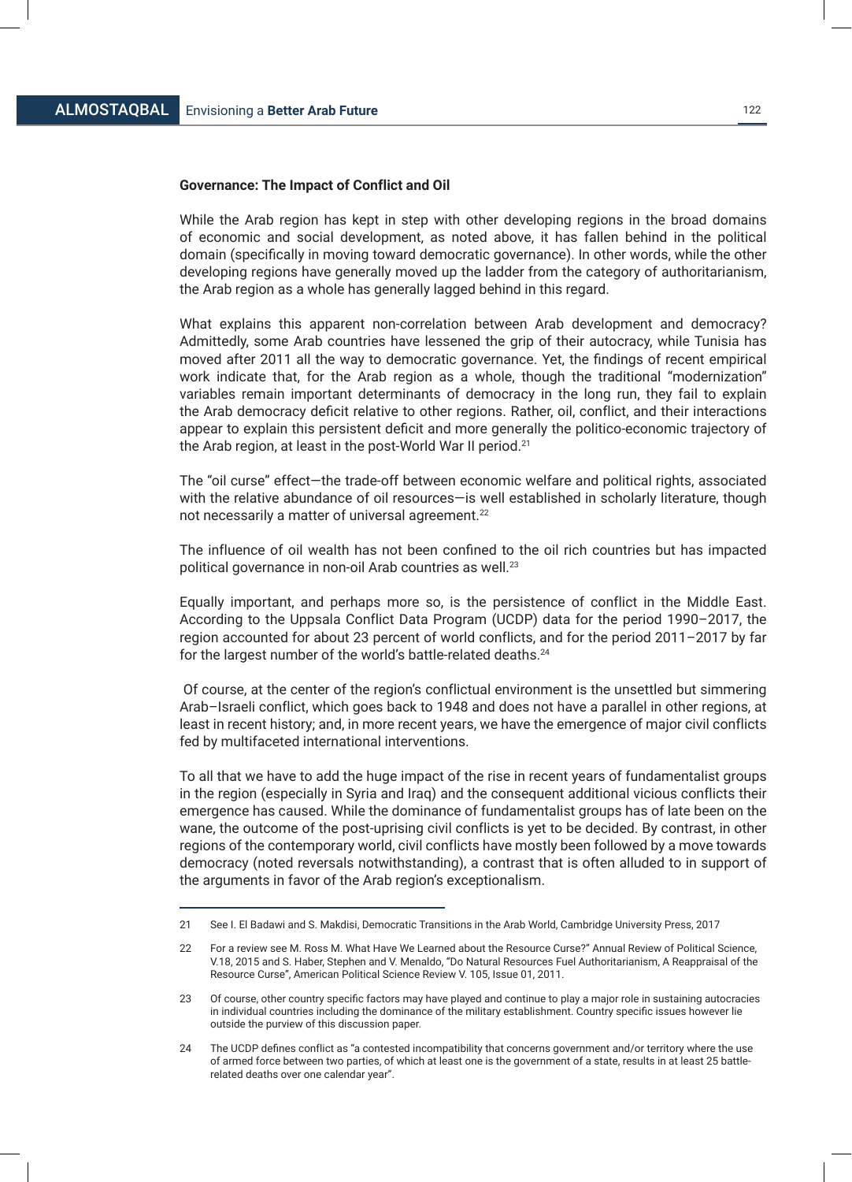**Governance: The Impact of Conflict and Oil**

While the Arab region has kept in step with other developing regions in the broad domains of economic and social development, as noted above, it has fallen behind in the political domain (specifically in moving toward democratic governance). In other words, while the other developing regions have generally moved up the ladder from the category of authoritarianism, the Arab region as a whole has generally lagged behind in this regard.

What explains this apparent non-correlation between Arab development and democracy? Admittedly, some Arab countries have lessened the grip of their autocracy, while Tunisia has moved after 2011 all the way to democratic governance. Yet, the findings of recent empirical work indicate that, for the Arab region as a whole, though the traditional "modernization" variables remain important determinants of democracy in the long run, they fail to explain the Arab democracy deficit relative to other regions. Rather, oil, conflict, and their interactions appear to explain this persistent deficit and more generally the politico-economic trajectory of the Arab region, at least in the post-World War II period.[21]

The "oil curse" effect—the trade-off between economic welfare and political rights, associated with the relative abundance of oil resources—is well established in scholarly literature, though not necessarily a matter of universal agreement.[22]

The influence of oil wealth has not been confined to the oil rich countries but has impacted political governance in non-oil Arab countries as well.[23]

Equally important, and perhaps more so, is the persistence of conflict in the Middle East. According to the Uppsala Conflict Data Program (UCDP) data for the period 1990–2017, the region accounted for about 23 percent of world conflicts, and for the period 2011–2017 by far for the largest number of the world's battle-related deaths.[24]

Of course, at the center of the region's conflictual environment is the unsettled but simmering Arab–Israeli conflict, which goes back to 1948 and does not have a parallel in other regions, at least in recent history; and, in more recent years, we have the emergence of major civil conflicts fed by multifaceted international interventions.

To all that we have to add the huge impact of the rise in recent years of fundamentalist groups in the region (especially in Syria and Iraq) and the consequent additional vicious conflicts their emergence has caused. While the dominance of fundamentalist groups has of late been on the wane, the outcome of the post-uprising civil conflicts is yet to be decided. By contrast, in other regions of the contemporary world, civil conflicts have mostly been followed by a move towards democracy (noted reversals notwithstanding), a contrast that is often alluded to in support of the arguments in favor of the Arab region's exceptionalism.

---

21 See I. El Badawi and S. Makdisi, Democratic Transitions in the Arab World, Cambridge University Press, 2017

22 For a review see M. Ross M. What Have We Learned about the Resource Curse?" Annual Review of Political Science, V.18, 2015 and S. Haber, Stephen and V. Menaldo, "Do Natural Resources Fuel Authoritarianism, A Reappraisal of the Resource Curse", American Political Science Review V. 105, Issue 01, 2011.

23 Of course, other country specific factors may have played and continue to play a major role in sustaining autocracies in individual countries including the dominance of the military establishment. Country specific issues however lie outside the purview of this discussion paper.

24 The UCDP defines conflict as "a contested incompatibility that concerns government and/or territory where the use of armed force between two parties, of which at least one is the government of a state, results in at least 25 battle-related deaths over one calendar year".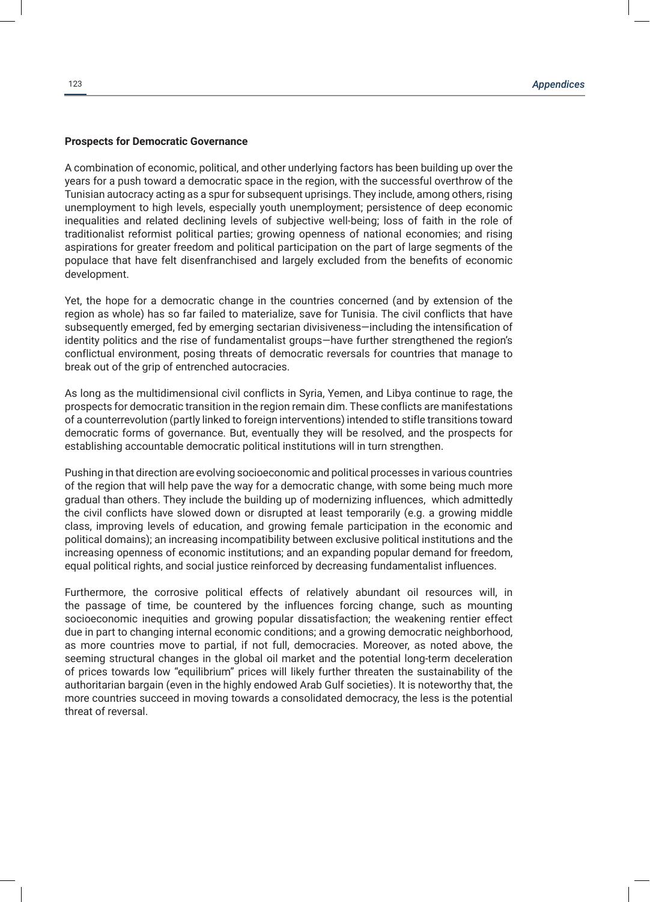**Prospects for Democratic Governance**

A combination of economic, political, and other underlying factors has been building up over the years for a push toward a democratic space in the region, with the successful overthrow of the Tunisian autocracy acting as a spur for subsequent uprisings. They include, among others, rising unemployment to high levels, especially youth unemployment; persistence of deep economic inequalities and related declining levels of subjective well-being; loss of faith in the role of traditionalist reformist political parties; growing openness of national economies; and rising aspirations for greater freedom and political participation on the part of large segments of the populace that have felt disenfranchised and largely excluded from the benefits of economic development.

Yet, the hope for a democratic change in the countries concerned (and by extension of the region as whole) has so far failed to materialize, save for Tunisia. The civil conflicts that have subsequently emerged, fed by emerging sectarian divisiveness—including the intensification of identity politics and the rise of fundamentalist groups—have further strengthened the region's conflictual environment, posing threats of democratic reversals for countries that manage to break out of the grip of entrenched autocracies.

As long as the multidimensional civil conflicts in Syria, Yemen, and Libya continue to rage, the prospects for democratic transition in the region remain dim. These conflicts are manifestations of a counterrevolution (partly linked to foreign interventions) intended to stifle transitions toward democratic forms of governance. But, eventually they will be resolved, and the prospects for establishing accountable democratic political institutions will in turn strengthen.

Pushing in that direction are evolving socioeconomic and political processes in various countries of the region that will help pave the way for a democratic change, with some being much more gradual than others. They include the building up of modernizing influences, which admittedly the civil conflicts have slowed down or disrupted at least temporarily (e.g. a growing middle class, improving levels of education, and growing female participation in the economic and political domains); an increasing incompatibility between exclusive political institutions and the increasing openness of economic institutions; and an expanding popular demand for freedom, equal political rights, and social justice reinforced by decreasing fundamentalist influences.

Furthermore, the corrosive political effects of relatively abundant oil resources will, in the passage of time, be countered by the influences forcing change, such as mounting socioeconomic inequities and growing popular dissatisfaction; the weakening rentier effect due in part to changing internal economic conditions; and a growing democratic neighborhood, as more countries move to partial, if not full, democracies. Moreover, as noted above, the seeming structural changes in the global oil market and the potential long-term deceleration of prices towards low "equilibrium" prices will likely further threaten the sustainability of the authoritarian bargain (even in the highly endowed Arab Gulf societies). It is noteworthy that, the more countries succeed in moving towards a consolidated democracy, the less is the potential threat of reversal.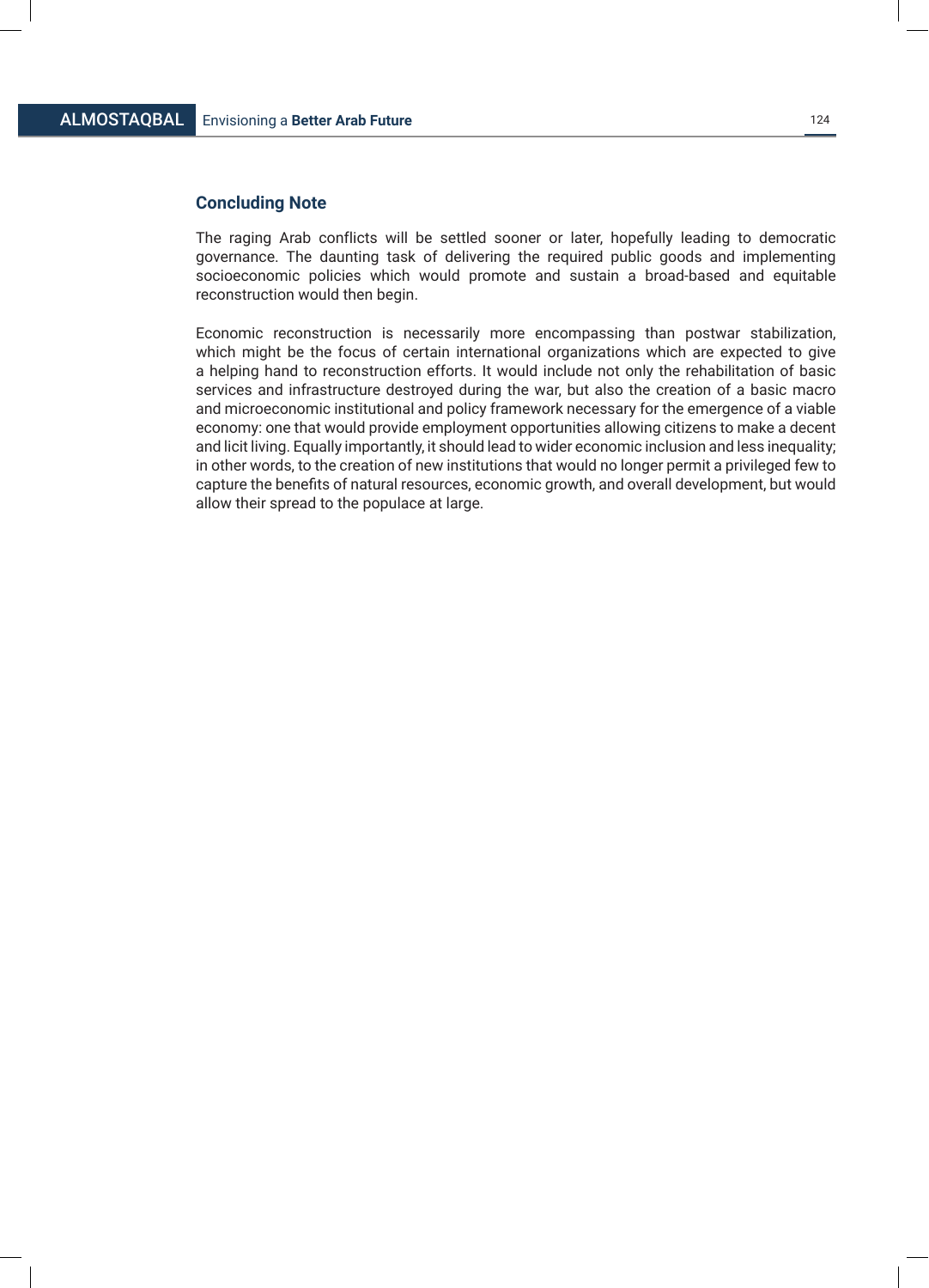## Concluding Note

The raging Arab conflicts will be settled sooner or later, hopefully leading to democratic governance. The daunting task of delivering the required public goods and implementing socioeconomic policies which would promote and sustain a broad-based and equitable reconstruction would then begin.

Economic reconstruction is necessarily more encompassing than postwar stabilization, which might be the focus of certain international organizations which are expected to give a helping hand to reconstruction efforts. It would include not only the rehabilitation of basic services and infrastructure destroyed during the war, but also the creation of a basic macro and microeconomic institutional and policy framework necessary for the emergence of a viable economy: one that would provide employment opportunities allowing citizens to make a decent and licit living. Equally importantly, it should lead to wider economic inclusion and less inequality; in other words, to the creation of new institutions that would no longer permit a privileged few to capture the benefits of natural resources, economic growth, and overall development, but would allow their spread to the populace at large.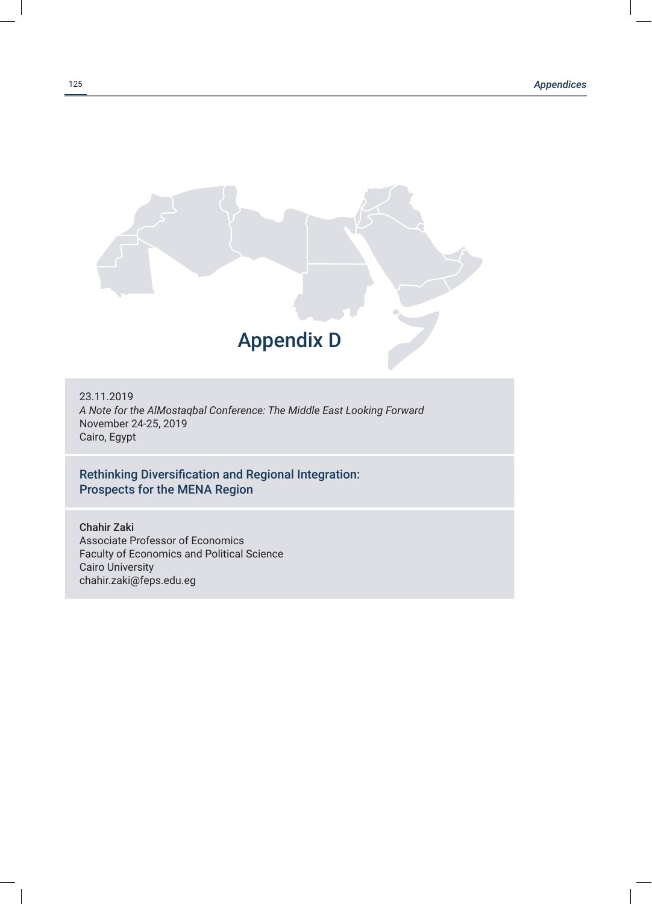# Appendix D

23.11.2019
*A Note for the AlMostaqbal Conference: The Middle East Looking Forward*
November 24-25, 2019
Cairo, Egypt

## Rethinking Diversification and Regional Integration: Prospects for the MENA Region

Chahir Zaki
Associate Professor of Economics
Faculty of Economics and Political Science
Cairo University
chahir.zaki@feps.edu.eg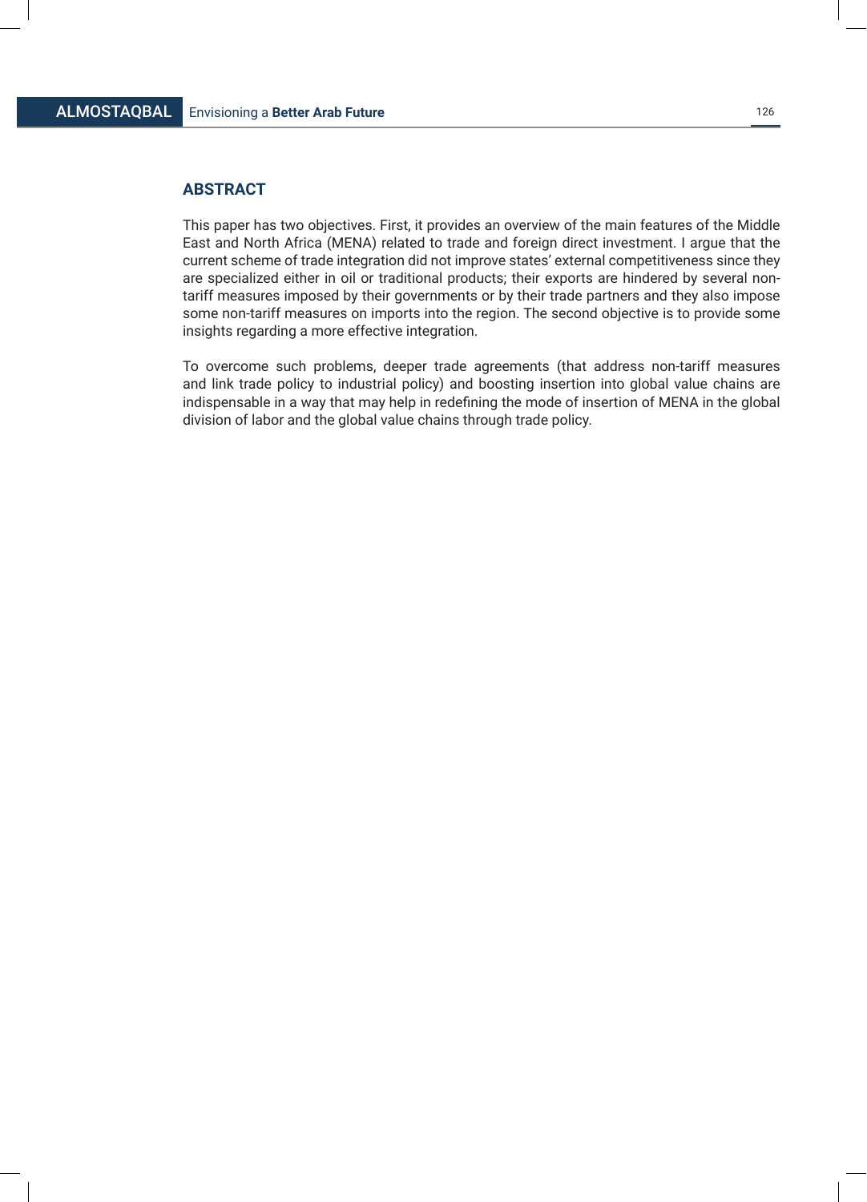## ABSTRACT

This paper has two objectives. First, it provides an overview of the main features of the Middle East and North Africa (MENA) related to trade and foreign direct investment. I argue that the current scheme of trade integration did not improve states' external competitiveness since they are specialized either in oil or traditional products; their exports are hindered by several non-tariff measures imposed by their governments or by their trade partners and they also impose some non-tariff measures on imports into the region. The second objective is to provide some insights regarding a more effective integration.

To overcome such problems, deeper trade agreements (that address non-tariff measures and link trade policy to industrial policy) and boosting insertion into global value chains are indispensable in a way that may help in redefining the mode of insertion of MENA in the global division of labor and the global value chains through trade policy.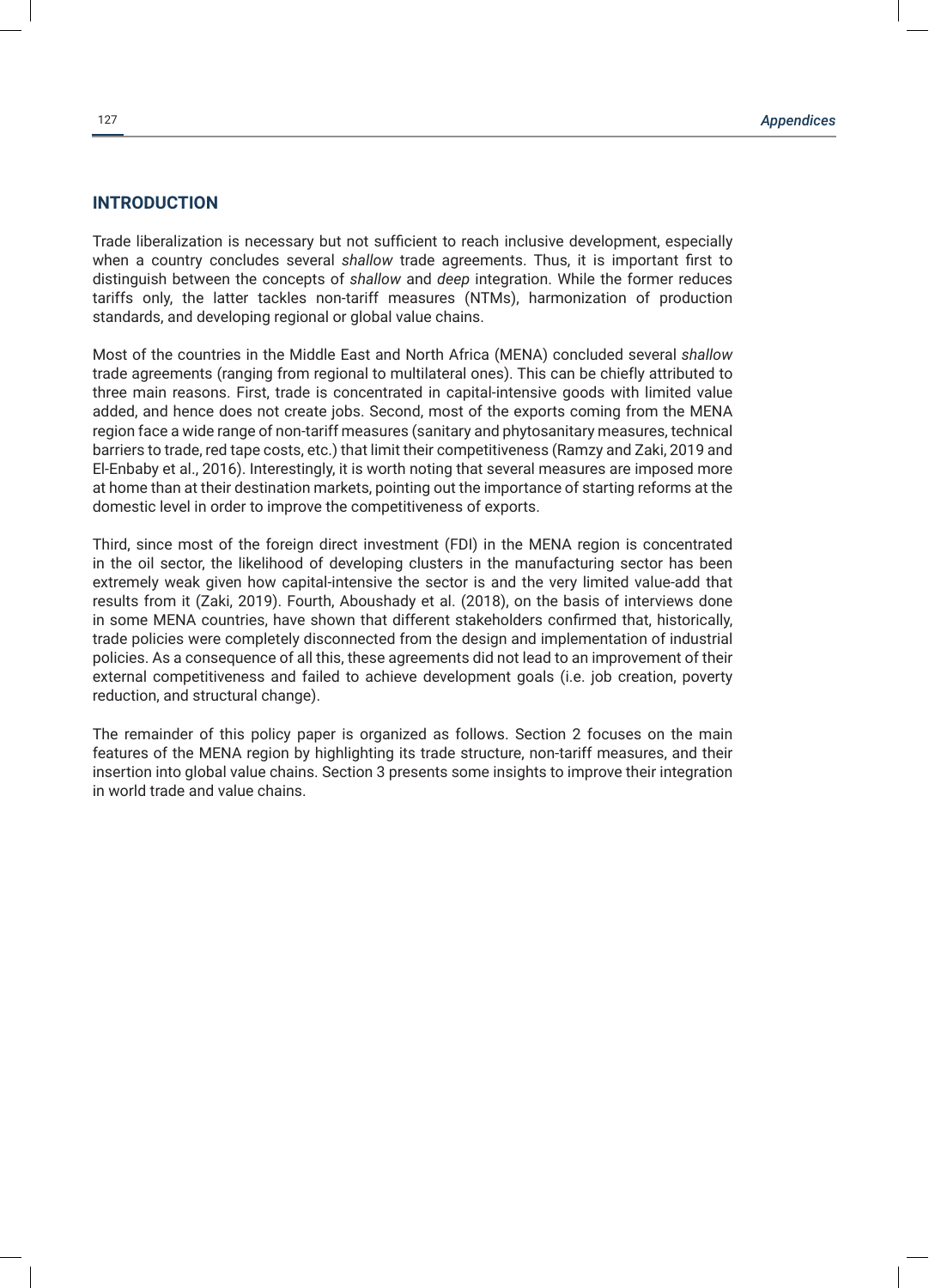## INTRODUCTION

Trade liberalization is necessary but not sufficient to reach inclusive development, especially when a country concludes several *shallow* trade agreements. Thus, it is important first to distinguish between the concepts of *shallow* and *deep* integration. While the former reduces tariffs only, the latter tackles non-tariff measures (NTMs), harmonization of production standards, and developing regional or global value chains.

Most of the countries in the Middle East and North Africa (MENA) concluded several *shallow* trade agreements (ranging from regional to multilateral ones). This can be chiefly attributed to three main reasons. First, trade is concentrated in capital-intensive goods with limited value added, and hence does not create jobs. Second, most of the exports coming from the MENA region face a wide range of non-tariff measures (sanitary and phytosanitary measures, technical barriers to trade, red tape costs, etc.) that limit their competitiveness (Ramzy and Zaki, 2019 and El-Enbaby et al., 2016). Interestingly, it is worth noting that several measures are imposed more at home than at their destination markets, pointing out the importance of starting reforms at the domestic level in order to improve the competitiveness of exports.

Third, since most of the foreign direct investment (FDI) in the MENA region is concentrated in the oil sector, the likelihood of developing clusters in the manufacturing sector has been extremely weak given how capital-intensive the sector is and the very limited value-add that results from it (Zaki, 2019). Fourth, Aboushady et al. (2018), on the basis of interviews done in some MENA countries, have shown that different stakeholders confirmed that, historically, trade policies were completely disconnected from the design and implementation of industrial policies. As a consequence of all this, these agreements did not lead to an improvement of their external competitiveness and failed to achieve development goals (i.e. job creation, poverty reduction, and structural change).

The remainder of this policy paper is organized as follows. Section 2 focuses on the main features of the MENA region by highlighting its trade structure, non-tariff measures, and their insertion into global value chains. Section 3 presents some insights to improve their integration in world trade and value chains.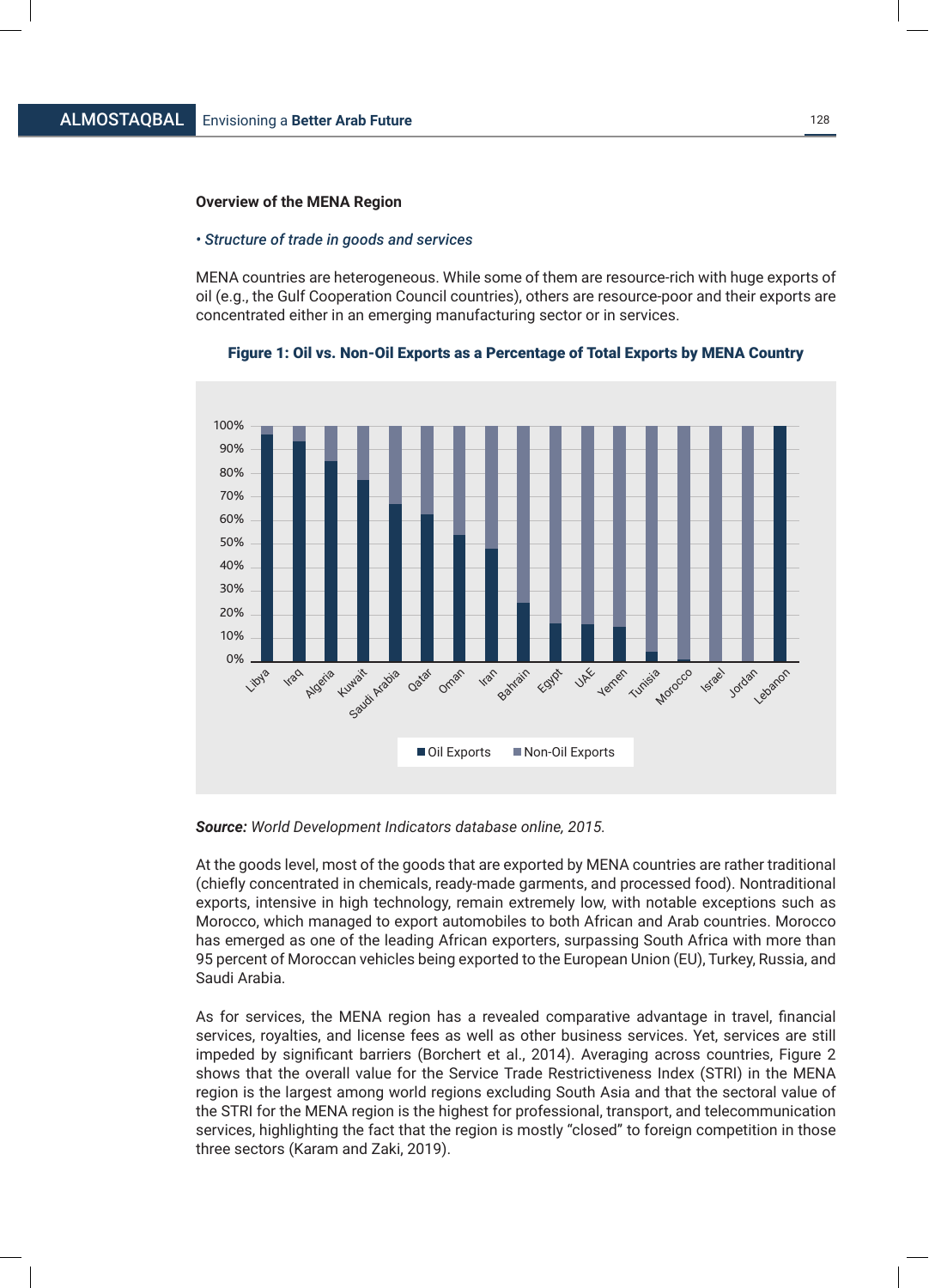**Overview of the MENA Region**

*• Structure of trade in goods and services*

MENA countries are heterogeneous. While some of them are resource-rich with huge exports of oil (e.g., the Gulf Cooperation Council countries), others are resource-poor and their exports are concentrated either in an emerging manufacturing sector or in services.

**Figure 1: Oil vs. Non-Oil Exports as a Percentage of Total Exports by MENA Country**

***Source:*** *World Development Indicators database online, 2015.*

At the goods level, most of the goods that are exported by MENA countries are rather traditional (chiefly concentrated in chemicals, ready-made garments, and processed food). Nontraditional exports, intensive in high technology, remain extremely low, with notable exceptions such as Morocco, which managed to export automobiles to both African and Arab countries. Morocco has emerged as one of the leading African exporters, surpassing South Africa with more than 95 percent of Moroccan vehicles being exported to the European Union (EU), Turkey, Russia, and Saudi Arabia.

As for services, the MENA region has a revealed comparative advantage in travel, financial services, royalties, and license fees as well as other business services. Yet, services are still impeded by significant barriers (Borchert et al., 2014). Averaging across countries, Figure 2 shows that the overall value for the Service Trade Restrictiveness Index (STRI) in the MENA region is the largest among world regions excluding South Asia and that the sectoral value of the STRI for the MENA region is the highest for professional, transport, and telecommunication services, highlighting the fact that the region is mostly "closed" to foreign competition in those three sectors (Karam and Zaki, 2019).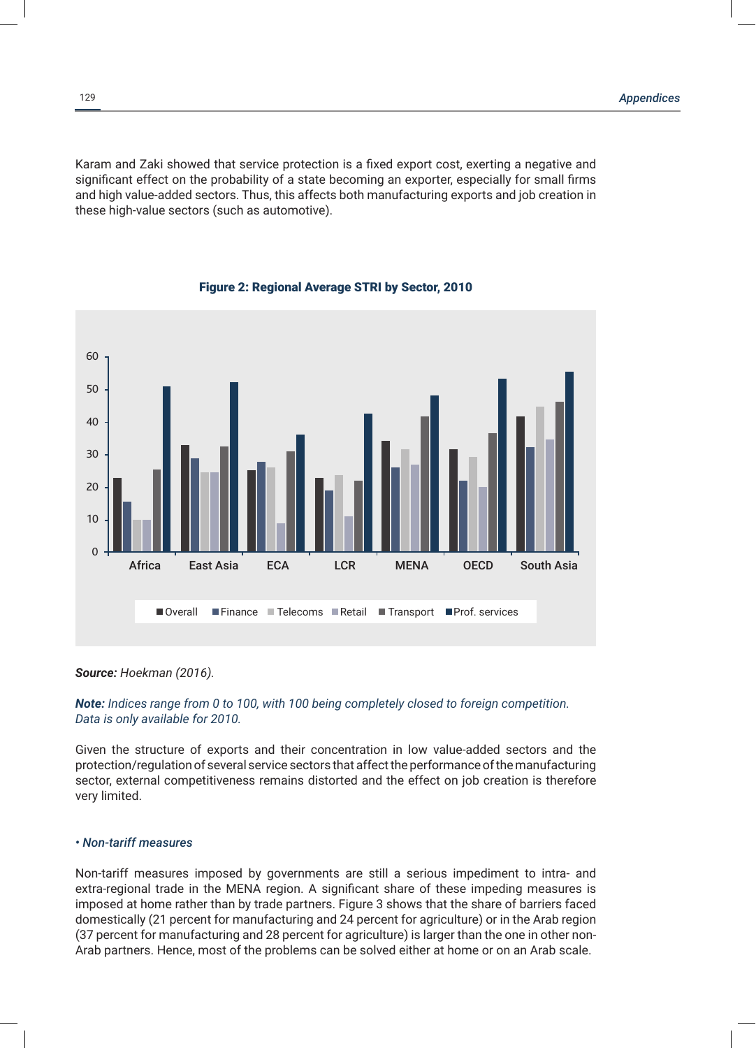Karam and Zaki showed that service protection is a fixed export cost, exerting a negative and significant effect on the probability of a state becoming an exporter, especially for small firms and high value-added sectors. Thus, this affects both manufacturing exports and job creation in these high-value sectors (such as automotive).

**Figure 2: Regional Average STRI by Sector, 2010**

***Source:*** *Hoekman (2016).*

***Note:*** *Indices range from 0 to 100, with 100 being completely closed to foreign competition. Data is only available for 2010.*

Given the structure of exports and their concentration in low value-added sectors and the protection/regulation of several service sectors that affect the performance of the manufacturing sector, external competitiveness remains distorted and the effect on job creation is therefore very limited.

*• Non-tariff measures*

Non-tariff measures imposed by governments are still a serious impediment to intra- and extra-regional trade in the MENA region. A significant share of these impeding measures is imposed at home rather than by trade partners. Figure 3 shows that the share of barriers faced domestically (21 percent for manufacturing and 24 percent for agriculture) or in the Arab region (37 percent for manufacturing and 28 percent for agriculture) is larger than the one in other non-Arab partners. Hence, most of the problems can be solved either at home or on an Arab scale.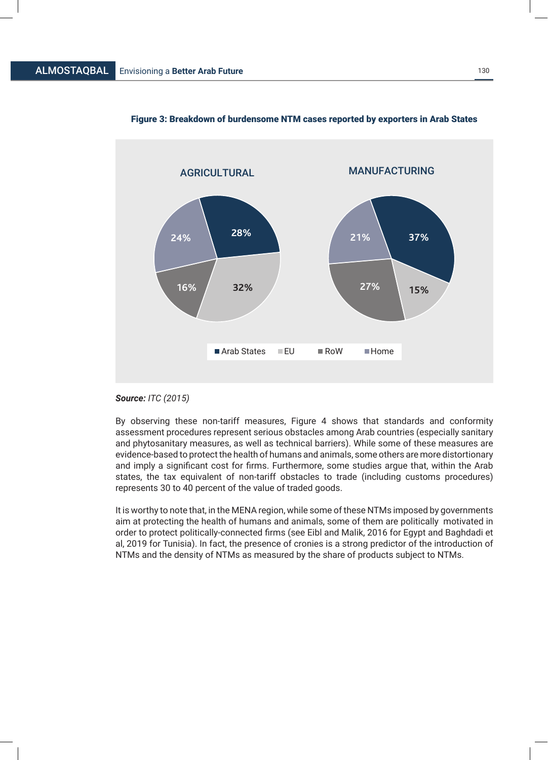**Figure 3: Breakdown of burdensome NTM cases reported by exporters in Arab States**

| | Arab States | EU | RoW | Home |
|---|---|---|---|---|
| AGRICULTURAL | 28% | 32% | 16% | 24% |
| MANUFACTURING | 37% | 15% | 27% | 21% |

***Source:*** *ITC (2015)*

By observing these non-tariff measures, Figure 4 shows that standards and conformity assessment procedures represent serious obstacles among Arab countries (especially sanitary and phytosanitary measures, as well as technical barriers). While some of these measures are evidence-based to protect the health of humans and animals, some others are more distortionary and imply a significant cost for firms. Furthermore, some studies argue that, within the Arab states, the tax equivalent of non-tariff obstacles to trade (including customs procedures) represents 30 to 40 percent of the value of traded goods.

It is worthy to note that, in the MENA region, while some of these NTMs imposed by governments aim at protecting the health of humans and animals, some of them are politically motivated in order to protect politically-connected firms (see Eibl and Malik, 2016 for Egypt and Baghdadi et al, 2019 for Tunisia). In fact, the presence of cronies is a strong predictor of the introduction of NTMs and the density of NTMs as measured by the share of products subject to NTMs.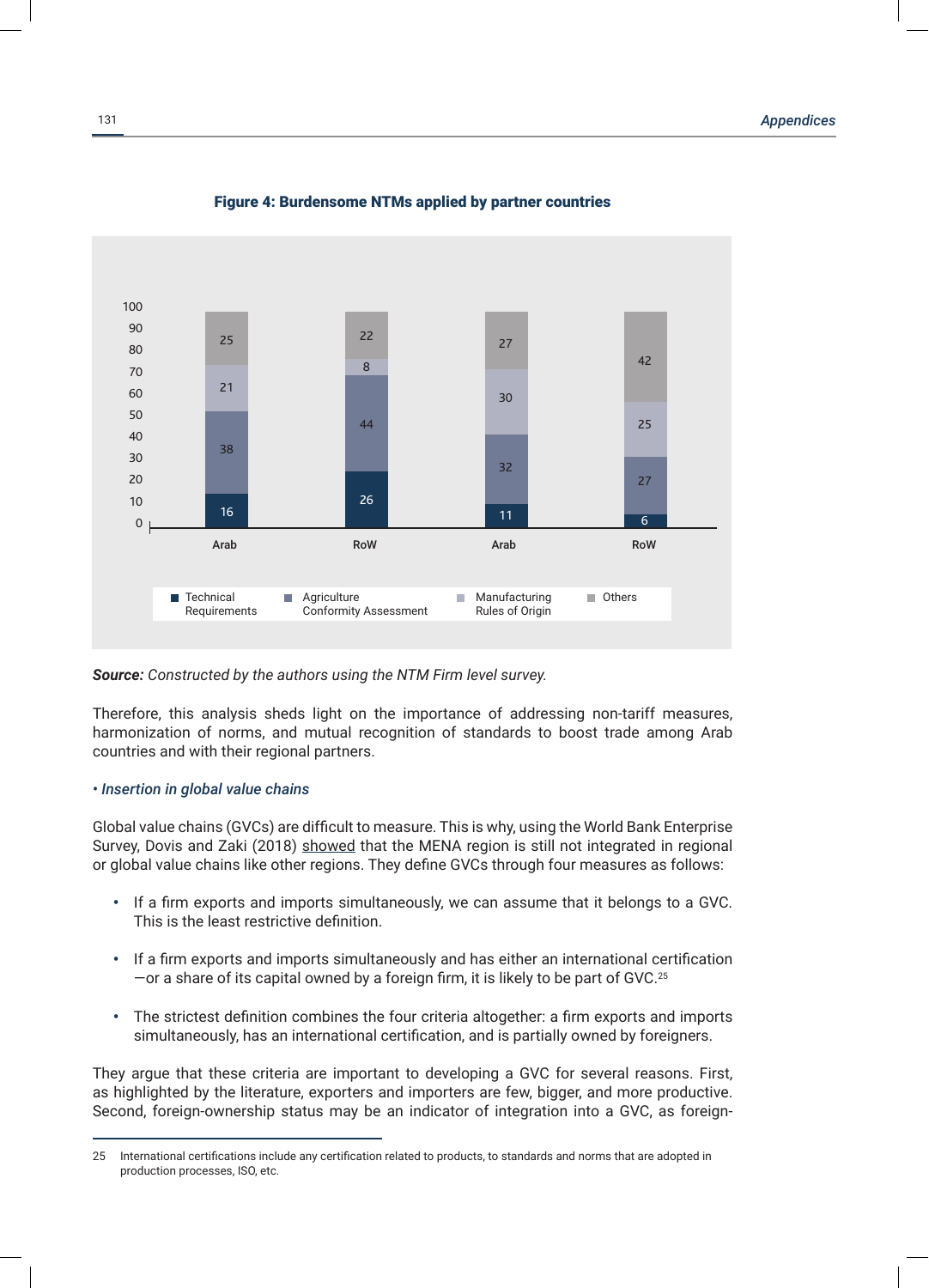**Figure 4: Burdensome NTMs applied by partner countries**

| | Arab | RoW | Arab | RoW |
|---|---|---|---|---|
| Technical Requirements | 16 | 26 | 11 | 6 |
| Conformity Assessment | 38 | 44 | 32 | 27 |
| Rules of Origin | 21 | 8 | 30 | 25 |
| Others | 25 | 22 | 27 | 42 |

Legend: Technical Requirements; Agriculture Conformity Assessment; Manufacturing Rules of Origin; Others

***Source:*** *Constructed by the authors using the NTM Firm level survey.*

Therefore, this analysis sheds light on the importance of addressing non-tariff measures, harmonization of norms, and mutual recognition of standards to boost trade among Arab countries and with their regional partners.

#### *• Insertion in global value chains*

Global value chains (GVCs) are difficult to measure. This is why, using the World Bank Enterprise Survey, Dovis and Zaki (2018) showed that the MENA region is still not integrated in regional or global value chains like other regions. They define GVCs through four measures as follows:

- If a firm exports and imports simultaneously, we can assume that it belongs to a GVC. This is the least restrictive definition.
- If a firm exports and imports simultaneously and has either an international certification —or a share of its capital owned by a foreign firm, it is likely to be part of GVC.[25]
- The strictest definition combines the four criteria altogether: a firm exports and imports simultaneously, has an international certification, and is partially owned by foreigners.

They argue that these criteria are important to developing a GVC for several reasons. First, as highlighted by the literature, exporters and importers are few, bigger, and more productive. Second, foreign-ownership status may be an indicator of integration into a GVC, as foreign-

---

25 International certifications include any certification related to products, to standards and norms that are adopted in production processes, ISO, etc.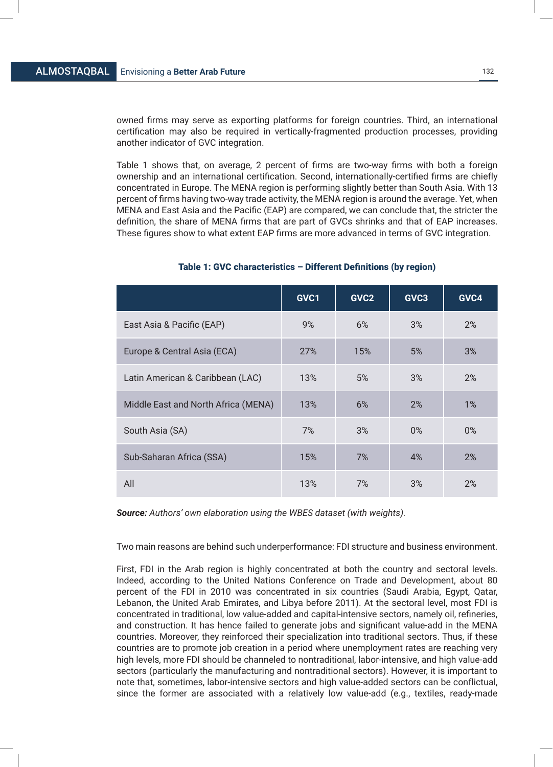owned firms may serve as exporting platforms for foreign countries. Third, an international certification may also be required in vertically-fragmented production processes, providing another indicator of GVC integration.

Table 1 shows that, on average, 2 percent of firms are two-way firms with both a foreign ownership and an international certification. Second, internationally-certified firms are chiefly concentrated in Europe. The MENA region is performing slightly better than South Asia. With 13 percent of firms having two-way trade activity, the MENA region is around the average. Yet, when MENA and East Asia and the Pacific (EAP) are compared, we can conclude that, the stricter the definition, the share of MENA firms that are part of GVCs shrinks and that of EAP increases. These figures show to what extent EAP firms are more advanced in terms of GVC integration.

**Table 1: GVC characteristics – Different Definitions (by region)**

| | GVC1 | GVC2 | GVC3 | GVC4 |
|---|---|---|---|---|
| East Asia & Pacific (EAP) | 9% | 6% | 3% | 2% |
| Europe & Central Asia (ECA) | 27% | 15% | 5% | 3% |
| Latin American & Caribbean (LAC) | 13% | 5% | 3% | 2% |
| Middle East and North Africa (MENA) | 13% | 6% | 2% | 1% |
| South Asia (SA) | 7% | 3% | 0% | 0% |
| Sub-Saharan Africa (SSA) | 15% | 7% | 4% | 2% |
| All | 13% | 7% | 3% | 2% |

***Source:*** *Authors' own elaboration using the WBES dataset (with weights).*

Two main reasons are behind such underperformance: FDI structure and business environment.

First, FDI in the Arab region is highly concentrated at both the country and sectoral levels. Indeed, according to the United Nations Conference on Trade and Development, about 80 percent of the FDI in 2010 was concentrated in six countries (Saudi Arabia, Egypt, Qatar, Lebanon, the United Arab Emirates, and Libya before 2011). At the sectoral level, most FDI is concentrated in traditional, low value-added and capital-intensive sectors, namely oil, refineries, and construction. It has hence failed to generate jobs and significant value-add in the MENA countries. Moreover, they reinforced their specialization into traditional sectors. Thus, if these countries are to promote job creation in a period where unemployment rates are reaching very high levels, more FDI should be channeled to nontraditional, labor-intensive, and high value-add sectors (particularly the manufacturing and nontraditional sectors). However, it is important to note that, sometimes, labor-intensive sectors and high value-added sectors can be conflictual, since the former are associated with a relatively low value-add (e.g., textiles, ready-made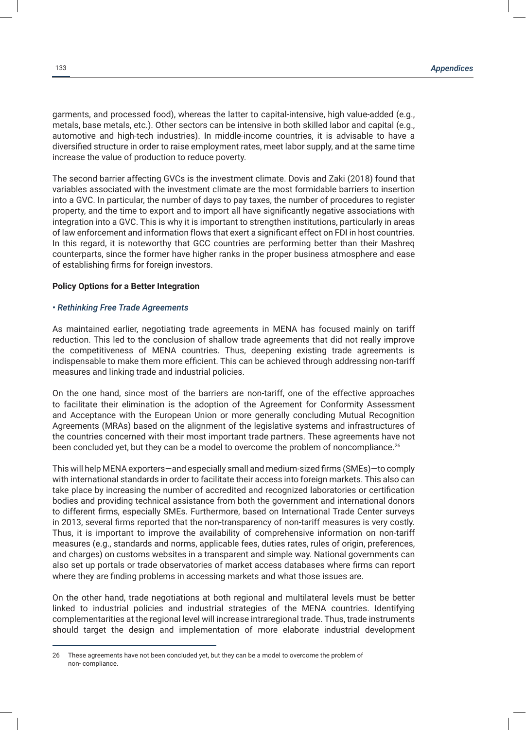garments, and processed food), whereas the latter to capital-intensive, high value-added (e.g., metals, base metals, etc.). Other sectors can be intensive in both skilled labor and capital (e.g., automotive and high-tech industries). In middle-income countries, it is advisable to have a diversified structure in order to raise employment rates, meet labor supply, and at the same time increase the value of production to reduce poverty.

The second barrier affecting GVCs is the investment climate. Dovis and Zaki (2018) found that variables associated with the investment climate are the most formidable barriers to insertion into a GVC. In particular, the number of days to pay taxes, the number of procedures to register property, and the time to export and to import all have significantly negative associations with integration into a GVC. This is why it is important to strengthen institutions, particularly in areas of law enforcement and information flows that exert a significant effect on FDI in host countries. In this regard, it is noteworthy that GCC countries are performing better than their Mashreq counterparts, since the former have higher ranks in the proper business atmosphere and ease of establishing firms for foreign investors.

**Policy Options for a Better Integration**

*• Rethinking Free Trade Agreements*

As maintained earlier, negotiating trade agreements in MENA has focused mainly on tariff reduction. This led to the conclusion of shallow trade agreements that did not really improve the competitiveness of MENA countries. Thus, deepening existing trade agreements is indispensable to make them more efficient. This can be achieved through addressing non-tariff measures and linking trade and industrial policies.

On the one hand, since most of the barriers are non-tariff, one of the effective approaches to facilitate their elimination is the adoption of the Agreement for Conformity Assessment and Acceptance with the European Union or more generally concluding Mutual Recognition Agreements (MRAs) based on the alignment of the legislative systems and infrastructures of the countries concerned with their most important trade partners. These agreements have not been concluded yet, but they can be a model to overcome the problem of noncompliance.[26]

This will help MENA exporters—and especially small and medium-sized firms (SMEs)—to comply with international standards in order to facilitate their access into foreign markets. This also can take place by increasing the number of accredited and recognized laboratories or certification bodies and providing technical assistance from both the government and international donors to different firms, especially SMEs. Furthermore, based on International Trade Center surveys in 2013, several firms reported that the non-transparency of non-tariff measures is very costly. Thus, it is important to improve the availability of comprehensive information on non-tariff measures (e.g., standards and norms, applicable fees, duties rates, rules of origin, preferences, and charges) on customs websites in a transparent and simple way. National governments can also set up portals or trade observatories of market access databases where firms can report where they are finding problems in accessing markets and what those issues are.

On the other hand, trade negotiations at both regional and multilateral levels must be better linked to industrial policies and industrial strategies of the MENA countries. Identifying complementarities at the regional level will increase intraregional trade. Thus, trade instruments should target the design and implementation of more elaborate industrial development

---

26 These agreements have not been concluded yet, but they can be a model to overcome the problem of non- compliance.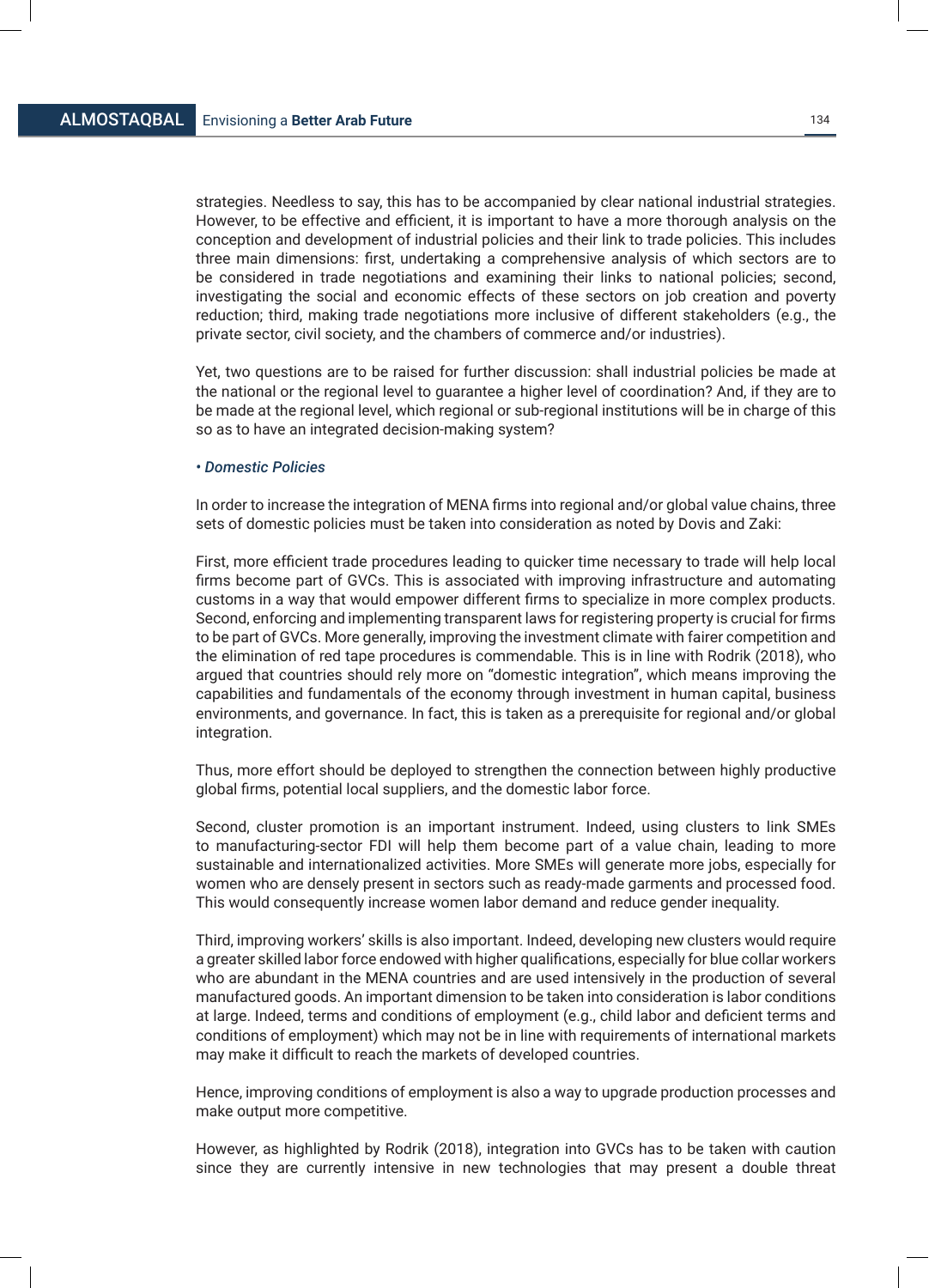strategies. Needless to say, this has to be accompanied by clear national industrial strategies. However, to be effective and efficient, it is important to have a more thorough analysis on the conception and development of industrial policies and their link to trade policies. This includes three main dimensions: first, undertaking a comprehensive analysis of which sectors are to be considered in trade negotiations and examining their links to national policies; second, investigating the social and economic effects of these sectors on job creation and poverty reduction; third, making trade negotiations more inclusive of different stakeholders (e.g., the private sector, civil society, and the chambers of commerce and/or industries).

Yet, two questions are to be raised for further discussion: shall industrial policies be made at the national or the regional level to guarantee a higher level of coordination? And, if they are to be made at the regional level, which regional or sub-regional institutions will be in charge of this so as to have an integrated decision-making system?

***• Domestic Policies***

In order to increase the integration of MENA firms into regional and/or global value chains, three sets of domestic policies must be taken into consideration as noted by Dovis and Zaki:

First, more efficient trade procedures leading to quicker time necessary to trade will help local firms become part of GVCs. This is associated with improving infrastructure and automating customs in a way that would empower different firms to specialize in more complex products. Second, enforcing and implementing transparent laws for registering property is crucial for firms to be part of GVCs. More generally, improving the investment climate with fairer competition and the elimination of red tape procedures is commendable. This is in line with Rodrik (2018), who argued that countries should rely more on "domestic integration", which means improving the capabilities and fundamentals of the economy through investment in human capital, business environments, and governance. In fact, this is taken as a prerequisite for regional and/or global integration.

Thus, more effort should be deployed to strengthen the connection between highly productive global firms, potential local suppliers, and the domestic labor force.

Second, cluster promotion is an important instrument. Indeed, using clusters to link SMEs to manufacturing-sector FDI will help them become part of a value chain, leading to more sustainable and internationalized activities. More SMEs will generate more jobs, especially for women who are densely present in sectors such as ready-made garments and processed food. This would consequently increase women labor demand and reduce gender inequality.

Third, improving workers' skills is also important. Indeed, developing new clusters would require a greater skilled labor force endowed with higher qualifications, especially for blue collar workers who are abundant in the MENA countries and are used intensively in the production of several manufactured goods. An important dimension to be taken into consideration is labor conditions at large. Indeed, terms and conditions of employment (e.g., child labor and deficient terms and conditions of employment) which may not be in line with requirements of international markets may make it difficult to reach the markets of developed countries.

Hence, improving conditions of employment is also a way to upgrade production processes and make output more competitive.

However, as highlighted by Rodrik (2018), integration into GVCs has to be taken with caution since they are currently intensive in new technologies that may present a double threat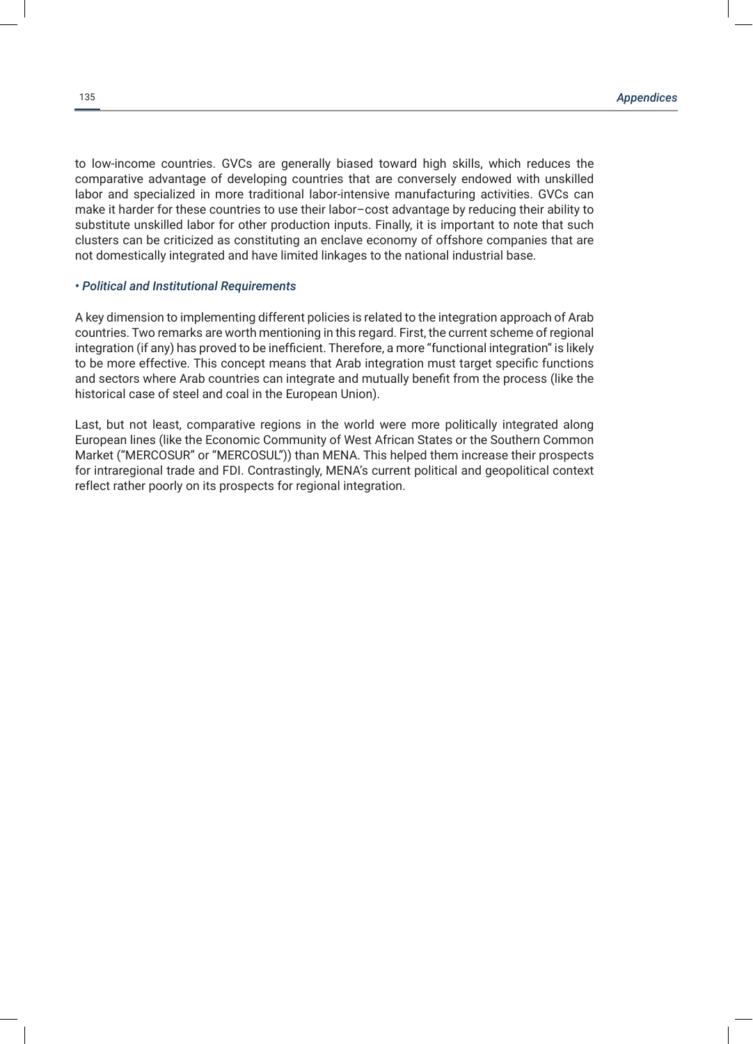to low-income countries. GVCs are generally biased toward high skills, which reduces the comparative advantage of developing countries that are conversely endowed with unskilled labor and specialized in more traditional labor-intensive manufacturing activities. GVCs can make it harder for these countries to use their labor–cost advantage by reducing their ability to substitute unskilled labor for other production inputs. Finally, it is important to note that such clusters can be criticized as constituting an enclave economy of offshore companies that are not domestically integrated and have limited linkages to the national industrial base.

*• Political and Institutional Requirements*

A key dimension to implementing different policies is related to the integration approach of Arab countries. Two remarks are worth mentioning in this regard. First, the current scheme of regional integration (if any) has proved to be inefficient. Therefore, a more "functional integration" is likely to be more effective. This concept means that Arab integration must target specific functions and sectors where Arab countries can integrate and mutually benefit from the process (like the historical case of steel and coal in the European Union).

Last, but not least, comparative regions in the world were more politically integrated along European lines (like the Economic Community of West African States or the Southern Common Market ("MERCOSUR" or "MERCOSUL")) than MENA. This helped them increase their prospects for intraregional trade and FDI. Contrastingly, MENA's current political and geopolitical context reflect rather poorly on its prospects for regional integration.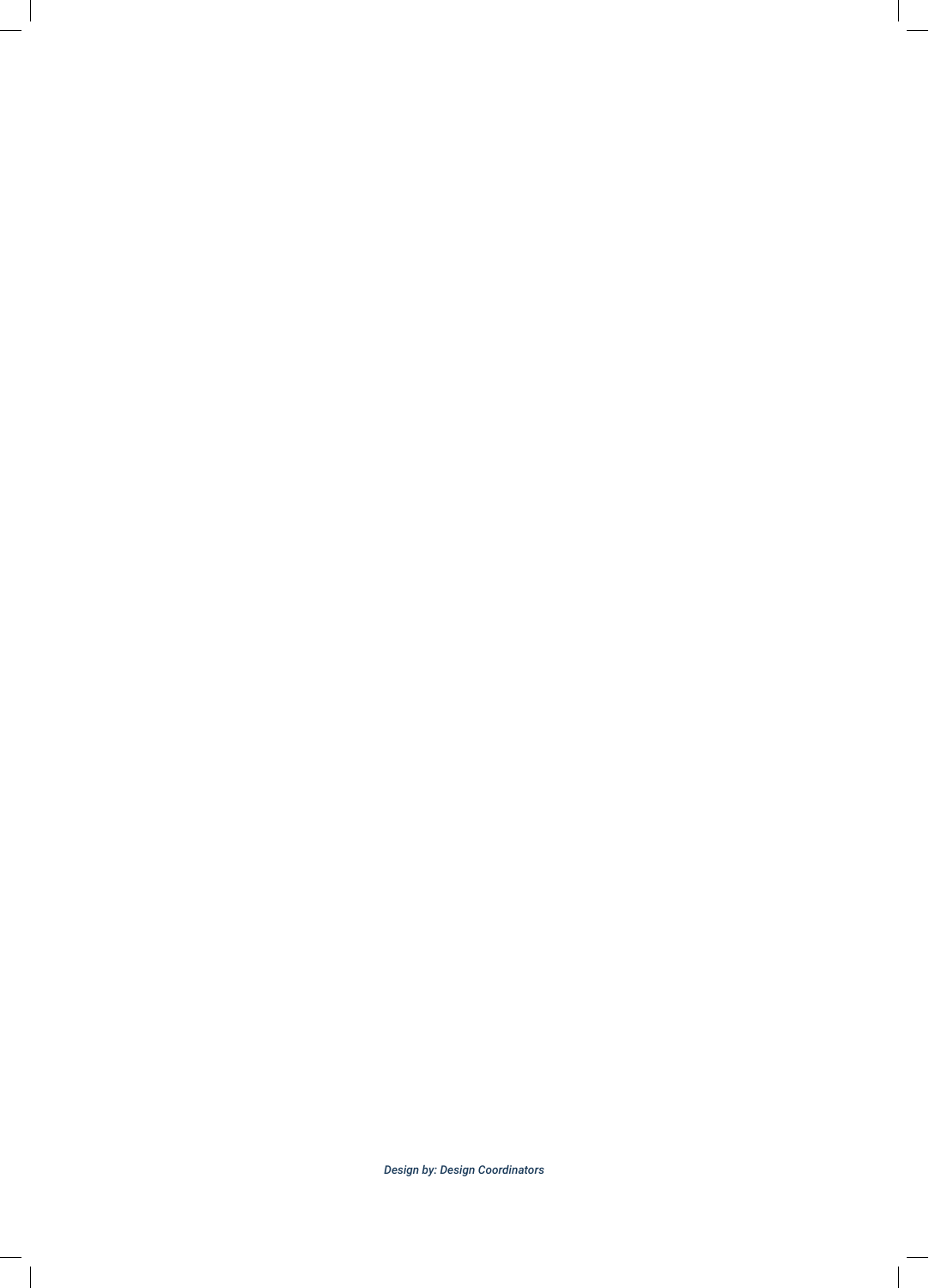*Design by: Design Coordinators*